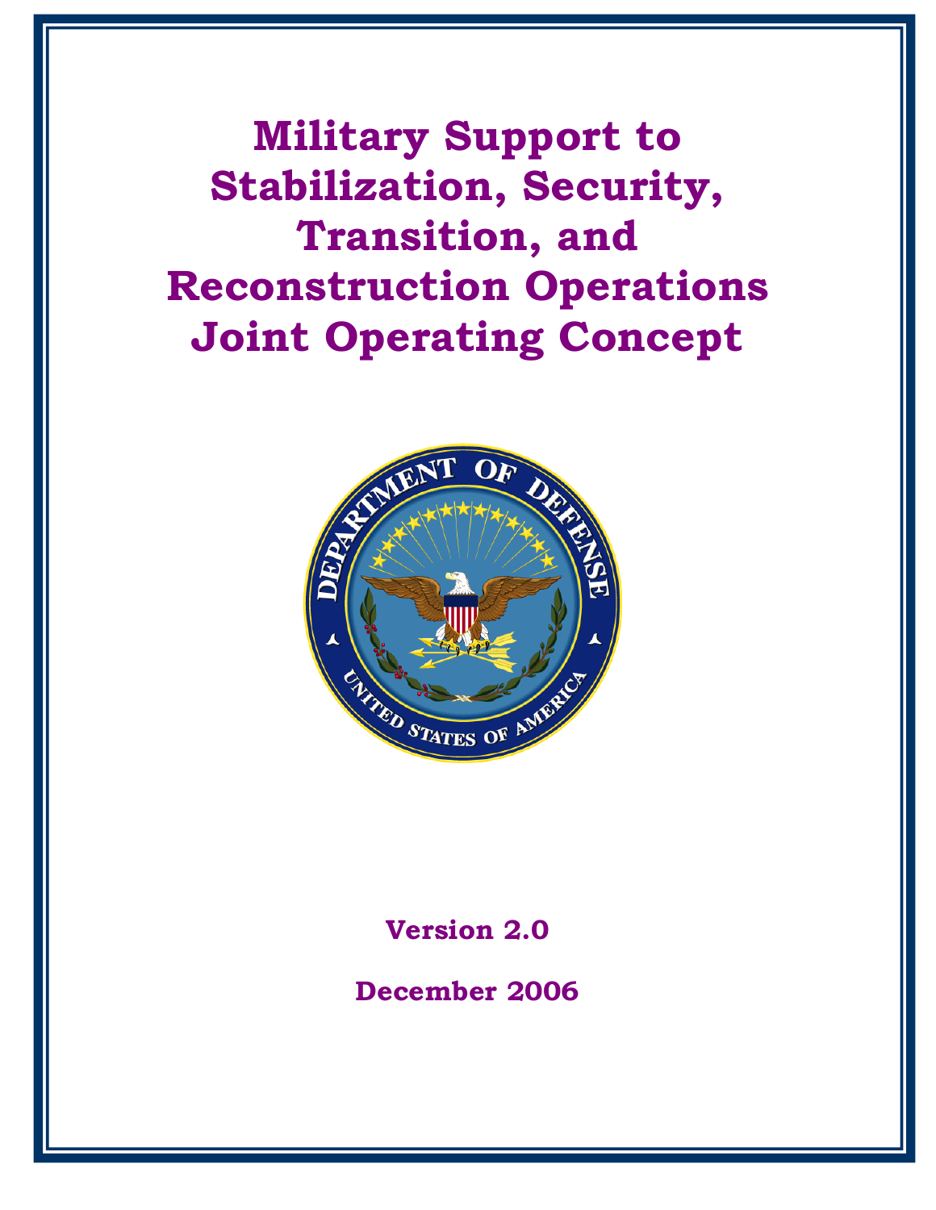# Military Support to Stabilization, Security, Transition, and Reconstruction Operations Joint Operating Concept

**Version 2.0**

**December 2006**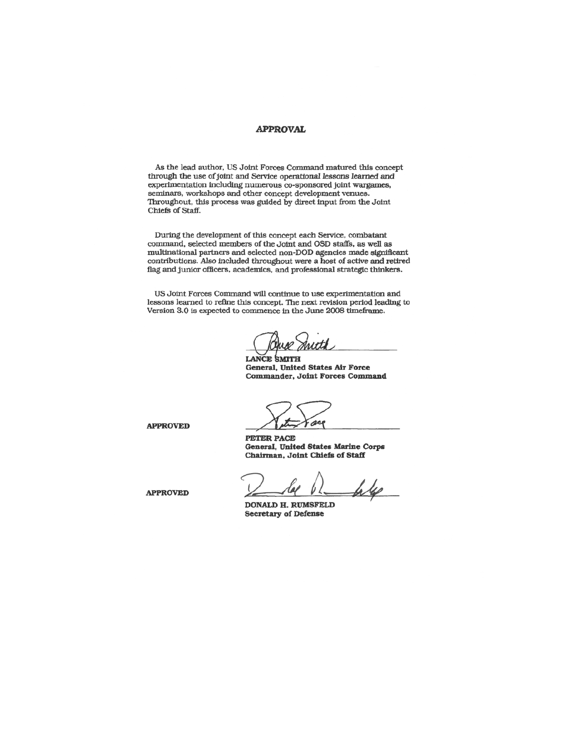# APPROVAL

As the lead author, US Joint Forces Command matured this concept through the use of joint and Service operational lessons learned and experimentation including numerous co-sponsored joint wargames, seminars, workshops and other concept development venues. Throughout, this process was guided by direct input from the Joint Chiefs of Staff.

During the development of this concept each Service, combatant command, selected members of the Joint and OSD staffs, as well as multinational partners and selected non-DOD agencies made significant contributions. Also included throughout were a host of active and retired flag and junior officers, academics, and professional strategic thinkers.

US Joint Forces Command will continue to use experimentation and lessons learned to refine this concept. The next revision period leading to Version 3.0 is expected to commence in the June 2008 timeframe.

**LANCE SMITH**
**General, United States Air Force**
**Commander, Joint Forces Command**

**APPROVED**

**PETER PACE**
**General, United States Marine Corps**
**Chairman, Joint Chiefs of Staff**

**APPROVED**

**DONALD H. RUMSFELD**
**Secretary of Defense**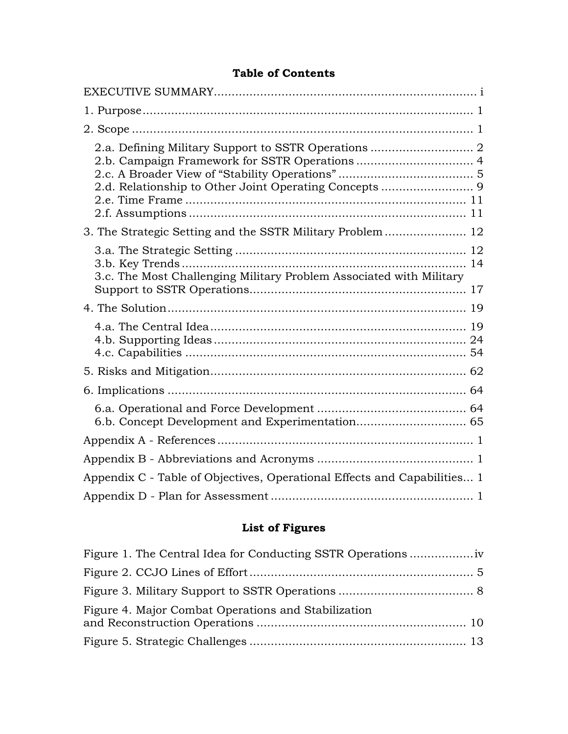## Table of Contents

EXECUTIVE SUMMARY........................................................................ i

1. Purpose........................................................................................ 1

2. Scope .......................................................................................... 1

- 2.a. Defining Military Support to SSTR Operations ............................ 2
- 2.b. Campaign Framework for SSTR Operations ................................ 4
- 2.c. A Broader View of "Stability Operations" ..................................... 5
- 2.d. Relationship to Other Joint Operating Concepts .......................... 9
- 2.e. Time Frame ............................................................................ 11
- 2.f. Assumptions ........................................................................... 11

3. The Strategic Setting and the SSTR Military Problem ...................... 12

- 3.a. The Strategic Setting ............................................................... 12
- 3.b. Key Trends .............................................................................. 14
- 3.c. The Most Challenging Military Problem Associated with Military Support to SSTR Operations............................................................ 17

4. The Solution.................................................................................. 19

- 4.a. The Central Idea ...................................................................... 19
- 4.b. Supporting Ideas ..................................................................... 24
- 4.c. Capabilities ............................................................................. 54

5. Risks and Mitigation...................................................................... 62

6. Implications ................................................................................. 64

- 6.a. Operational and Force Development .......................................... 64
- 6.b. Concept Development and Experimentation.............................. 65

Appendix A - References ..................................................................... 1

Appendix B - Abbreviations and Acronyms ........................................... 1

Appendix C - Table of Objectives, Operational Effects and Capabilities... 1

Appendix D - Plan for Assessment ........................................................ 1

## List of Figures

Figure 1. The Central Idea for Conducting SSTR Operations ..................iv

Figure 2. CCJO Lines of Effort .............................................................. 5

Figure 3. Military Support to SSTR Operations ..................................... 8

Figure 4. Major Combat Operations and Stabilization and Reconstruction Operations .......................................................... 10

Figure 5. Strategic Challenges ............................................................ 13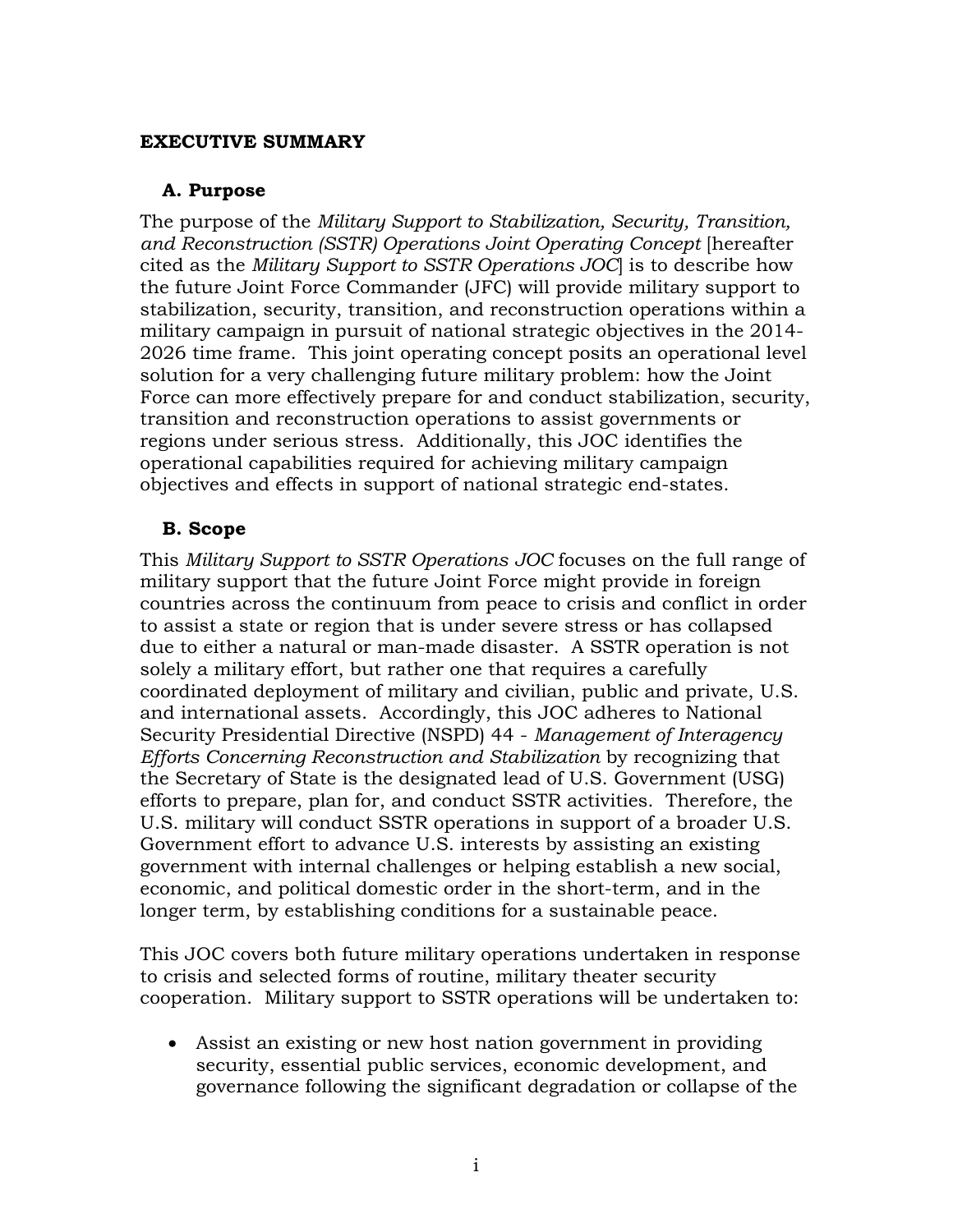## EXECUTIVE SUMMARY

### A. Purpose

The purpose of the *Military Support to Stabilization, Security, Transition, and Reconstruction (SSTR) Operations Joint Operating Concept* [hereafter cited as the *Military Support to SSTR Operations JOC*] is to describe how the future Joint Force Commander (JFC) will provide military support to stabilization, security, transition, and reconstruction operations within a military campaign in pursuit of national strategic objectives in the 2014-2026 time frame. This joint operating concept posits an operational level solution for a very challenging future military problem: how the Joint Force can more effectively prepare for and conduct stabilization, security, transition and reconstruction operations to assist governments or regions under serious stress. Additionally, this JOC identifies the operational capabilities required for achieving military campaign objectives and effects in support of national strategic end-states.

### B. Scope

This *Military Support to SSTR Operations JOC* focuses on the full range of military support that the future Joint Force might provide in foreign countries across the continuum from peace to crisis and conflict in order to assist a state or region that is under severe stress or has collapsed due to either a natural or man-made disaster. A SSTR operation is not solely a military effort, but rather one that requires a carefully coordinated deployment of military and civilian, public and private, U.S. and international assets. Accordingly, this JOC adheres to National Security Presidential Directive (NSPD) 44 - *Management of Interagency Efforts Concerning Reconstruction and Stabilization* by recognizing that the Secretary of State is the designated lead of U.S. Government (USG) efforts to prepare, plan for, and conduct SSTR activities. Therefore, the U.S. military will conduct SSTR operations in support of a broader U.S. Government effort to advance U.S. interests by assisting an existing government with internal challenges or helping establish a new social, economic, and political domestic order in the short-term, and in the longer term, by establishing conditions for a sustainable peace.

This JOC covers both future military operations undertaken in response to crisis and selected forms of routine, military theater security cooperation. Military support to SSTR operations will be undertaken to:

- Assist an existing or new host nation government in providing security, essential public services, economic development, and governance following the significant degradation or collapse of the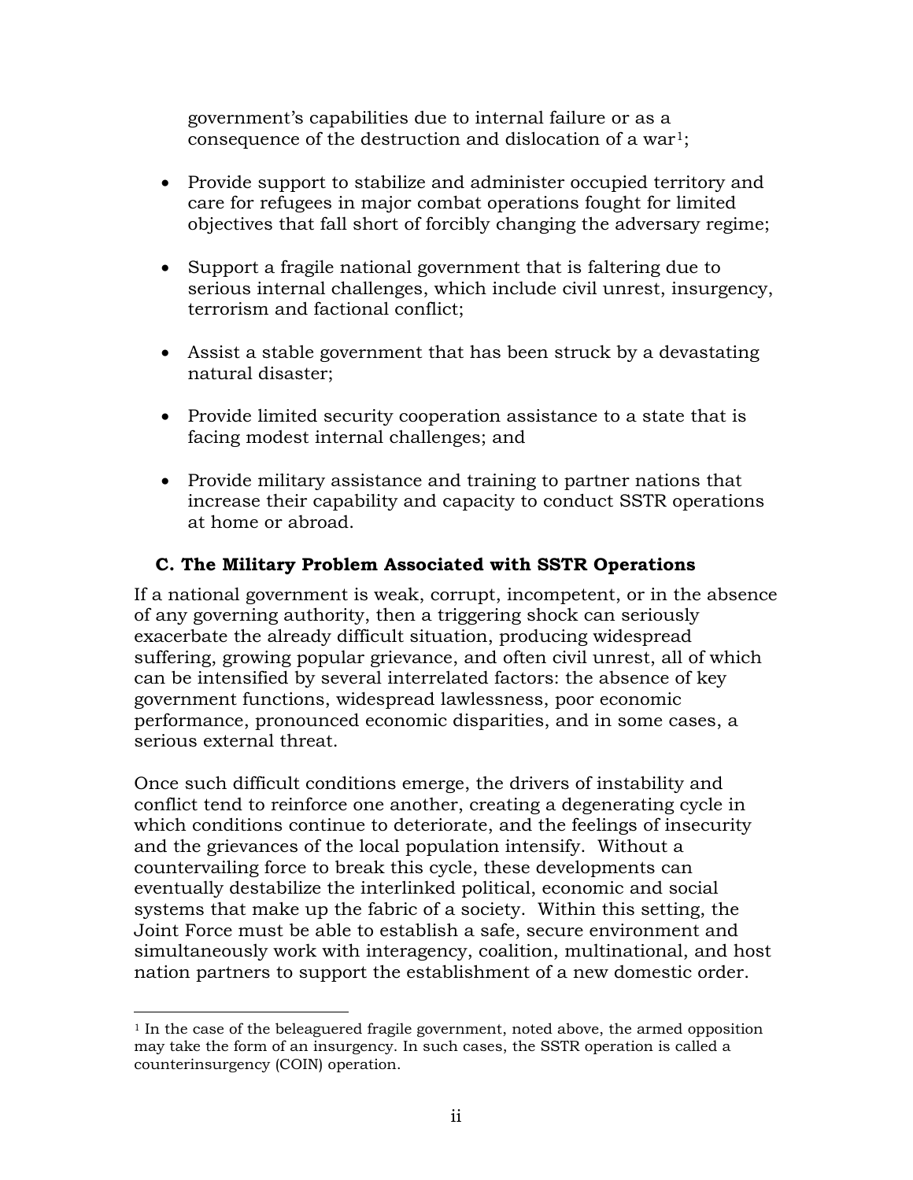government's capabilities due to internal failure or as a consequence of the destruction and dislocation of a war[1];

- Provide support to stabilize and administer occupied territory and care for refugees in major combat operations fought for limited objectives that fall short of forcibly changing the adversary regime;

- Support a fragile national government that is faltering due to serious internal challenges, which include civil unrest, insurgency, terrorism and factional conflict;

- Assist a stable government that has been struck by a devastating natural disaster;

- Provide limited security cooperation assistance to a state that is facing modest internal challenges; and

- Provide military assistance and training to partner nations that increase their capability and capacity to conduct SSTR operations at home or abroad.

### C. The Military Problem Associated with SSTR Operations

If a national government is weak, corrupt, incompetent, or in the absence of any governing authority, then a triggering shock can seriously exacerbate the already difficult situation, producing widespread suffering, growing popular grievance, and often civil unrest, all of which can be intensified by several interrelated factors: the absence of key government functions, widespread lawlessness, poor economic performance, pronounced economic disparities, and in some cases, a serious external threat.

Once such difficult conditions emerge, the drivers of instability and conflict tend to reinforce one another, creating a degenerating cycle in which conditions continue to deteriorate, and the feelings of insecurity and the grievances of the local population intensify. Without a countervailing force to break this cycle, these developments can eventually destabilize the interlinked political, economic and social systems that make up the fabric of a society. Within this setting, the Joint Force must be able to establish a safe, secure environment and simultaneously work with interagency, coalition, multinational, and host nation partners to support the establishment of a new domestic order.

---

[1] In the case of the beleaguered fragile government, noted above, the armed opposition may take the form of an insurgency. In such cases, the SSTR operation is called a counterinsurgency (COIN) operation.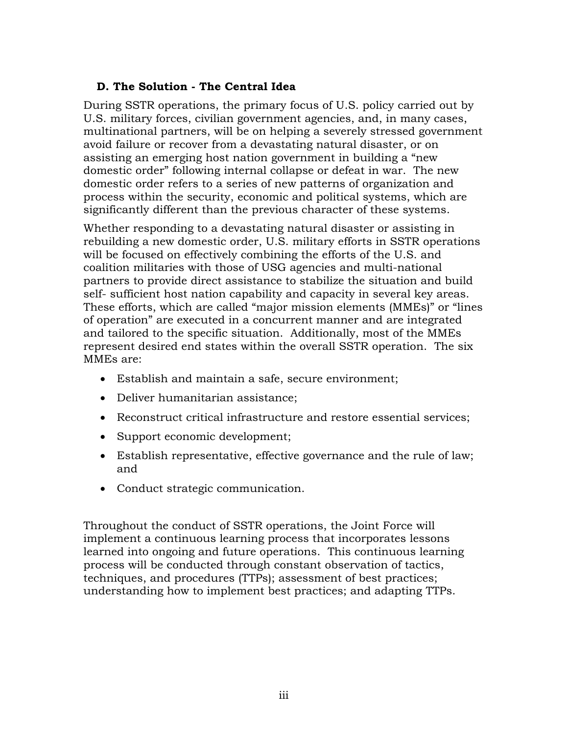## D. The Solution - The Central Idea

During SSTR operations, the primary focus of U.S. policy carried out by U.S. military forces, civilian government agencies, and, in many cases, multinational partners, will be on helping a severely stressed government avoid failure or recover from a devastating natural disaster, or on assisting an emerging host nation government in building a "new domestic order" following internal collapse or defeat in war. The new domestic order refers to a series of new patterns of organization and process within the security, economic and political systems, which are significantly different than the previous character of these systems.

Whether responding to a devastating natural disaster or assisting in rebuilding a new domestic order, U.S. military efforts in SSTR operations will be focused on effectively combining the efforts of the U.S. and coalition militaries with those of USG agencies and multi-national partners to provide direct assistance to stabilize the situation and build self- sufficient host nation capability and capacity in several key areas. These efforts, which are called "major mission elements (MMEs)" or "lines of operation" are executed in a concurrent manner and are integrated and tailored to the specific situation. Additionally, most of the MMEs represent desired end states within the overall SSTR operation. The six MMEs are:

- Establish and maintain a safe, secure environment;
- Deliver humanitarian assistance;
- Reconstruct critical infrastructure and restore essential services;
- Support economic development;
- Establish representative, effective governance and the rule of law; and
- Conduct strategic communication.

Throughout the conduct of SSTR operations, the Joint Force will implement a continuous learning process that incorporates lessons learned into ongoing and future operations. This continuous learning process will be conducted through constant observation of tactics, techniques, and procedures (TTPs); assessment of best practices; understanding how to implement best practices; and adapting TTPs.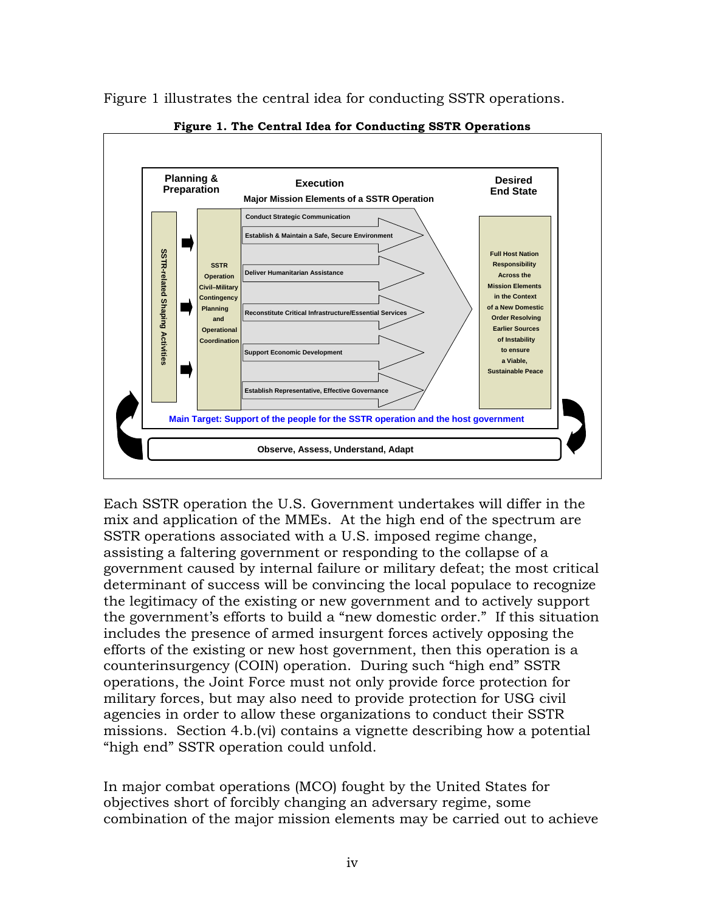Figure 1 illustrates the central idea for conducting SSTR operations.

**Figure 1. The Central Idea for Conducting SSTR Operations**

Planning & Preparation

Execution

Major Mission Elements of a SSTR Operation

Desired End State

SSTR-related Shaping Activities

SSTR Operation Civil–Military Contingency Planning and Operational Coordination

- Conduct Strategic Communication
- Establish & Maintain a Safe, Secure Environment
- Deliver Humanitarian Assistance
- Reconstitute Critical Infrastructure/Essential Services
- Support Economic Development
- Establish Representative, Effective Governance

Full Host Nation Responsibility Across the Mission Elements in the Context of a New Domestic Order Resolving Earlier Sources of Instability to ensure a Viable, Sustainable Peace

Main Target: Support of the people for the SSTR operation and the host government

Observe, Assess, Understand, Adapt

Each SSTR operation the U.S. Government undertakes will differ in the mix and application of the MMEs. At the high end of the spectrum are SSTR operations associated with a U.S. imposed regime change, assisting a faltering government or responding to the collapse of a government caused by internal failure or military defeat; the most critical determinant of success will be convincing the local populace to recognize the legitimacy of the existing or new government and to actively support the government's efforts to build a "new domestic order." If this situation includes the presence of armed insurgent forces actively opposing the efforts of the existing or new host government, then this operation is a counterinsurgency (COIN) operation. During such "high end" SSTR operations, the Joint Force must not only provide force protection for military forces, but may also need to provide protection for USG civil agencies in order to allow these organizations to conduct their SSTR missions. Section 4.b.(vi) contains a vignette describing how a potential "high end" SSTR operation could unfold.

In major combat operations (MCO) fought by the United States for objectives short of forcibly changing an adversary regime, some combination of the major mission elements may be carried out to achieve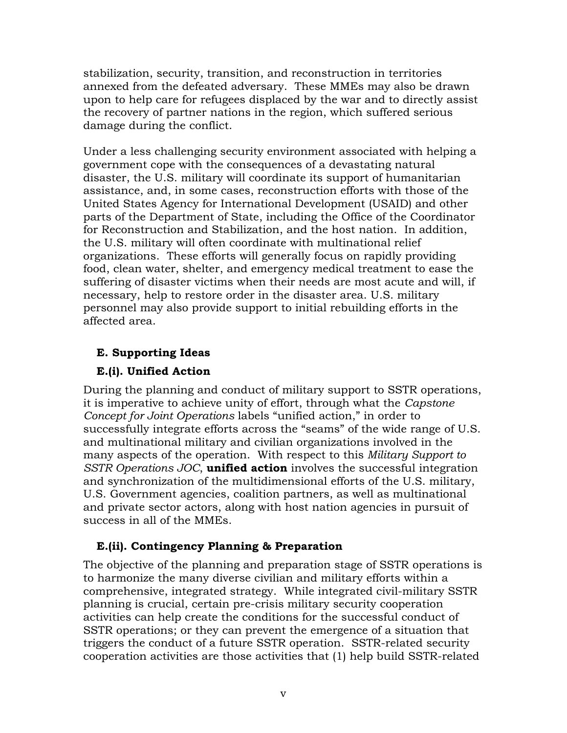stabilization, security, transition, and reconstruction in territories annexed from the defeated adversary. These MMEs may also be drawn upon to help care for refugees displaced by the war and to directly assist the recovery of partner nations in the region, which suffered serious damage during the conflict.

Under a less challenging security environment associated with helping a government cope with the consequences of a devastating natural disaster, the U.S. military will coordinate its support of humanitarian assistance, and, in some cases, reconstruction efforts with those of the United States Agency for International Development (USAID) and other parts of the Department of State, including the Office of the Coordinator for Reconstruction and Stabilization, and the host nation. In addition, the U.S. military will often coordinate with multinational relief organizations. These efforts will generally focus on rapidly providing food, clean water, shelter, and emergency medical treatment to ease the suffering of disaster victims when their needs are most acute and will, if necessary, help to restore order in the disaster area. U.S. military personnel may also provide support to initial rebuilding efforts in the affected area.

### E. Supporting Ideas

#### E.(i). Unified Action

During the planning and conduct of military support to SSTR operations, it is imperative to achieve unity of effort, through what the *Capstone Concept for Joint Operations* labels "unified action," in order to successfully integrate efforts across the "seams" of the wide range of U.S. and multinational military and civilian organizations involved in the many aspects of the operation. With respect to this *Military Support to SSTR Operations JOC*, **unified action** involves the successful integration and synchronization of the multidimensional efforts of the U.S. military, U.S. Government agencies, coalition partners, as well as multinational and private sector actors, along with host nation agencies in pursuit of success in all of the MMEs.

#### E.(ii). Contingency Planning & Preparation

The objective of the planning and preparation stage of SSTR operations is to harmonize the many diverse civilian and military efforts within a comprehensive, integrated strategy. While integrated civil-military SSTR planning is crucial, certain pre-crisis military security cooperation activities can help create the conditions for the successful conduct of SSTR operations; or they can prevent the emergence of a situation that triggers the conduct of a future SSTR operation. SSTR-related security cooperation activities are those activities that (1) help build SSTR-related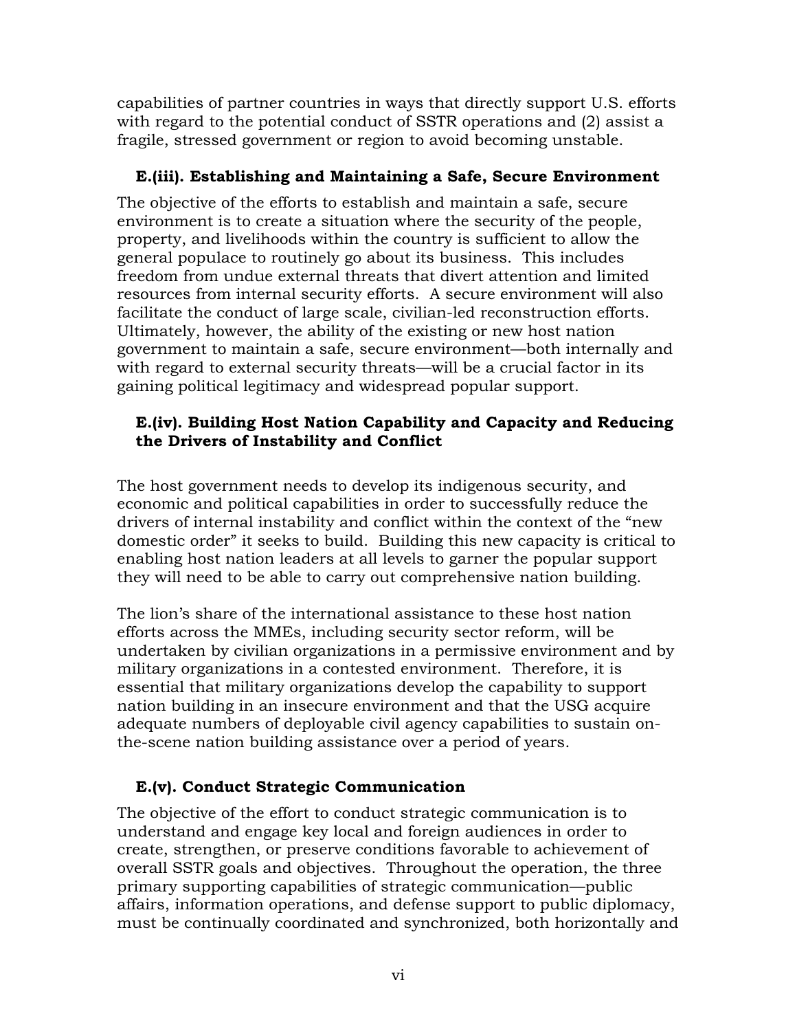capabilities of partner countries in ways that directly support U.S. efforts with regard to the potential conduct of SSTR operations and (2) assist a fragile, stressed government or region to avoid becoming unstable.

### E.(iii). Establishing and Maintaining a Safe, Secure Environment

The objective of the efforts to establish and maintain a safe, secure environment is to create a situation where the security of the people, property, and livelihoods within the country is sufficient to allow the general populace to routinely go about its business. This includes freedom from undue external threats that divert attention and limited resources from internal security efforts. A secure environment will also facilitate the conduct of large scale, civilian-led reconstruction efforts. Ultimately, however, the ability of the existing or new host nation government to maintain a safe, secure environment—both internally and with regard to external security threats—will be a crucial factor in its gaining political legitimacy and widespread popular support.

### E.(iv). Building Host Nation Capability and Capacity and Reducing the Drivers of Instability and Conflict

The host government needs to develop its indigenous security, and economic and political capabilities in order to successfully reduce the drivers of internal instability and conflict within the context of the "new domestic order" it seeks to build. Building this new capacity is critical to enabling host nation leaders at all levels to garner the popular support they will need to be able to carry out comprehensive nation building.

The lion's share of the international assistance to these host nation efforts across the MMEs, including security sector reform, will be undertaken by civilian organizations in a permissive environment and by military organizations in a contested environment. Therefore, it is essential that military organizations develop the capability to support nation building in an insecure environment and that the USG acquire adequate numbers of deployable civil agency capabilities to sustain on-the-scene nation building assistance over a period of years.

### E.(v). Conduct Strategic Communication

The objective of the effort to conduct strategic communication is to understand and engage key local and foreign audiences in order to create, strengthen, or preserve conditions favorable to achievement of overall SSTR goals and objectives. Throughout the operation, the three primary supporting capabilities of strategic communication—public affairs, information operations, and defense support to public diplomacy, must be continually coordinated and synchronized, both horizontally and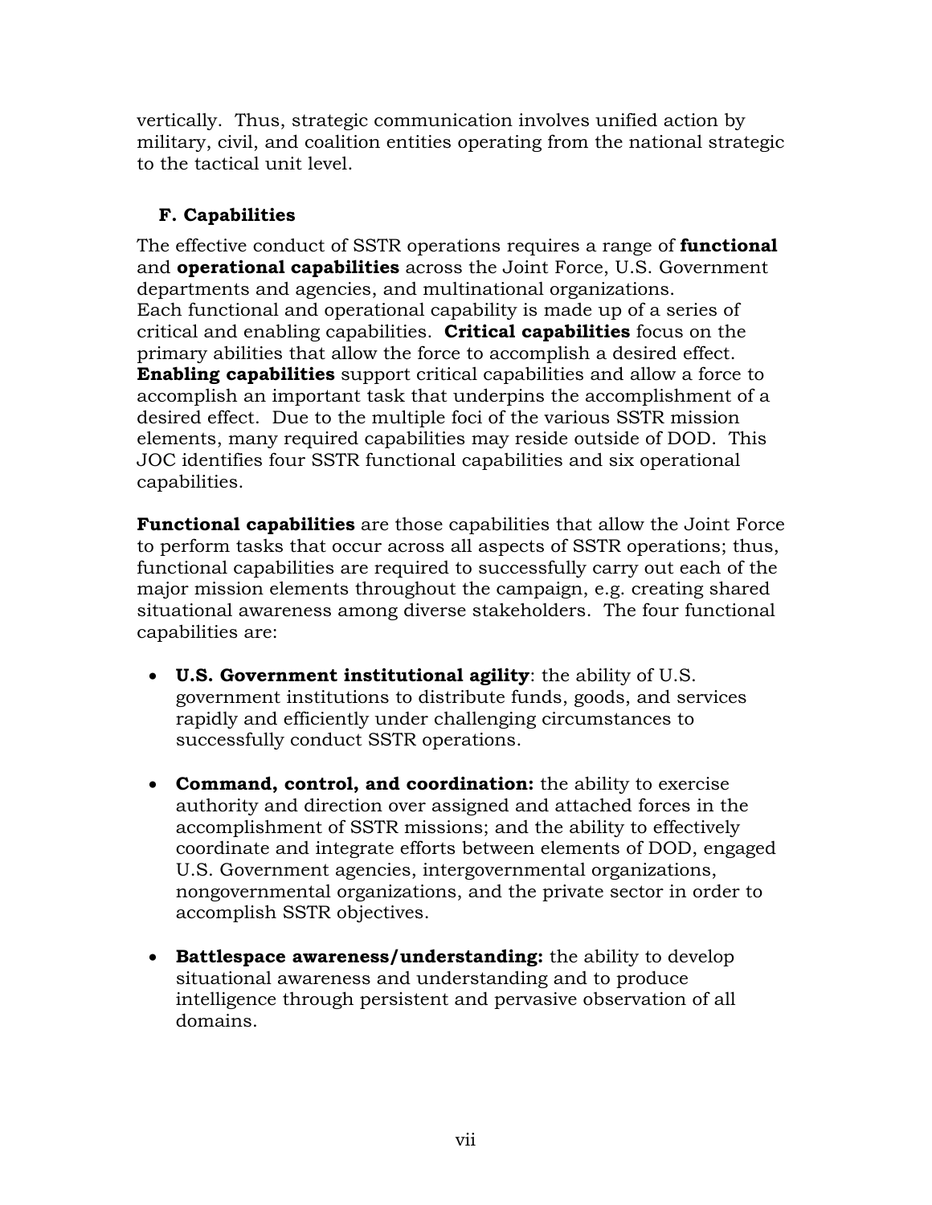vertically. Thus, strategic communication involves unified action by military, civil, and coalition entities operating from the national strategic to the tactical unit level.

### F. Capabilities

The effective conduct of SSTR operations requires a range of **functional** and **operational capabilities** across the Joint Force, U.S. Government departments and agencies, and multinational organizations. Each functional and operational capability is made up of a series of critical and enabling capabilities. **Critical capabilities** focus on the primary abilities that allow the force to accomplish a desired effect. **Enabling capabilities** support critical capabilities and allow a force to accomplish an important task that underpins the accomplishment of a desired effect. Due to the multiple foci of the various SSTR mission elements, many required capabilities may reside outside of DOD. This JOC identifies four SSTR functional capabilities and six operational capabilities.

**Functional capabilities** are those capabilities that allow the Joint Force to perform tasks that occur across all aspects of SSTR operations; thus, functional capabilities are required to successfully carry out each of the major mission elements throughout the campaign, e.g. creating shared situational awareness among diverse stakeholders. The four functional capabilities are:

- **U.S. Government institutional agility**: the ability of U.S. government institutions to distribute funds, goods, and services rapidly and efficiently under challenging circumstances to successfully conduct SSTR operations.

- **Command, control, and coordination:** the ability to exercise authority and direction over assigned and attached forces in the accomplishment of SSTR missions; and the ability to effectively coordinate and integrate efforts between elements of DOD, engaged U.S. Government agencies, intergovernmental organizations, nongovernmental organizations, and the private sector in order to accomplish SSTR objectives.

- **Battlespace awareness/understanding:** the ability to develop situational awareness and understanding and to produce intelligence through persistent and pervasive observation of all domains.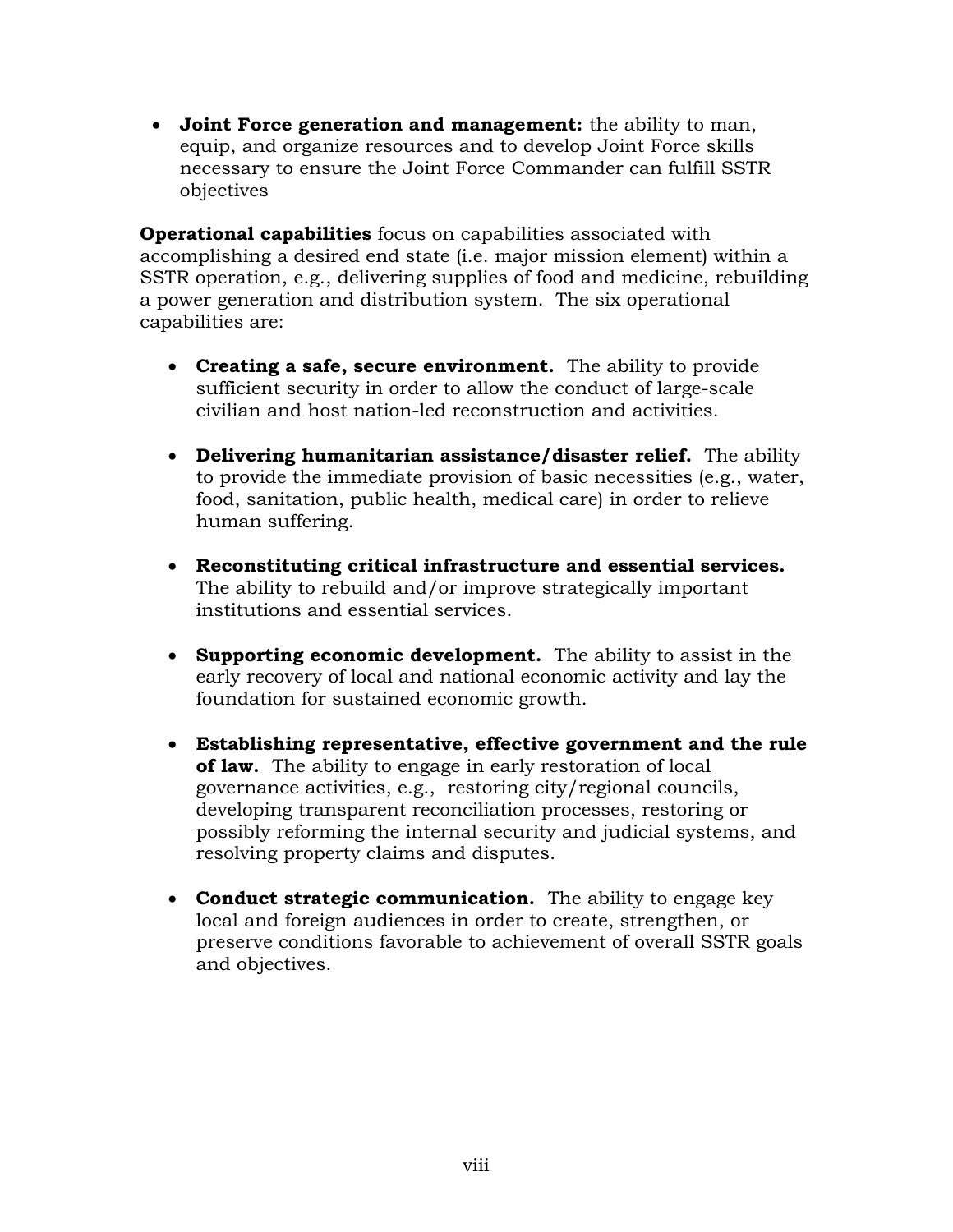- **Joint Force generation and management:** the ability to man, equip, and organize resources and to develop Joint Force skills necessary to ensure the Joint Force Commander can fulfill SSTR objectives

**Operational capabilities** focus on capabilities associated with accomplishing a desired end state (i.e. major mission element) within a SSTR operation, e.g., delivering supplies of food and medicine, rebuilding a power generation and distribution system. The six operational capabilities are:

- **Creating a safe, secure environment.** The ability to provide sufficient security in order to allow the conduct of large-scale civilian and host nation-led reconstruction and activities.

- **Delivering humanitarian assistance/disaster relief.** The ability to provide the immediate provision of basic necessities (e.g., water, food, sanitation, public health, medical care) in order to relieve human suffering.

- **Reconstituting critical infrastructure and essential services.** The ability to rebuild and/or improve strategically important institutions and essential services.

- **Supporting economic development.** The ability to assist in the early recovery of local and national economic activity and lay the foundation for sustained economic growth.

- **Establishing representative, effective government and the rule of law.** The ability to engage in early restoration of local governance activities, e.g., restoring city/regional councils, developing transparent reconciliation processes, restoring or possibly reforming the internal security and judicial systems, and resolving property claims and disputes.

- **Conduct strategic communication.** The ability to engage key local and foreign audiences in order to create, strengthen, or preserve conditions favorable to achievement of overall SSTR goals and objectives.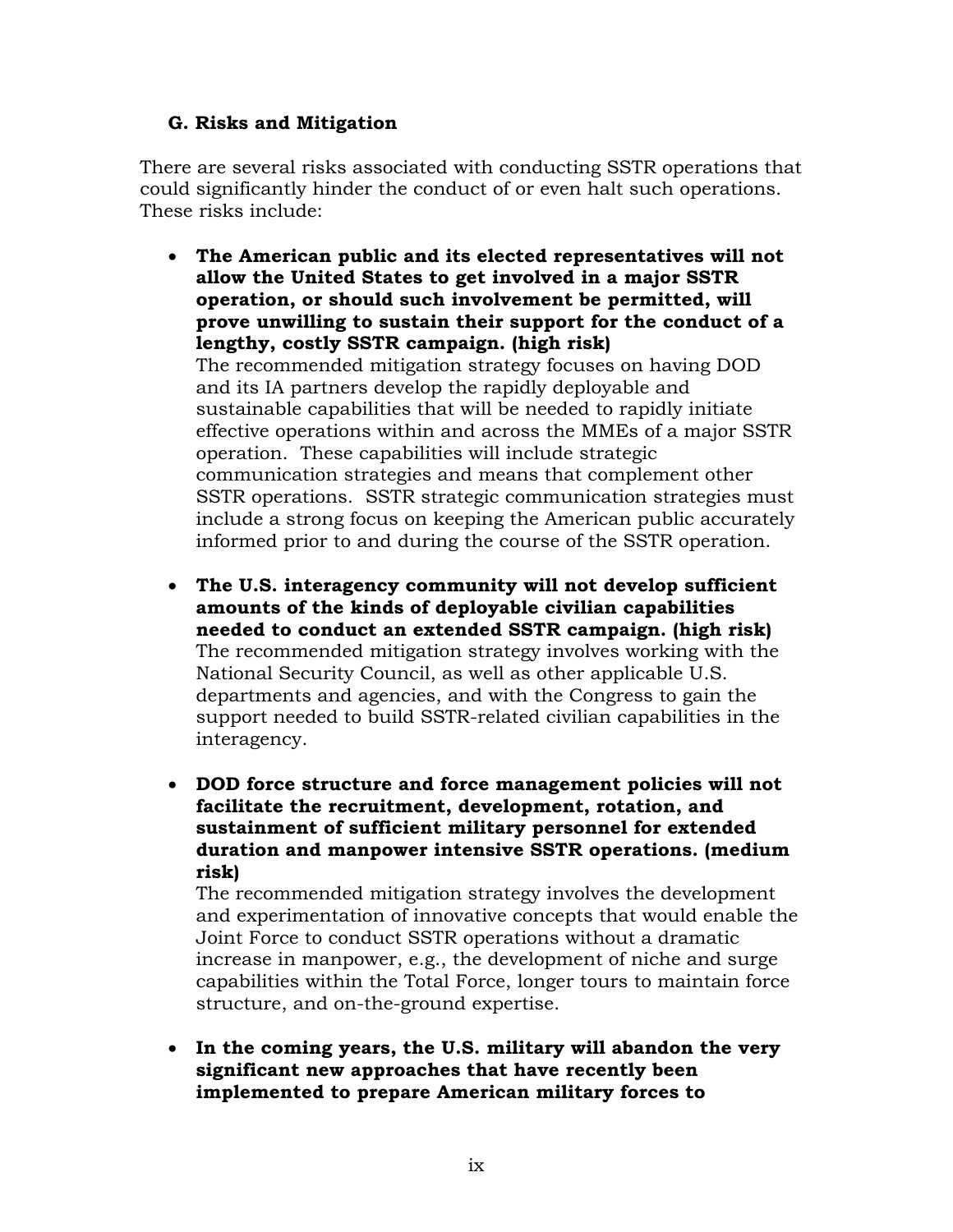### G. Risks and Mitigation

There are several risks associated with conducting SSTR operations that could significantly hinder the conduct of or even halt such operations. These risks include:

- **The American public and its elected representatives will not allow the United States to get involved in a major SSTR operation, or should such involvement be permitted, will prove unwilling to sustain their support for the conduct of a lengthy, costly SSTR campaign. (high risk)**
  The recommended mitigation strategy focuses on having DOD and its IA partners develop the rapidly deployable and sustainable capabilities that will be needed to rapidly initiate effective operations within and across the MMEs of a major SSTR operation. These capabilities will include strategic communication strategies and means that complement other SSTR operations. SSTR strategic communication strategies must include a strong focus on keeping the American public accurately informed prior to and during the course of the SSTR operation.

- **The U.S. interagency community will not develop sufficient amounts of the kinds of deployable civilian capabilities needed to conduct an extended SSTR campaign. (high risk)**
  The recommended mitigation strategy involves working with the National Security Council, as well as other applicable U.S. departments and agencies, and with the Congress to gain the support needed to build SSTR-related civilian capabilities in the interagency.

- **DOD force structure and force management policies will not facilitate the recruitment, development, rotation, and sustainment of sufficient military personnel for extended duration and manpower intensive SSTR operations. (medium risk)**
  The recommended mitigation strategy involves the development and experimentation of innovative concepts that would enable the Joint Force to conduct SSTR operations without a dramatic increase in manpower, e.g., the development of niche and surge capabilities within the Total Force, longer tours to maintain force structure, and on-the-ground expertise.

- **In the coming years, the U.S. military will abandon the very significant new approaches that have recently been implemented to prepare American military forces to**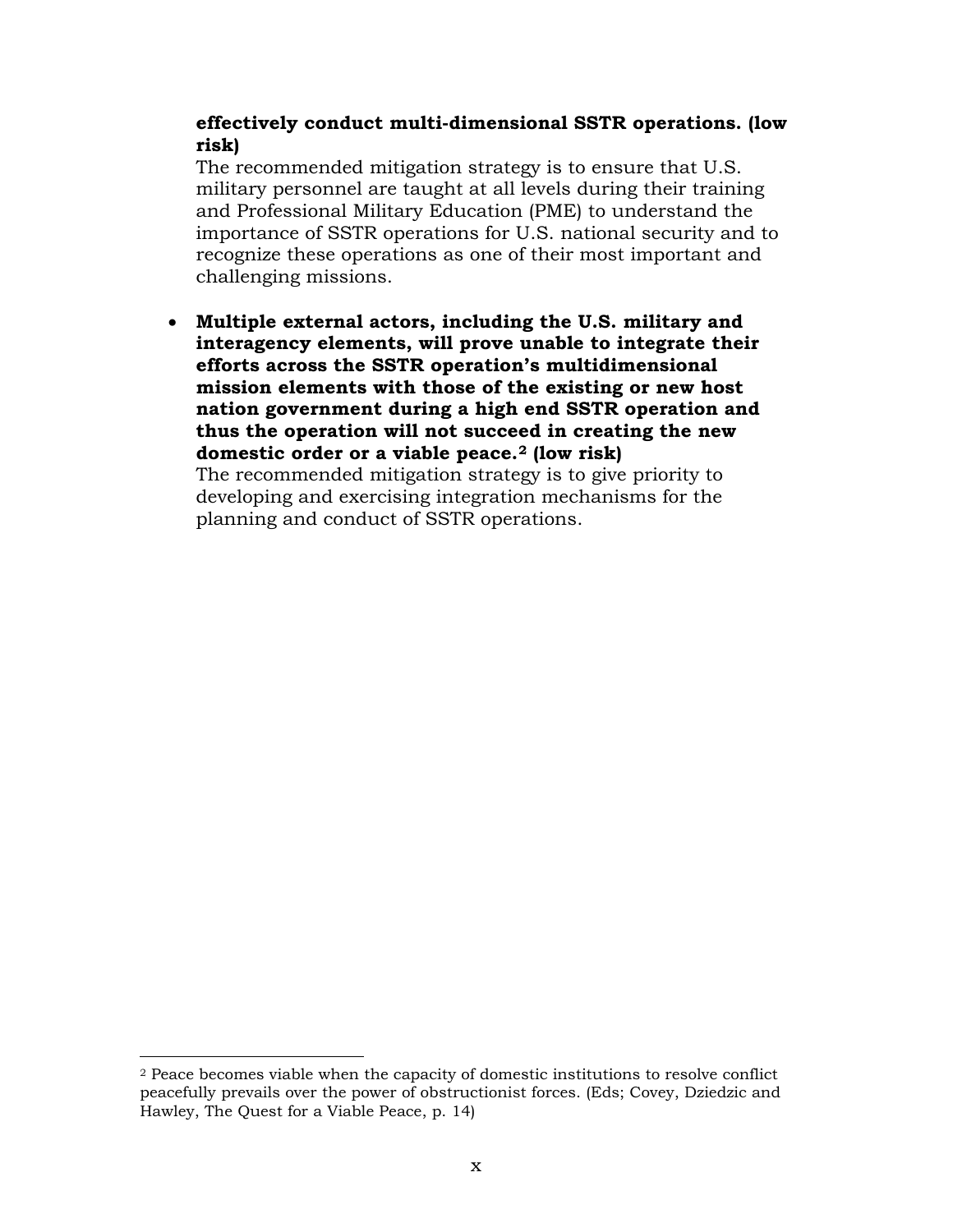**effectively conduct multi-dimensional SSTR operations. (low risk)**
The recommended mitigation strategy is to ensure that U.S. military personnel are taught at all levels during their training and Professional Military Education (PME) to understand the importance of SSTR operations for U.S. national security and to recognize these operations as one of their most important and challenging missions.

- **Multiple external actors, including the U.S. military and interagency elements, will prove unable to integrate their efforts across the SSTR operation's multidimensional mission elements with those of the existing or new host nation government during a high end SSTR operation and thus the operation will not succeed in creating the new domestic order or a viable peace.[2] (low risk)**
  The recommended mitigation strategy is to give priority to developing and exercising integration mechanisms for the planning and conduct of SSTR operations.

---

[2] Peace becomes viable when the capacity of domestic institutions to resolve conflict peacefully prevails over the power of obstructionist forces. (Eds; Covey, Dziedzic and Hawley, The Quest for a Viable Peace, p. 14)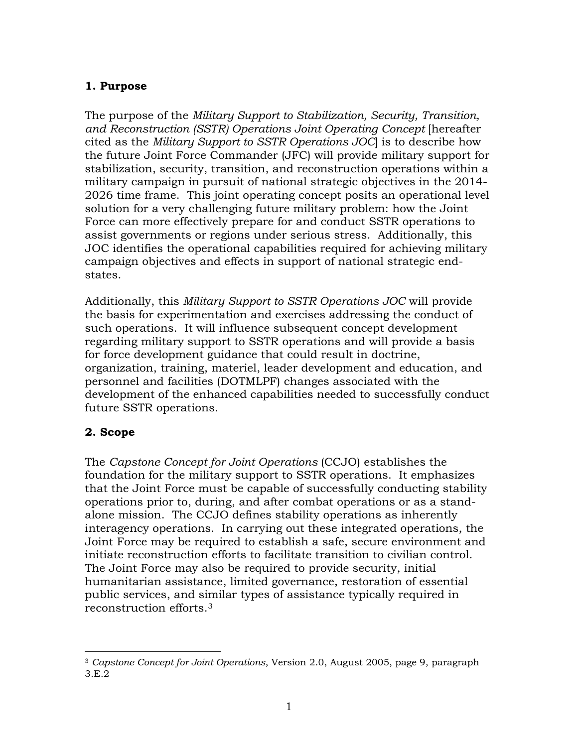## 1. Purpose

The purpose of the *Military Support to Stabilization, Security, Transition, and Reconstruction (SSTR) Operations Joint Operating Concept* [hereafter cited as the *Military Support to SSTR Operations JOC*] is to describe how the future Joint Force Commander (JFC) will provide military support for stabilization, security, transition, and reconstruction operations within a military campaign in pursuit of national strategic objectives in the 2014-2026 time frame. This joint operating concept posits an operational level solution for a very challenging future military problem: how the Joint Force can more effectively prepare for and conduct SSTR operations to assist governments or regions under serious stress. Additionally, this JOC identifies the operational capabilities required for achieving military campaign objectives and effects in support of national strategic end-states.

Additionally, this *Military Support to SSTR Operations JOC* will provide the basis for experimentation and exercises addressing the conduct of such operations. It will influence subsequent concept development regarding military support to SSTR operations and will provide a basis for force development guidance that could result in doctrine, organization, training, materiel, leader development and education, and personnel and facilities (DOTMLPF) changes associated with the development of the enhanced capabilities needed to successfully conduct future SSTR operations.

## 2. Scope

The *Capstone Concept for Joint Operations* (CCJO) establishes the foundation for the military support to SSTR operations. It emphasizes that the Joint Force must be capable of successfully conducting stability operations prior to, during, and after combat operations or as a stand-alone mission. The CCJO defines stability operations as inherently interagency operations. In carrying out these integrated operations, the Joint Force may be required to establish a safe, secure environment and initiate reconstruction efforts to facilitate transition to civilian control. The Joint Force may also be required to provide security, initial humanitarian assistance, limited governance, restoration of essential public services, and similar types of assistance typically required in reconstruction efforts.[3]

---

[3] *Capstone Concept for Joint Operations*, Version 2.0, August 2005, page 9, paragraph 3.E.2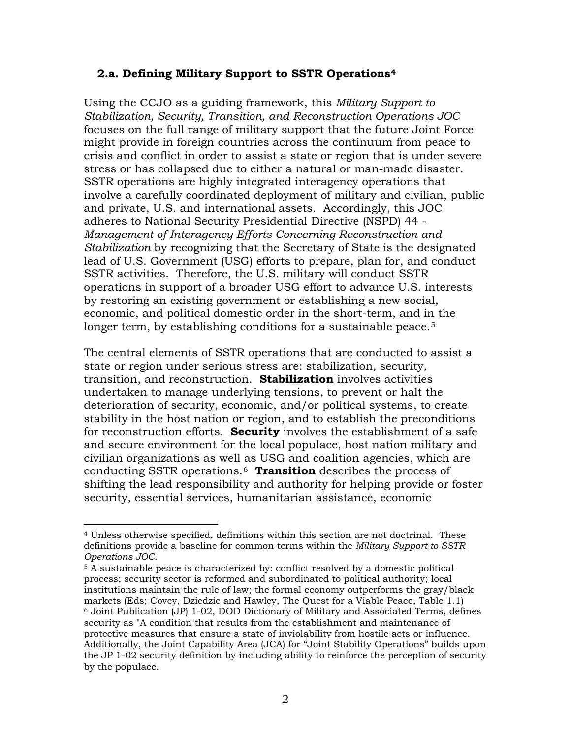## 2.a. Defining Military Support to SSTR Operations[4]

Using the CCJO as a guiding framework, this *Military Support to Stabilization, Security, Transition, and Reconstruction Operations JOC* focuses on the full range of military support that the future Joint Force might provide in foreign countries across the continuum from peace to crisis and conflict in order to assist a state or region that is under severe stress or has collapsed due to either a natural or man-made disaster. SSTR operations are highly integrated interagency operations that involve a carefully coordinated deployment of military and civilian, public and private, U.S. and international assets. Accordingly, this JOC adheres to National Security Presidential Directive (NSPD) 44 - *Management of Interagency Efforts Concerning Reconstruction and Stabilization* by recognizing that the Secretary of State is the designated lead of U.S. Government (USG) efforts to prepare, plan for, and conduct SSTR activities. Therefore, the U.S. military will conduct SSTR operations in support of a broader USG effort to advance U.S. interests by restoring an existing government or establishing a new social, economic, and political domestic order in the short-term, and in the longer term, by establishing conditions for a sustainable peace.[5]

The central elements of SSTR operations that are conducted to assist a state or region under serious stress are: stabilization, security, transition, and reconstruction. **Stabilization** involves activities undertaken to manage underlying tensions, to prevent or halt the deterioration of security, economic, and/or political systems, to create stability in the host nation or region, and to establish the preconditions for reconstruction efforts. **Security** involves the establishment of a safe and secure environment for the local populace, host nation military and civilian organizations as well as USG and coalition agencies, which are conducting SSTR operations.[6] **Transition** describes the process of shifting the lead responsibility and authority for helping provide or foster security, essential services, humanitarian assistance, economic

---

[4] Unless otherwise specified, definitions within this section are not doctrinal. These definitions provide a baseline for common terms within the *Military Support to SSTR Operations JOC*.

[5] A sustainable peace is characterized by: conflict resolved by a domestic political process; security sector is reformed and subordinated to political authority; local institutions maintain the rule of law; the formal economy outperforms the gray/black markets (Eds; Covey, Dziedzic and Hawley, The Quest for a Viable Peace, Table 1.1)

[6] Joint Publication (JP) 1-02, DOD Dictionary of Military and Associated Terms, defines security as "A condition that results from the establishment and maintenance of protective measures that ensure a state of inviolability from hostile acts or influence. Additionally, the Joint Capability Area (JCA) for "Joint Stability Operations" builds upon the JP 1-02 security definition by including ability to reinforce the perception of security by the populace.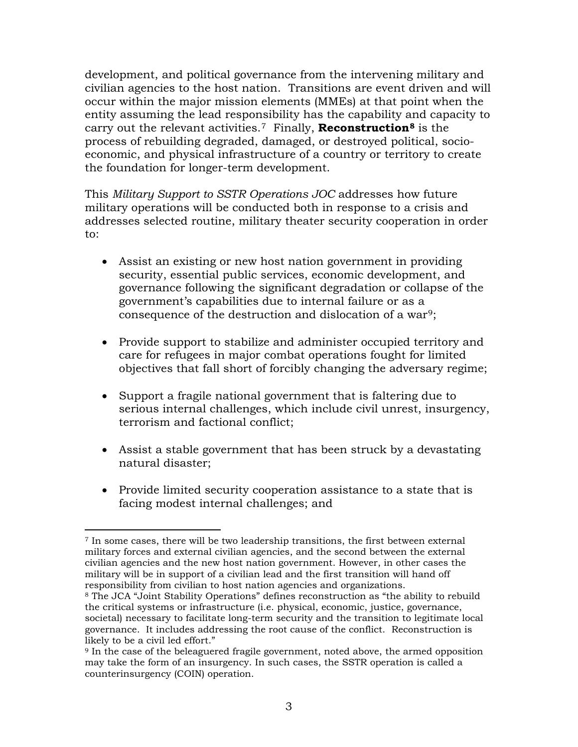development, and political governance from the intervening military and civilian agencies to the host nation. Transitions are event driven and will occur within the major mission elements (MMEs) at that point when the entity assuming the lead responsibility has the capability and capacity to carry out the relevant activities.[7] Finally, **Reconstruction[8]** is the process of rebuilding degraded, damaged, or destroyed political, socio-economic, and physical infrastructure of a country or territory to create the foundation for longer-term development.

This *Military Support to SSTR Operations JOC* addresses how future military operations will be conducted both in response to a crisis and addresses selected routine, military theater security cooperation in order to:

- Assist an existing or new host nation government in providing security, essential public services, economic development, and governance following the significant degradation or collapse of the government's capabilities due to internal failure or as a consequence of the destruction and dislocation of a war[9];
- Provide support to stabilize and administer occupied territory and care for refugees in major combat operations fought for limited objectives that fall short of forcibly changing the adversary regime;
- Support a fragile national government that is faltering due to serious internal challenges, which include civil unrest, insurgency, terrorism and factional conflict;
- Assist a stable government that has been struck by a devastating natural disaster;
- Provide limited security cooperation assistance to a state that is facing modest internal challenges; and

---

[7] In some cases, there will be two leadership transitions, the first between external military forces and external civilian agencies, and the second between the external civilian agencies and the new host nation government. However, in other cases the military will be in support of a civilian lead and the first transition will hand off responsibility from civilian to host nation agencies and organizations.

[8] The JCA "Joint Stability Operations" defines reconstruction as "the ability to rebuild the critical systems or infrastructure (i.e. physical, economic, justice, governance, societal) necessary to facilitate long-term security and the transition to legitimate local governance. It includes addressing the root cause of the conflict. Reconstruction is likely to be a civil led effort."

[9] In the case of the beleaguered fragile government, noted above, the armed opposition may take the form of an insurgency. In such cases, the SSTR operation is called a counterinsurgency (COIN) operation.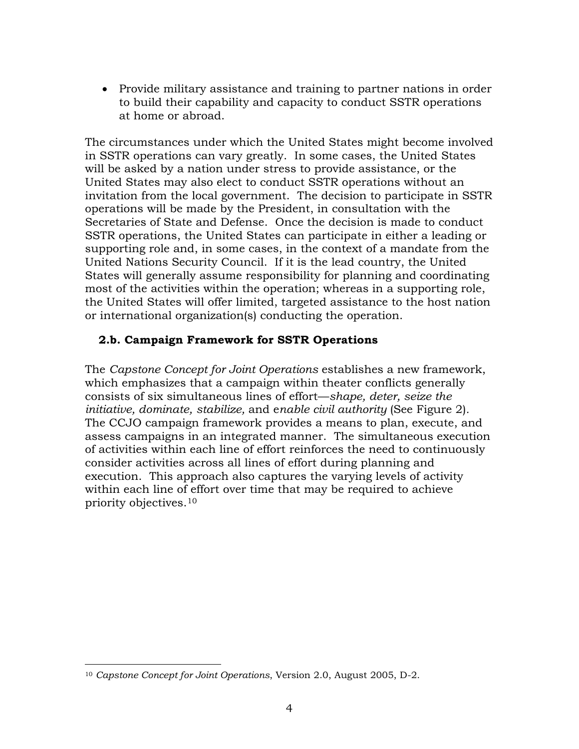- Provide military assistance and training to partner nations in order to build their capability and capacity to conduct SSTR operations at home or abroad.

The circumstances under which the United States might become involved in SSTR operations can vary greatly. In some cases, the United States will be asked by a nation under stress to provide assistance, or the United States may also elect to conduct SSTR operations without an invitation from the local government. The decision to participate in SSTR operations will be made by the President, in consultation with the Secretaries of State and Defense. Once the decision is made to conduct SSTR operations, the United States can participate in either a leading or supporting role and, in some cases, in the context of a mandate from the United Nations Security Council. If it is the lead country, the United States will generally assume responsibility for planning and coordinating most of the activities within the operation; whereas in a supporting role, the United States will offer limited, targeted assistance to the host nation or international organization(s) conducting the operation.

### 2.b. Campaign Framework for SSTR Operations

The *Capstone Concept for Joint Operations* establishes a new framework, which emphasizes that a campaign within theater conflicts generally consists of six simultaneous lines of effort—*shape, deter, seize the initiative, dominate, stabilize,* and *enable civil authority* (See Figure 2). The CCJO campaign framework provides a means to plan, execute, and assess campaigns in an integrated manner. The simultaneous execution of activities within each line of effort reinforces the need to continuously consider activities across all lines of effort during planning and execution. This approach also captures the varying levels of activity within each line of effort over time that may be required to achieve priority objectives.[10]

---

[10] *Capstone Concept for Joint Operations*, Version 2.0, August 2005, D-2.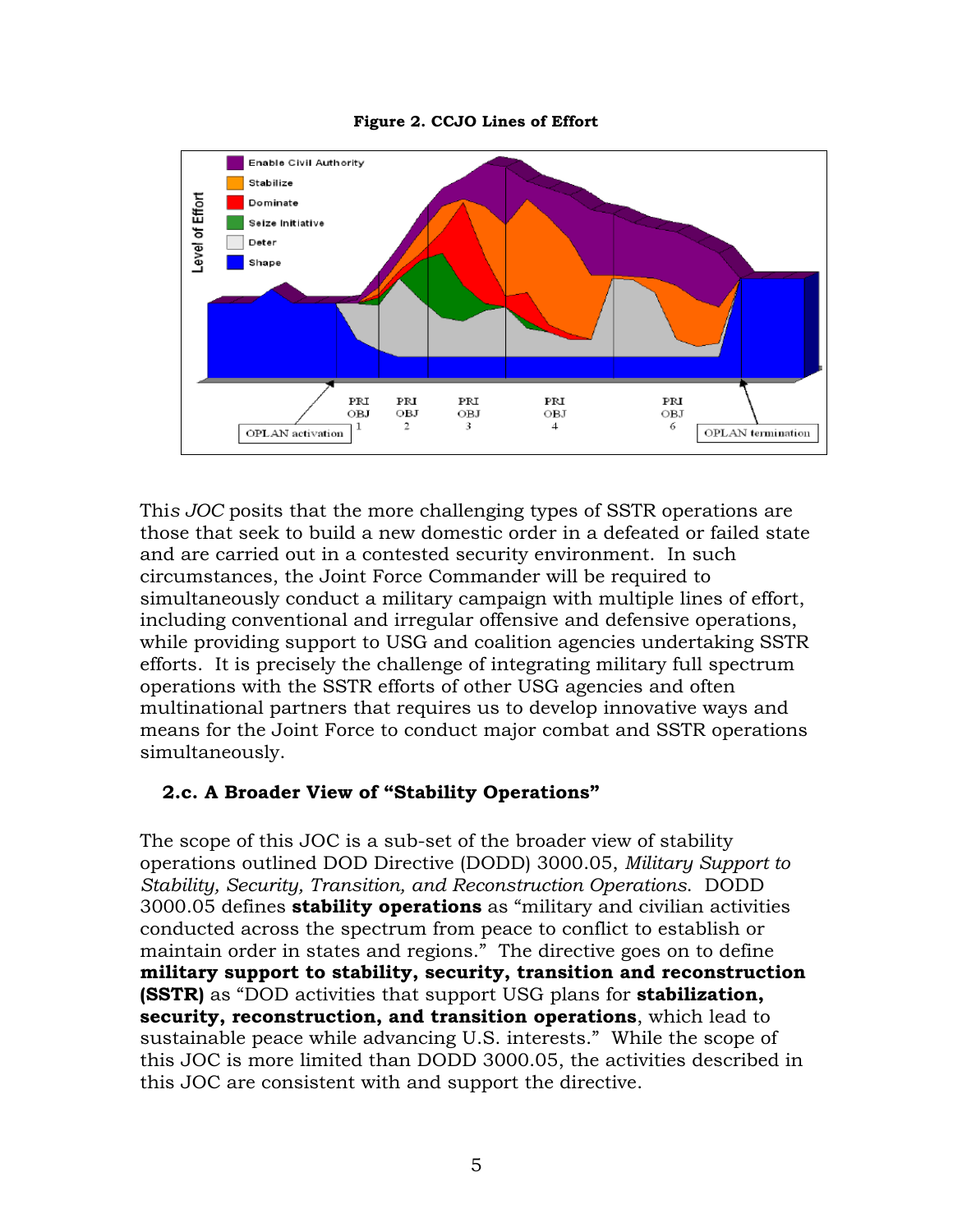**Figure 2. CCJO Lines of Effort**

This *JOC* posits that the more challenging types of SSTR operations are those that seek to build a new domestic order in a defeated or failed state and are carried out in a contested security environment. In such circumstances, the Joint Force Commander will be required to simultaneously conduct a military campaign with multiple lines of effort, including conventional and irregular offensive and defensive operations, while providing support to USG and coalition agencies undertaking SSTR efforts. It is precisely the challenge of integrating military full spectrum operations with the SSTR efforts of other USG agencies and often multinational partners that requires us to develop innovative ways and means for the Joint Force to conduct major combat and SSTR operations simultaneously.

## 2.c. A Broader View of "Stability Operations"

The scope of this JOC is a sub-set of the broader view of stability operations outlined DOD Directive (DODD) 3000.05, *Military Support to Stability, Security, Transition, and Reconstruction Operations*. DODD 3000.05 defines **stability operations** as "military and civilian activities conducted across the spectrum from peace to conflict to establish or maintain order in states and regions." The directive goes on to define **military support to stability, security, transition and reconstruction (SSTR)** as "DOD activities that support USG plans for **stabilization, security, reconstruction, and transition operations**, which lead to sustainable peace while advancing U.S. interests." While the scope of this JOC is more limited than DODD 3000.05, the activities described in this JOC are consistent with and support the directive.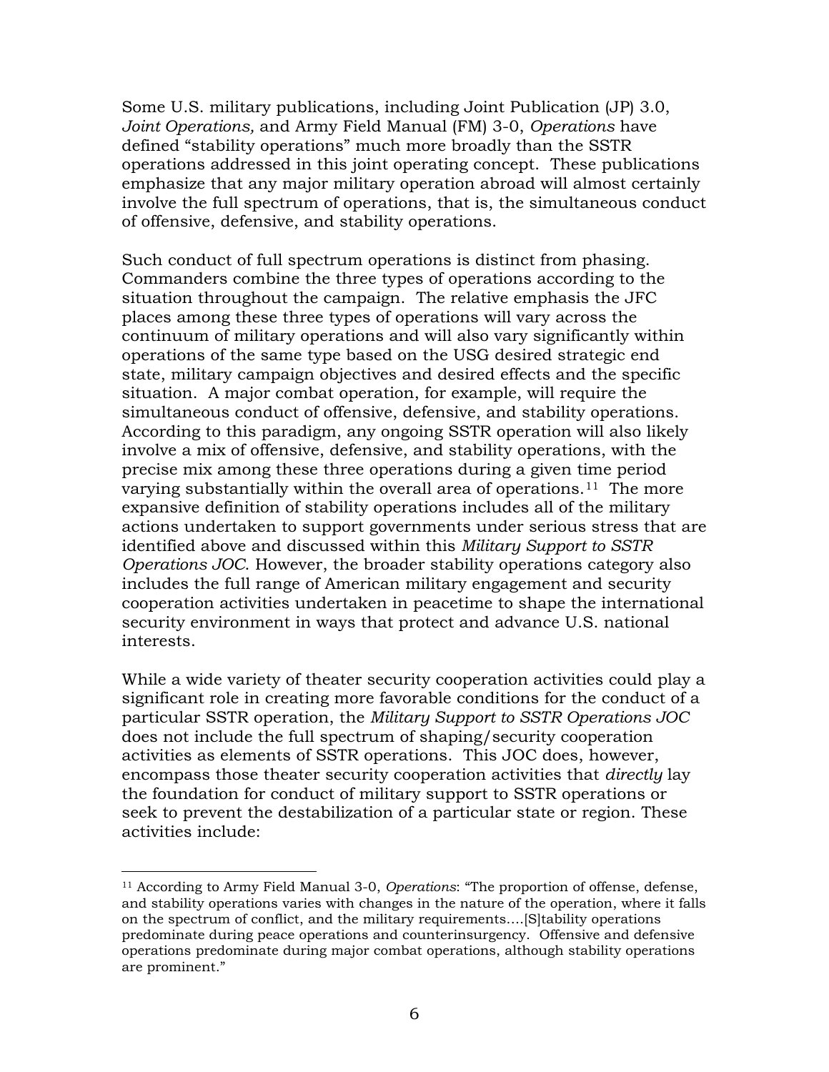Some U.S. military publications, including Joint Publication (JP) 3.0, *Joint Operations,* and Army Field Manual (FM) 3-0, *Operations* have defined "stability operations" much more broadly than the SSTR operations addressed in this joint operating concept. These publications emphasize that any major military operation abroad will almost certainly involve the full spectrum of operations, that is, the simultaneous conduct of offensive, defensive, and stability operations.

Such conduct of full spectrum operations is distinct from phasing. Commanders combine the three types of operations according to the situation throughout the campaign. The relative emphasis the JFC places among these three types of operations will vary across the continuum of military operations and will also vary significantly within operations of the same type based on the USG desired strategic end state, military campaign objectives and desired effects and the specific situation. A major combat operation, for example, will require the simultaneous conduct of offensive, defensive, and stability operations. According to this paradigm, any ongoing SSTR operation will also likely involve a mix of offensive, defensive, and stability operations, with the precise mix among these three operations during a given time period varying substantially within the overall area of operations.[11] The more expansive definition of stability operations includes all of the military actions undertaken to support governments under serious stress that are identified above and discussed within this *Military Support to SSTR Operations JOC*. However, the broader stability operations category also includes the full range of American military engagement and security cooperation activities undertaken in peacetime to shape the international security environment in ways that protect and advance U.S. national interests.

While a wide variety of theater security cooperation activities could play a significant role in creating more favorable conditions for the conduct of a particular SSTR operation, the *Military Support to SSTR Operations JOC* does not include the full spectrum of shaping/security cooperation activities as elements of SSTR operations. This JOC does, however, encompass those theater security cooperation activities that *directly* lay the foundation for conduct of military support to SSTR operations or seek to prevent the destabilization of a particular state or region. These activities include:

---

[11] According to Army Field Manual 3-0, *Operations*: "The proportion of offense, defense, and stability operations varies with changes in the nature of the operation, where it falls on the spectrum of conflict, and the military requirements….[S]tability operations predominate during peace operations and counterinsurgency. Offensive and defensive operations predominate during major combat operations, although stability operations are prominent."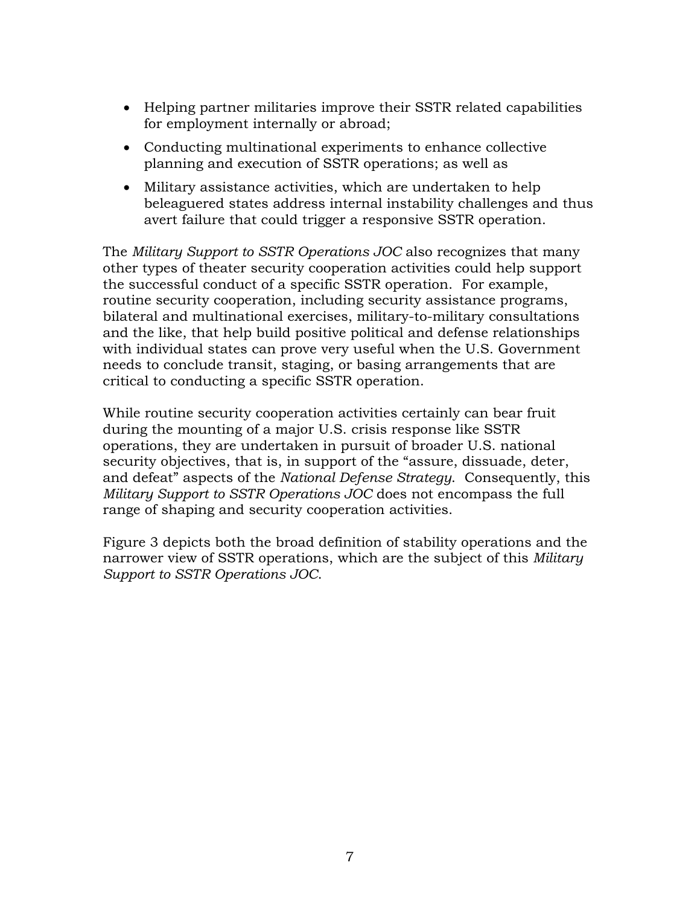- Helping partner militaries improve their SSTR related capabilities for employment internally or abroad;
- Conducting multinational experiments to enhance collective planning and execution of SSTR operations; as well as
- Military assistance activities, which are undertaken to help beleaguered states address internal instability challenges and thus avert failure that could trigger a responsive SSTR operation.

The *Military Support to SSTR Operations JOC* also recognizes that many other types of theater security cooperation activities could help support the successful conduct of a specific SSTR operation. For example, routine security cooperation, including security assistance programs, bilateral and multinational exercises, military-to-military consultations and the like, that help build positive political and defense relationships with individual states can prove very useful when the U.S. Government needs to conclude transit, staging, or basing arrangements that are critical to conducting a specific SSTR operation.

While routine security cooperation activities certainly can bear fruit during the mounting of a major U.S. crisis response like SSTR operations, they are undertaken in pursuit of broader U.S. national security objectives, that is, in support of the "assure, dissuade, deter, and defeat" aspects of the *National Defense Strategy*. Consequently, this *Military Support to SSTR Operations JOC* does not encompass the full range of shaping and security cooperation activities.

Figure 3 depicts both the broad definition of stability operations and the narrower view of SSTR operations, which are the subject of this *Military Support to SSTR Operations JOC*.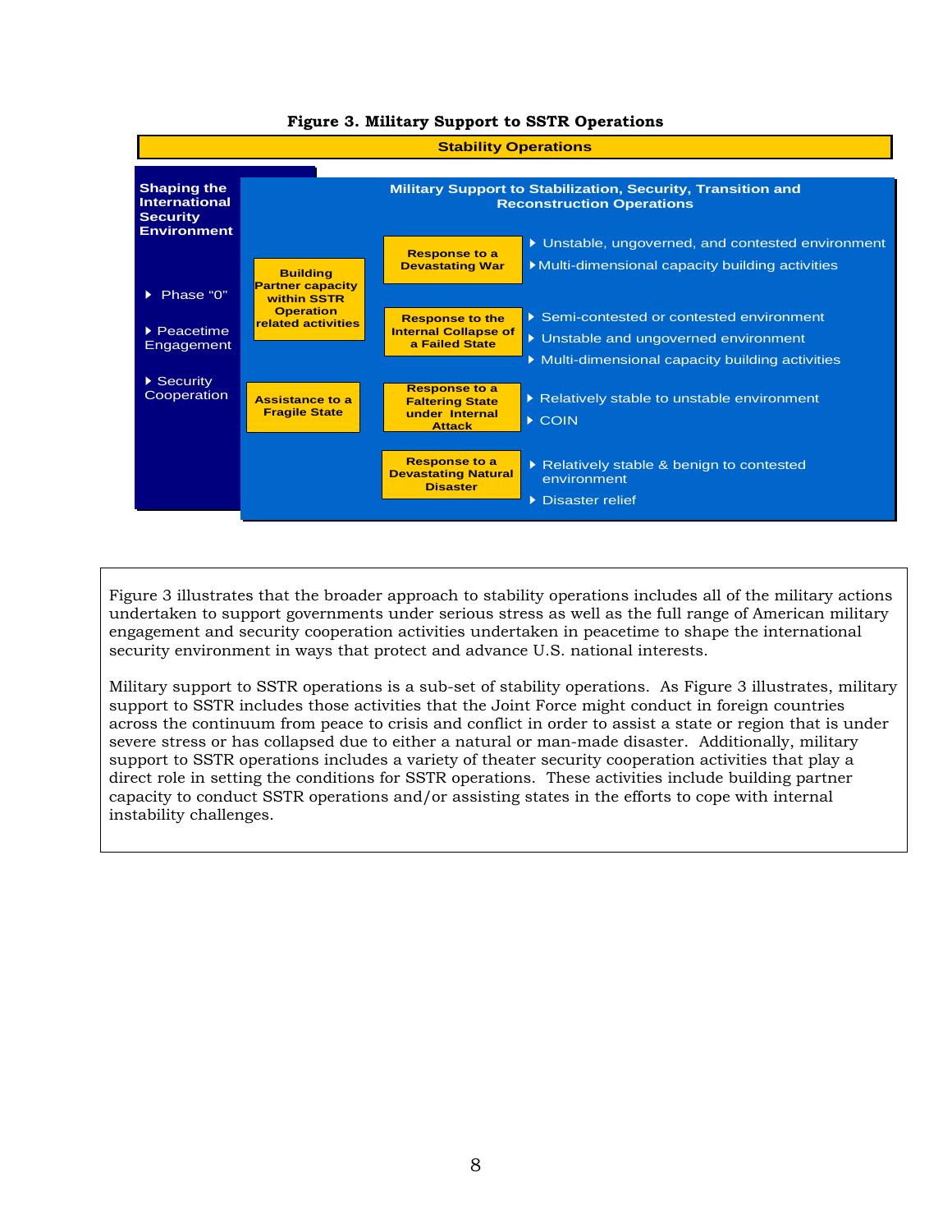**Figure 3. Military Support to SSTR Operations**

**Stability Operations**

**Shaping the International Security Environment**

- Phase "0"
- Peacetime Engagement
- Security Cooperation

**Military Support to Stabilization, Security, Transition and Reconstruction Operations**

**Building Partner capacity within SSTR Operation related activities**

**Assistance to a Fragile State**

**Response to a Devastating War**
- Unstable, ungoverned, and contested environment
- Multi-dimensional capacity building activities

**Response to the Internal Collapse of a Failed State**
- Semi-contested or contested environment
- Unstable and ungoverned environment
- Multi-dimensional capacity building activities

**Response to a Faltering State under Internal Attack**
- Relatively stable to unstable environment
- COIN

**Response to a Devastating Natural Disaster**
- Relatively stable & benign to contested environment
- Disaster relief

Figure 3 illustrates that the broader approach to stability operations includes all of the military actions undertaken to support governments under serious stress as well as the full range of American military engagement and security cooperation activities undertaken in peacetime to shape the international security environment in ways that protect and advance U.S. national interests.

Military support to SSTR operations is a sub-set of stability operations. As Figure 3 illustrates, military support to SSTR includes those activities that the Joint Force might conduct in foreign countries across the continuum from peace to crisis and conflict in order to assist a state or region that is under severe stress or has collapsed due to either a natural or man-made disaster. Additionally, military support to SSTR operations includes a variety of theater security cooperation activities that play a direct role in setting the conditions for SSTR operations. These activities include building partner capacity to conduct SSTR operations and/or assisting states in the efforts to cope with internal instability challenges.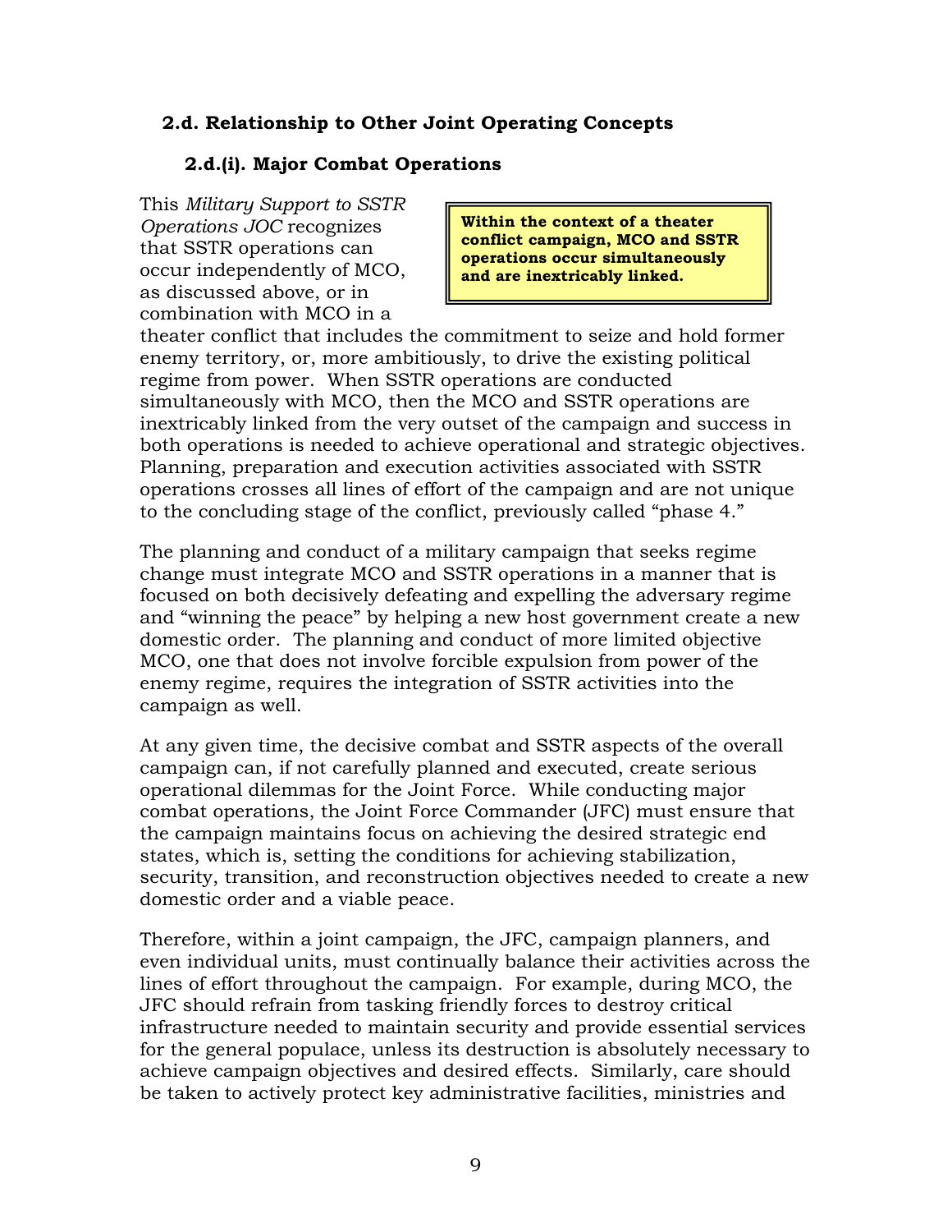## 2.d. Relationship to Other Joint Operating Concepts

### 2.d.(i). Major Combat Operations

> **Within the context of a theater conflict campaign, MCO and SSTR operations occur simultaneously and are inextricably linked.**

This *Military Support to SSTR Operations JOC* recognizes that SSTR operations can occur independently of MCO, as discussed above, or in combination with MCO in a theater conflict that includes the commitment to seize and hold former enemy territory, or, more ambitiously, to drive the existing political regime from power. When SSTR operations are conducted simultaneously with MCO, then the MCO and SSTR operations are inextricably linked from the very outset of the campaign and success in both operations is needed to achieve operational and strategic objectives. Planning, preparation and execution activities associated with SSTR operations crosses all lines of effort of the campaign and are not unique to the concluding stage of the conflict, previously called "phase 4."

The planning and conduct of a military campaign that seeks regime change must integrate MCO and SSTR operations in a manner that is focused on both decisively defeating and expelling the adversary regime and "winning the peace" by helping a new host government create a new domestic order. The planning and conduct of more limited objective MCO, one that does not involve forcible expulsion from power of the enemy regime, requires the integration of SSTR activities into the campaign as well.

At any given time, the decisive combat and SSTR aspects of the overall campaign can, if not carefully planned and executed, create serious operational dilemmas for the Joint Force. While conducting major combat operations, the Joint Force Commander (JFC) must ensure that the campaign maintains focus on achieving the desired strategic end states, which is, setting the conditions for achieving stabilization, security, transition, and reconstruction objectives needed to create a new domestic order and a viable peace.

Therefore, within a joint campaign, the JFC, campaign planners, and even individual units, must continually balance their activities across the lines of effort throughout the campaign. For example, during MCO, the JFC should refrain from tasking friendly forces to destroy critical infrastructure needed to maintain security and provide essential services for the general populace, unless its destruction is absolutely necessary to achieve campaign objectives and desired effects. Similarly, care should be taken to actively protect key administrative facilities, ministries and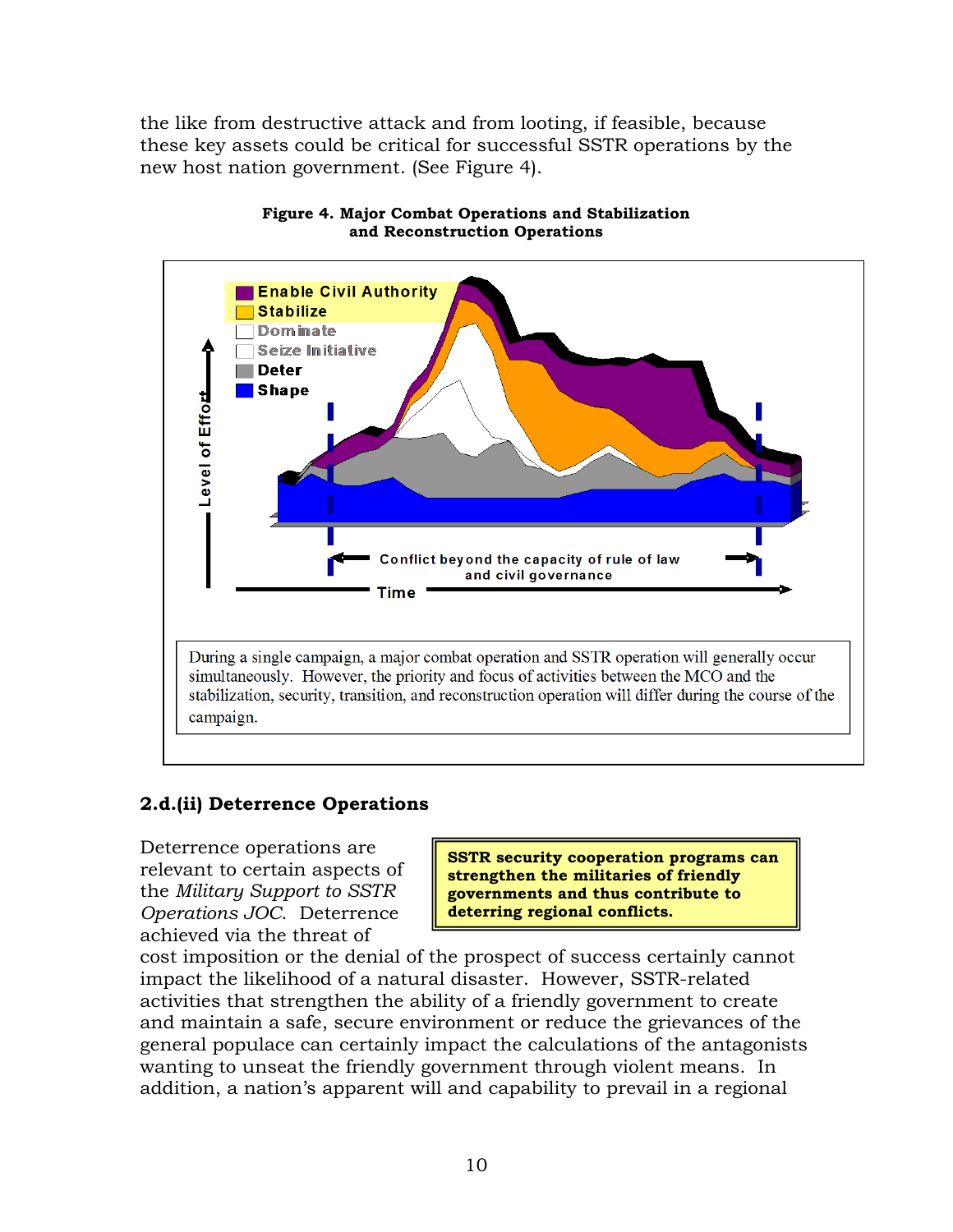the like from destructive attack and from looting, if feasible, because these key assets could be critical for successful SSTR operations by the new host nation government. (See Figure 4).

**Figure 4. Major Combat Operations and Stabilization and Reconstruction Operations**

Enable Civil Authority
Stabilize
Dominate
Seize Initiative
Deter
Shape

Level of Effort

Conflict beyond the capacity of rule of law and civil governance

Time

During a single campaign, a major combat operation and SSTR operation will generally occur simultaneously. However, the priority and focus of activities between the MCO and the stabilization, security, transition, and reconstruction operation will differ during the course of the campaign.

### 2.d.(ii) Deterrence Operations

> **SSTR security cooperation programs can strengthen the militaries of friendly governments and thus contribute to deterring regional conflicts.**

Deterrence operations are relevant to certain aspects of the *Military Support to SSTR Operations JOC*. Deterrence achieved via the threat of cost imposition or the denial of the prospect of success certainly cannot impact the likelihood of a natural disaster. However, SSTR-related activities that strengthen the ability of a friendly government to create and maintain a safe, secure environment or reduce the grievances of the general populace can certainly impact the calculations of the antagonists wanting to unseat the friendly government through violent means. In addition, a nation's apparent will and capability to prevail in a regional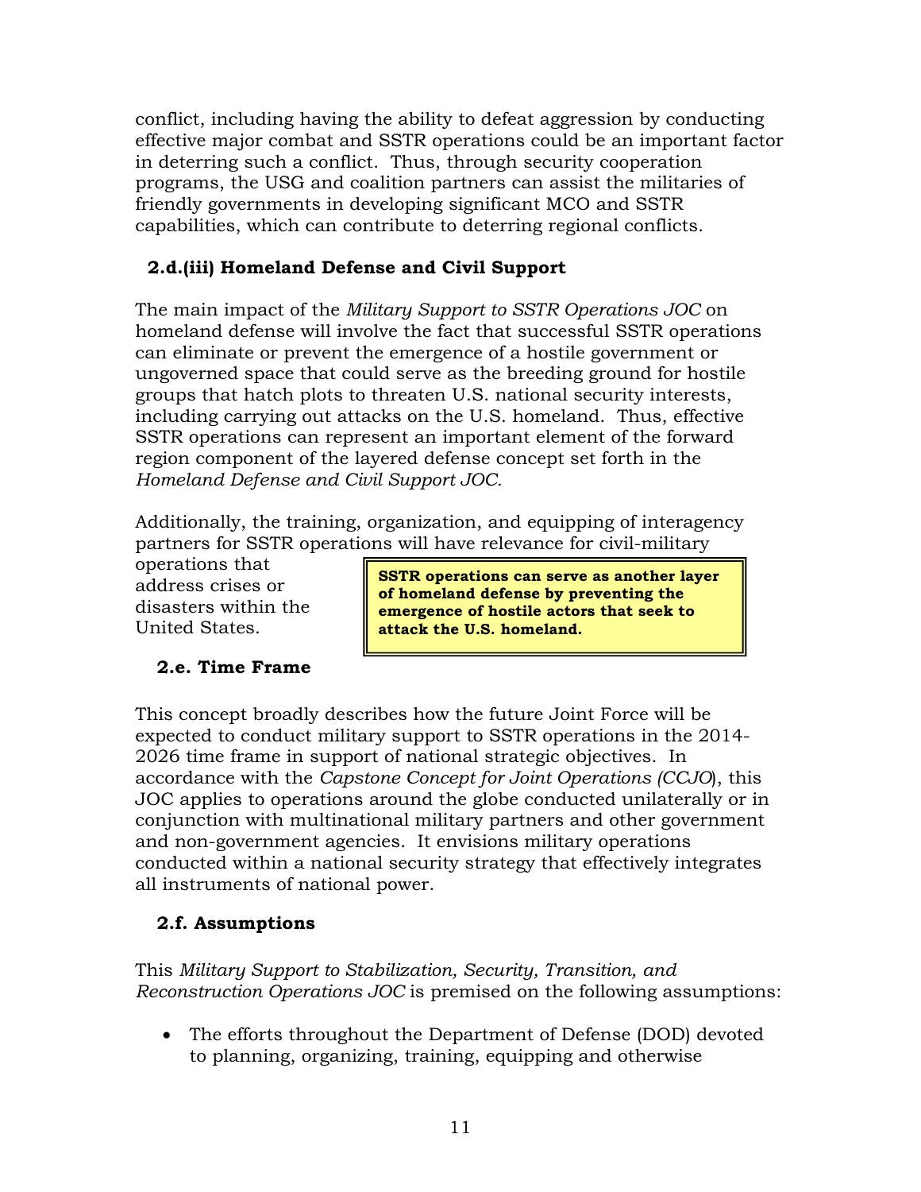conflict, including having the ability to defeat aggression by conducting effective major combat and SSTR operations could be an important factor in deterring such a conflict. Thus, through security cooperation programs, the USG and coalition partners can assist the militaries of friendly governments in developing significant MCO and SSTR capabilities, which can contribute to deterring regional conflicts.

### 2.d.(iii) Homeland Defense and Civil Support

The main impact of the *Military Support to SSTR Operations JOC* on homeland defense will involve the fact that successful SSTR operations can eliminate or prevent the emergence of a hostile government or ungoverned space that could serve as the breeding ground for hostile groups that hatch plots to threaten U.S. national security interests, including carrying out attacks on the U.S. homeland. Thus, effective SSTR operations can represent an important element of the forward region component of the layered defense concept set forth in the *Homeland Defense and Civil Support JOC.*

Additionally, the training, organization, and equipping of interagency partners for SSTR operations will have relevance for civil-military operations that address crises or disasters within the United States.

**SSTR operations can serve as another layer of homeland defense by preventing the emergence of hostile actors that seek to attack the U.S. homeland.**

### 2.e. Time Frame

This concept broadly describes how the future Joint Force will be expected to conduct military support to SSTR operations in the 2014-2026 time frame in support of national strategic objectives. In accordance with the *Capstone Concept for Joint Operations (CCJO*), this JOC applies to operations around the globe conducted unilaterally or in conjunction with multinational military partners and other government and non-government agencies. It envisions military operations conducted within a national security strategy that effectively integrates all instruments of national power.

### 2.f. Assumptions

This *Military Support to Stabilization, Security, Transition, and Reconstruction Operations JOC* is premised on the following assumptions:

- The efforts throughout the Department of Defense (DOD) devoted to planning, organizing, training, equipping and otherwise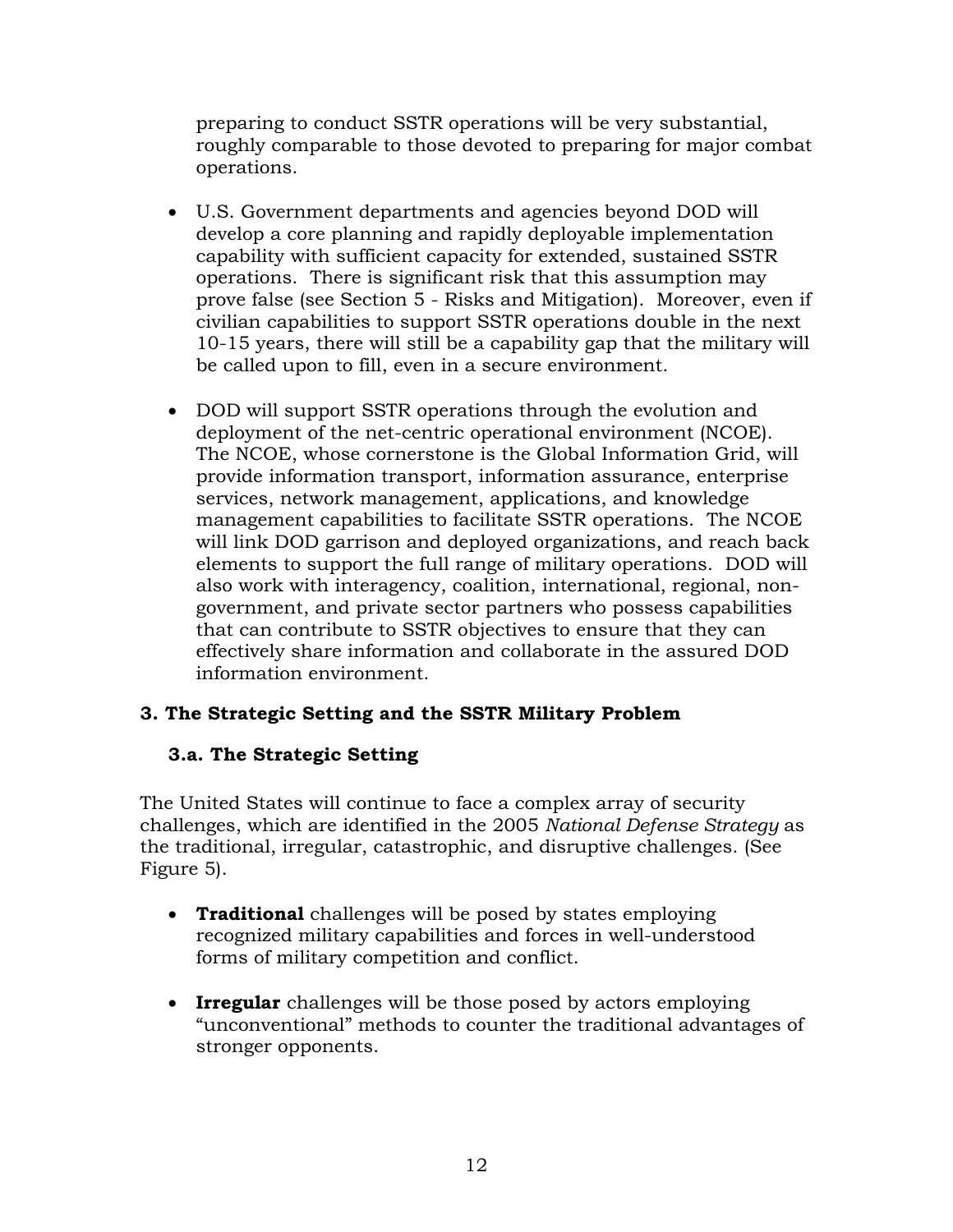preparing to conduct SSTR operations will be very substantial, roughly comparable to those devoted to preparing for major combat operations.

- U.S. Government departments and agencies beyond DOD will develop a core planning and rapidly deployable implementation capability with sufficient capacity for extended, sustained SSTR operations. There is significant risk that this assumption may prove false (see Section 5 - Risks and Mitigation). Moreover, even if civilian capabilities to support SSTR operations double in the next 10-15 years, there will still be a capability gap that the military will be called upon to fill, even in a secure environment.

- DOD will support SSTR operations through the evolution and deployment of the net-centric operational environment (NCOE). The NCOE, whose cornerstone is the Global Information Grid, will provide information transport, information assurance, enterprise services, network management, applications, and knowledge management capabilities to facilitate SSTR operations. The NCOE will link DOD garrison and deployed organizations, and reach back elements to support the full range of military operations. DOD will also work with interagency, coalition, international, regional, non-government, and private sector partners who possess capabilities that can contribute to SSTR objectives to ensure that they can effectively share information and collaborate in the assured DOD information environment.

## 3. The Strategic Setting and the SSTR Military Problem

### 3.a. The Strategic Setting

The United States will continue to face a complex array of security challenges, which are identified in the 2005 *National Defense Strategy* as the traditional, irregular, catastrophic, and disruptive challenges. (See Figure 5).

- **Traditional** challenges will be posed by states employing recognized military capabilities and forces in well-understood forms of military competition and conflict.

- **Irregular** challenges will be those posed by actors employing "unconventional" methods to counter the traditional advantages of stronger opponents.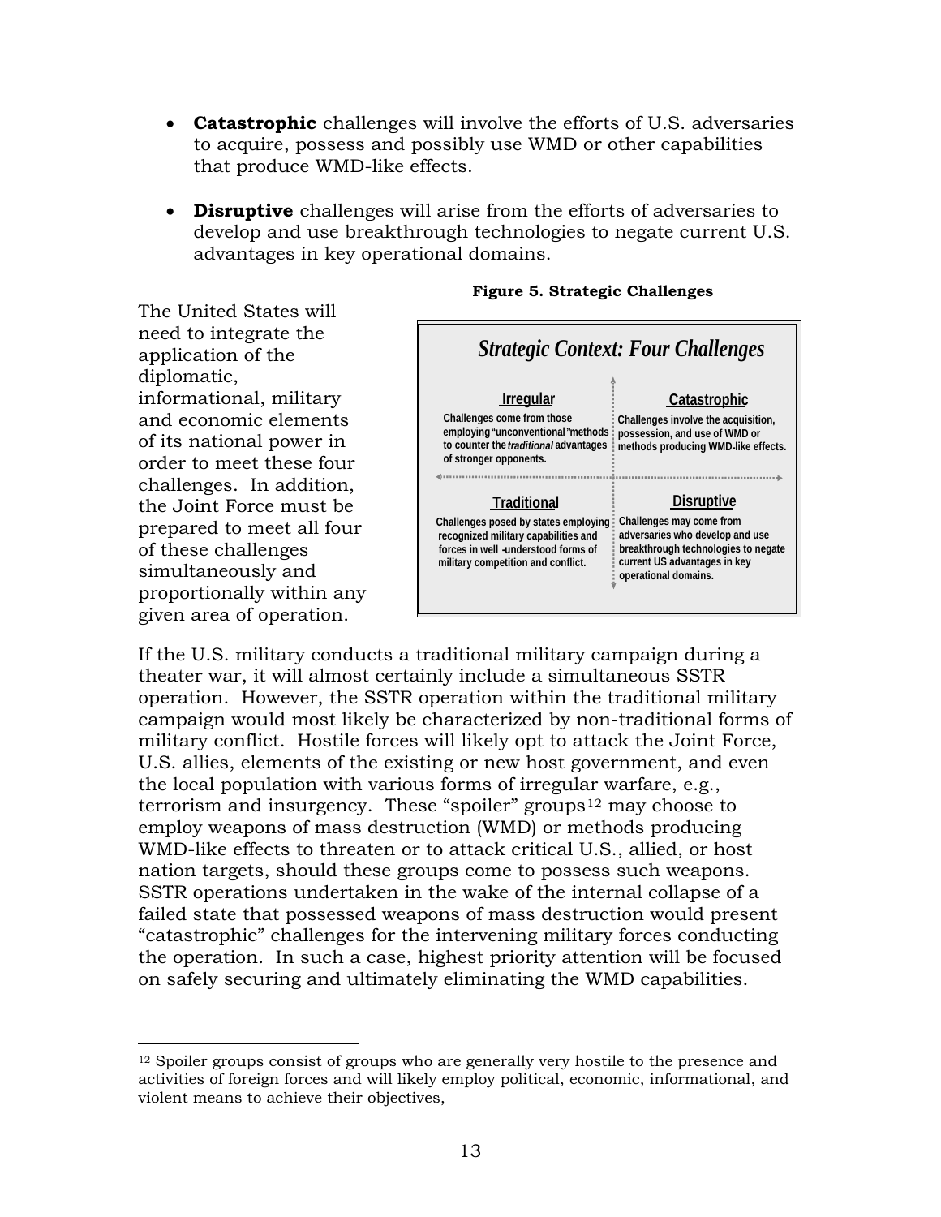- **Catastrophic** challenges will involve the efforts of U.S. adversaries to acquire, possess and possibly use WMD or other capabilities that produce WMD-like effects.

- **Disruptive** challenges will arise from the efforts of adversaries to develop and use breakthrough technologies to negate current U.S. advantages in key operational domains.

The United States will need to integrate the application of the diplomatic, informational, military and economic elements of its national power in order to meet these four challenges. In addition, the Joint Force must be prepared to meet all four of these challenges simultaneously and proportionally within any given area of operation.

**Figure 5. Strategic Challenges**

*Strategic Context: Four Challenges*

| **Irregular** | **Catastrophic** |
|---|---|
| Challenges come from those employing "unconventional" methods to counter the *traditional* advantages of stronger opponents. | Challenges involve the acquisition, possession, and use of WMD or methods producing WMD-like effects. |
| **Traditional** | **Disruptive** |
| Challenges posed by states employing recognized military capabilities and forces in well -understood forms of military competition and conflict. | Challenges may come from adversaries who develop and use breakthrough technologies to negate current US advantages in key operational domains. |

If the U.S. military conducts a traditional military campaign during a theater war, it will almost certainly include a simultaneous SSTR operation. However, the SSTR operation within the traditional military campaign would most likely be characterized by non-traditional forms of military conflict. Hostile forces will likely opt to attack the Joint Force, U.S. allies, elements of the existing or new host government, and even the local population with various forms of irregular warfare, e.g., terrorism and insurgency. These "spoiler" groups[12] may choose to employ weapons of mass destruction (WMD) or methods producing WMD-like effects to threaten or to attack critical U.S., allied, or host nation targets, should these groups come to possess such weapons. SSTR operations undertaken in the wake of the internal collapse of a failed state that possessed weapons of mass destruction would present "catastrophic" challenges for the intervening military forces conducting the operation. In such a case, highest priority attention will be focused on safely securing and ultimately eliminating the WMD capabilities.

[12] Spoiler groups consist of groups who are generally very hostile to the presence and activities of foreign forces and will likely employ political, economic, informational, and violent means to achieve their objectives,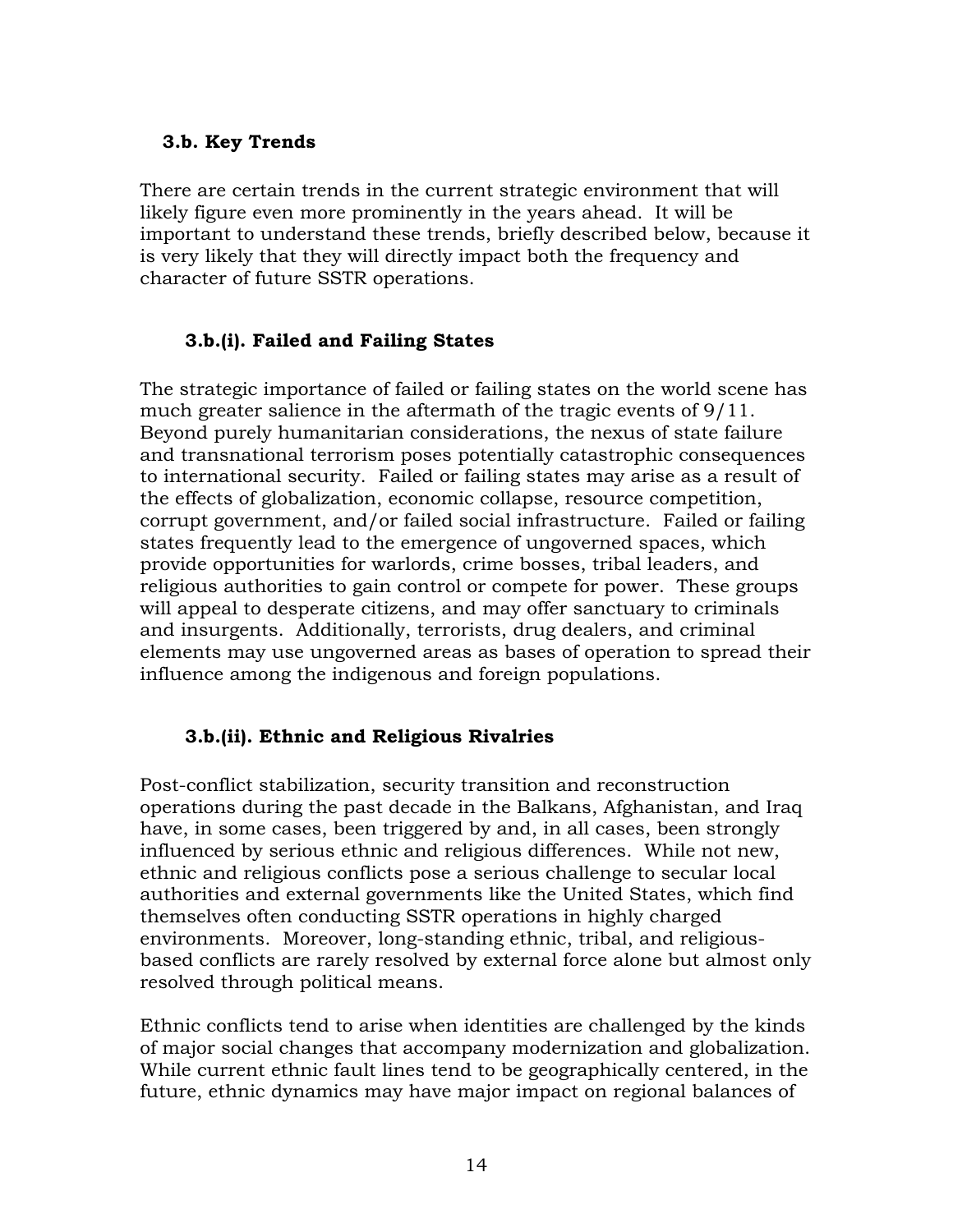### 3.b. Key Trends

There are certain trends in the current strategic environment that will likely figure even more prominently in the years ahead. It will be important to understand these trends, briefly described below, because it is very likely that they will directly impact both the frequency and character of future SSTR operations.

#### 3.b.(i). Failed and Failing States

The strategic importance of failed or failing states on the world scene has much greater salience in the aftermath of the tragic events of 9/11. Beyond purely humanitarian considerations, the nexus of state failure and transnational terrorism poses potentially catastrophic consequences to international security. Failed or failing states may arise as a result of the effects of globalization, economic collapse, resource competition, corrupt government, and/or failed social infrastructure. Failed or failing states frequently lead to the emergence of ungoverned spaces, which provide opportunities for warlords, crime bosses, tribal leaders, and religious authorities to gain control or compete for power. These groups will appeal to desperate citizens, and may offer sanctuary to criminals and insurgents. Additionally, terrorists, drug dealers, and criminal elements may use ungoverned areas as bases of operation to spread their influence among the indigenous and foreign populations.

#### 3.b.(ii). Ethnic and Religious Rivalries

Post-conflict stabilization, security transition and reconstruction operations during the past decade in the Balkans, Afghanistan, and Iraq have, in some cases, been triggered by and, in all cases, been strongly influenced by serious ethnic and religious differences. While not new, ethnic and religious conflicts pose a serious challenge to secular local authorities and external governments like the United States, which find themselves often conducting SSTR operations in highly charged environments. Moreover, long-standing ethnic, tribal, and religious-based conflicts are rarely resolved by external force alone but almost only resolved through political means.

Ethnic conflicts tend to arise when identities are challenged by the kinds of major social changes that accompany modernization and globalization. While current ethnic fault lines tend to be geographically centered, in the future, ethnic dynamics may have major impact on regional balances of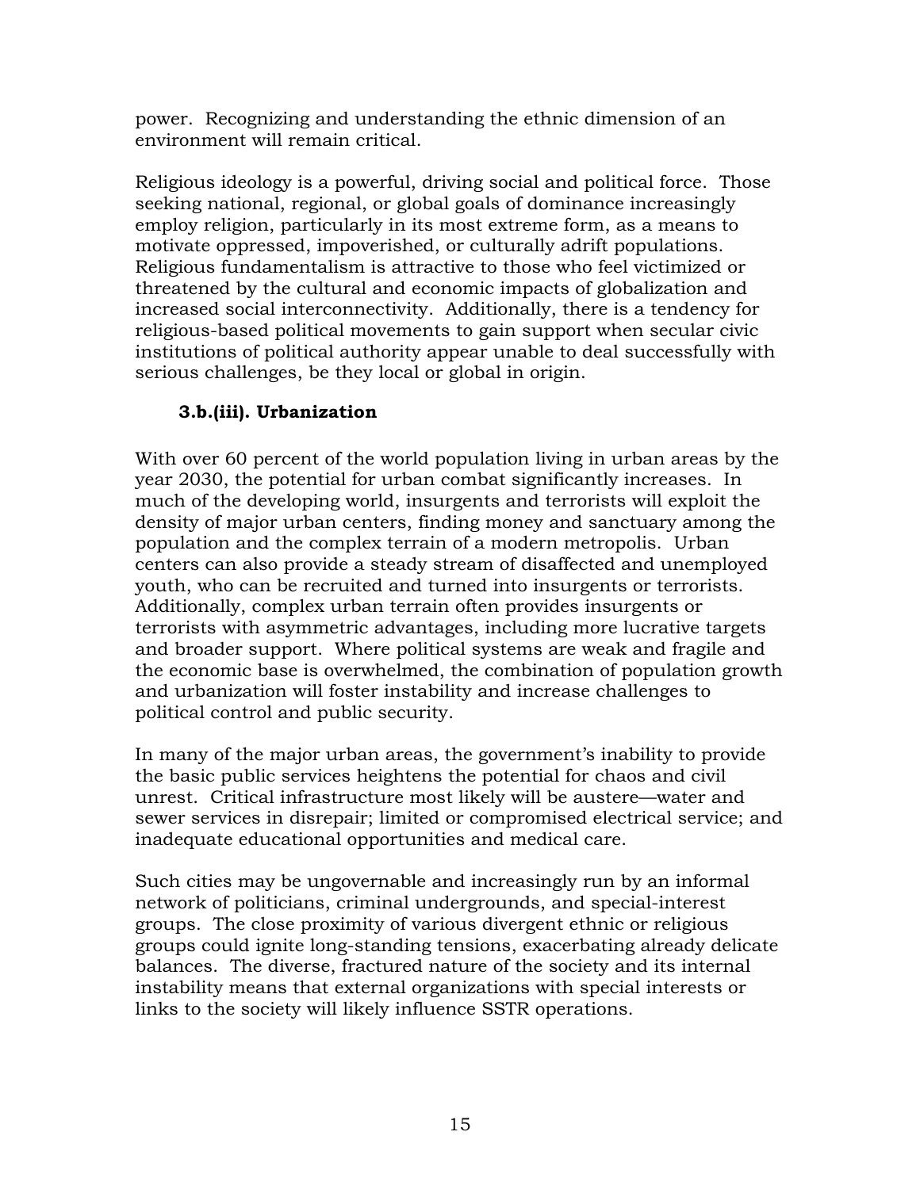power. Recognizing and understanding the ethnic dimension of an environment will remain critical.

Religious ideology is a powerful, driving social and political force. Those seeking national, regional, or global goals of dominance increasingly employ religion, particularly in its most extreme form, as a means to motivate oppressed, impoverished, or culturally adrift populations. Religious fundamentalism is attractive to those who feel victimized or threatened by the cultural and economic impacts of globalization and increased social interconnectivity. Additionally, there is a tendency for religious-based political movements to gain support when secular civic institutions of political authority appear unable to deal successfully with serious challenges, be they local or global in origin.

### 3.b.(iii). Urbanization

With over 60 percent of the world population living in urban areas by the year 2030, the potential for urban combat significantly increases. In much of the developing world, insurgents and terrorists will exploit the density of major urban centers, finding money and sanctuary among the population and the complex terrain of a modern metropolis. Urban centers can also provide a steady stream of disaffected and unemployed youth, who can be recruited and turned into insurgents or terrorists. Additionally, complex urban terrain often provides insurgents or terrorists with asymmetric advantages, including more lucrative targets and broader support. Where political systems are weak and fragile and the economic base is overwhelmed, the combination of population growth and urbanization will foster instability and increase challenges to political control and public security.

In many of the major urban areas, the government's inability to provide the basic public services heightens the potential for chaos and civil unrest. Critical infrastructure most likely will be austere—water and sewer services in disrepair; limited or compromised electrical service; and inadequate educational opportunities and medical care.

Such cities may be ungovernable and increasingly run by an informal network of politicians, criminal undergrounds, and special-interest groups. The close proximity of various divergent ethnic or religious groups could ignite long-standing tensions, exacerbating already delicate balances. The diverse, fractured nature of the society and its internal instability means that external organizations with special interests or links to the society will likely influence SSTR operations.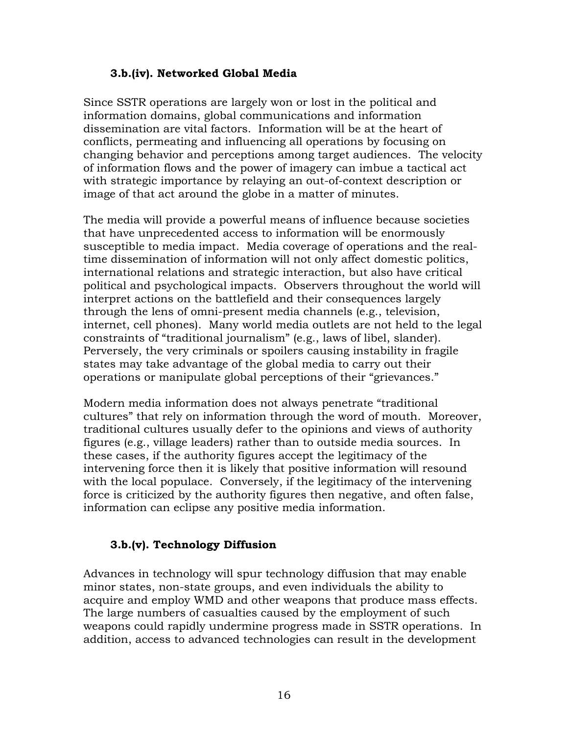### 3.b.(iv). Networked Global Media

Since SSTR operations are largely won or lost in the political and information domains, global communications and information dissemination are vital factors. Information will be at the heart of conflicts, permeating and influencing all operations by focusing on changing behavior and perceptions among target audiences. The velocity of information flows and the power of imagery can imbue a tactical act with strategic importance by relaying an out-of-context description or image of that act around the globe in a matter of minutes.

The media will provide a powerful means of influence because societies that have unprecedented access to information will be enormously susceptible to media impact. Media coverage of operations and the real-time dissemination of information will not only affect domestic politics, international relations and strategic interaction, but also have critical political and psychological impacts. Observers throughout the world will interpret actions on the battlefield and their consequences largely through the lens of omni-present media channels (e.g., television, internet, cell phones). Many world media outlets are not held to the legal constraints of "traditional journalism" (e.g., laws of libel, slander). Perversely, the very criminals or spoilers causing instability in fragile states may take advantage of the global media to carry out their operations or manipulate global perceptions of their "grievances."

Modern media information does not always penetrate "traditional cultures" that rely on information through the word of mouth. Moreover, traditional cultures usually defer to the opinions and views of authority figures (e.g., village leaders) rather than to outside media sources. In these cases, if the authority figures accept the legitimacy of the intervening force then it is likely that positive information will resound with the local populace. Conversely, if the legitimacy of the intervening force is criticized by the authority figures then negative, and often false, information can eclipse any positive media information.

### 3.b.(v). Technology Diffusion

Advances in technology will spur technology diffusion that may enable minor states, non-state groups, and even individuals the ability to acquire and employ WMD and other weapons that produce mass effects. The large numbers of casualties caused by the employment of such weapons could rapidly undermine progress made in SSTR operations. In addition, access to advanced technologies can result in the development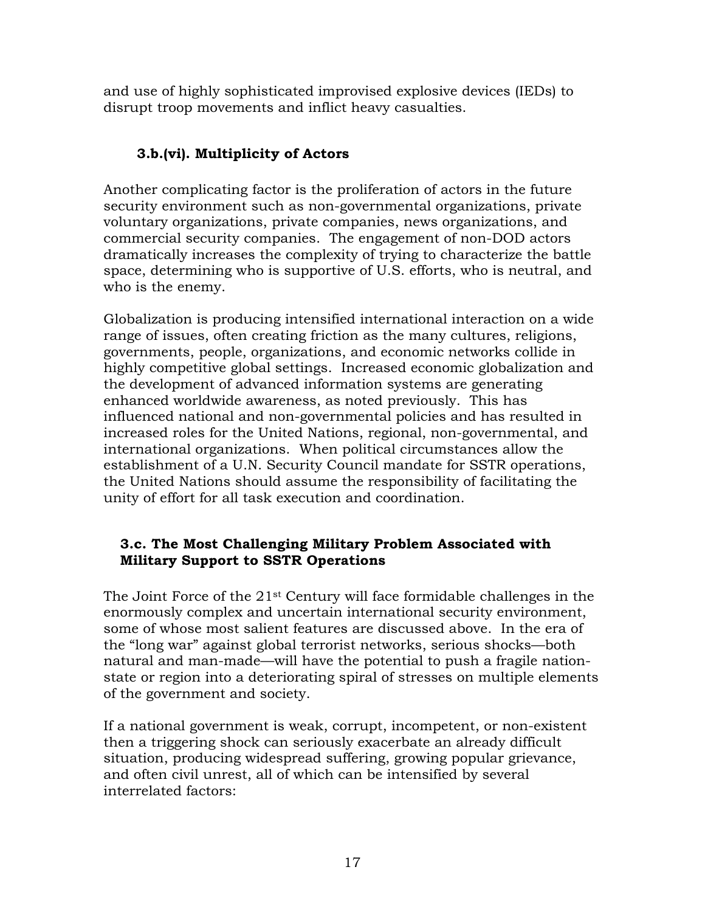and use of highly sophisticated improvised explosive devices (IEDs) to disrupt troop movements and inflict heavy casualties.

### 3.b.(vi). Multiplicity of Actors

Another complicating factor is the proliferation of actors in the future security environment such as non-governmental organizations, private voluntary organizations, private companies, news organizations, and commercial security companies. The engagement of non-DOD actors dramatically increases the complexity of trying to characterize the battle space, determining who is supportive of U.S. efforts, who is neutral, and who is the enemy.

Globalization is producing intensified international interaction on a wide range of issues, often creating friction as the many cultures, religions, governments, people, organizations, and economic networks collide in highly competitive global settings. Increased economic globalization and the development of advanced information systems are generating enhanced worldwide awareness, as noted previously. This has influenced national and non-governmental policies and has resulted in increased roles for the United Nations, regional, non-governmental, and international organizations. When political circumstances allow the establishment of a U.N. Security Council mandate for SSTR operations, the United Nations should assume the responsibility of facilitating the unity of effort for all task execution and coordination.

## 3.c. The Most Challenging Military Problem Associated with Military Support to SSTR Operations

The Joint Force of the 21st Century will face formidable challenges in the enormously complex and uncertain international security environment, some of whose most salient features are discussed above. In the era of the "long war" against global terrorist networks, serious shocks—both natural and man-made—will have the potential to push a fragile nation-state or region into a deteriorating spiral of stresses on multiple elements of the government and society.

If a national government is weak, corrupt, incompetent, or non-existent then a triggering shock can seriously exacerbate an already difficult situation, producing widespread suffering, growing popular grievance, and often civil unrest, all of which can be intensified by several interrelated factors: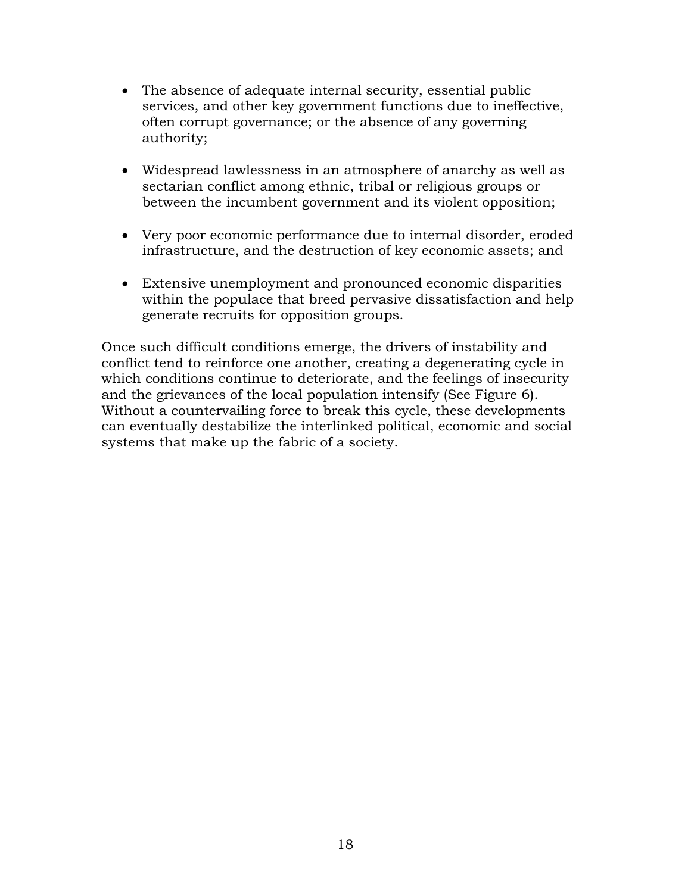- The absence of adequate internal security, essential public services, and other key government functions due to ineffective, often corrupt governance; or the absence of any governing authority;

- Widespread lawlessness in an atmosphere of anarchy as well as sectarian conflict among ethnic, tribal or religious groups or between the incumbent government and its violent opposition;

- Very poor economic performance due to internal disorder, eroded infrastructure, and the destruction of key economic assets; and

- Extensive unemployment and pronounced economic disparities within the populace that breed pervasive dissatisfaction and help generate recruits for opposition groups.

Once such difficult conditions emerge, the drivers of instability and conflict tend to reinforce one another, creating a degenerating cycle in which conditions continue to deteriorate, and the feelings of insecurity and the grievances of the local population intensify (See Figure 6). Without a countervailing force to break this cycle, these developments can eventually destabilize the interlinked political, economic and social systems that make up the fabric of a society.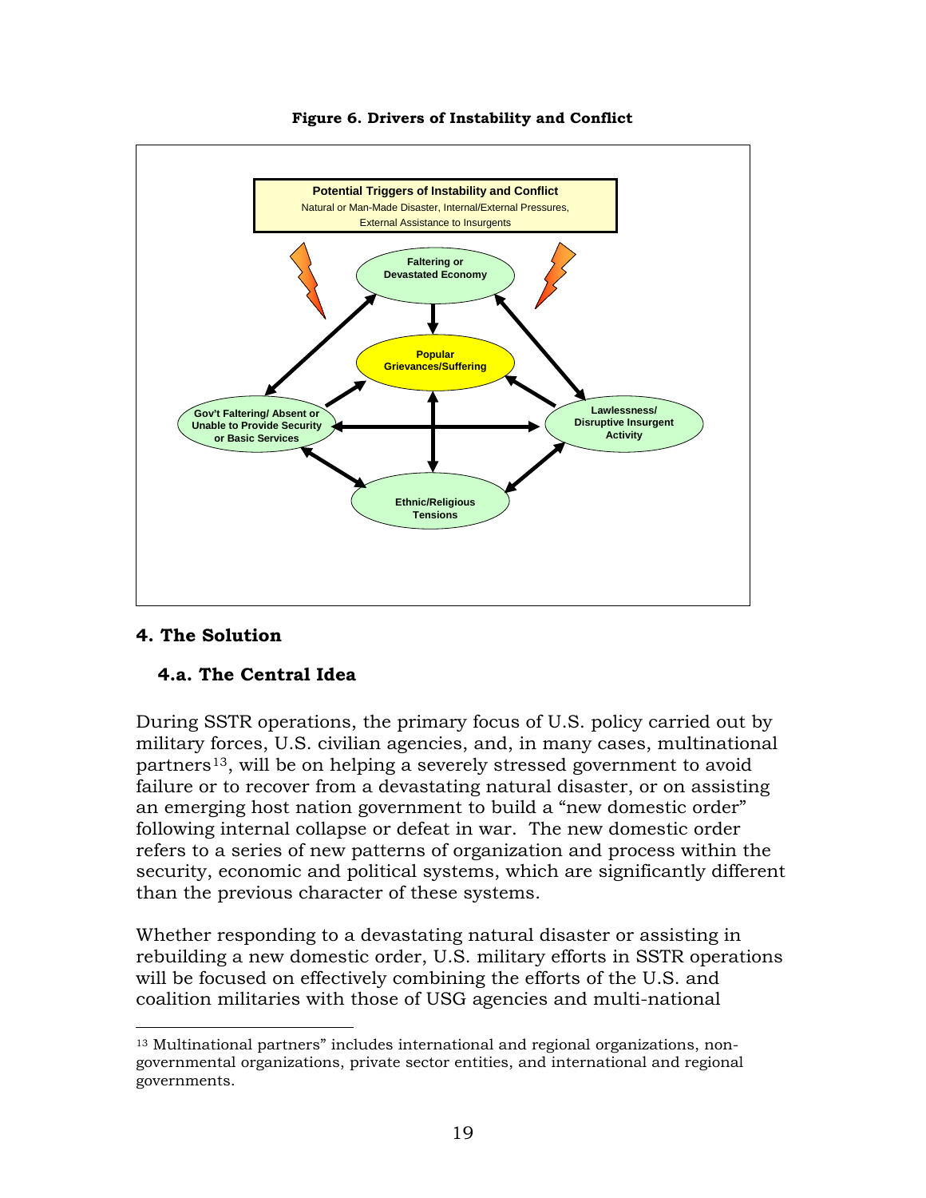**Figure 6. Drivers of Instability and Conflict**

Potential Triggers of Instability and Conflict
Natural or Man-Made Disaster, Internal/External Pressures, External Assistance to Insurgents

Faltering or Devastated Economy

Popular Grievances/Suffering

Gov't Faltering/ Absent or Unable to Provide Security or Basic Services

Lawlessness/ Disruptive Insurgent Activity

Ethnic/Religious Tensions

## 4. The Solution

### 4.a. The Central Idea

During SSTR operations, the primary focus of U.S. policy carried out by military forces, U.S. civilian agencies, and, in many cases, multinational partners[13], will be on helping a severely stressed government to avoid failure or to recover from a devastating natural disaster, or on assisting an emerging host nation government to build a "new domestic order" following internal collapse or defeat in war. The new domestic order refers to a series of new patterns of organization and process within the security, economic and political systems, which are significantly different than the previous character of these systems.

Whether responding to a devastating natural disaster or assisting in rebuilding a new domestic order, U.S. military efforts in SSTR operations will be focused on effectively combining the efforts of the U.S. and coalition militaries with those of USG agencies and multi-national

---

[13] Multinational partners" includes international and regional organizations, non-governmental organizations, private sector entities, and international and regional governments.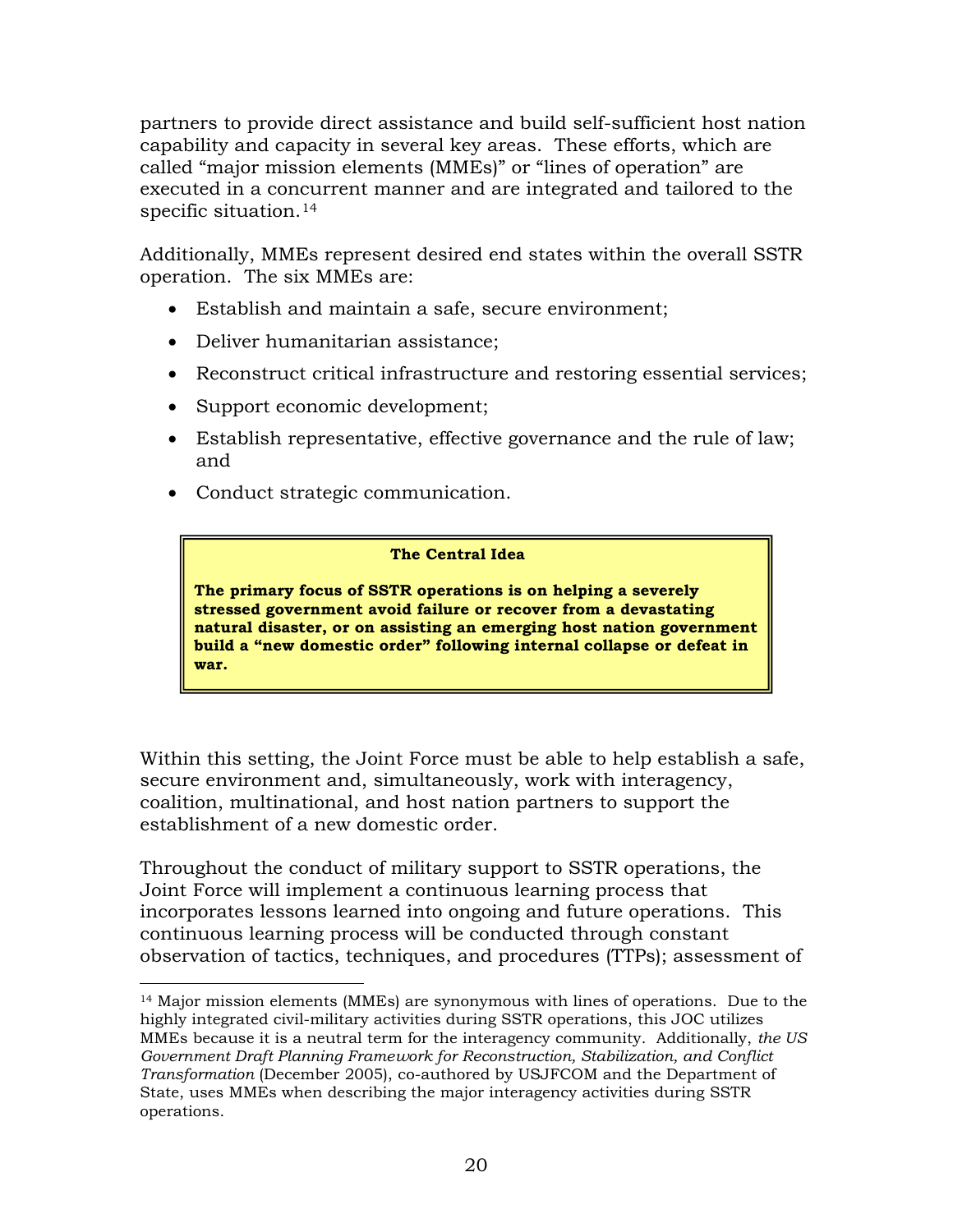partners to provide direct assistance and build self-sufficient host nation capability and capacity in several key areas. These efforts, which are called "major mission elements (MMEs)" or "lines of operation" are executed in a concurrent manner and are integrated and tailored to the specific situation.[14]

Additionally, MMEs represent desired end states within the overall SSTR operation. The six MMEs are:

- Establish and maintain a safe, secure environment;
- Deliver humanitarian assistance;
- Reconstruct critical infrastructure and restoring essential services;
- Support economic development;
- Establish representative, effective governance and the rule of law; and
- Conduct strategic communication.

> **The Central Idea**
>
> **The primary focus of SSTR operations is on helping a severely stressed government avoid failure or recover from a devastating natural disaster, or on assisting an emerging host nation government build a "new domestic order" following internal collapse or defeat in war.**

Within this setting, the Joint Force must be able to help establish a safe, secure environment and, simultaneously, work with interagency, coalition, multinational, and host nation partners to support the establishment of a new domestic order.

Throughout the conduct of military support to SSTR operations, the Joint Force will implement a continuous learning process that incorporates lessons learned into ongoing and future operations. This continuous learning process will be conducted through constant observation of tactics, techniques, and procedures (TTPs); assessment of

---

[14] Major mission elements (MMEs) are synonymous with lines of operations. Due to the highly integrated civil-military activities during SSTR operations, this JOC utilizes MMEs because it is a neutral term for the interagency community. Additionally, *the US Government Draft Planning Framework for Reconstruction, Stabilization, and Conflict Transformation* (December 2005), co-authored by USJFCOM and the Department of State, uses MMEs when describing the major interagency activities during SSTR operations.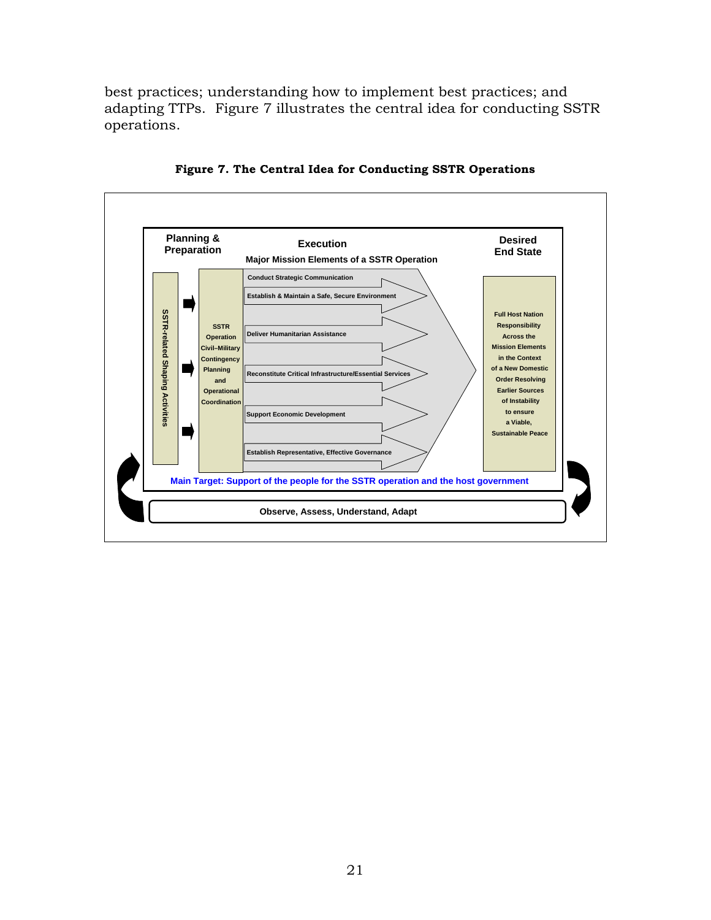best practices; understanding how to implement best practices; and adapting TTPs. Figure 7 illustrates the central idea for conducting SSTR operations.

**Figure 7. The Central Idea for Conducting SSTR Operations**

Planning & Preparation

Execution

Major Mission Elements of a SSTR Operation

Desired End State

SSTR-related Shaping Activities

SSTR Operation Civil–Military Contingency Planning and Operational Coordination

- Conduct Strategic Communication
- Establish & Maintain a Safe, Secure Environment
- Deliver Humanitarian Assistance
- Reconstitute Critical Infrastructure/Essential Services
- Support Economic Development
- Establish Representative, Effective Governance

Full Host Nation Responsibility Across the Mission Elements in the Context of a New Domestic Order Resolving Earlier Sources of Instability to ensure a Viable, Sustainable Peace

Main Target: Support of the people for the SSTR operation and the host government

Observe, Assess, Understand, Adapt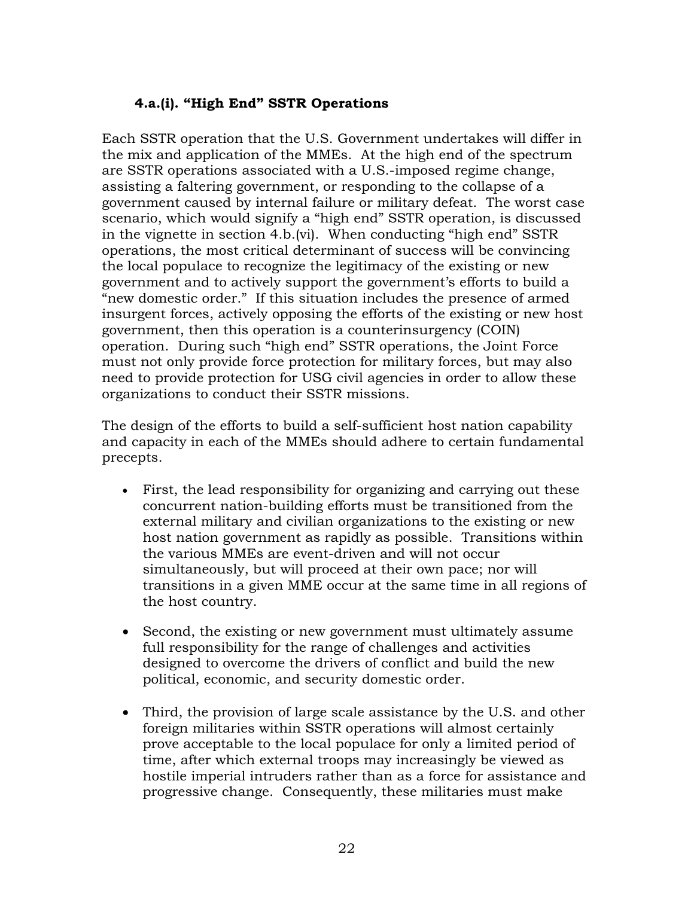### 4.a.(i). “High End” SSTR Operations

Each SSTR operation that the U.S. Government undertakes will differ in the mix and application of the MMEs. At the high end of the spectrum are SSTR operations associated with a U.S.-imposed regime change, assisting a faltering government, or responding to the collapse of a government caused by internal failure or military defeat. The worst case scenario, which would signify a “high end” SSTR operation, is discussed in the vignette in section 4.b.(vi). When conducting “high end” SSTR operations, the most critical determinant of success will be convincing the local populace to recognize the legitimacy of the existing or new government and to actively support the government’s efforts to build a “new domestic order.” If this situation includes the presence of armed insurgent forces, actively opposing the efforts of the existing or new host government, then this operation is a counterinsurgency (COIN) operation. During such “high end” SSTR operations, the Joint Force must not only provide force protection for military forces, but may also need to provide protection for USG civil agencies in order to allow these organizations to conduct their SSTR missions.

The design of the efforts to build a self-sufficient host nation capability and capacity in each of the MMEs should adhere to certain fundamental precepts.

- First, the lead responsibility for organizing and carrying out these concurrent nation-building efforts must be transitioned from the external military and civilian organizations to the existing or new host nation government as rapidly as possible. Transitions within the various MMEs are event-driven and will not occur simultaneously, but will proceed at their own pace; nor will transitions in a given MME occur at the same time in all regions of the host country.

- Second, the existing or new government must ultimately assume full responsibility for the range of challenges and activities designed to overcome the drivers of conflict and build the new political, economic, and security domestic order.

- Third, the provision of large scale assistance by the U.S. and other foreign militaries within SSTR operations will almost certainly prove acceptable to the local populace for only a limited period of time, after which external troops may increasingly be viewed as hostile imperial intruders rather than as a force for assistance and progressive change. Consequently, these militaries must make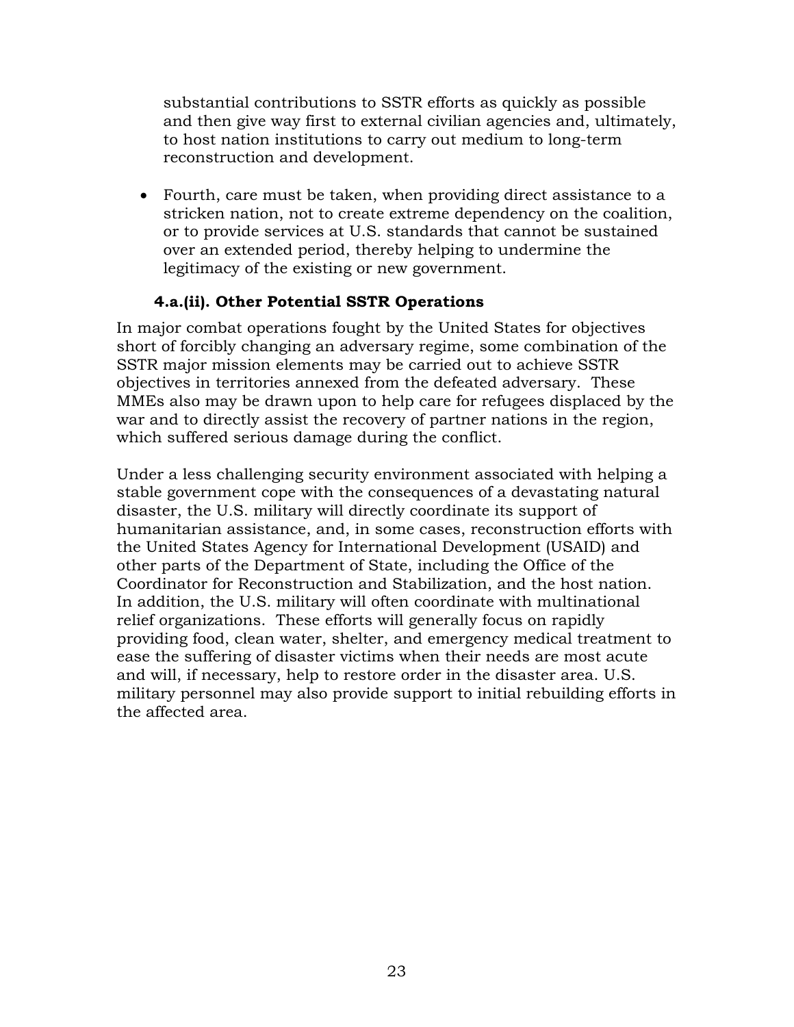substantial contributions to SSTR efforts as quickly as possible and then give way first to external civilian agencies and, ultimately, to host nation institutions to carry out medium to long-term reconstruction and development.

- Fourth, care must be taken, when providing direct assistance to a stricken nation, not to create extreme dependency on the coalition, or to provide services at U.S. standards that cannot be sustained over an extended period, thereby helping to undermine the legitimacy of the existing or new government.

#### 4.a.(ii). Other Potential SSTR Operations

In major combat operations fought by the United States for objectives short of forcibly changing an adversary regime, some combination of the SSTR major mission elements may be carried out to achieve SSTR objectives in territories annexed from the defeated adversary. These MMEs also may be drawn upon to help care for refugees displaced by the war and to directly assist the recovery of partner nations in the region, which suffered serious damage during the conflict.

Under a less challenging security environment associated with helping a stable government cope with the consequences of a devastating natural disaster, the U.S. military will directly coordinate its support of humanitarian assistance, and, in some cases, reconstruction efforts with the United States Agency for International Development (USAID) and other parts of the Department of State, including the Office of the Coordinator for Reconstruction and Stabilization, and the host nation. In addition, the U.S. military will often coordinate with multinational relief organizations. These efforts will generally focus on rapidly providing food, clean water, shelter, and emergency medical treatment to ease the suffering of disaster victims when their needs are most acute and will, if necessary, help to restore order in the disaster area. U.S. military personnel may also provide support to initial rebuilding efforts in the affected area.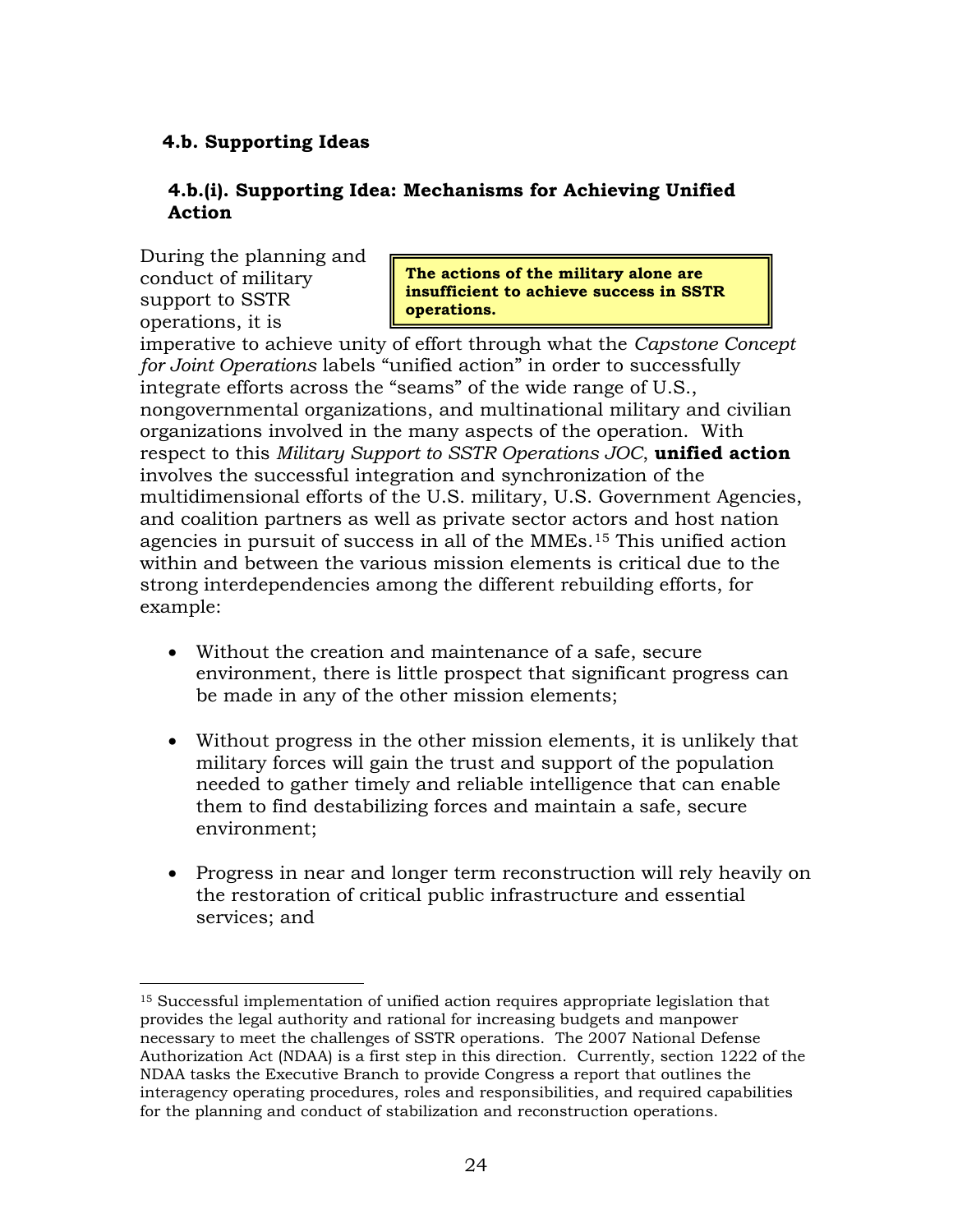### 4.b. Supporting Ideas

#### 4.b.(i). Supporting Idea: Mechanisms for Achieving Unified Action

> **The actions of the military alone are insufficient to achieve success in SSTR operations.**

During the planning and conduct of military support to SSTR operations, it is imperative to achieve unity of effort through what the *Capstone Concept for Joint Operations* labels "unified action" in order to successfully integrate efforts across the "seams" of the wide range of U.S., nongovernmental organizations, and multinational military and civilian organizations involved in the many aspects of the operation. With respect to this *Military Support to SSTR Operations JOC*, **unified action** involves the successful integration and synchronization of the multidimensional efforts of the U.S. military, U.S. Government Agencies, and coalition partners as well as private sector actors and host nation agencies in pursuit of success in all of the MMEs.[15] This unified action within and between the various mission elements is critical due to the strong interdependencies among the different rebuilding efforts, for example:

- Without the creation and maintenance of a safe, secure environment, there is little prospect that significant progress can be made in any of the other mission elements;
- Without progress in the other mission elements, it is unlikely that military forces will gain the trust and support of the population needed to gather timely and reliable intelligence that can enable them to find destabilizing forces and maintain a safe, secure environment;
- Progress in near and longer term reconstruction will rely heavily on the restoration of critical public infrastructure and essential services; and

---

[15] Successful implementation of unified action requires appropriate legislation that provides the legal authority and rational for increasing budgets and manpower necessary to meet the challenges of SSTR operations. The 2007 National Defense Authorization Act (NDAA) is a first step in this direction. Currently, section 1222 of the NDAA tasks the Executive Branch to provide Congress a report that outlines the interagency operating procedures, roles and responsibilities, and required capabilities for the planning and conduct of stabilization and reconstruction operations.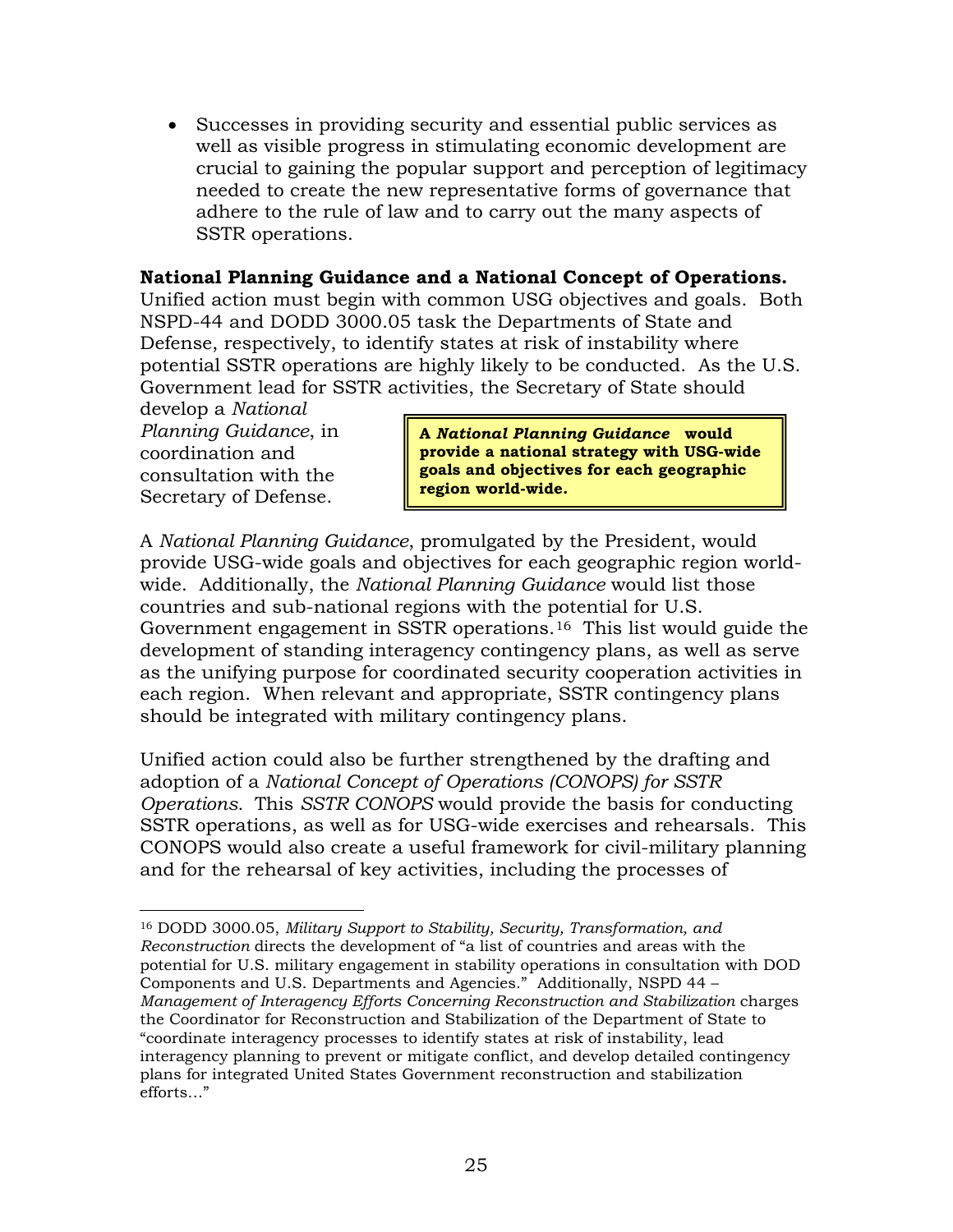- Successes in providing security and essential public services as well as visible progress in stimulating economic development are crucial to gaining the popular support and perception of legitimacy needed to create the new representative forms of governance that adhere to the rule of law and to carry out the many aspects of SSTR operations.

**National Planning Guidance and a National Concept of Operations.** Unified action must begin with common USG objectives and goals. Both NSPD-44 and DODD 3000.05 task the Departments of State and Defense, respectively, to identify states at risk of instability where potential SSTR operations are highly likely to be conducted. As the U.S. Government lead for SSTR activities, the Secretary of State should develop a *National Planning Guidance*, in coordination and consultation with the Secretary of Defense.

> **A *National Planning Guidance* would provide a national strategy with USG-wide goals and objectives for each geographic region world-wide.**

A *National Planning Guidance*, promulgated by the President, would provide USG-wide goals and objectives for each geographic region world-wide. Additionally, the *National Planning Guidance* would list those countries and sub-national regions with the potential for U.S. Government engagement in SSTR operations.[16] This list would guide the development of standing interagency contingency plans, as well as serve as the unifying purpose for coordinated security cooperation activities in each region. When relevant and appropriate, SSTR contingency plans should be integrated with military contingency plans.

Unified action could also be further strengthened by the drafting and adoption of a *National Concept of Operations (CONOPS) for SSTR Operations.* This *SSTR CONOPS* would provide the basis for conducting SSTR operations, as well as for USG-wide exercises and rehearsals. This CONOPS would also create a useful framework for civil-military planning and for the rehearsal of key activities, including the processes of

---

[16] DODD 3000.05, *Military Support to Stability, Security, Transformation, and Reconstruction* directs the development of "a list of countries and areas with the potential for U.S. military engagement in stability operations in consultation with DOD Components and U.S. Departments and Agencies." Additionally, NSPD 44 – *Management of Interagency Efforts Concerning Reconstruction and Stabilization* charges the Coordinator for Reconstruction and Stabilization of the Department of State to "coordinate interagency processes to identify states at risk of instability, lead interagency planning to prevent or mitigate conflict, and develop detailed contingency plans for integrated United States Government reconstruction and stabilization efforts…"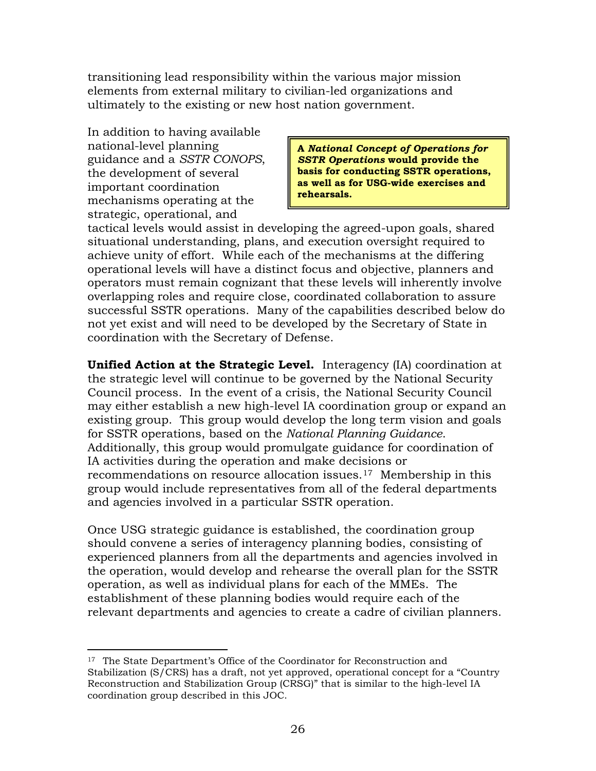transitioning lead responsibility within the various major mission elements from external military to civilian-led organizations and ultimately to the existing or new host nation government.

> **A *National Concept of Operations for SSTR Operations* would provide the basis for conducting SSTR operations, as well as for USG-wide exercises and rehearsals.**

In addition to having available national-level planning guidance and a *SSTR CONOPS*, the development of several important coordination mechanisms operating at the strategic, operational, and tactical levels would assist in developing the agreed-upon goals, shared situational understanding, plans, and execution oversight required to achieve unity of effort. While each of the mechanisms at the differing operational levels will have a distinct focus and objective, planners and operators must remain cognizant that these levels will inherently involve overlapping roles and require close, coordinated collaboration to assure successful SSTR operations. Many of the capabilities described below do not yet exist and will need to be developed by the Secretary of State in coordination with the Secretary of Defense.

**Unified Action at the Strategic Level.** Interagency (IA) coordination at the strategic level will continue to be governed by the National Security Council process. In the event of a crisis, the National Security Council may either establish a new high-level IA coordination group or expand an existing group. This group would develop the long term vision and goals for SSTR operations, based on the *National Planning Guidance*. Additionally, this group would promulgate guidance for coordination of IA activities during the operation and make decisions or recommendations on resource allocation issues.[17] Membership in this group would include representatives from all of the federal departments and agencies involved in a particular SSTR operation.

Once USG strategic guidance is established, the coordination group should convene a series of interagency planning bodies, consisting of experienced planners from all the departments and agencies involved in the operation, would develop and rehearse the overall plan for the SSTR operation, as well as individual plans for each of the MMEs. The establishment of these planning bodies would require each of the relevant departments and agencies to create a cadre of civilian planners.

---

[17] The State Department's Office of the Coordinator for Reconstruction and Stabilization (S/CRS) has a draft, not yet approved, operational concept for a "Country Reconstruction and Stabilization Group (CRSG)" that is similar to the high-level IA coordination group described in this JOC.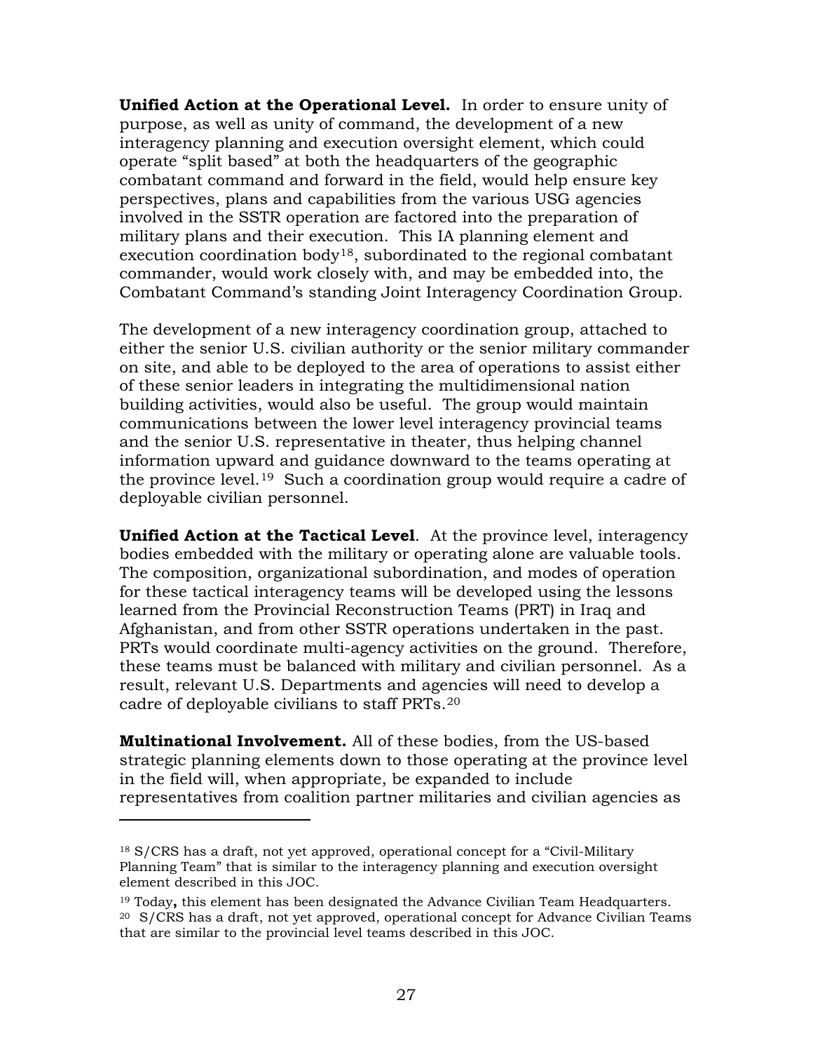**Unified Action at the Operational Level.** In order to ensure unity of purpose, as well as unity of command, the development of a new interagency planning and execution oversight element, which could operate "split based" at both the headquarters of the geographic combatant command and forward in the field, would help ensure key perspectives, plans and capabilities from the various USG agencies involved in the SSTR operation are factored into the preparation of military plans and their execution. This IA planning element and execution coordination body[18], subordinated to the regional combatant commander, would work closely with, and may be embedded into, the Combatant Command's standing Joint Interagency Coordination Group.

The development of a new interagency coordination group, attached to either the senior U.S. civilian authority or the senior military commander on site, and able to be deployed to the area of operations to assist either of these senior leaders in integrating the multidimensional nation building activities, would also be useful. The group would maintain communications between the lower level interagency provincial teams and the senior U.S. representative in theater, thus helping channel information upward and guidance downward to the teams operating at the province level.[19] Such a coordination group would require a cadre of deployable civilian personnel.

**Unified Action at the Tactical Level**. At the province level, interagency bodies embedded with the military or operating alone are valuable tools. The composition, organizational subordination, and modes of operation for these tactical interagency teams will be developed using the lessons learned from the Provincial Reconstruction Teams (PRT) in Iraq and Afghanistan, and from other SSTR operations undertaken in the past. PRTs would coordinate multi-agency activities on the ground. Therefore, these teams must be balanced with military and civilian personnel. As a result, relevant U.S. Departments and agencies will need to develop a cadre of deployable civilians to staff PRTs.[20]

**Multinational Involvement.** All of these bodies, from the US-based strategic planning elements down to those operating at the province level in the field will, when appropriate, be expanded to include representatives from coalition partner militaries and civilian agencies as

---

[18] S/CRS has a draft, not yet approved, operational concept for a "Civil-Military Planning Team" that is similar to the interagency planning and execution oversight element described in this JOC.

[19] Today**,** this element has been designated the Advance Civilian Team Headquarters.

[20] S/CRS has a draft, not yet approved, operational concept for Advance Civilian Teams that are similar to the provincial level teams described in this JOC.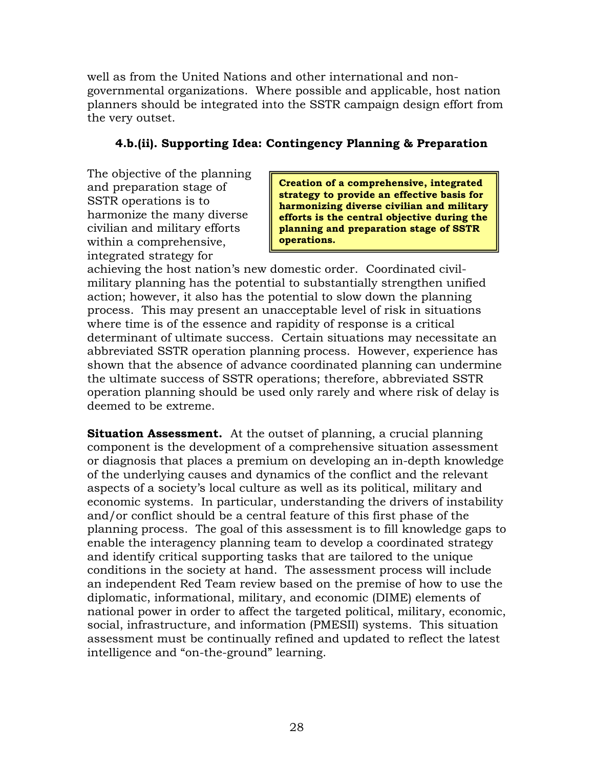well as from the United Nations and other international and non-governmental organizations. Where possible and applicable, host nation planners should be integrated into the SSTR campaign design effort from the very outset.

### 4.b.(ii). Supporting Idea: Contingency Planning & Preparation

> **Creation of a comprehensive, integrated strategy to provide an effective basis for harmonizing diverse civilian and military efforts is the central objective during the planning and preparation stage of SSTR operations.**

The objective of the planning and preparation stage of SSTR operations is to harmonize the many diverse civilian and military efforts within a comprehensive, integrated strategy for achieving the host nation's new domestic order. Coordinated civil-military planning has the potential to substantially strengthen unified action; however, it also has the potential to slow down the planning process. This may present an unacceptable level of risk in situations where time is of the essence and rapidity of response is a critical determinant of ultimate success. Certain situations may necessitate an abbreviated SSTR operation planning process. However, experience has shown that the absence of advance coordinated planning can undermine the ultimate success of SSTR operations; therefore, abbreviated SSTR operation planning should be used only rarely and where risk of delay is deemed to be extreme.

**Situation Assessment.** At the outset of planning, a crucial planning component is the development of a comprehensive situation assessment or diagnosis that places a premium on developing an in-depth knowledge of the underlying causes and dynamics of the conflict and the relevant aspects of a society's local culture as well as its political, military and economic systems. In particular, understanding the drivers of instability and/or conflict should be a central feature of this first phase of the planning process. The goal of this assessment is to fill knowledge gaps to enable the interagency planning team to develop a coordinated strategy and identify critical supporting tasks that are tailored to the unique conditions in the society at hand. The assessment process will include an independent Red Team review based on the premise of how to use the diplomatic, informational, military, and economic (DIME) elements of national power in order to affect the targeted political, military, economic, social, infrastructure, and information (PMESII) systems. This situation assessment must be continually refined and updated to reflect the latest intelligence and "on-the-ground" learning.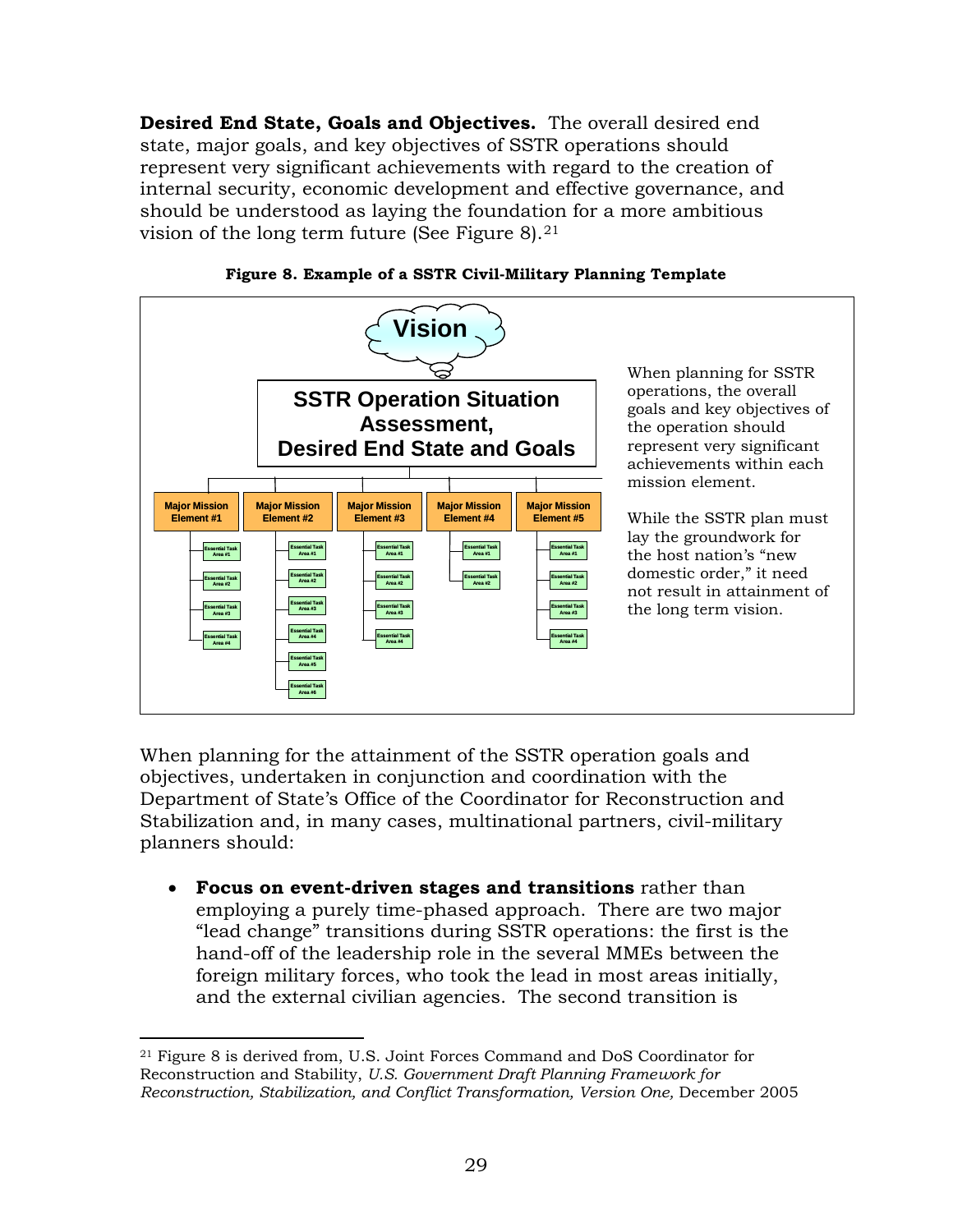**Desired End State, Goals and Objectives.** The overall desired end state, major goals, and key objectives of SSTR operations should represent very significant achievements with regard to the creation of internal security, economic development and effective governance, and should be understood as laying the foundation for a more ambitious vision of the long term future (See Figure 8).[21]

**Figure 8. Example of a SSTR Civil-Military Planning Template**

Vision

SSTR Operation Situation Assessment, Desired End State and Goals

- Major Mission Element #1
  - Essential Task Area #1
  - Essential Task Area #2
  - Essential Task Area #3
  - Essential Task Area #4
- Major Mission Element #2
  - Essential Task Area #1
  - Essential Task Area #2
  - Essential Task Area #3
  - Essential Task Area #4
  - Essential Task Area #5
  - Essential Task Area #6
- Major Mission Element #3
  - Essential Task Area #1
  - Essential Task Area #2
  - Essential Task Area #3
  - Essential Task Area #4
- Major Mission Element #4
  - Essential Task Area #1
  - Essential Task Area #2
- Major Mission Element #5
  - Essential Task Area #1
  - Essential Task Area #2
  - Essential Task Area #3
  - Essential Task Area #4

When planning for SSTR operations, the overall goals and key objectives of the operation should represent very significant achievements within each mission element.

While the SSTR plan must lay the groundwork for the host nation's "new domestic order," it need not result in attainment of the long term vision.

When planning for the attainment of the SSTR operation goals and objectives, undertaken in conjunction and coordination with the Department of State's Office of the Coordinator for Reconstruction and Stabilization and, in many cases, multinational partners, civil-military planners should:

- **Focus on event-driven stages and transitions** rather than employing a purely time-phased approach. There are two major "lead change" transitions during SSTR operations: the first is the hand-off of the leadership role in the several MMEs between the foreign military forces, who took the lead in most areas initially, and the external civilian agencies. The second transition is

[21] Figure 8 is derived from, U.S. Joint Forces Command and DoS Coordinator for Reconstruction and Stability, *U.S. Government Draft Planning Framework for Reconstruction, Stabilization, and Conflict Transformation, Version One,* December 2005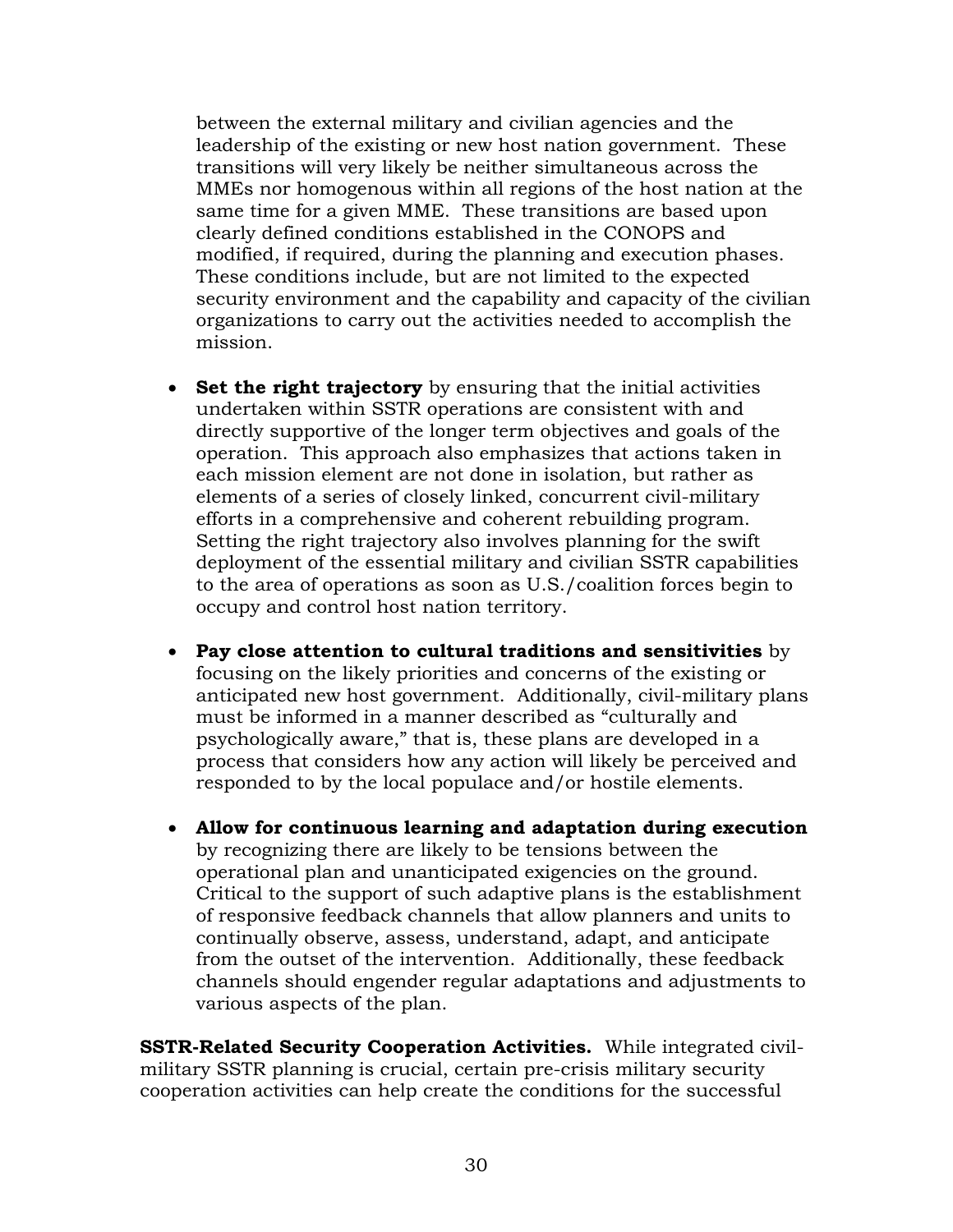between the external military and civilian agencies and the leadership of the existing or new host nation government. These transitions will very likely be neither simultaneous across the MMEs nor homogenous within all regions of the host nation at the same time for a given MME. These transitions are based upon clearly defined conditions established in the CONOPS and modified, if required, during the planning and execution phases. These conditions include, but are not limited to the expected security environment and the capability and capacity of the civilian organizations to carry out the activities needed to accomplish the mission.

- **Set the right trajectory** by ensuring that the initial activities undertaken within SSTR operations are consistent with and directly supportive of the longer term objectives and goals of the operation. This approach also emphasizes that actions taken in each mission element are not done in isolation, but rather as elements of a series of closely linked, concurrent civil-military efforts in a comprehensive and coherent rebuilding program. Setting the right trajectory also involves planning for the swift deployment of the essential military and civilian SSTR capabilities to the area of operations as soon as U.S./coalition forces begin to occupy and control host nation territory.

- **Pay close attention to cultural traditions and sensitivities** by focusing on the likely priorities and concerns of the existing or anticipated new host government. Additionally, civil-military plans must be informed in a manner described as "culturally and psychologically aware," that is, these plans are developed in a process that considers how any action will likely be perceived and responded to by the local populace and/or hostile elements.

- **Allow for continuous learning and adaptation during execution** by recognizing there are likely to be tensions between the operational plan and unanticipated exigencies on the ground. Critical to the support of such adaptive plans is the establishment of responsive feedback channels that allow planners and units to continually observe, assess, understand, adapt, and anticipate from the outset of the intervention. Additionally, these feedback channels should engender regular adaptations and adjustments to various aspects of the plan.

**SSTR-Related Security Cooperation Activities.** While integrated civil-military SSTR planning is crucial, certain pre-crisis military security cooperation activities can help create the conditions for the successful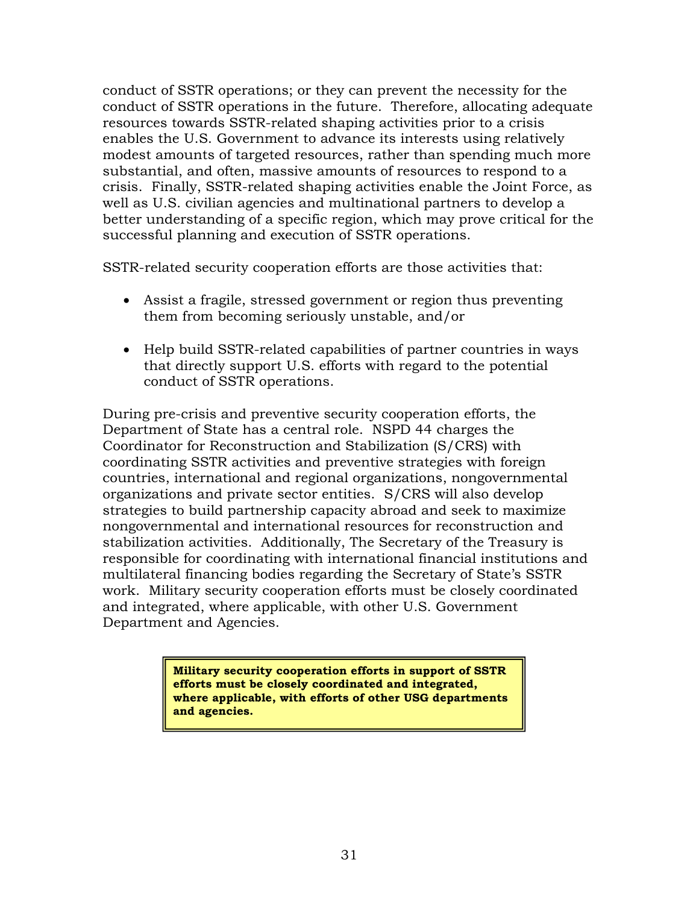conduct of SSTR operations; or they can prevent the necessity for the conduct of SSTR operations in the future. Therefore, allocating adequate resources towards SSTR-related shaping activities prior to a crisis enables the U.S. Government to advance its interests using relatively modest amounts of targeted resources, rather than spending much more substantial, and often, massive amounts of resources to respond to a crisis. Finally, SSTR-related shaping activities enable the Joint Force, as well as U.S. civilian agencies and multinational partners to develop a better understanding of a specific region, which may prove critical for the successful planning and execution of SSTR operations.

SSTR-related security cooperation efforts are those activities that:

- Assist a fragile, stressed government or region thus preventing them from becoming seriously unstable, and/or

- Help build SSTR-related capabilities of partner countries in ways that directly support U.S. efforts with regard to the potential conduct of SSTR operations.

During pre-crisis and preventive security cooperation efforts, the Department of State has a central role. NSPD 44 charges the Coordinator for Reconstruction and Stabilization (S/CRS) with coordinating SSTR activities and preventive strategies with foreign countries, international and regional organizations, nongovernmental organizations and private sector entities. S/CRS will also develop strategies to build partnership capacity abroad and seek to maximize nongovernmental and international resources for reconstruction and stabilization activities. Additionally, The Secretary of the Treasury is responsible for coordinating with international financial institutions and multilateral financing bodies regarding the Secretary of State's SSTR work. Military security cooperation efforts must be closely coordinated and integrated, where applicable, with other U.S. Government Department and Agencies.

**Military security cooperation efforts in support of SSTR efforts must be closely coordinated and integrated, where applicable, with efforts of other USG departments and agencies.**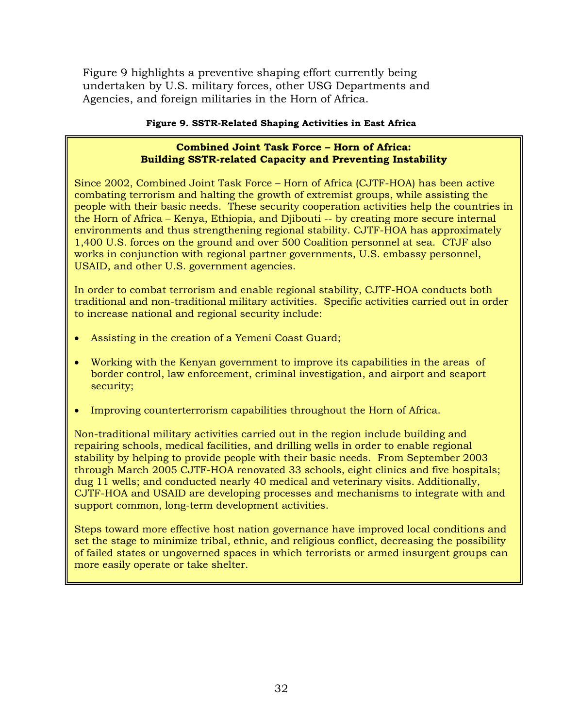Figure 9 highlights a preventive shaping effort currently being undertaken by U.S. military forces, other USG Departments and Agencies, and foreign militaries in the Horn of Africa.

**Figure 9. SSTR-Related Shaping Activities in East Africa**

**Combined Joint Task Force – Horn of Africa:**
**Building SSTR-related Capacity and Preventing Instability**

Since 2002, Combined Joint Task Force – Horn of Africa (CJTF-HOA) has been active combating terrorism and halting the growth of extremist groups, while assisting the people with their basic needs. These security cooperation activities help the countries in the Horn of Africa – Kenya, Ethiopia, and Djibouti -- by creating more secure internal environments and thus strengthening regional stability. CJTF-HOA has approximately 1,400 U.S. forces on the ground and over 500 Coalition personnel at sea. CTJF also works in conjunction with regional partner governments, U.S. embassy personnel, USAID, and other U.S. government agencies.

In order to combat terrorism and enable regional stability, CJTF-HOA conducts both traditional and non-traditional military activities. Specific activities carried out in order to increase national and regional security include:

- Assisting in the creation of a Yemeni Coast Guard;
- Working with the Kenyan government to improve its capabilities in the areas of border control, law enforcement, criminal investigation, and airport and seaport security;
- Improving counterterrorism capabilities throughout the Horn of Africa.

Non-traditional military activities carried out in the region include building and repairing schools, medical facilities, and drilling wells in order to enable regional stability by helping to provide people with their basic needs. From September 2003 through March 2005 CJTF-HOA renovated 33 schools, eight clinics and five hospitals; dug 11 wells; and conducted nearly 40 medical and veterinary visits. Additionally, CJTF-HOA and USAID are developing processes and mechanisms to integrate with and support common, long-term development activities.

Steps toward more effective host nation governance have improved local conditions and set the stage to minimize tribal, ethnic, and religious conflict, decreasing the possibility of failed states or ungoverned spaces in which terrorists or armed insurgent groups can more easily operate or take shelter.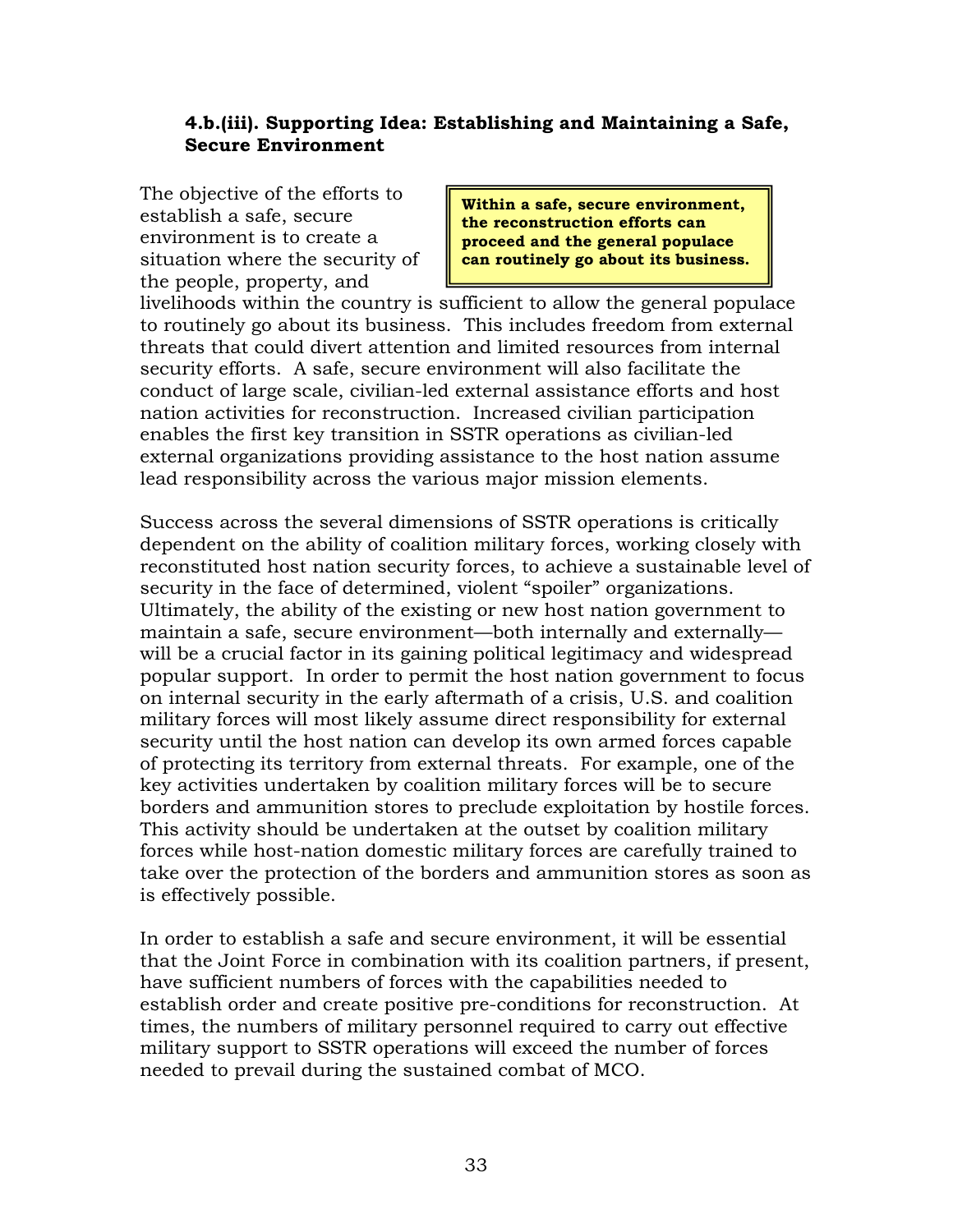#### 4.b.(iii). Supporting Idea: Establishing and Maintaining a Safe, Secure Environment

> **Within a safe, secure environment, the reconstruction efforts can proceed and the general populace can routinely go about its business.**

The objective of the efforts to establish a safe, secure environment is to create a situation where the security of the people, property, and livelihoods within the country is sufficient to allow the general populace to routinely go about its business. This includes freedom from external threats that could divert attention and limited resources from internal security efforts. A safe, secure environment will also facilitate the conduct of large scale, civilian-led external assistance efforts and host nation activities for reconstruction. Increased civilian participation enables the first key transition in SSTR operations as civilian-led external organizations providing assistance to the host nation assume lead responsibility across the various major mission elements.

Success across the several dimensions of SSTR operations is critically dependent on the ability of coalition military forces, working closely with reconstituted host nation security forces, to achieve a sustainable level of security in the face of determined, violent "spoiler" organizations. Ultimately, the ability of the existing or new host nation government to maintain a safe, secure environment—both internally and externally—will be a crucial factor in its gaining political legitimacy and widespread popular support. In order to permit the host nation government to focus on internal security in the early aftermath of a crisis, U.S. and coalition military forces will most likely assume direct responsibility for external security until the host nation can develop its own armed forces capable of protecting its territory from external threats. For example, one of the key activities undertaken by coalition military forces will be to secure borders and ammunition stores to preclude exploitation by hostile forces. This activity should be undertaken at the outset by coalition military forces while host-nation domestic military forces are carefully trained to take over the protection of the borders and ammunition stores as soon as is effectively possible.

In order to establish a safe and secure environment, it will be essential that the Joint Force in combination with its coalition partners, if present, have sufficient numbers of forces with the capabilities needed to establish order and create positive pre-conditions for reconstruction. At times, the numbers of military personnel required to carry out effective military support to SSTR operations will exceed the number of forces needed to prevail during the sustained combat of MCO.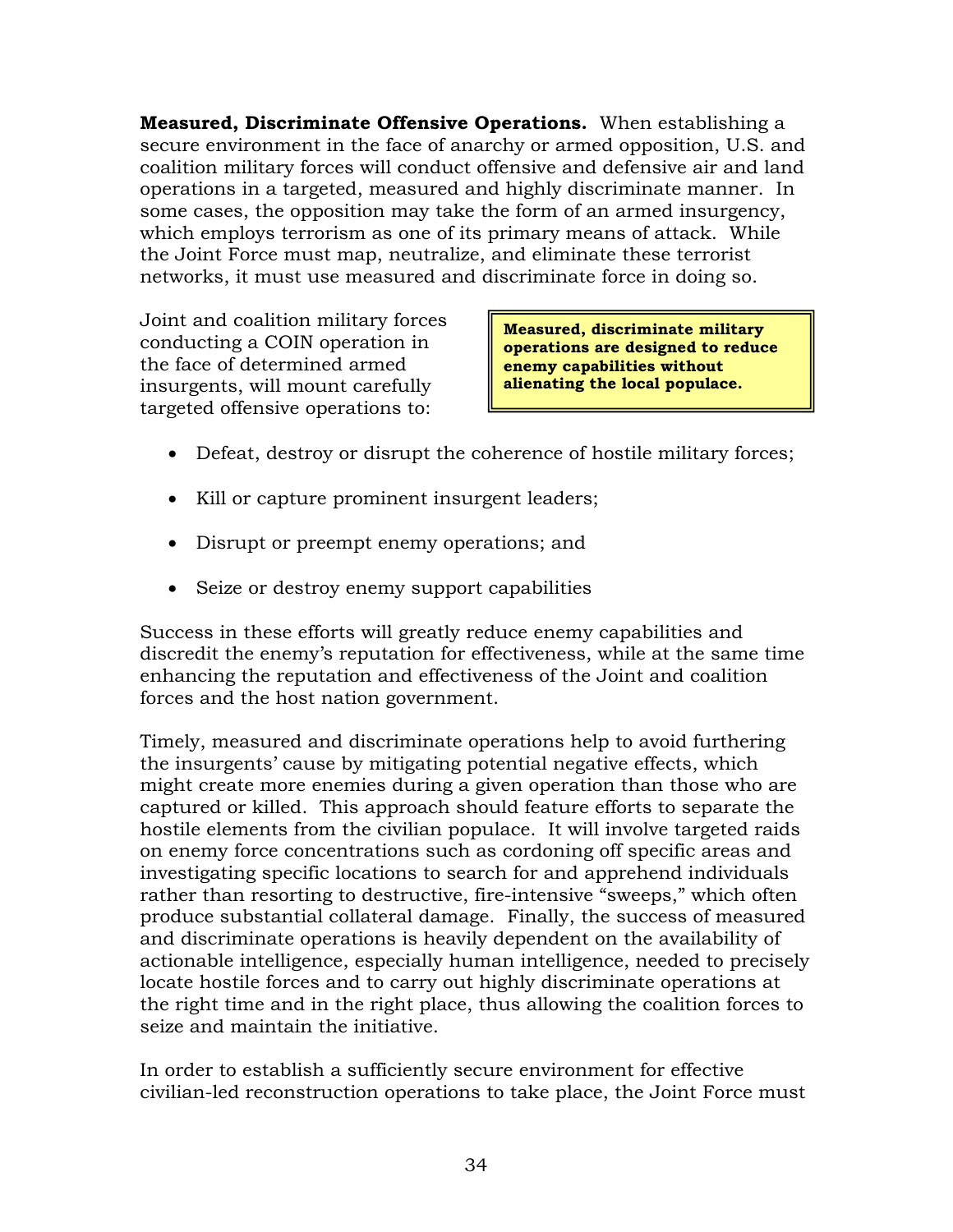**Measured, Discriminate Offensive Operations.** When establishing a secure environment in the face of anarchy or armed opposition, U.S. and coalition military forces will conduct offensive and defensive air and land operations in a targeted, measured and highly discriminate manner. In some cases, the opposition may take the form of an armed insurgency, which employs terrorism as one of its primary means of attack. While the Joint Force must map, neutralize, and eliminate these terrorist networks, it must use measured and discriminate force in doing so.

Joint and coalition military forces conducting a COIN operation in the face of determined armed insurgents, will mount carefully targeted offensive operations to:

> **Measured, discriminate military operations are designed to reduce enemy capabilities without alienating the local populace.**

- Defeat, destroy or disrupt the coherence of hostile military forces;
- Kill or capture prominent insurgent leaders;
- Disrupt or preempt enemy operations; and
- Seize or destroy enemy support capabilities

Success in these efforts will greatly reduce enemy capabilities and discredit the enemy's reputation for effectiveness, while at the same time enhancing the reputation and effectiveness of the Joint and coalition forces and the host nation government.

Timely, measured and discriminate operations help to avoid furthering the insurgents' cause by mitigating potential negative effects, which might create more enemies during a given operation than those who are captured or killed. This approach should feature efforts to separate the hostile elements from the civilian populace. It will involve targeted raids on enemy force concentrations such as cordoning off specific areas and investigating specific locations to search for and apprehend individuals rather than resorting to destructive, fire-intensive "sweeps," which often produce substantial collateral damage. Finally, the success of measured and discriminate operations is heavily dependent on the availability of actionable intelligence, especially human intelligence, needed to precisely locate hostile forces and to carry out highly discriminate operations at the right time and in the right place, thus allowing the coalition forces to seize and maintain the initiative.

In order to establish a sufficiently secure environment for effective civilian-led reconstruction operations to take place, the Joint Force must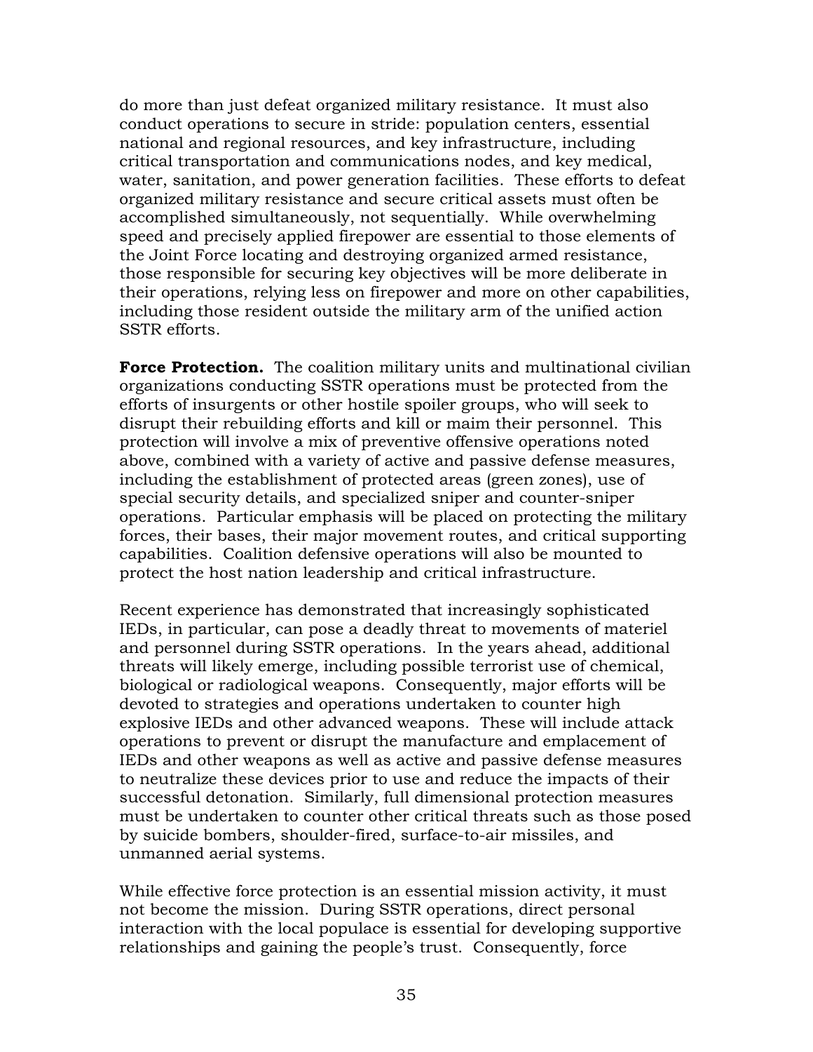do more than just defeat organized military resistance. It must also conduct operations to secure in stride: population centers, essential national and regional resources, and key infrastructure, including critical transportation and communications nodes, and key medical, water, sanitation, and power generation facilities. These efforts to defeat organized military resistance and secure critical assets must often be accomplished simultaneously, not sequentially. While overwhelming speed and precisely applied firepower are essential to those elements of the Joint Force locating and destroying organized armed resistance, those responsible for securing key objectives will be more deliberate in their operations, relying less on firepower and more on other capabilities, including those resident outside the military arm of the unified action SSTR efforts.

**Force Protection.** The coalition military units and multinational civilian organizations conducting SSTR operations must be protected from the efforts of insurgents or other hostile spoiler groups, who will seek to disrupt their rebuilding efforts and kill or maim their personnel. This protection will involve a mix of preventive offensive operations noted above, combined with a variety of active and passive defense measures, including the establishment of protected areas (green zones), use of special security details, and specialized sniper and counter-sniper operations. Particular emphasis will be placed on protecting the military forces, their bases, their major movement routes, and critical supporting capabilities. Coalition defensive operations will also be mounted to protect the host nation leadership and critical infrastructure.

Recent experience has demonstrated that increasingly sophisticated IEDs, in particular, can pose a deadly threat to movements of materiel and personnel during SSTR operations. In the years ahead, additional threats will likely emerge, including possible terrorist use of chemical, biological or radiological weapons. Consequently, major efforts will be devoted to strategies and operations undertaken to counter high explosive IEDs and other advanced weapons. These will include attack operations to prevent or disrupt the manufacture and emplacement of IEDs and other weapons as well as active and passive defense measures to neutralize these devices prior to use and reduce the impacts of their successful detonation. Similarly, full dimensional protection measures must be undertaken to counter other critical threats such as those posed by suicide bombers, shoulder-fired, surface-to-air missiles, and unmanned aerial systems.

While effective force protection is an essential mission activity, it must not become the mission. During SSTR operations, direct personal interaction with the local populace is essential for developing supportive relationships and gaining the people's trust. Consequently, force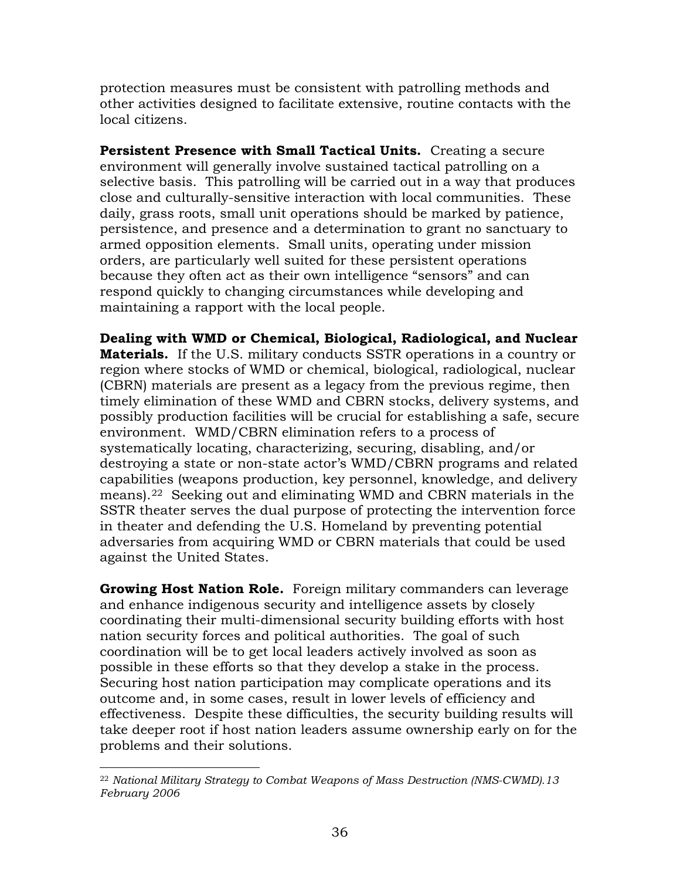protection measures must be consistent with patrolling methods and other activities designed to facilitate extensive, routine contacts with the local citizens.

**Persistent Presence with Small Tactical Units.** Creating a secure environment will generally involve sustained tactical patrolling on a selective basis. This patrolling will be carried out in a way that produces close and culturally-sensitive interaction with local communities. These daily, grass roots, small unit operations should be marked by patience, persistence, and presence and a determination to grant no sanctuary to armed opposition elements. Small units, operating under mission orders, are particularly well suited for these persistent operations because they often act as their own intelligence "sensors" and can respond quickly to changing circumstances while developing and maintaining a rapport with the local people.

**Dealing with WMD or Chemical, Biological, Radiological, and Nuclear Materials.** If the U.S. military conducts SSTR operations in a country or region where stocks of WMD or chemical, biological, radiological, nuclear (CBRN) materials are present as a legacy from the previous regime, then timely elimination of these WMD and CBRN stocks, delivery systems, and possibly production facilities will be crucial for establishing a safe, secure environment. WMD/CBRN elimination refers to a process of systematically locating, characterizing, securing, disabling, and/or destroying a state or non-state actor's WMD/CBRN programs and related capabilities (weapons production, key personnel, knowledge, and delivery means).[22] Seeking out and eliminating WMD and CBRN materials in the SSTR theater serves the dual purpose of protecting the intervention force in theater and defending the U.S. Homeland by preventing potential adversaries from acquiring WMD or CBRN materials that could be used against the United States.

**Growing Host Nation Role.** Foreign military commanders can leverage and enhance indigenous security and intelligence assets by closely coordinating their multi-dimensional security building efforts with host nation security forces and political authorities. The goal of such coordination will be to get local leaders actively involved as soon as possible in these efforts so that they develop a stake in the process. Securing host nation participation may complicate operations and its outcome and, in some cases, result in lower levels of efficiency and effectiveness. Despite these difficulties, the security building results will take deeper root if host nation leaders assume ownership early on for the problems and their solutions.

---

[22] *National Military Strategy to Combat Weapons of Mass Destruction (NMS-CWMD).13 February 2006*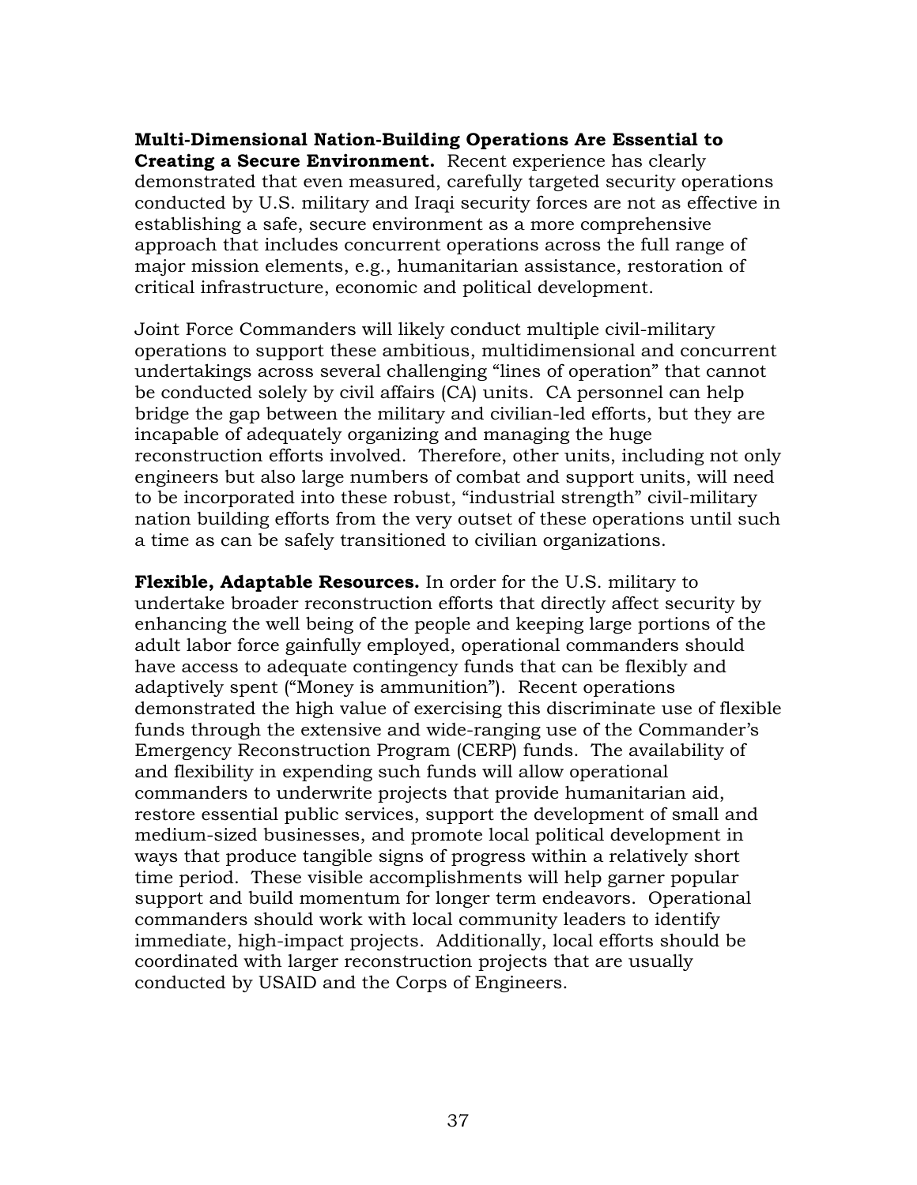**Multi-Dimensional Nation-Building Operations Are Essential to Creating a Secure Environment.** Recent experience has clearly demonstrated that even measured, carefully targeted security operations conducted by U.S. military and Iraqi security forces are not as effective in establishing a safe, secure environment as a more comprehensive approach that includes concurrent operations across the full range of major mission elements, e.g., humanitarian assistance, restoration of critical infrastructure, economic and political development.

Joint Force Commanders will likely conduct multiple civil-military operations to support these ambitious, multidimensional and concurrent undertakings across several challenging "lines of operation" that cannot be conducted solely by civil affairs (CA) units. CA personnel can help bridge the gap between the military and civilian-led efforts, but they are incapable of adequately organizing and managing the huge reconstruction efforts involved. Therefore, other units, including not only engineers but also large numbers of combat and support units, will need to be incorporated into these robust, "industrial strength" civil-military nation building efforts from the very outset of these operations until such a time as can be safely transitioned to civilian organizations.

**Flexible, Adaptable Resources.** In order for the U.S. military to undertake broader reconstruction efforts that directly affect security by enhancing the well being of the people and keeping large portions of the adult labor force gainfully employed, operational commanders should have access to adequate contingency funds that can be flexibly and adaptively spent ("Money is ammunition"). Recent operations demonstrated the high value of exercising this discriminate use of flexible funds through the extensive and wide-ranging use of the Commander's Emergency Reconstruction Program (CERP) funds. The availability of and flexibility in expending such funds will allow operational commanders to underwrite projects that provide humanitarian aid, restore essential public services, support the development of small and medium-sized businesses, and promote local political development in ways that produce tangible signs of progress within a relatively short time period. These visible accomplishments will help garner popular support and build momentum for longer term endeavors. Operational commanders should work with local community leaders to identify immediate, high-impact projects. Additionally, local efforts should be coordinated with larger reconstruction projects that are usually conducted by USAID and the Corps of Engineers.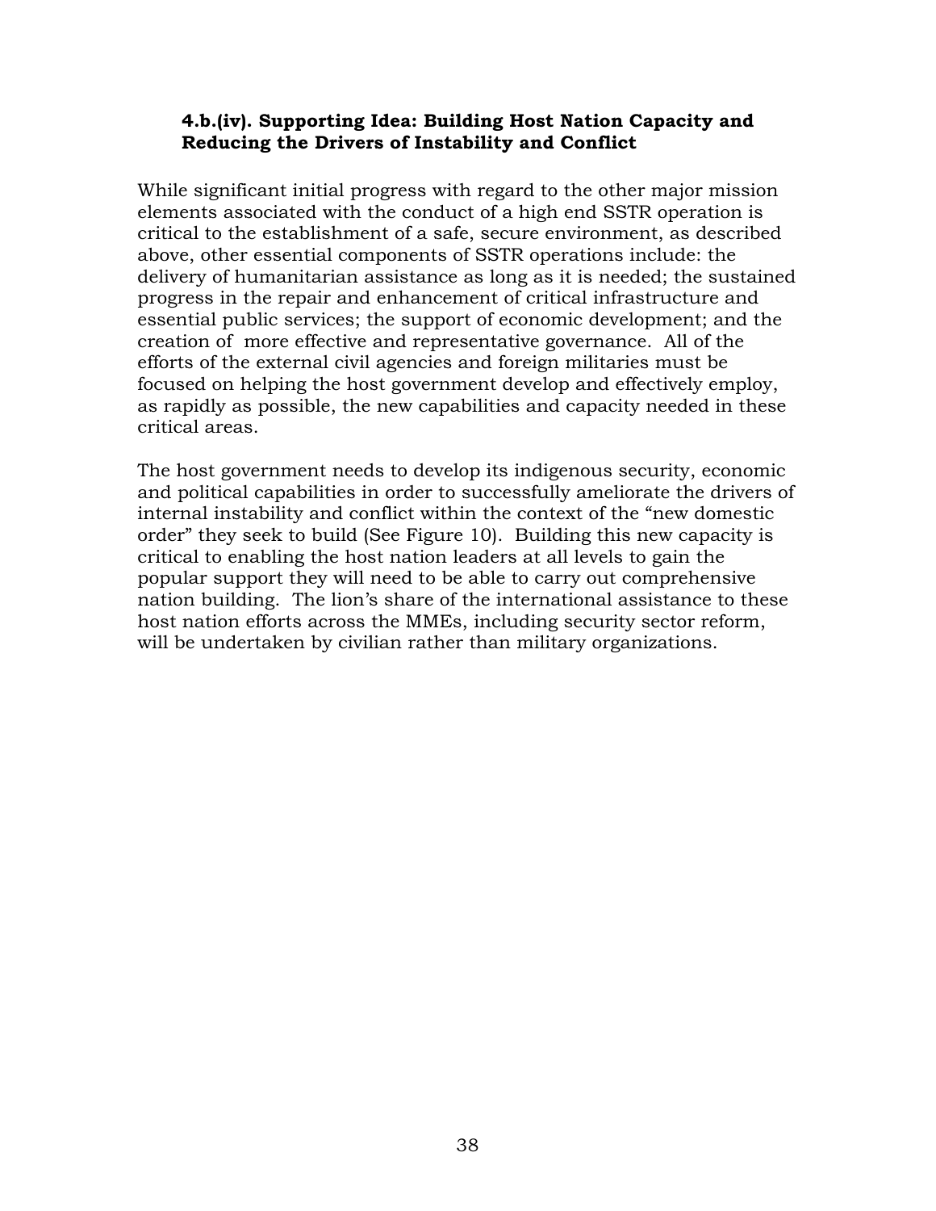#### 4.b.(iv). Supporting Idea: Building Host Nation Capacity and Reducing the Drivers of Instability and Conflict

While significant initial progress with regard to the other major mission elements associated with the conduct of a high end SSTR operation is critical to the establishment of a safe, secure environment, as described above, other essential components of SSTR operations include: the delivery of humanitarian assistance as long as it is needed; the sustained progress in the repair and enhancement of critical infrastructure and essential public services; the support of economic development; and the creation of more effective and representative governance. All of the efforts of the external civil agencies and foreign militaries must be focused on helping the host government develop and effectively employ, as rapidly as possible, the new capabilities and capacity needed in these critical areas.

The host government needs to develop its indigenous security, economic and political capabilities in order to successfully ameliorate the drivers of internal instability and conflict within the context of the "new domestic order" they seek to build (See Figure 10). Building this new capacity is critical to enabling the host nation leaders at all levels to gain the popular support they will need to be able to carry out comprehensive nation building. The lion's share of the international assistance to these host nation efforts across the MMEs, including security sector reform, will be undertaken by civilian rather than military organizations.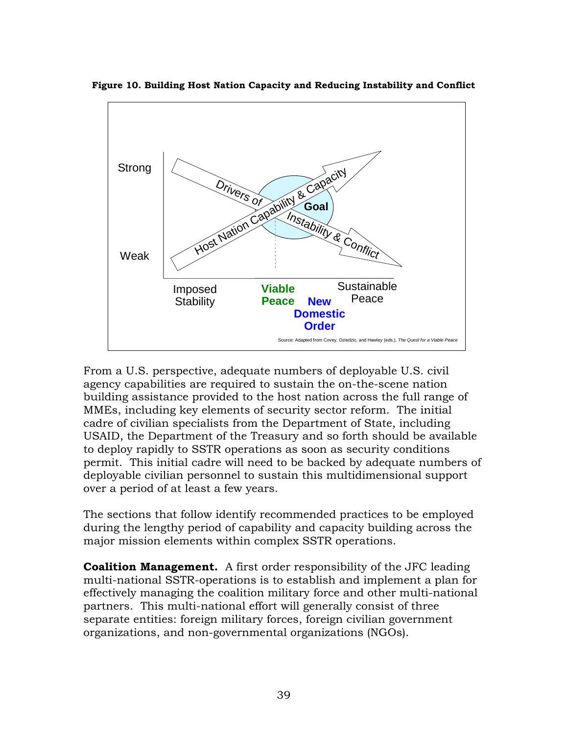**Figure 10. Building Host Nation Capacity and Reducing Instability and Conflict**

Strong

Weak

Drivers of Instability & Conflict

Host Nation Capability & Capacity

Goal

Imposed Stability

Viable Peace

New Domestic Order

Sustainable Peace

Source: Adapted from Covey, Dziedzic, and Hawley (eds.), *The Quest for a Viable Peace*

From a U.S. perspective, adequate numbers of deployable U.S. civil agency capabilities are required to sustain the on-the-scene nation building assistance provided to the host nation across the full range of MMEs, including key elements of security sector reform. The initial cadre of civilian specialists from the Department of State, including USAID, the Department of the Treasury and so forth should be available to deploy rapidly to SSTR operations as soon as security conditions permit. This initial cadre will need to be backed by adequate numbers of deployable civilian personnel to sustain this multidimensional support over a period of at least a few years.

The sections that follow identify recommended practices to be employed during the lengthy period of capability and capacity building across the major mission elements within complex SSTR operations.

**Coalition Management.** A first order responsibility of the JFC leading multi-national SSTR-operations is to establish and implement a plan for effectively managing the coalition military force and other multi-national partners. This multi-national effort will generally consist of three separate entities: foreign military forces, foreign civilian government organizations, and non-governmental organizations (NGOs).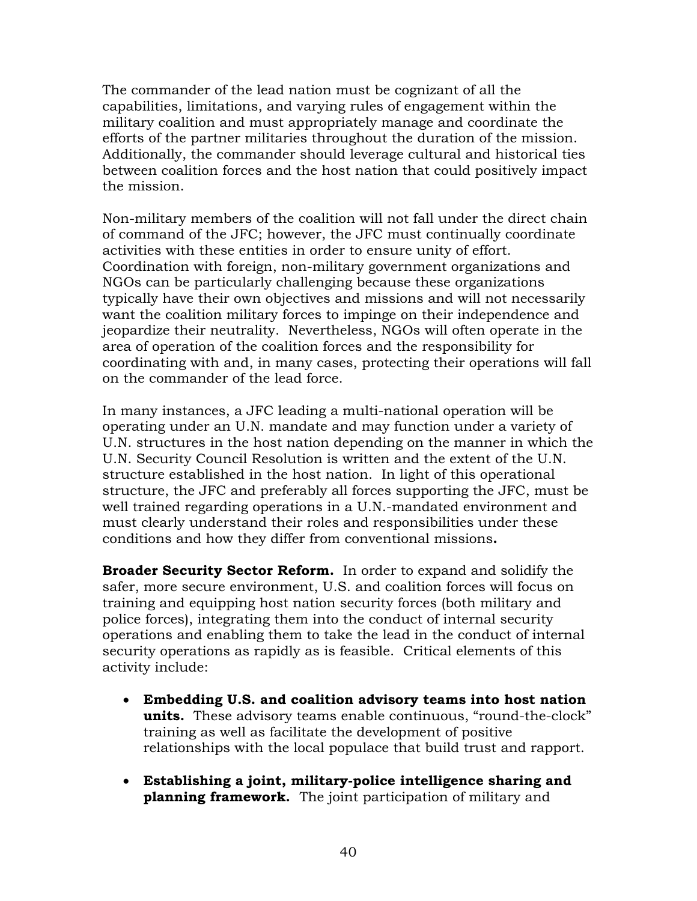The commander of the lead nation must be cognizant of all the capabilities, limitations, and varying rules of engagement within the military coalition and must appropriately manage and coordinate the efforts of the partner militaries throughout the duration of the mission. Additionally, the commander should leverage cultural and historical ties between coalition forces and the host nation that could positively impact the mission.

Non-military members of the coalition will not fall under the direct chain of command of the JFC; however, the JFC must continually coordinate activities with these entities in order to ensure unity of effort. Coordination with foreign, non-military government organizations and NGOs can be particularly challenging because these organizations typically have their own objectives and missions and will not necessarily want the coalition military forces to impinge on their independence and jeopardize their neutrality. Nevertheless, NGOs will often operate in the area of operation of the coalition forces and the responsibility for coordinating with and, in many cases, protecting their operations will fall on the commander of the lead force.

In many instances, a JFC leading a multi-national operation will be operating under an U.N. mandate and may function under a variety of U.N. structures in the host nation depending on the manner in which the U.N. Security Council Resolution is written and the extent of the U.N. structure established in the host nation. In light of this operational structure, the JFC and preferably all forces supporting the JFC, must be well trained regarding operations in a U.N.-mandated environment and must clearly understand their roles and responsibilities under these conditions and how they differ from conventional missions**.**

**Broader Security Sector Reform.** In order to expand and solidify the safer, more secure environment, U.S. and coalition forces will focus on training and equipping host nation security forces (both military and police forces), integrating them into the conduct of internal security operations and enabling them to take the lead in the conduct of internal security operations as rapidly as is feasible. Critical elements of this activity include:

- **Embedding U.S. and coalition advisory teams into host nation units.** These advisory teams enable continuous, "round-the-clock" training as well as facilitate the development of positive relationships with the local populace that build trust and rapport.

- **Establishing a joint, military-police intelligence sharing and planning framework.** The joint participation of military and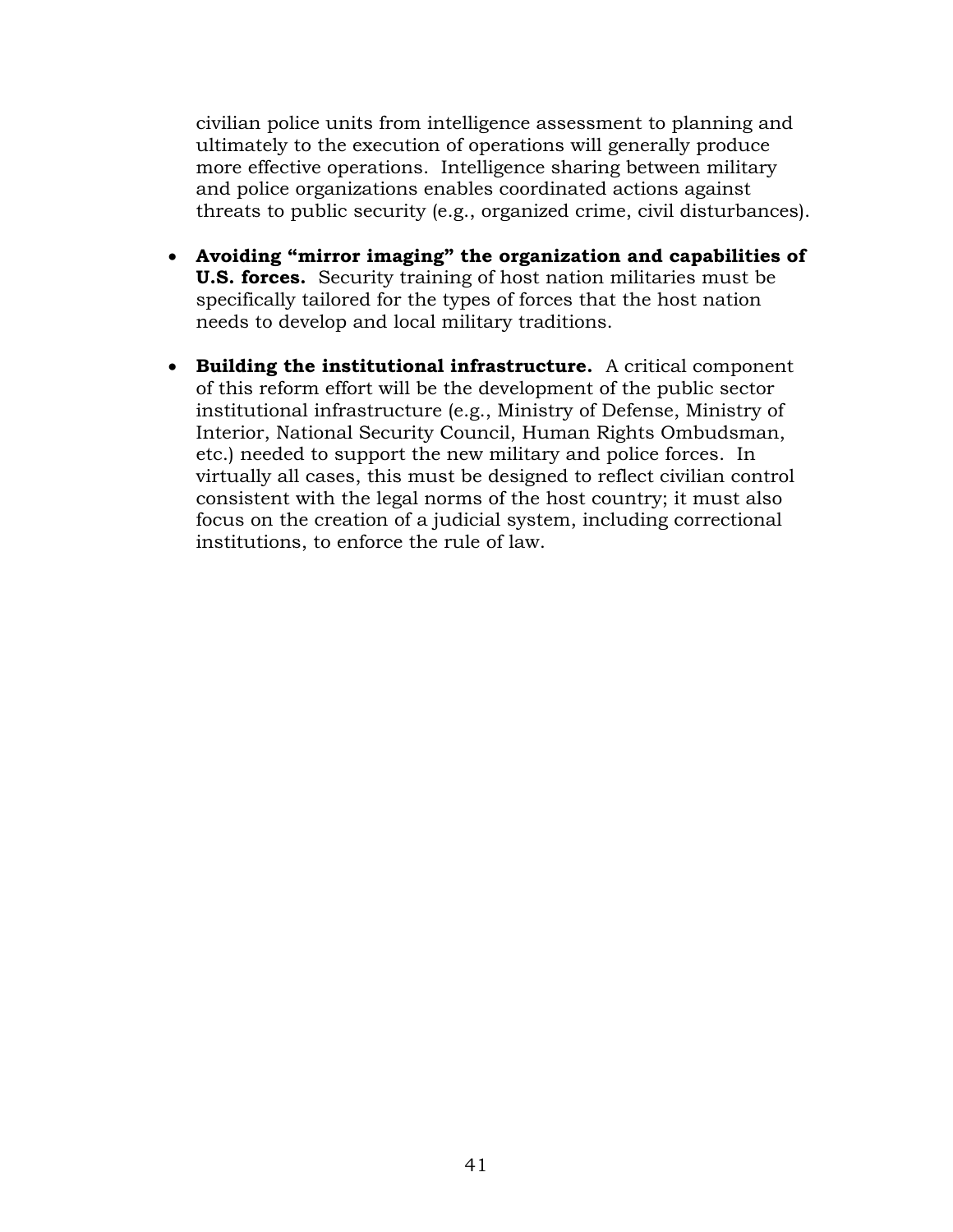civilian police units from intelligence assessment to planning and ultimately to the execution of operations will generally produce more effective operations. Intelligence sharing between military and police organizations enables coordinated actions against threats to public security (e.g., organized crime, civil disturbances).

- **Avoiding "mirror imaging" the organization and capabilities of U.S. forces.** Security training of host nation militaries must be specifically tailored for the types of forces that the host nation needs to develop and local military traditions.

- **Building the institutional infrastructure.** A critical component of this reform effort will be the development of the public sector institutional infrastructure (e.g., Ministry of Defense, Ministry of Interior, National Security Council, Human Rights Ombudsman, etc.) needed to support the new military and police forces. In virtually all cases, this must be designed to reflect civilian control consistent with the legal norms of the host country; it must also focus on the creation of a judicial system, including correctional institutions, to enforce the rule of law.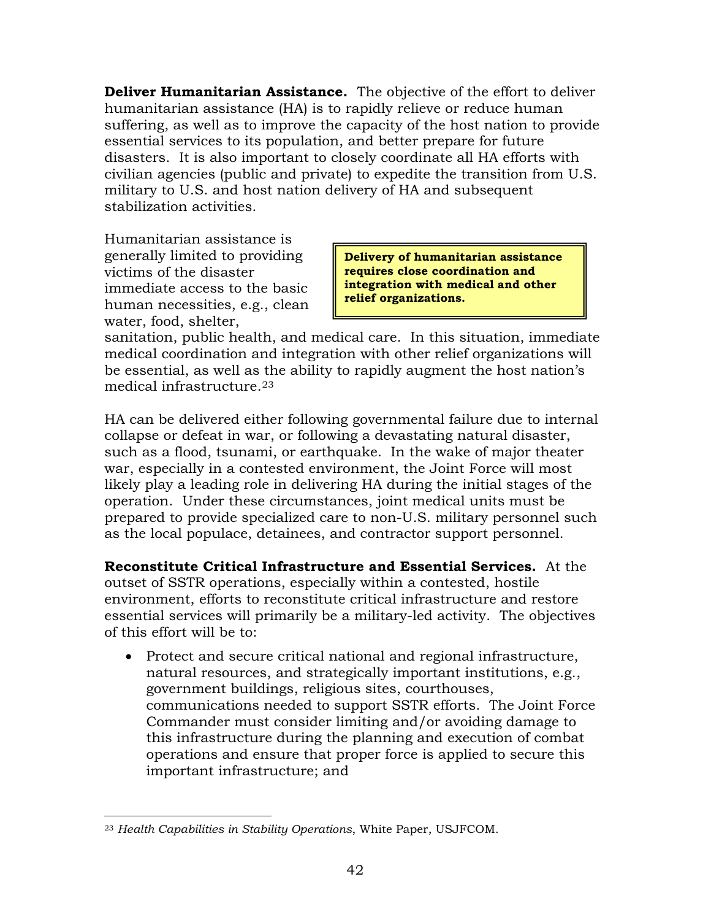**Deliver Humanitarian Assistance.** The objective of the effort to deliver humanitarian assistance (HA) is to rapidly relieve or reduce human suffering, as well as to improve the capacity of the host nation to provide essential services to its population, and better prepare for future disasters. It is also important to closely coordinate all HA efforts with civilian agencies (public and private) to expedite the transition from U.S. military to U.S. and host nation delivery of HA and subsequent stabilization activities.

> **Delivery of humanitarian assistance requires close coordination and integration with medical and other relief organizations.**

Humanitarian assistance is generally limited to providing victims of the disaster immediate access to the basic human necessities, e.g., clean water, food, shelter, sanitation, public health, and medical care. In this situation, immediate medical coordination and integration with other relief organizations will be essential, as well as the ability to rapidly augment the host nation's medical infrastructure.[23]

HA can be delivered either following governmental failure due to internal collapse or defeat in war, or following a devastating natural disaster, such as a flood, tsunami, or earthquake. In the wake of major theater war, especially in a contested environment, the Joint Force will most likely play a leading role in delivering HA during the initial stages of the operation. Under these circumstances, joint medical units must be prepared to provide specialized care to non-U.S. military personnel such as the local populace, detainees, and contractor support personnel.

**Reconstitute Critical Infrastructure and Essential Services.** At the outset of SSTR operations, especially within a contested, hostile environment, efforts to reconstitute critical infrastructure and restore essential services will primarily be a military-led activity. The objectives of this effort will be to:

- Protect and secure critical national and regional infrastructure, natural resources, and strategically important institutions, e.g., government buildings, religious sites, courthouses, communications needed to support SSTR efforts. The Joint Force Commander must consider limiting and/or avoiding damage to this infrastructure during the planning and execution of combat operations and ensure that proper force is applied to secure this important infrastructure; and

---

[23] *Health Capabilities in Stability Operations*, White Paper, USJFCOM.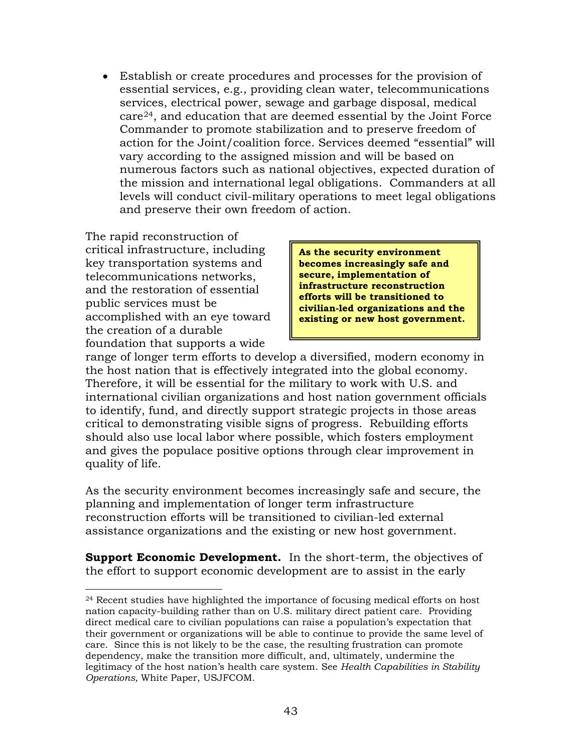- Establish or create procedures and processes for the provision of essential services, e.g., providing clean water, telecommunications services, electrical power, sewage and garbage disposal, medical care[24], and education that are deemed essential by the Joint Force Commander to promote stabilization and to preserve freedom of action for the Joint/coalition force. Services deemed "essential" will vary according to the assigned mission and will be based on numerous factors such as national objectives, expected duration of the mission and international legal obligations. Commanders at all levels will conduct civil-military operations to meet legal obligations and preserve their own freedom of action.

> **As the security environment becomes increasingly safe and secure, implementation of infrastructure reconstruction efforts will be transitioned to civilian-led organizations and the existing or new host government.**

The rapid reconstruction of critical infrastructure, including key transportation systems and telecommunications networks, and the restoration of essential public services must be accomplished with an eye toward the creation of a durable foundation that supports a wide range of longer term efforts to develop a diversified, modern economy in the host nation that is effectively integrated into the global economy. Therefore, it will be essential for the military to work with U.S. and international civilian organizations and host nation government officials to identify, fund, and directly support strategic projects in those areas critical to demonstrating visible signs of progress. Rebuilding efforts should also use local labor where possible, which fosters employment and gives the populace positive options through clear improvement in quality of life.

As the security environment becomes increasingly safe and secure, the planning and implementation of longer term infrastructure reconstruction efforts will be transitioned to civilian-led external assistance organizations and the existing or new host government.

**Support Economic Development.** In the short-term, the objectives of the effort to support economic development are to assist in the early

[24] Recent studies have highlighted the importance of focusing medical efforts on host nation capacity-building rather than on U.S. military direct patient care. Providing direct medical care to civilian populations can raise a population's expectation that their government or organizations will be able to continue to provide the same level of care. Since this is not likely to be the case, the resulting frustration can promote dependency, make the transition more difficult, and, ultimately, undermine the legitimacy of the host nation's health care system. See *Health Capabilities in Stability Operations,* White Paper, USJFCOM.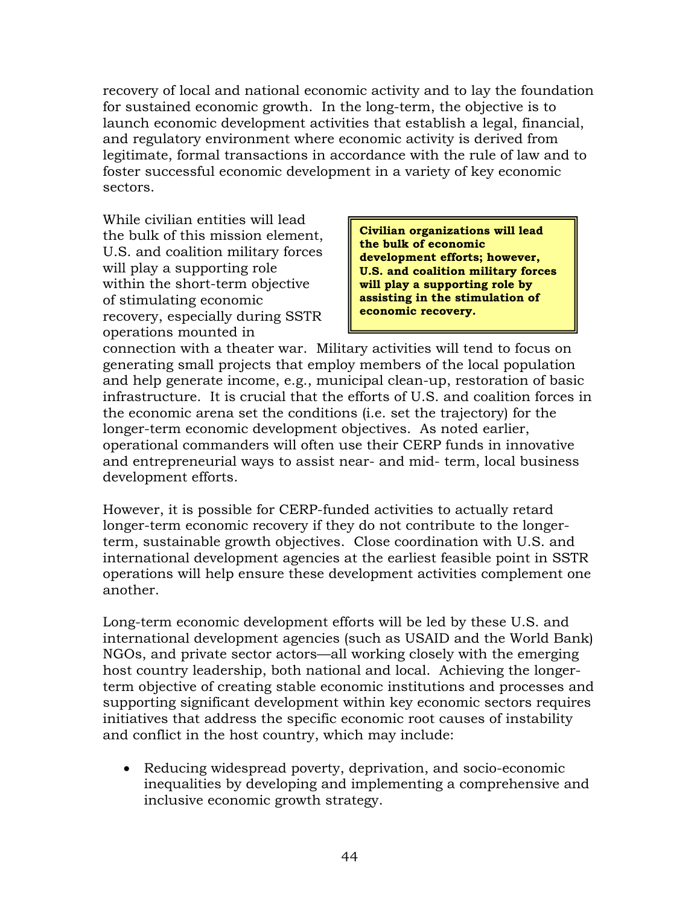recovery of local and national economic activity and to lay the foundation for sustained economic growth. In the long-term, the objective is to launch economic development activities that establish a legal, financial, and regulatory environment where economic activity is derived from legitimate, formal transactions in accordance with the rule of law and to foster successful economic development in a variety of key economic sectors.

> **Civilian organizations will lead the bulk of economic development efforts; however, U.S. and coalition military forces will play a supporting role by assisting in the stimulation of economic recovery.**

While civilian entities will lead the bulk of this mission element, U.S. and coalition military forces will play a supporting role within the short-term objective of stimulating economic recovery, especially during SSTR operations mounted in connection with a theater war. Military activities will tend to focus on generating small projects that employ members of the local population and help generate income, e.g., municipal clean-up, restoration of basic infrastructure. It is crucial that the efforts of U.S. and coalition forces in the economic arena set the conditions (i.e. set the trajectory) for the longer-term economic development objectives. As noted earlier, operational commanders will often use their CERP funds in innovative and entrepreneurial ways to assist near- and mid- term, local business development efforts.

However, it is possible for CERP-funded activities to actually retard longer-term economic recovery if they do not contribute to the longer-term, sustainable growth objectives. Close coordination with U.S. and international development agencies at the earliest feasible point in SSTR operations will help ensure these development activities complement one another.

Long-term economic development efforts will be led by these U.S. and international development agencies (such as USAID and the World Bank) NGOs, and private sector actors—all working closely with the emerging host country leadership, both national and local. Achieving the longer-term objective of creating stable economic institutions and processes and supporting significant development within key economic sectors requires initiatives that address the specific economic root causes of instability and conflict in the host country, which may include:

- Reducing widespread poverty, deprivation, and socio-economic inequalities by developing and implementing a comprehensive and inclusive economic growth strategy.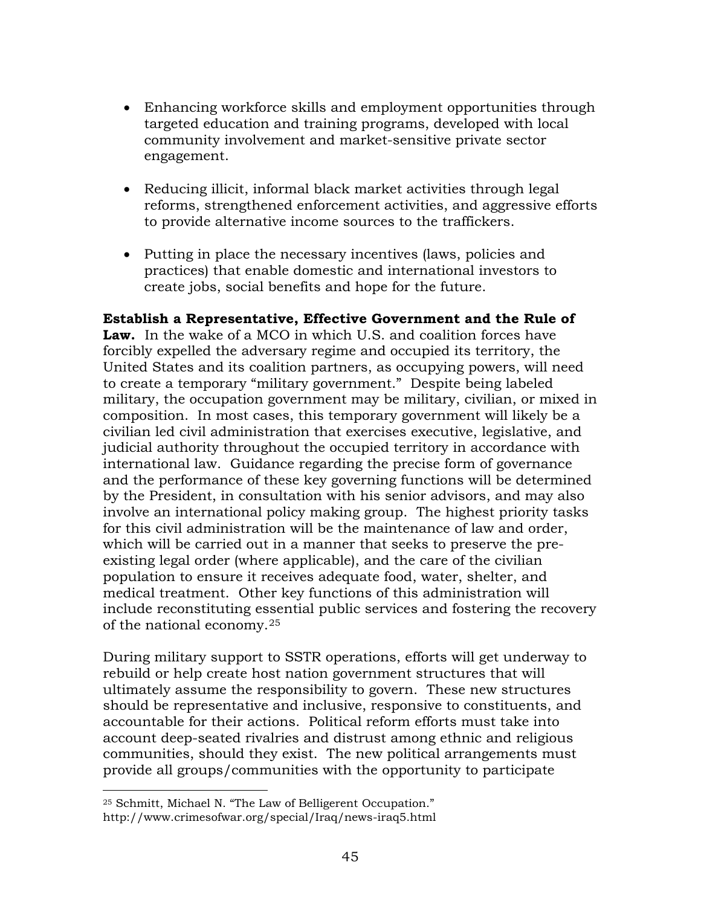- Enhancing workforce skills and employment opportunities through targeted education and training programs, developed with local community involvement and market-sensitive private sector engagement.

- Reducing illicit, informal black market activities through legal reforms, strengthened enforcement activities, and aggressive efforts to provide alternative income sources to the traffickers.

- Putting in place the necessary incentives (laws, policies and practices) that enable domestic and international investors to create jobs, social benefits and hope for the future.

**Establish a Representative, Effective Government and the Rule of Law.** In the wake of a MCO in which U.S. and coalition forces have forcibly expelled the adversary regime and occupied its territory, the United States and its coalition partners, as occupying powers, will need to create a temporary "military government." Despite being labeled military, the occupation government may be military, civilian, or mixed in composition. In most cases, this temporary government will likely be a civilian led civil administration that exercises executive, legislative, and judicial authority throughout the occupied territory in accordance with international law. Guidance regarding the precise form of governance and the performance of these key governing functions will be determined by the President, in consultation with his senior advisors, and may also involve an international policy making group. The highest priority tasks for this civil administration will be the maintenance of law and order, which will be carried out in a manner that seeks to preserve the pre-existing legal order (where applicable), and the care of the civilian population to ensure it receives adequate food, water, shelter, and medical treatment. Other key functions of this administration will include reconstituting essential public services and fostering the recovery of the national economy.[25]

During military support to SSTR operations, efforts will get underway to rebuild or help create host nation government structures that will ultimately assume the responsibility to govern. These new structures should be representative and inclusive, responsive to constituents, and accountable for their actions. Political reform efforts must take into account deep-seated rivalries and distrust among ethnic and religious communities, should they exist. The new political arrangements must provide all groups/communities with the opportunity to participate

---

[25] Schmitt, Michael N. "The Law of Belligerent Occupation." http://www.crimesofwar.org/special/Iraq/news-iraq5.html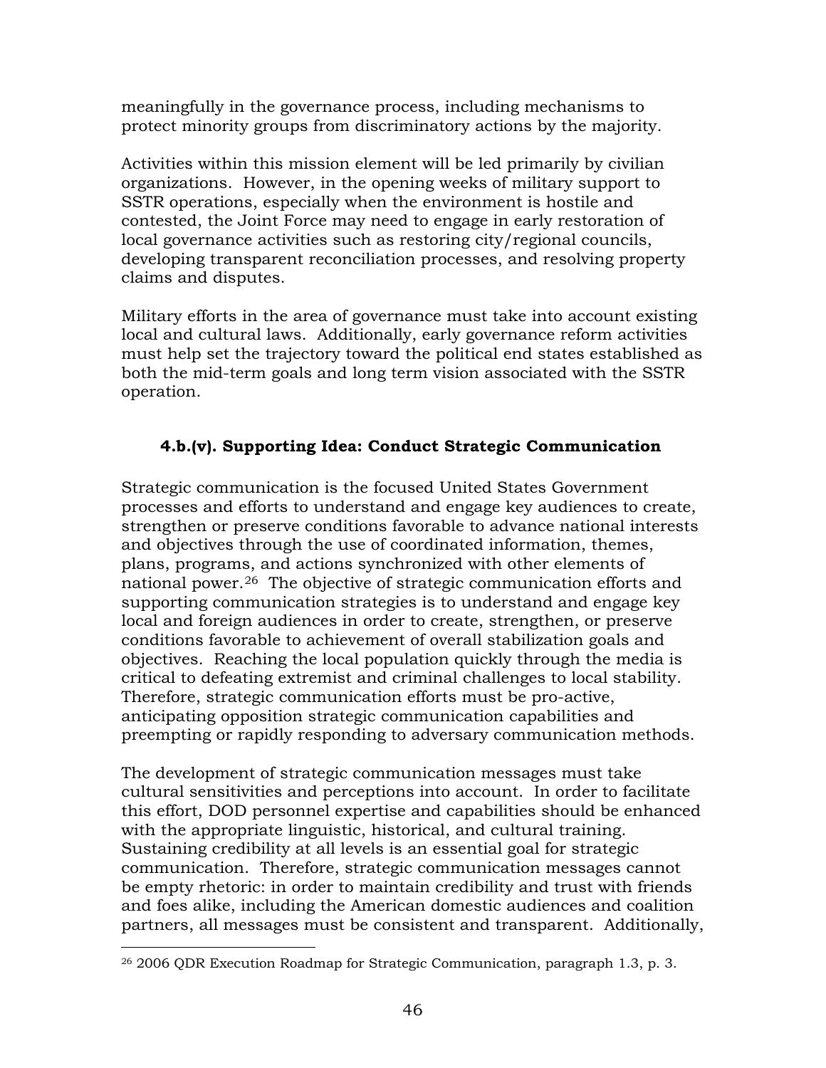meaningfully in the governance process, including mechanisms to protect minority groups from discriminatory actions by the majority.

Activities within this mission element will be led primarily by civilian organizations. However, in the opening weeks of military support to SSTR operations, especially when the environment is hostile and contested, the Joint Force may need to engage in early restoration of local governance activities such as restoring city/regional councils, developing transparent reconciliation processes, and resolving property claims and disputes.

Military efforts in the area of governance must take into account existing local and cultural laws. Additionally, early governance reform activities must help set the trajectory toward the political end states established as both the mid-term goals and long term vision associated with the SSTR operation.

### 4.b.(v). Supporting Idea: Conduct Strategic Communication

Strategic communication is the focused United States Government processes and efforts to understand and engage key audiences to create, strengthen or preserve conditions favorable to advance national interests and objectives through the use of coordinated information, themes, plans, programs, and actions synchronized with other elements of national power.[26] The objective of strategic communication efforts and supporting communication strategies is to understand and engage key local and foreign audiences in order to create, strengthen, or preserve conditions favorable to achievement of overall stabilization goals and objectives. Reaching the local population quickly through the media is critical to defeating extremist and criminal challenges to local stability. Therefore, strategic communication efforts must be pro-active, anticipating opposition strategic communication capabilities and preempting or rapidly responding to adversary communication methods.

The development of strategic communication messages must take cultural sensitivities and perceptions into account. In order to facilitate this effort, DOD personnel expertise and capabilities should be enhanced with the appropriate linguistic, historical, and cultural training. Sustaining credibility at all levels is an essential goal for strategic communication. Therefore, strategic communication messages cannot be empty rhetoric: in order to maintain credibility and trust with friends and foes alike, including the American domestic audiences and coalition partners, all messages must be consistent and transparent. Additionally,

---

[26] 2006 QDR Execution Roadmap for Strategic Communication, paragraph 1.3, p. 3.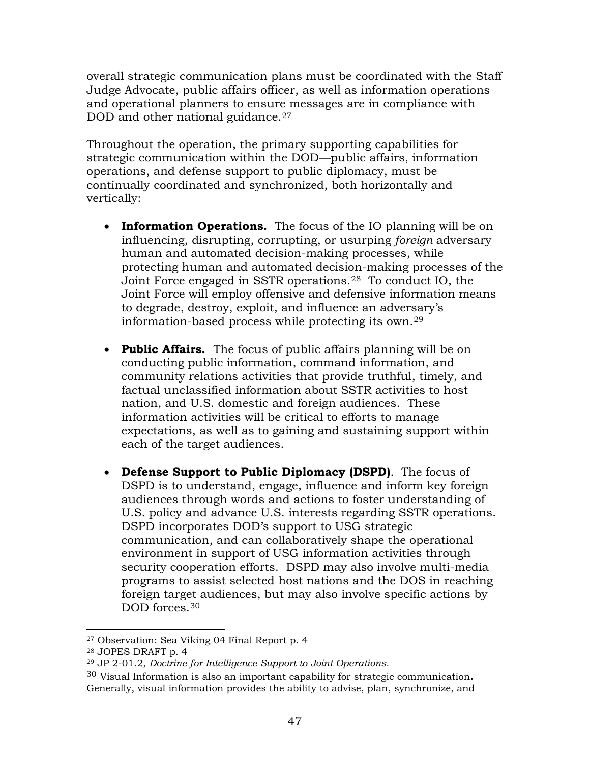overall strategic communication plans must be coordinated with the Staff Judge Advocate, public affairs officer, as well as information operations and operational planners to ensure messages are in compliance with DOD and other national guidance.[27]

Throughout the operation, the primary supporting capabilities for strategic communication within the DOD—public affairs, information operations, and defense support to public diplomacy, must be continually coordinated and synchronized, both horizontally and vertically:

- **Information Operations.** The focus of the IO planning will be on influencing, disrupting, corrupting, or usurping *foreign* adversary human and automated decision-making processes, while protecting human and automated decision-making processes of the Joint Force engaged in SSTR operations.[28] To conduct IO, the Joint Force will employ offensive and defensive information means to degrade, destroy, exploit, and influence an adversary's information-based process while protecting its own.[29]

- **Public Affairs.** The focus of public affairs planning will be on conducting public information, command information, and community relations activities that provide truthful, timely, and factual unclassified information about SSTR activities to host nation, and U.S. domestic and foreign audiences. These information activities will be critical to efforts to manage expectations, as well as to gaining and sustaining support within each of the target audiences.

- **Defense Support to Public Diplomacy (DSPD)**. The focus of DSPD is to understand, engage, influence and inform key foreign audiences through words and actions to foster understanding of U.S. policy and advance U.S. interests regarding SSTR operations. DSPD incorporates DOD's support to USG strategic communication, and can collaboratively shape the operational environment in support of USG information activities through security cooperation efforts. DSPD may also involve multi-media programs to assist selected host nations and the DOS in reaching foreign target audiences, but may also involve specific actions by DOD forces.[30]

---

[27] Observation: Sea Viking 04 Final Report p. 4

[28] JOPES DRAFT p. 4

[29] JP 2-01.2, *Doctrine for Intelligence Support to Joint Operations.*

[30] Visual Information is also an important capability for strategic communication**.** Generally, visual information provides the ability to advise, plan, synchronize, and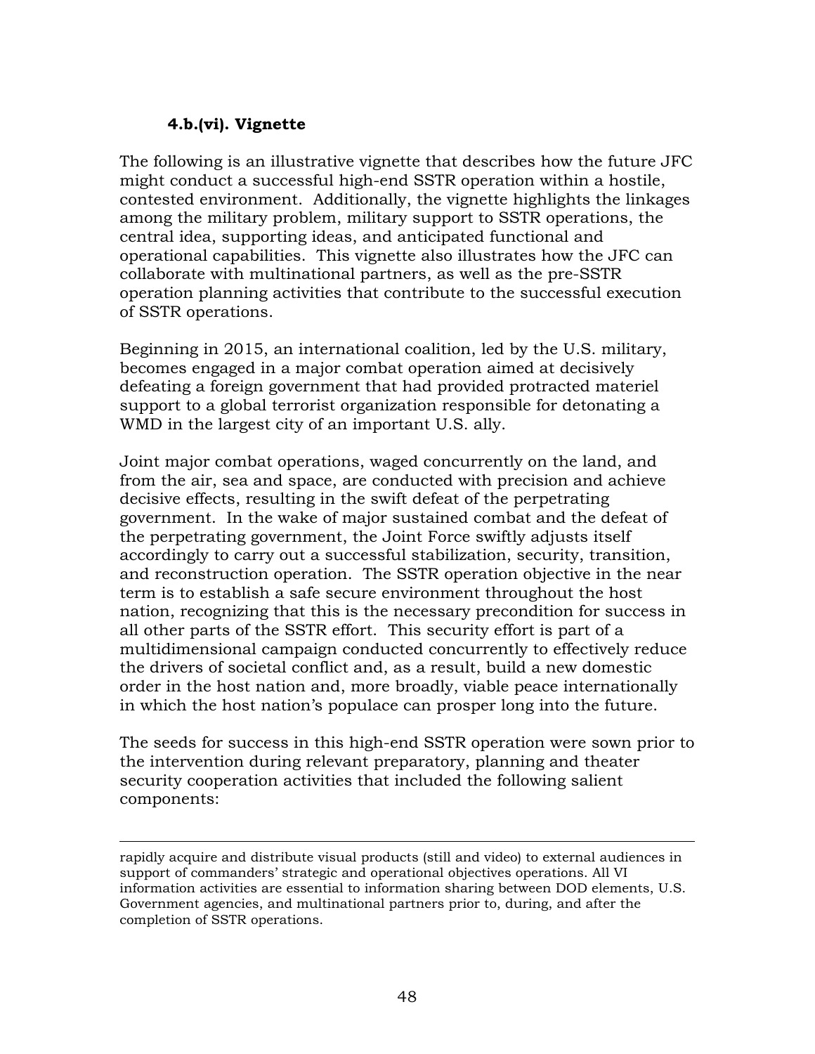#### 4.b.(vi). Vignette

The following is an illustrative vignette that describes how the future JFC might conduct a successful high-end SSTR operation within a hostile, contested environment. Additionally, the vignette highlights the linkages among the military problem, military support to SSTR operations, the central idea, supporting ideas, and anticipated functional and operational capabilities. This vignette also illustrates how the JFC can collaborate with multinational partners, as well as the pre-SSTR operation planning activities that contribute to the successful execution of SSTR operations.

Beginning in 2015, an international coalition, led by the U.S. military, becomes engaged in a major combat operation aimed at decisively defeating a foreign government that had provided protracted materiel support to a global terrorist organization responsible for detonating a WMD in the largest city of an important U.S. ally.

Joint major combat operations, waged concurrently on the land, and from the air, sea and space, are conducted with precision and achieve decisive effects, resulting in the swift defeat of the perpetrating government. In the wake of major sustained combat and the defeat of the perpetrating government, the Joint Force swiftly adjusts itself accordingly to carry out a successful stabilization, security, transition, and reconstruction operation. The SSTR operation objective in the near term is to establish a safe secure environment throughout the host nation, recognizing that this is the necessary precondition for success in all other parts of the SSTR effort. This security effort is part of a multidimensional campaign conducted concurrently to effectively reduce the drivers of societal conflict and, as a result, build a new domestic order in the host nation and, more broadly, viable peace internationally in which the host nation's populace can prosper long into the future.

The seeds for success in this high-end SSTR operation were sown prior to the intervention during relevant preparatory, planning and theater security cooperation activities that included the following salient components:

---

rapidly acquire and distribute visual products (still and video) to external audiences in support of commanders' strategic and operational objectives operations. All VI information activities are essential to information sharing between DOD elements, U.S. Government agencies, and multinational partners prior to, during, and after the completion of SSTR operations.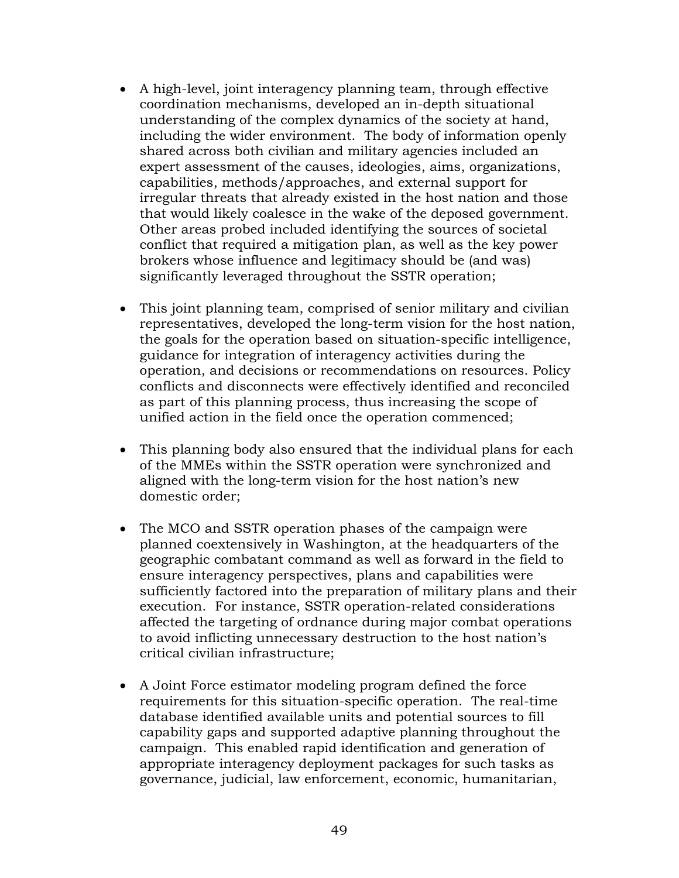- A high-level, joint interagency planning team, through effective coordination mechanisms, developed an in-depth situational understanding of the complex dynamics of the society at hand, including the wider environment. The body of information openly shared across both civilian and military agencies included an expert assessment of the causes, ideologies, aims, organizations, capabilities, methods/approaches, and external support for irregular threats that already existed in the host nation and those that would likely coalesce in the wake of the deposed government. Other areas probed included identifying the sources of societal conflict that required a mitigation plan, as well as the key power brokers whose influence and legitimacy should be (and was) significantly leveraged throughout the SSTR operation;

- This joint planning team, comprised of senior military and civilian representatives, developed the long-term vision for the host nation, the goals for the operation based on situation-specific intelligence, guidance for integration of interagency activities during the operation, and decisions or recommendations on resources. Policy conflicts and disconnects were effectively identified and reconciled as part of this planning process, thus increasing the scope of unified action in the field once the operation commenced;

- This planning body also ensured that the individual plans for each of the MMEs within the SSTR operation were synchronized and aligned with the long-term vision for the host nation's new domestic order;

- The MCO and SSTR operation phases of the campaign were planned coextensively in Washington, at the headquarters of the geographic combatant command as well as forward in the field to ensure interagency perspectives, plans and capabilities were sufficiently factored into the preparation of military plans and their execution. For instance, SSTR operation-related considerations affected the targeting of ordnance during major combat operations to avoid inflicting unnecessary destruction to the host nation's critical civilian infrastructure;

- A Joint Force estimator modeling program defined the force requirements for this situation-specific operation. The real-time database identified available units and potential sources to fill capability gaps and supported adaptive planning throughout the campaign. This enabled rapid identification and generation of appropriate interagency deployment packages for such tasks as governance, judicial, law enforcement, economic, humanitarian,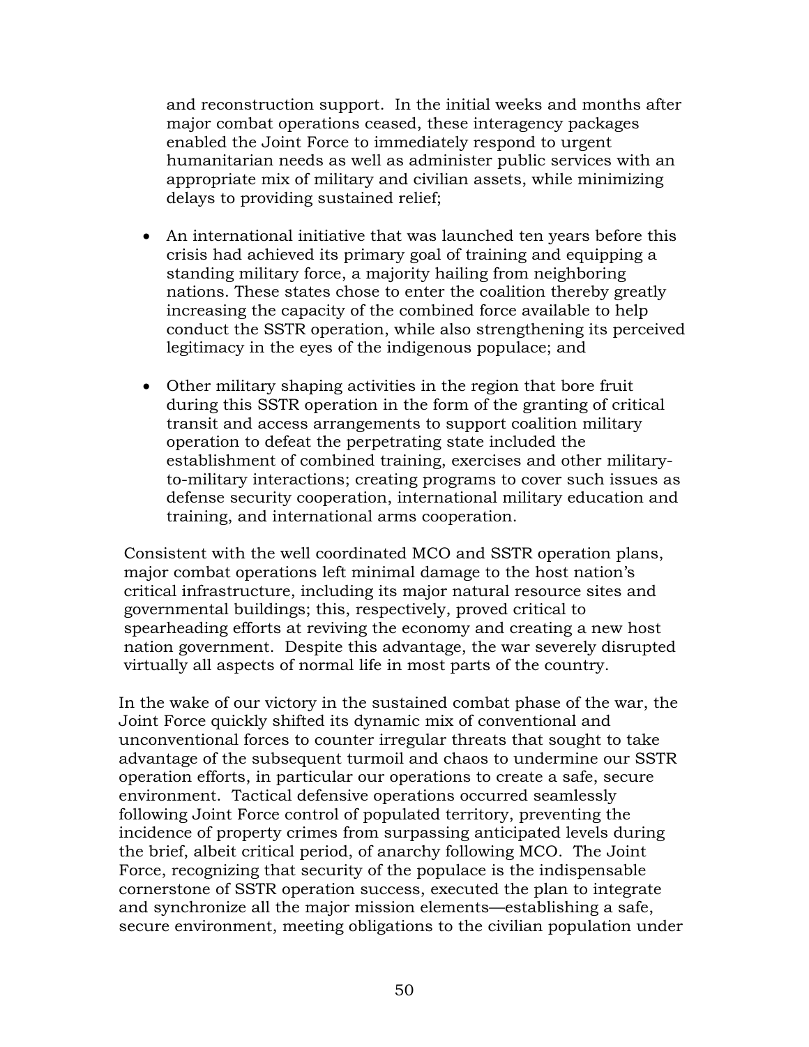and reconstruction support. In the initial weeks and months after major combat operations ceased, these interagency packages enabled the Joint Force to immediately respond to urgent humanitarian needs as well as administer public services with an appropriate mix of military and civilian assets, while minimizing delays to providing sustained relief;

- An international initiative that was launched ten years before this crisis had achieved its primary goal of training and equipping a standing military force, a majority hailing from neighboring nations. These states chose to enter the coalition thereby greatly increasing the capacity of the combined force available to help conduct the SSTR operation, while also strengthening its perceived legitimacy in the eyes of the indigenous populace; and

- Other military shaping activities in the region that bore fruit during this SSTR operation in the form of the granting of critical transit and access arrangements to support coalition military operation to defeat the perpetrating state included the establishment of combined training, exercises and other military-to-military interactions; creating programs to cover such issues as defense security cooperation, international military education and training, and international arms cooperation.

Consistent with the well coordinated MCO and SSTR operation plans, major combat operations left minimal damage to the host nation's critical infrastructure, including its major natural resource sites and governmental buildings; this, respectively, proved critical to spearheading efforts at reviving the economy and creating a new host nation government. Despite this advantage, the war severely disrupted virtually all aspects of normal life in most parts of the country.

In the wake of our victory in the sustained combat phase of the war, the Joint Force quickly shifted its dynamic mix of conventional and unconventional forces to counter irregular threats that sought to take advantage of the subsequent turmoil and chaos to undermine our SSTR operation efforts, in particular our operations to create a safe, secure environment. Tactical defensive operations occurred seamlessly following Joint Force control of populated territory, preventing the incidence of property crimes from surpassing anticipated levels during the brief, albeit critical period, of anarchy following MCO. The Joint Force, recognizing that security of the populace is the indispensable cornerstone of SSTR operation success, executed the plan to integrate and synchronize all the major mission elements—establishing a safe, secure environment, meeting obligations to the civilian population under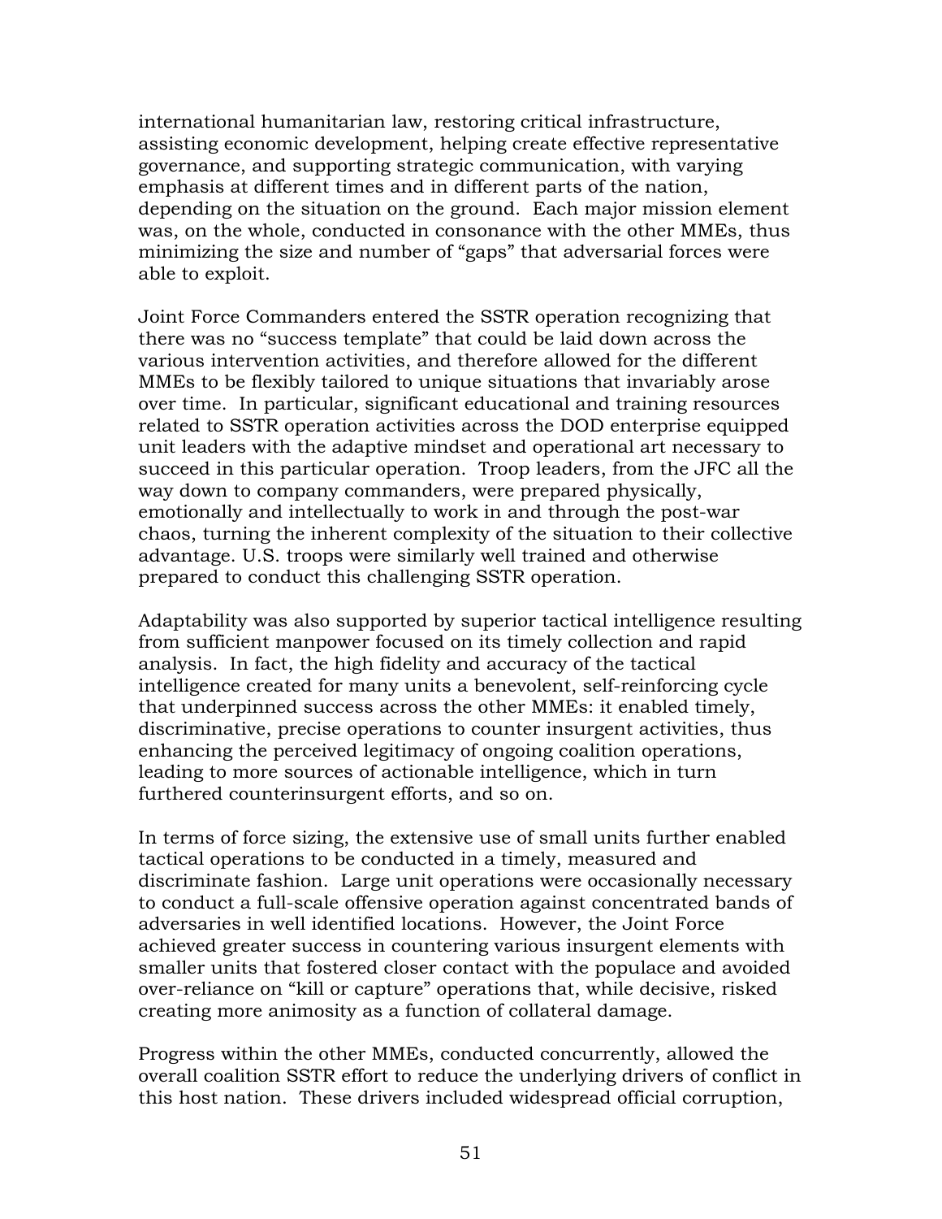international humanitarian law, restoring critical infrastructure, assisting economic development, helping create effective representative governance, and supporting strategic communication, with varying emphasis at different times and in different parts of the nation, depending on the situation on the ground. Each major mission element was, on the whole, conducted in consonance with the other MMEs, thus minimizing the size and number of "gaps" that adversarial forces were able to exploit.

Joint Force Commanders entered the SSTR operation recognizing that there was no "success template" that could be laid down across the various intervention activities, and therefore allowed for the different MMEs to be flexibly tailored to unique situations that invariably arose over time. In particular, significant educational and training resources related to SSTR operation activities across the DOD enterprise equipped unit leaders with the adaptive mindset and operational art necessary to succeed in this particular operation. Troop leaders, from the JFC all the way down to company commanders, were prepared physically, emotionally and intellectually to work in and through the post-war chaos, turning the inherent complexity of the situation to their collective advantage. U.S. troops were similarly well trained and otherwise prepared to conduct this challenging SSTR operation.

Adaptability was also supported by superior tactical intelligence resulting from sufficient manpower focused on its timely collection and rapid analysis. In fact, the high fidelity and accuracy of the tactical intelligence created for many units a benevolent, self-reinforcing cycle that underpinned success across the other MMEs: it enabled timely, discriminative, precise operations to counter insurgent activities, thus enhancing the perceived legitimacy of ongoing coalition operations, leading to more sources of actionable intelligence, which in turn furthered counterinsurgent efforts, and so on.

In terms of force sizing, the extensive use of small units further enabled tactical operations to be conducted in a timely, measured and discriminate fashion. Large unit operations were occasionally necessary to conduct a full-scale offensive operation against concentrated bands of adversaries in well identified locations. However, the Joint Force achieved greater success in countering various insurgent elements with smaller units that fostered closer contact with the populace and avoided over-reliance on "kill or capture" operations that, while decisive, risked creating more animosity as a function of collateral damage.

Progress within the other MMEs, conducted concurrently, allowed the overall coalition SSTR effort to reduce the underlying drivers of conflict in this host nation. These drivers included widespread official corruption,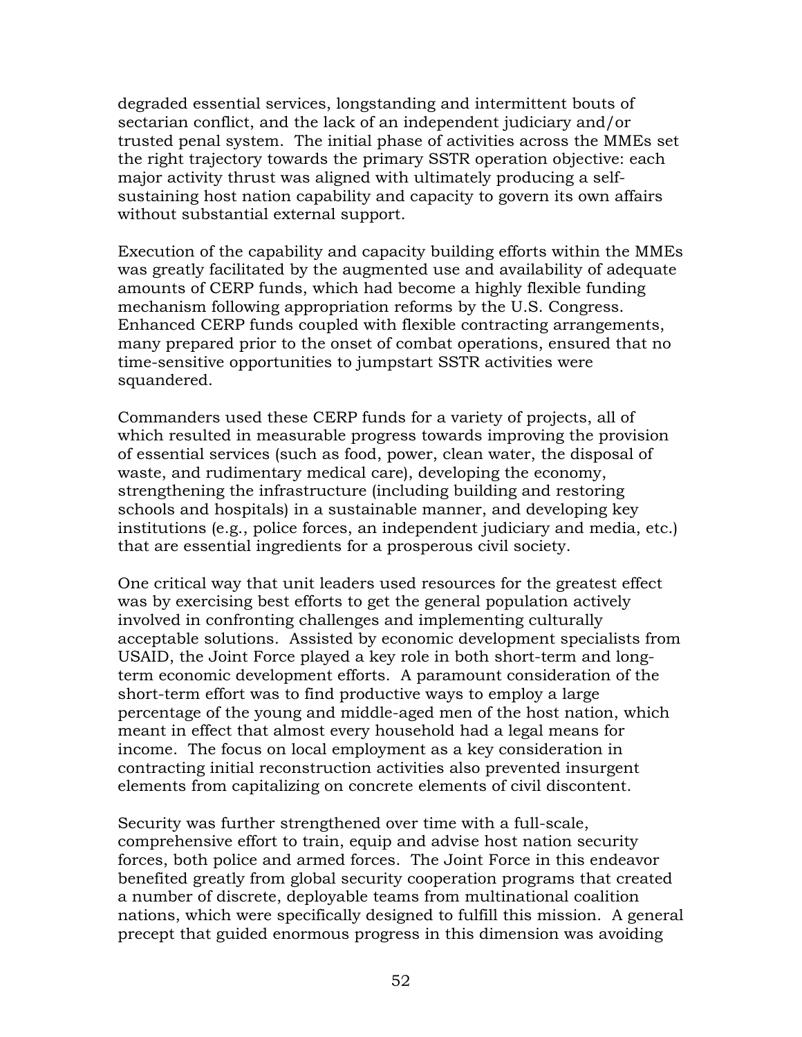degraded essential services, longstanding and intermittent bouts of sectarian conflict, and the lack of an independent judiciary and/or trusted penal system. The initial phase of activities across the MMEs set the right trajectory towards the primary SSTR operation objective: each major activity thrust was aligned with ultimately producing a self-sustaining host nation capability and capacity to govern its own affairs without substantial external support.

Execution of the capability and capacity building efforts within the MMEs was greatly facilitated by the augmented use and availability of adequate amounts of CERP funds, which had become a highly flexible funding mechanism following appropriation reforms by the U.S. Congress. Enhanced CERP funds coupled with flexible contracting arrangements, many prepared prior to the onset of combat operations, ensured that no time-sensitive opportunities to jumpstart SSTR activities were squandered.

Commanders used these CERP funds for a variety of projects, all of which resulted in measurable progress towards improving the provision of essential services (such as food, power, clean water, the disposal of waste, and rudimentary medical care), developing the economy, strengthening the infrastructure (including building and restoring schools and hospitals) in a sustainable manner, and developing key institutions (e.g., police forces, an independent judiciary and media, etc.) that are essential ingredients for a prosperous civil society.

One critical way that unit leaders used resources for the greatest effect was by exercising best efforts to get the general population actively involved in confronting challenges and implementing culturally acceptable solutions. Assisted by economic development specialists from USAID, the Joint Force played a key role in both short-term and long-term economic development efforts. A paramount consideration of the short-term effort was to find productive ways to employ a large percentage of the young and middle-aged men of the host nation, which meant in effect that almost every household had a legal means for income. The focus on local employment as a key consideration in contracting initial reconstruction activities also prevented insurgent elements from capitalizing on concrete elements of civil discontent.

Security was further strengthened over time with a full-scale, comprehensive effort to train, equip and advise host nation security forces, both police and armed forces. The Joint Force in this endeavor benefited greatly from global security cooperation programs that created a number of discrete, deployable teams from multinational coalition nations, which were specifically designed to fulfill this mission. A general precept that guided enormous progress in this dimension was avoiding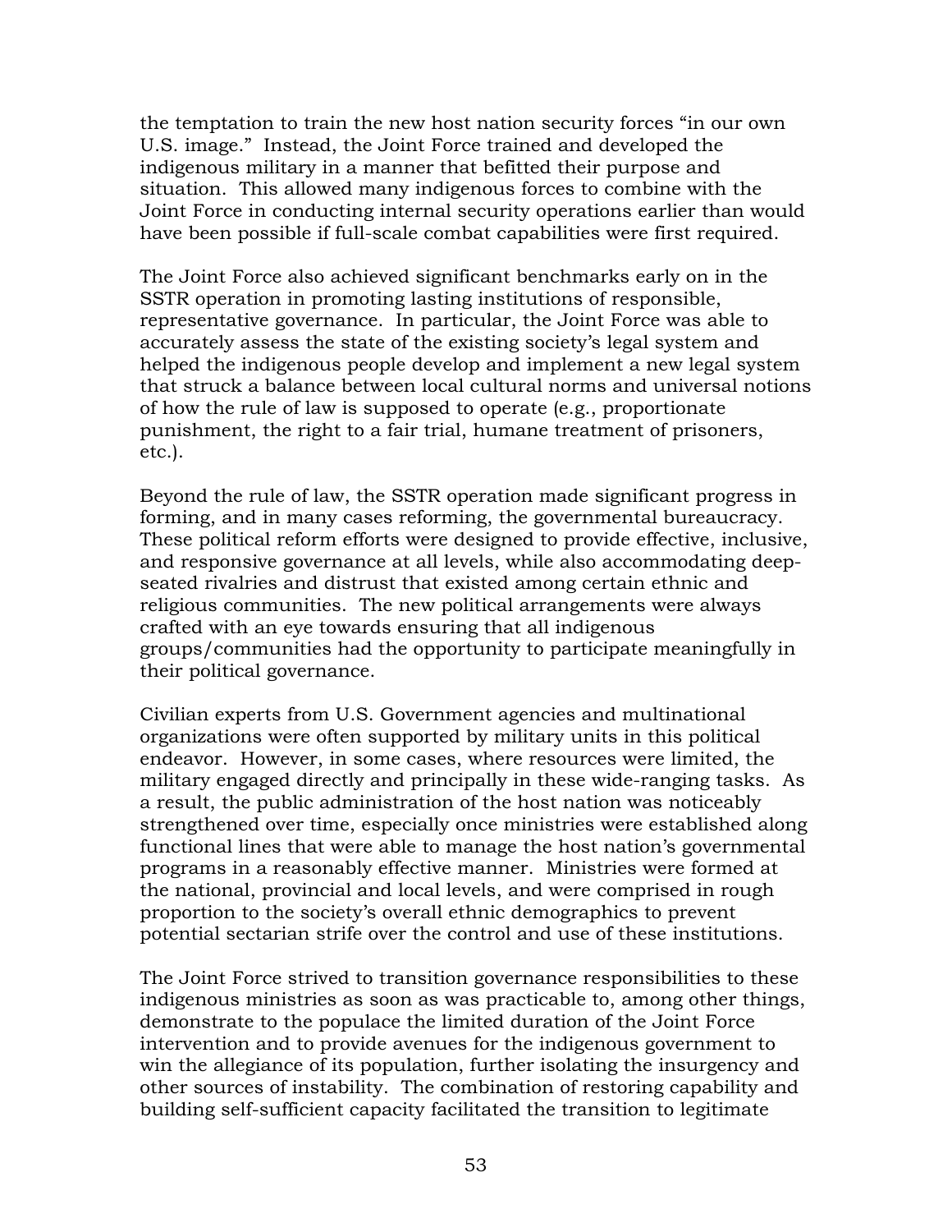the temptation to train the new host nation security forces "in our own U.S. image." Instead, the Joint Force trained and developed the indigenous military in a manner that befitted their purpose and situation. This allowed many indigenous forces to combine with the Joint Force in conducting internal security operations earlier than would have been possible if full-scale combat capabilities were first required.

The Joint Force also achieved significant benchmarks early on in the SSTR operation in promoting lasting institutions of responsible, representative governance. In particular, the Joint Force was able to accurately assess the state of the existing society's legal system and helped the indigenous people develop and implement a new legal system that struck a balance between local cultural norms and universal notions of how the rule of law is supposed to operate (e.g., proportionate punishment, the right to a fair trial, humane treatment of prisoners, etc.).

Beyond the rule of law, the SSTR operation made significant progress in forming, and in many cases reforming, the governmental bureaucracy. These political reform efforts were designed to provide effective, inclusive, and responsive governance at all levels, while also accommodating deep-seated rivalries and distrust that existed among certain ethnic and religious communities. The new political arrangements were always crafted with an eye towards ensuring that all indigenous groups/communities had the opportunity to participate meaningfully in their political governance.

Civilian experts from U.S. Government agencies and multinational organizations were often supported by military units in this political endeavor. However, in some cases, where resources were limited, the military engaged directly and principally in these wide-ranging tasks. As a result, the public administration of the host nation was noticeably strengthened over time, especially once ministries were established along functional lines that were able to manage the host nation's governmental programs in a reasonably effective manner. Ministries were formed at the national, provincial and local levels, and were comprised in rough proportion to the society's overall ethnic demographics to prevent potential sectarian strife over the control and use of these institutions.

The Joint Force strived to transition governance responsibilities to these indigenous ministries as soon as was practicable to, among other things, demonstrate to the populace the limited duration of the Joint Force intervention and to provide avenues for the indigenous government to win the allegiance of its population, further isolating the insurgency and other sources of instability. The combination of restoring capability and building self-sufficient capacity facilitated the transition to legitimate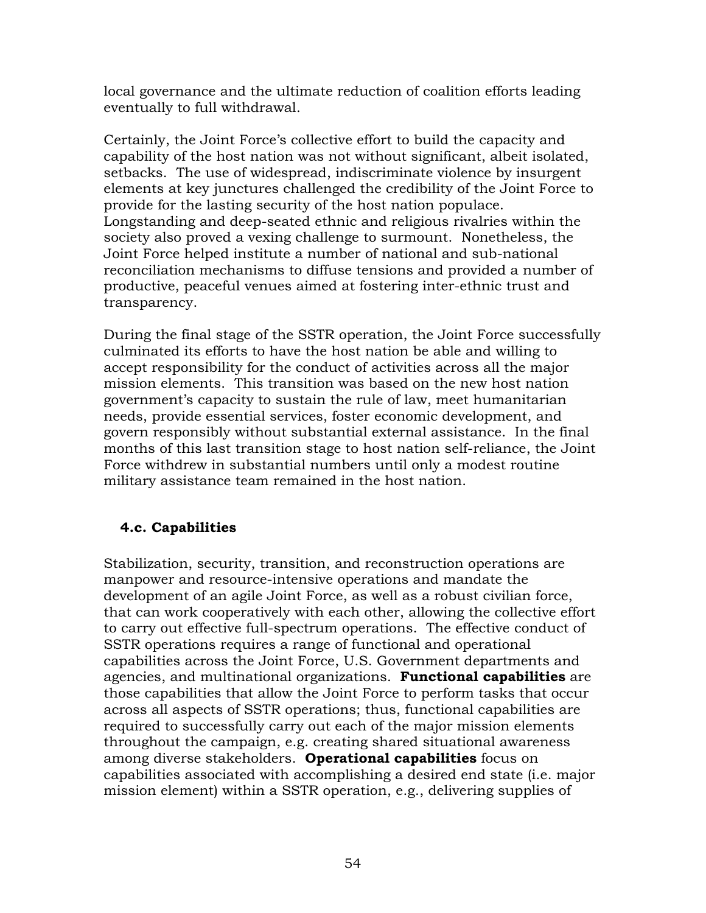local governance and the ultimate reduction of coalition efforts leading eventually to full withdrawal.

Certainly, the Joint Force's collective effort to build the capacity and capability of the host nation was not without significant, albeit isolated, setbacks. The use of widespread, indiscriminate violence by insurgent elements at key junctures challenged the credibility of the Joint Force to provide for the lasting security of the host nation populace. Longstanding and deep-seated ethnic and religious rivalries within the society also proved a vexing challenge to surmount. Nonetheless, the Joint Force helped institute a number of national and sub-national reconciliation mechanisms to diffuse tensions and provided a number of productive, peaceful venues aimed at fostering inter-ethnic trust and transparency.

During the final stage of the SSTR operation, the Joint Force successfully culminated its efforts to have the host nation be able and willing to accept responsibility for the conduct of activities across all the major mission elements. This transition was based on the new host nation government's capacity to sustain the rule of law, meet humanitarian needs, provide essential services, foster economic development, and govern responsibly without substantial external assistance. In the final months of this last transition stage to host nation self-reliance, the Joint Force withdrew in substantial numbers until only a modest routine military assistance team remained in the host nation.

### 4.c. Capabilities

Stabilization, security, transition, and reconstruction operations are manpower and resource-intensive operations and mandate the development of an agile Joint Force, as well as a robust civilian force, that can work cooperatively with each other, allowing the collective effort to carry out effective full-spectrum operations. The effective conduct of SSTR operations requires a range of functional and operational capabilities across the Joint Force, U.S. Government departments and agencies, and multinational organizations. **Functional capabilities** are those capabilities that allow the Joint Force to perform tasks that occur across all aspects of SSTR operations; thus, functional capabilities are required to successfully carry out each of the major mission elements throughout the campaign, e.g. creating shared situational awareness among diverse stakeholders. **Operational capabilities** focus on capabilities associated with accomplishing a desired end state (i.e. major mission element) within a SSTR operation, e.g., delivering supplies of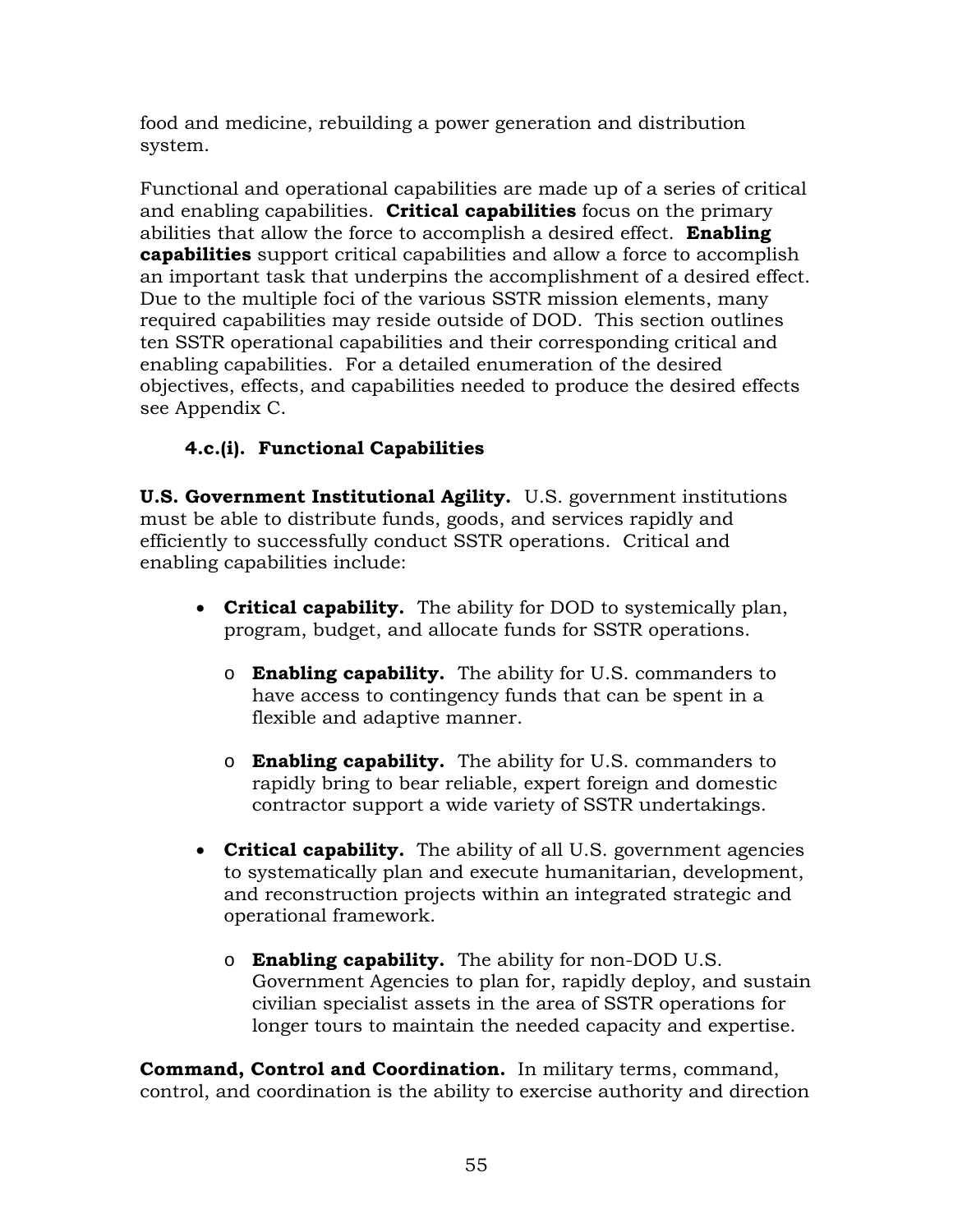food and medicine, rebuilding a power generation and distribution system.

Functional and operational capabilities are made up of a series of critical and enabling capabilities. **Critical capabilities** focus on the primary abilities that allow the force to accomplish a desired effect. **Enabling capabilities** support critical capabilities and allow a force to accomplish an important task that underpins the accomplishment of a desired effect. Due to the multiple foci of the various SSTR mission elements, many required capabilities may reside outside of DOD. This section outlines ten SSTR operational capabilities and their corresponding critical and enabling capabilities. For a detailed enumeration of the desired objectives, effects, and capabilities needed to produce the desired effects see Appendix C.

### 4.c.(i). Functional Capabilities

**U.S. Government Institutional Agility.** U.S. government institutions must be able to distribute funds, goods, and services rapidly and efficiently to successfully conduct SSTR operations. Critical and enabling capabilities include:

- **Critical capability.** The ability for DOD to systemically plan, program, budget, and allocate funds for SSTR operations.
  - **Enabling capability.** The ability for U.S. commanders to have access to contingency funds that can be spent in a flexible and adaptive manner.
  - **Enabling capability.** The ability for U.S. commanders to rapidly bring to bear reliable, expert foreign and domestic contractor support a wide variety of SSTR undertakings.
- **Critical capability.** The ability of all U.S. government agencies to systematically plan and execute humanitarian, development, and reconstruction projects within an integrated strategic and operational framework.
  - **Enabling capability.** The ability for non-DOD U.S. Government Agencies to plan for, rapidly deploy, and sustain civilian specialist assets in the area of SSTR operations for longer tours to maintain the needed capacity and expertise.

**Command, Control and Coordination.** In military terms, command, control, and coordination is the ability to exercise authority and direction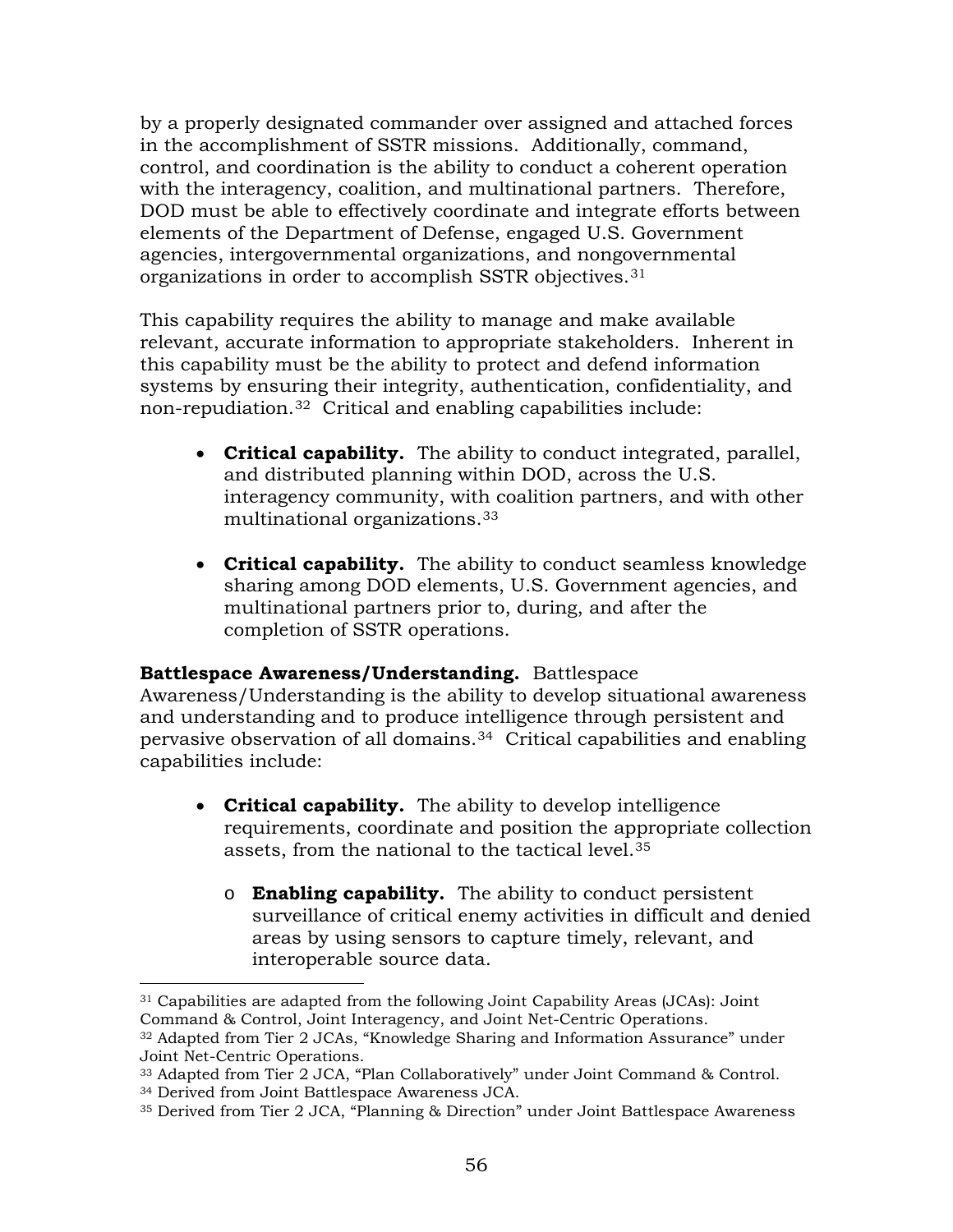by a properly designated commander over assigned and attached forces in the accomplishment of SSTR missions. Additionally, command, control, and coordination is the ability to conduct a coherent operation with the interagency, coalition, and multinational partners. Therefore, DOD must be able to effectively coordinate and integrate efforts between elements of the Department of Defense, engaged U.S. Government agencies, intergovernmental organizations, and nongovernmental organizations in order to accomplish SSTR objectives.[31]

This capability requires the ability to manage and make available relevant, accurate information to appropriate stakeholders. Inherent in this capability must be the ability to protect and defend information systems by ensuring their integrity, authentication, confidentiality, and non-repudiation.[32] Critical and enabling capabilities include:

- **Critical capability.** The ability to conduct integrated, parallel, and distributed planning within DOD, across the U.S. interagency community, with coalition partners, and with other multinational organizations.[33]

- **Critical capability.** The ability to conduct seamless knowledge sharing among DOD elements, U.S. Government agencies, and multinational partners prior to, during, and after the completion of SSTR operations.

**Battlespace Awareness/Understanding.** Battlespace Awareness/Understanding is the ability to develop situational awareness and understanding and to produce intelligence through persistent and pervasive observation of all domains.[34] Critical capabilities and enabling capabilities include:

- **Critical capability.** The ability to develop intelligence requirements, coordinate and position the appropriate collection assets, from the national to the tactical level.[35]

  - **Enabling capability.** The ability to conduct persistent surveillance of critical enemy activities in difficult and denied areas by using sensors to capture timely, relevant, and interoperable source data.

---

[31] Capabilities are adapted from the following Joint Capability Areas (JCAs): Joint Command & Control, Joint Interagency, and Joint Net-Centric Operations.

[32] Adapted from Tier 2 JCAs, "Knowledge Sharing and Information Assurance" under Joint Net-Centric Operations.

[33] Adapted from Tier 2 JCA, "Plan Collaboratively" under Joint Command & Control.

[34] Derived from Joint Battlespace Awareness JCA.

[35] Derived from Tier 2 JCA, "Planning & Direction" under Joint Battlespace Awareness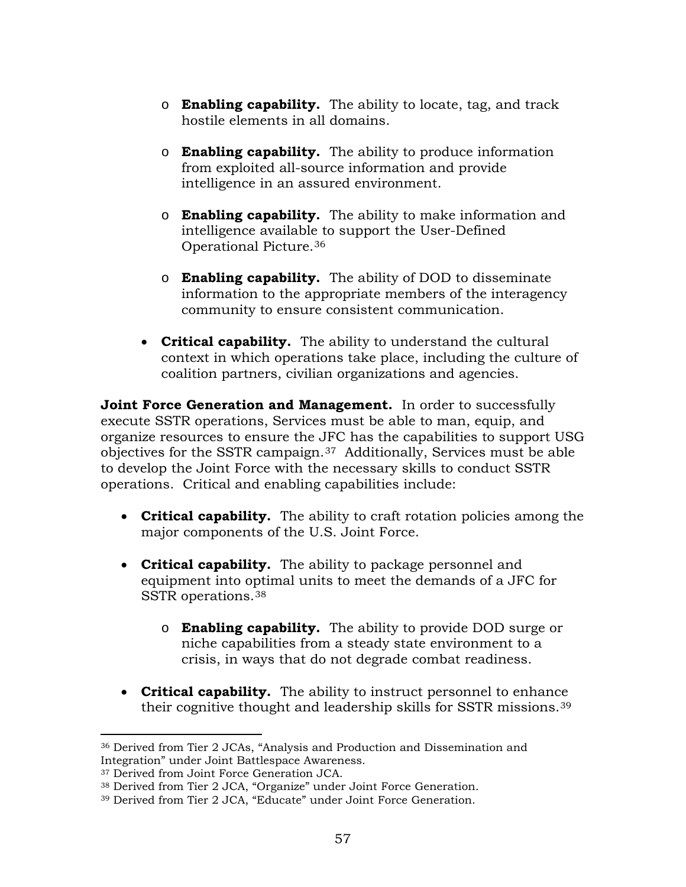- **Enabling capability.** The ability to locate, tag, and track hostile elements in all domains.

  - **Enabling capability.** The ability to produce information from exploited all-source information and provide intelligence in an assured environment.

  - **Enabling capability.** The ability to make information and intelligence available to support the User-Defined Operational Picture.[36]

  - **Enabling capability.** The ability of DOD to disseminate information to the appropriate members of the interagency community to ensure consistent communication.

- **Critical capability.** The ability to understand the cultural context in which operations take place, including the culture of coalition partners, civilian organizations and agencies.

**Joint Force Generation and Management.** In order to successfully execute SSTR operations, Services must be able to man, equip, and organize resources to ensure the JFC has the capabilities to support USG objectives for the SSTR campaign.[37] Additionally, Services must be able to develop the Joint Force with the necessary skills to conduct SSTR operations. Critical and enabling capabilities include:

- **Critical capability.** The ability to craft rotation policies among the major components of the U.S. Joint Force.

- **Critical capability.** The ability to package personnel and equipment into optimal units to meet the demands of a JFC for SSTR operations.[38]

  - **Enabling capability.** The ability to provide DOD surge or niche capabilities from a steady state environment to a crisis, in ways that do not degrade combat readiness.

- **Critical capability.** The ability to instruct personnel to enhance their cognitive thought and leadership skills for SSTR missions.[39]

---

[36] Derived from Tier 2 JCAs, "Analysis and Production and Dissemination and Integration" under Joint Battlespace Awareness.
[37] Derived from Joint Force Generation JCA.
[38] Derived from Tier 2 JCA, "Organize" under Joint Force Generation.
[39] Derived from Tier 2 JCA, "Educate" under Joint Force Generation.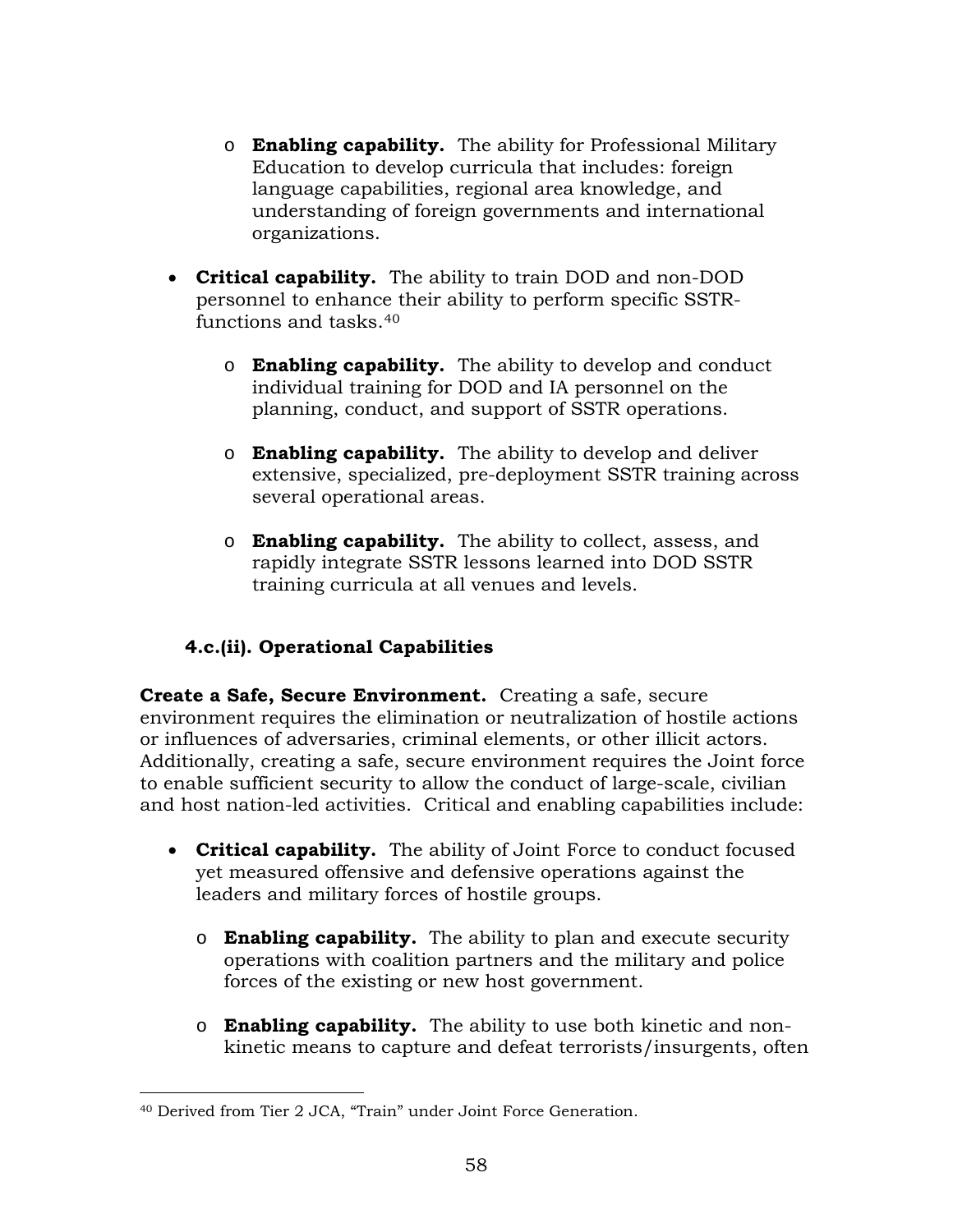- **Enabling capability.** The ability for Professional Military Education to develop curricula that includes: foreign language capabilities, regional area knowledge, and understanding of foreign governments and international organizations.

- **Critical capability.** The ability to train DOD and non-DOD personnel to enhance their ability to perform specific SSTR-functions and tasks.[40]
  - **Enabling capability.** The ability to develop and conduct individual training for DOD and IA personnel on the planning, conduct, and support of SSTR operations.
  - **Enabling capability.** The ability to develop and deliver extensive, specialized, pre-deployment SSTR training across several operational areas.
  - **Enabling capability.** The ability to collect, assess, and rapidly integrate SSTR lessons learned into DOD SSTR training curricula at all venues and levels.

#### 4.c.(ii). Operational Capabilities

**Create a Safe, Secure Environment.** Creating a safe, secure environment requires the elimination or neutralization of hostile actions or influences of adversaries, criminal elements, or other illicit actors. Additionally, creating a safe, secure environment requires the Joint force to enable sufficient security to allow the conduct of large-scale, civilian and host nation-led activities. Critical and enabling capabilities include:

- **Critical capability.** The ability of Joint Force to conduct focused yet measured offensive and defensive operations against the leaders and military forces of hostile groups.
  - **Enabling capability.** The ability to plan and execute security operations with coalition partners and the military and police forces of the existing or new host government.
  - **Enabling capability.** The ability to use both kinetic and non-kinetic means to capture and defeat terrorists/insurgents, often

[40] Derived from Tier 2 JCA, "Train" under Joint Force Generation.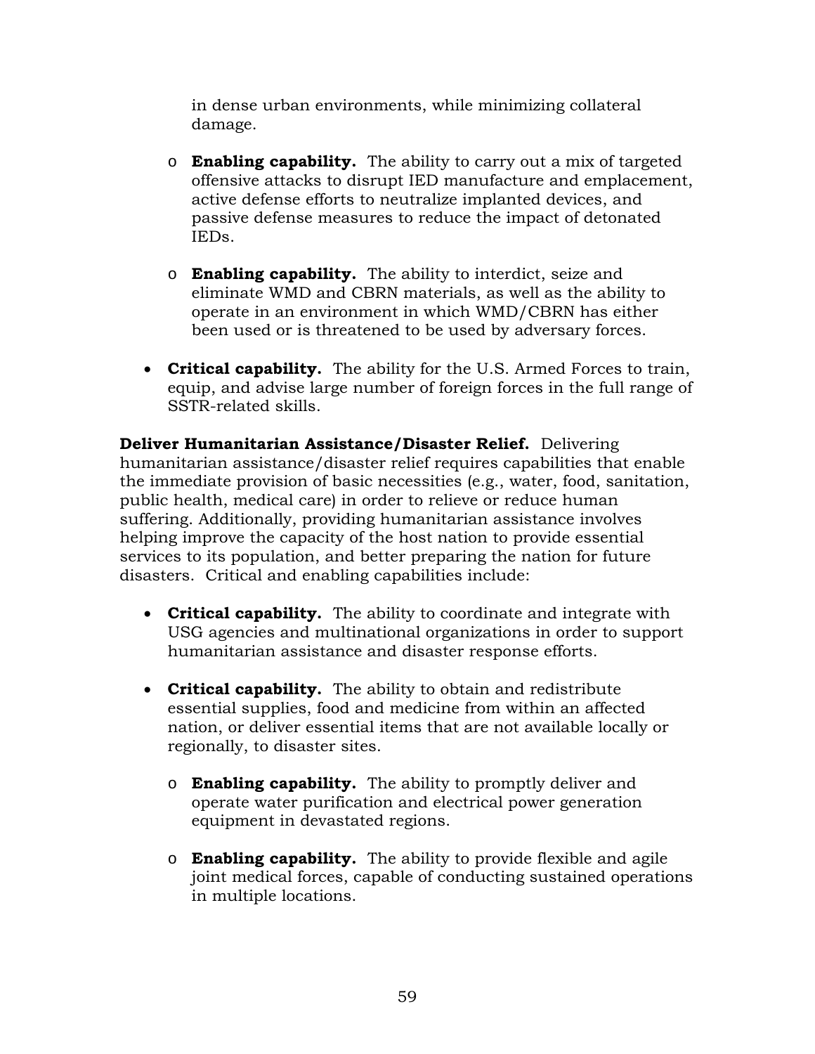in dense urban environments, while minimizing collateral damage.

  - **Enabling capability.** The ability to carry out a mix of targeted offensive attacks to disrupt IED manufacture and emplacement, active defense efforts to neutralize implanted devices, and passive defense measures to reduce the impact of detonated IEDs.

  - **Enabling capability.** The ability to interdict, seize and eliminate WMD and CBRN materials, as well as the ability to operate in an environment in which WMD/CBRN has either been used or is threatened to be used by adversary forces.

- **Critical capability.** The ability for the U.S. Armed Forces to train, equip, and advise large number of foreign forces in the full range of SSTR-related skills.

**Deliver Humanitarian Assistance/Disaster Relief.** Delivering humanitarian assistance/disaster relief requires capabilities that enable the immediate provision of basic necessities (e.g., water, food, sanitation, public health, medical care) in order to relieve or reduce human suffering. Additionally, providing humanitarian assistance involves helping improve the capacity of the host nation to provide essential services to its population, and better preparing the nation for future disasters. Critical and enabling capabilities include:

- **Critical capability.** The ability to coordinate and integrate with USG agencies and multinational organizations in order to support humanitarian assistance and disaster response efforts.

- **Critical capability.** The ability to obtain and redistribute essential supplies, food and medicine from within an affected nation, or deliver essential items that are not available locally or regionally, to disaster sites.

  - **Enabling capability.** The ability to promptly deliver and operate water purification and electrical power generation equipment in devastated regions.

  - **Enabling capability.** The ability to provide flexible and agile joint medical forces, capable of conducting sustained operations in multiple locations.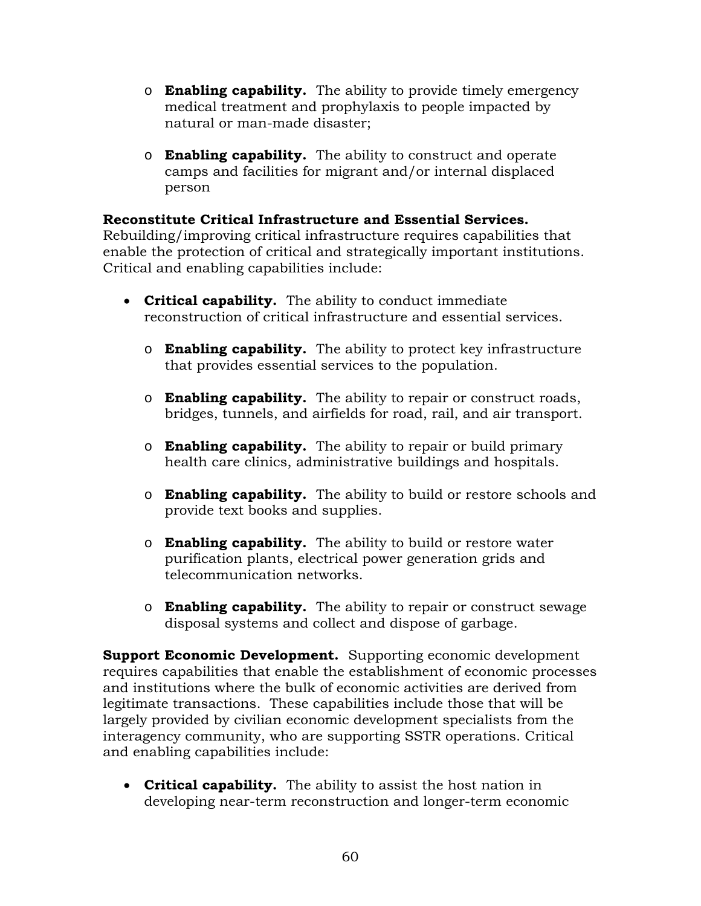- **Enabling capability.** The ability to provide timely emergency medical treatment and prophylaxis to people impacted by natural or man-made disaster;

- **Enabling capability.** The ability to construct and operate camps and facilities for migrant and/or internal displaced person

**Reconstitute Critical Infrastructure and Essential Services.** Rebuilding/improving critical infrastructure requires capabilities that enable the protection of critical and strategically important institutions. Critical and enabling capabilities include:

- **Critical capability.** The ability to conduct immediate reconstruction of critical infrastructure and essential services.

  - **Enabling capability.** The ability to protect key infrastructure that provides essential services to the population.

  - **Enabling capability.** The ability to repair or construct roads, bridges, tunnels, and airfields for road, rail, and air transport.

  - **Enabling capability.** The ability to repair or build primary health care clinics, administrative buildings and hospitals.

  - **Enabling capability.** The ability to build or restore schools and provide text books and supplies.

  - **Enabling capability.** The ability to build or restore water purification plants, electrical power generation grids and telecommunication networks.

  - **Enabling capability.** The ability to repair or construct sewage disposal systems and collect and dispose of garbage.

**Support Economic Development.** Supporting economic development requires capabilities that enable the establishment of economic processes and institutions where the bulk of economic activities are derived from legitimate transactions. These capabilities include those that will be largely provided by civilian economic development specialists from the interagency community, who are supporting SSTR operations. Critical and enabling capabilities include:

- **Critical capability.** The ability to assist the host nation in developing near-term reconstruction and longer-term economic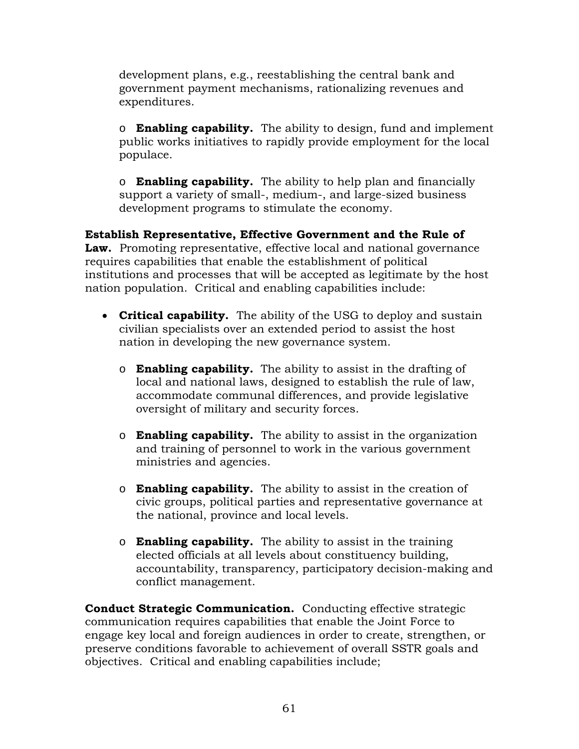development plans, e.g., reestablishing the central bank and government payment mechanisms, rationalizing revenues and expenditures.

- **Enabling capability.** The ability to design, fund and implement public works initiatives to rapidly provide employment for the local populace.

- **Enabling capability.** The ability to help plan and financially support a variety of small-, medium-, and large-sized business development programs to stimulate the economy.

**Establish Representative, Effective Government and the Rule of Law.** Promoting representative, effective local and national governance requires capabilities that enable the establishment of political institutions and processes that will be accepted as legitimate by the host nation population. Critical and enabling capabilities include:

- **Critical capability.** The ability of the USG to deploy and sustain civilian specialists over an extended period to assist the host nation in developing the new governance system.
  - **Enabling capability.** The ability to assist in the drafting of local and national laws, designed to establish the rule of law, accommodate communal differences, and provide legislative oversight of military and security forces.
  - **Enabling capability.** The ability to assist in the organization and training of personnel to work in the various government ministries and agencies.
  - **Enabling capability.** The ability to assist in the creation of civic groups, political parties and representative governance at the national, province and local levels.
  - **Enabling capability.** The ability to assist in the training elected officials at all levels about constituency building, accountability, transparency, participatory decision-making and conflict management.

**Conduct Strategic Communication.** Conducting effective strategic communication requires capabilities that enable the Joint Force to engage key local and foreign audiences in order to create, strengthen, or preserve conditions favorable to achievement of overall SSTR goals and objectives. Critical and enabling capabilities include;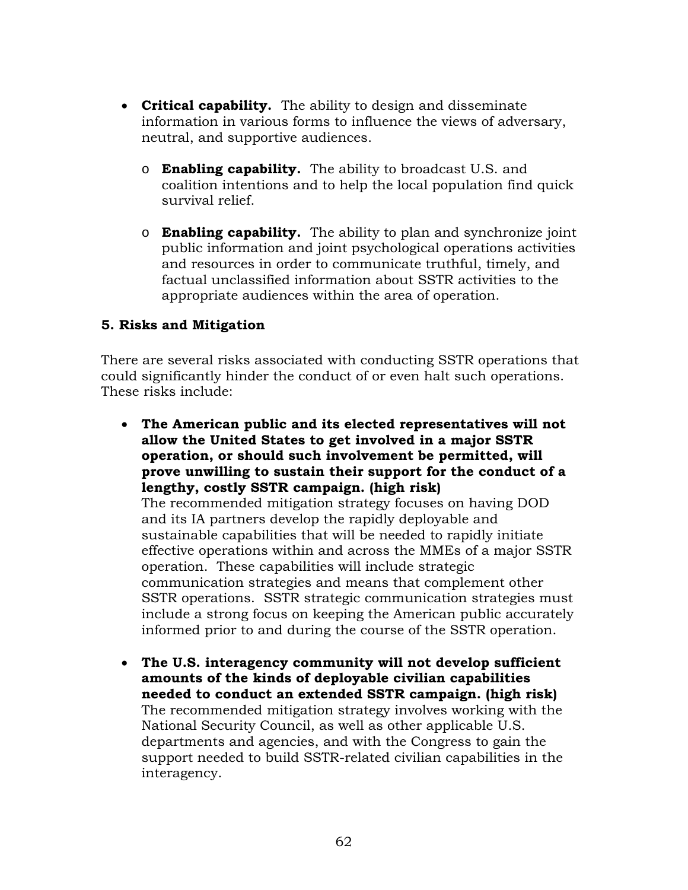- **Critical capability.** The ability to design and disseminate information in various forms to influence the views of adversary, neutral, and supportive audiences.

  - **Enabling capability.** The ability to broadcast U.S. and coalition intentions and to help the local population find quick survival relief.

  - **Enabling capability.** The ability to plan and synchronize joint public information and joint psychological operations activities and resources in order to communicate truthful, timely, and factual unclassified information about SSTR activities to the appropriate audiences within the area of operation.

### 5. Risks and Mitigation

There are several risks associated with conducting SSTR operations that could significantly hinder the conduct of or even halt such operations. These risks include:

- **The American public and its elected representatives will not allow the United States to get involved in a major SSTR operation, or should such involvement be permitted, will prove unwilling to sustain their support for the conduct of a lengthy, costly SSTR campaign. (high risk)**
  The recommended mitigation strategy focuses on having DOD and its IA partners develop the rapidly deployable and sustainable capabilities that will be needed to rapidly initiate effective operations within and across the MMEs of a major SSTR operation. These capabilities will include strategic communication strategies and means that complement other SSTR operations. SSTR strategic communication strategies must include a strong focus on keeping the American public accurately informed prior to and during the course of the SSTR operation.

- **The U.S. interagency community will not develop sufficient amounts of the kinds of deployable civilian capabilities needed to conduct an extended SSTR campaign. (high risk)**
  The recommended mitigation strategy involves working with the National Security Council, as well as other applicable U.S. departments and agencies, and with the Congress to gain the support needed to build SSTR-related civilian capabilities in the interagency.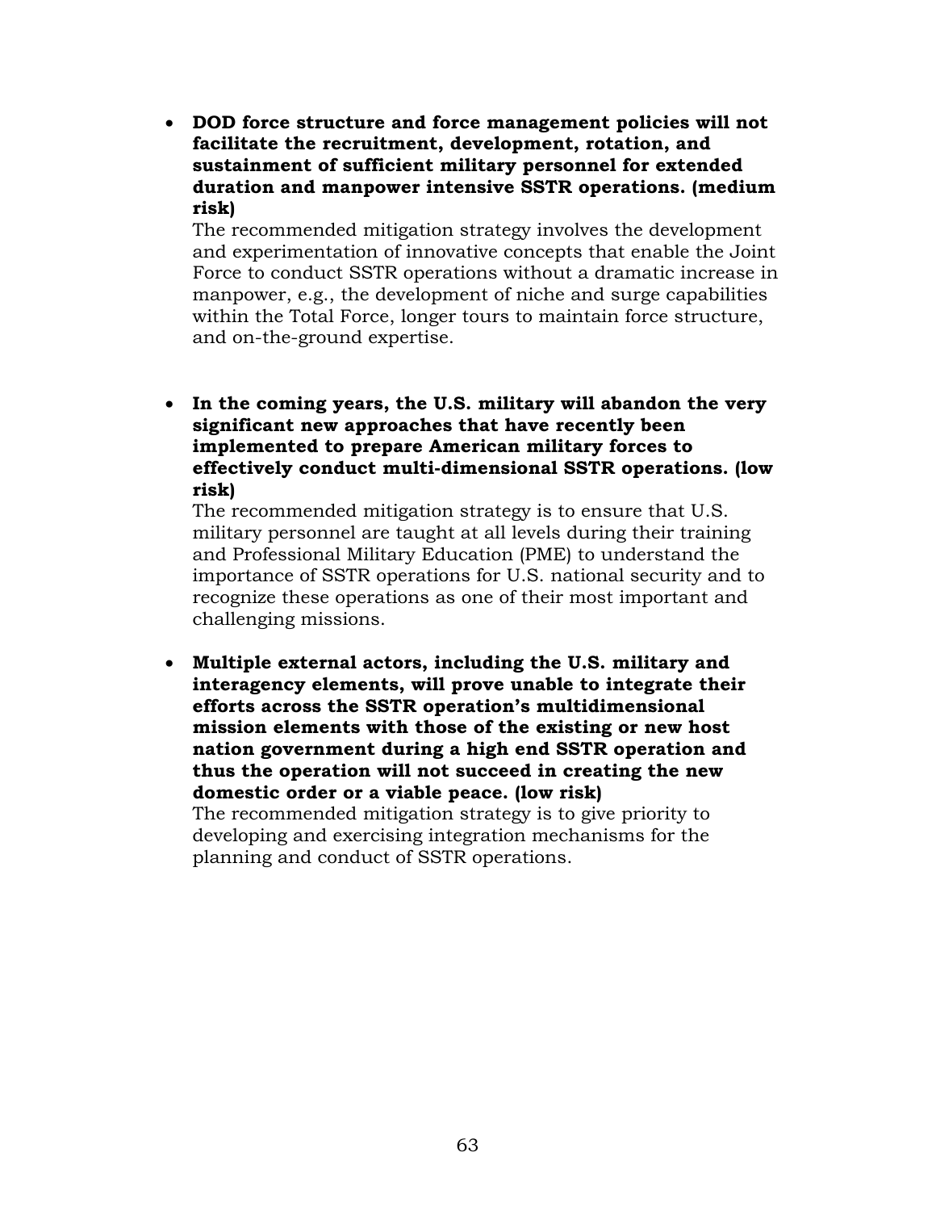- **DOD force structure and force management policies will not facilitate the recruitment, development, rotation, and sustainment of sufficient military personnel for extended duration and manpower intensive SSTR operations. (medium risk)**
  The recommended mitigation strategy involves the development and experimentation of innovative concepts that enable the Joint Force to conduct SSTR operations without a dramatic increase in manpower, e.g., the development of niche and surge capabilities within the Total Force, longer tours to maintain force structure, and on-the-ground expertise.

- **In the coming years, the U.S. military will abandon the very significant new approaches that have recently been implemented to prepare American military forces to effectively conduct multi-dimensional SSTR operations. (low risk)**
  The recommended mitigation strategy is to ensure that U.S. military personnel are taught at all levels during their training and Professional Military Education (PME) to understand the importance of SSTR operations for U.S. national security and to recognize these operations as one of their most important and challenging missions.

- **Multiple external actors, including the U.S. military and interagency elements, will prove unable to integrate their efforts across the SSTR operation's multidimensional mission elements with those of the existing or new host nation government during a high end SSTR operation and thus the operation will not succeed in creating the new domestic order or a viable peace. (low risk)**
  The recommended mitigation strategy is to give priority to developing and exercising integration mechanisms for the planning and conduct of SSTR operations.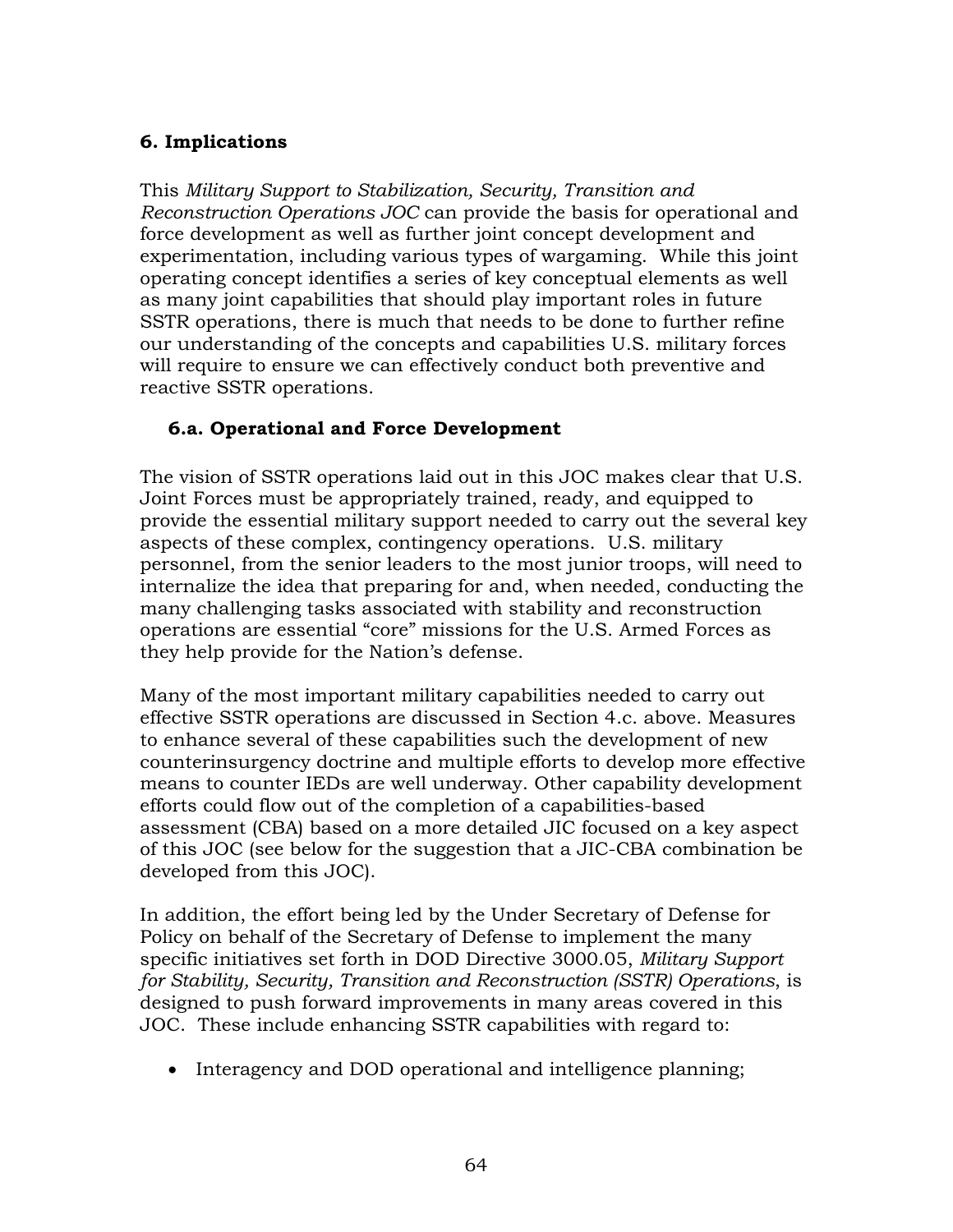## 6. Implications

This *Military Support to Stabilization, Security, Transition and Reconstruction Operations JOC* can provide the basis for operational and force development as well as further joint concept development and experimentation, including various types of wargaming. While this joint operating concept identifies a series of key conceptual elements as well as many joint capabilities that should play important roles in future SSTR operations, there is much that needs to be done to further refine our understanding of the concepts and capabilities U.S. military forces will require to ensure we can effectively conduct both preventive and reactive SSTR operations.

### 6.a. Operational and Force Development

The vision of SSTR operations laid out in this JOC makes clear that U.S. Joint Forces must be appropriately trained, ready, and equipped to provide the essential military support needed to carry out the several key aspects of these complex, contingency operations. U.S. military personnel, from the senior leaders to the most junior troops, will need to internalize the idea that preparing for and, when needed, conducting the many challenging tasks associated with stability and reconstruction operations are essential "core" missions for the U.S. Armed Forces as they help provide for the Nation's defense.

Many of the most important military capabilities needed to carry out effective SSTR operations are discussed in Section 4.c. above. Measures to enhance several of these capabilities such the development of new counterinsurgency doctrine and multiple efforts to develop more effective means to counter IEDs are well underway. Other capability development efforts could flow out of the completion of a capabilities-based assessment (CBA) based on a more detailed JIC focused on a key aspect of this JOC (see below for the suggestion that a JIC-CBA combination be developed from this JOC).

In addition, the effort being led by the Under Secretary of Defense for Policy on behalf of the Secretary of Defense to implement the many specific initiatives set forth in DOD Directive 3000.05, *Military Support for Stability, Security, Transition and Reconstruction (SSTR) Operations*, is designed to push forward improvements in many areas covered in this JOC. These include enhancing SSTR capabilities with regard to:

- Interagency and DOD operational and intelligence planning;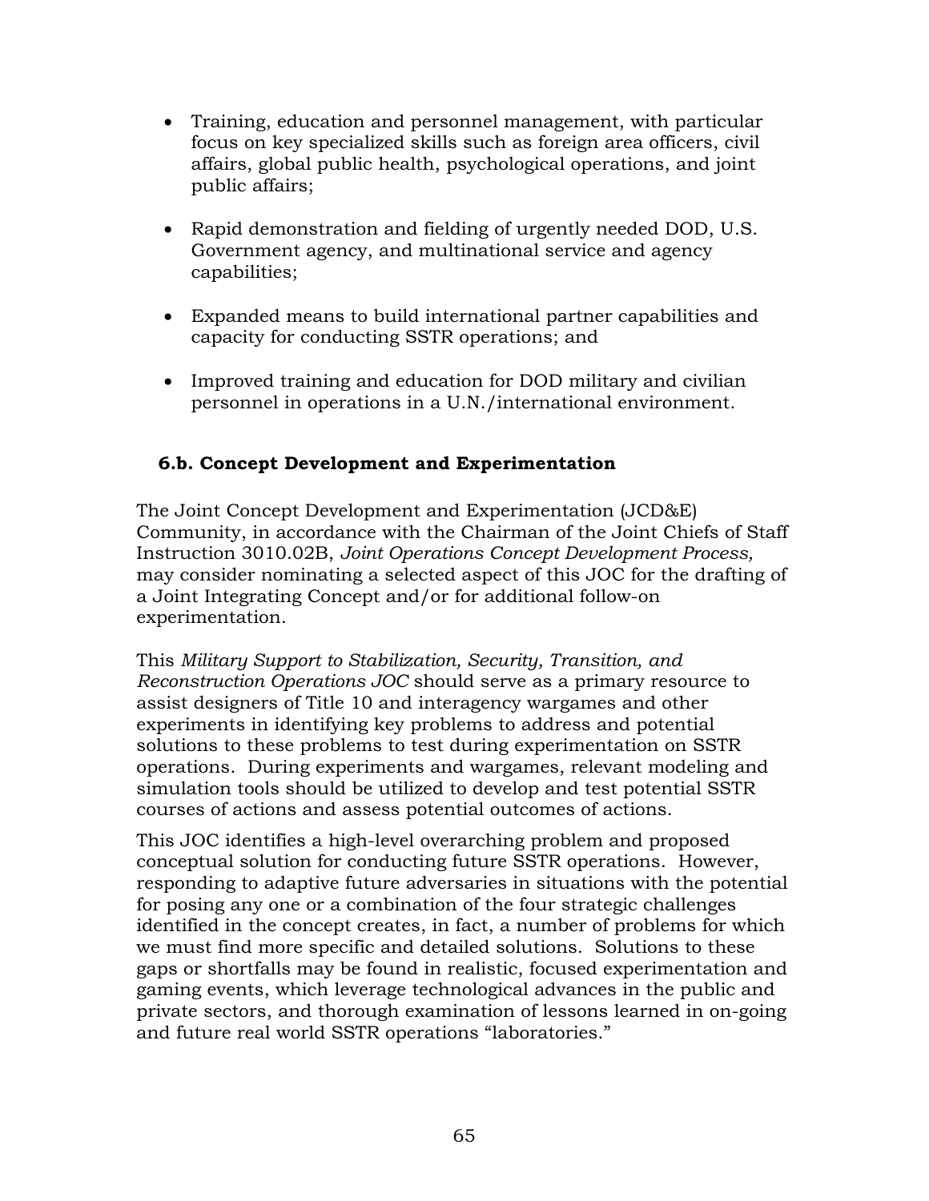- Training, education and personnel management, with particular focus on key specialized skills such as foreign area officers, civil affairs, global public health, psychological operations, and joint public affairs;

- Rapid demonstration and fielding of urgently needed DOD, U.S. Government agency, and multinational service and agency capabilities;

- Expanded means to build international partner capabilities and capacity for conducting SSTR operations; and

- Improved training and education for DOD military and civilian personnel in operations in a U.N./international environment.

### 6.b. Concept Development and Experimentation

The Joint Concept Development and Experimentation (JCD&E) Community, in accordance with the Chairman of the Joint Chiefs of Staff Instruction 3010.02B, *Joint Operations Concept Development Process,* may consider nominating a selected aspect of this JOC for the drafting of a Joint Integrating Concept and/or for additional follow-on experimentation.

This *Military Support to Stabilization, Security, Transition, and Reconstruction Operations JOC* should serve as a primary resource to assist designers of Title 10 and interagency wargames and other experiments in identifying key problems to address and potential solutions to these problems to test during experimentation on SSTR operations. During experiments and wargames, relevant modeling and simulation tools should be utilized to develop and test potential SSTR courses of actions and assess potential outcomes of actions.

This JOC identifies a high-level overarching problem and proposed conceptual solution for conducting future SSTR operations. However, responding to adaptive future adversaries in situations with the potential for posing any one or a combination of the four strategic challenges identified in the concept creates, in fact, a number of problems for which we must find more specific and detailed solutions. Solutions to these gaps or shortfalls may be found in realistic, focused experimentation and gaming events, which leverage technological advances in the public and private sectors, and thorough examination of lessons learned in on-going and future real world SSTR operations "laboratories."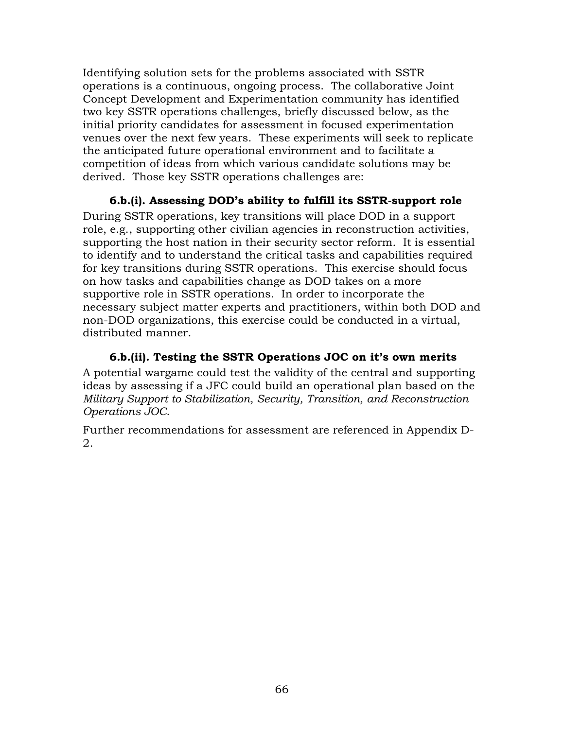Identifying solution sets for the problems associated with SSTR operations is a continuous, ongoing process. The collaborative Joint Concept Development and Experimentation community has identified two key SSTR operations challenges, briefly discussed below, as the initial priority candidates for assessment in focused experimentation venues over the next few years. These experiments will seek to replicate the anticipated future operational environment and to facilitate a competition of ideas from which various candidate solutions may be derived. Those key SSTR operations challenges are:

#### 6.b.(i). Assessing DOD's ability to fulfill its SSTR-support role

During SSTR operations, key transitions will place DOD in a support role, e.g., supporting other civilian agencies in reconstruction activities, supporting the host nation in their security sector reform. It is essential to identify and to understand the critical tasks and capabilities required for key transitions during SSTR operations. This exercise should focus on how tasks and capabilities change as DOD takes on a more supportive role in SSTR operations. In order to incorporate the necessary subject matter experts and practitioners, within both DOD and non-DOD organizations, this exercise could be conducted in a virtual, distributed manner.

#### 6.b.(ii). Testing the SSTR Operations JOC on it's own merits

A potential wargame could test the validity of the central and supporting ideas by assessing if a JFC could build an operational plan based on the *Military Support to Stabilization, Security, Transition, and Reconstruction Operations JOC*.

Further recommendations for assessment are referenced in Appendix D-2.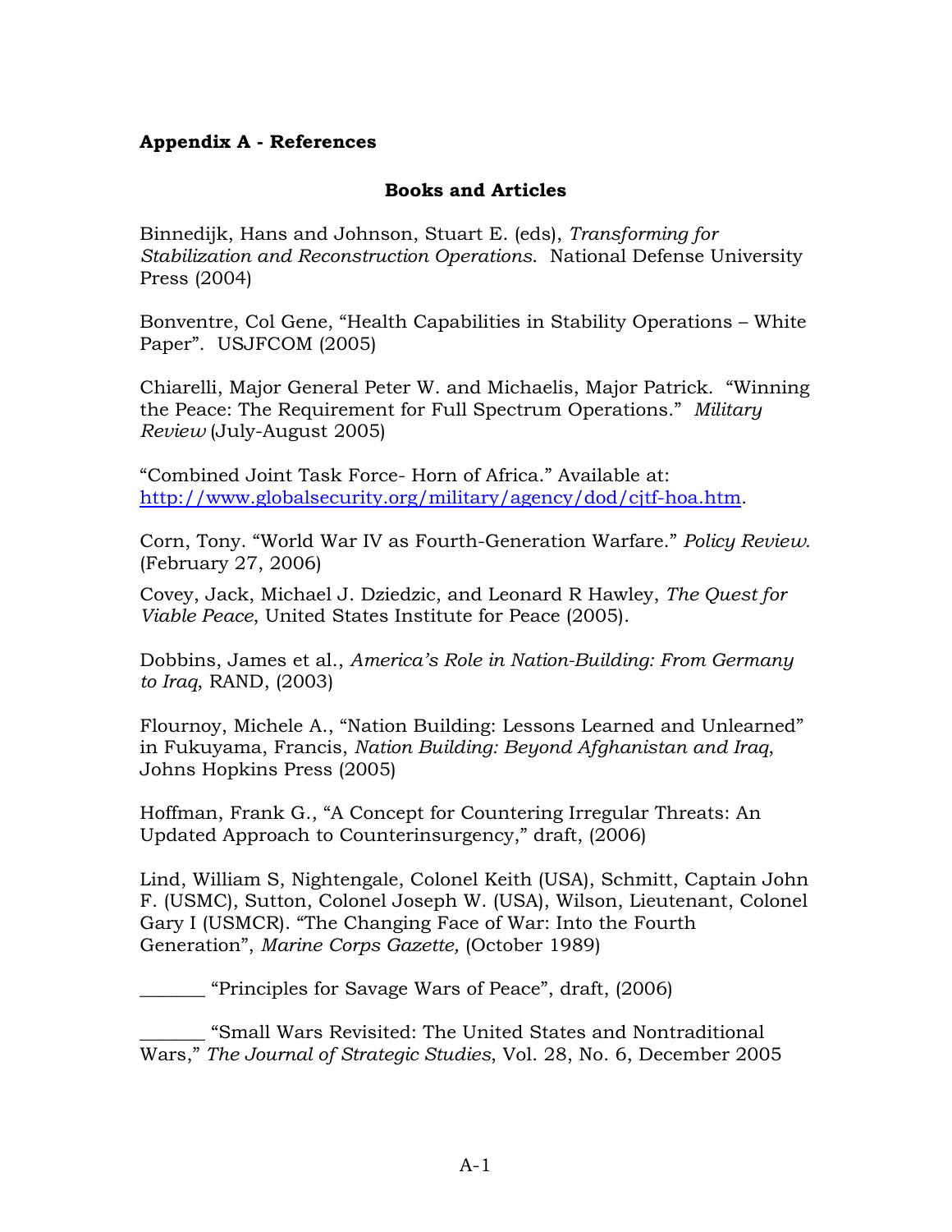**Appendix A - References**

**Books and Articles**

Binnedijk, Hans and Johnson, Stuart E. (eds), *Transforming for Stabilization and Reconstruction Operations*. National Defense University Press (2004)

Bonventre, Col Gene, "Health Capabilities in Stability Operations – White Paper". USJFCOM (2005)

Chiarelli, Major General Peter W. and Michaelis, Major Patrick. "Winning the Peace: The Requirement for Full Spectrum Operations." *Military Review* (July-August 2005)

"Combined Joint Task Force- Horn of Africa." Available at: http://www.globalsecurity.org/military/agency/dod/cjtf-hoa.htm.

Corn, Tony. "World War IV as Fourth-Generation Warfare." *Policy Review*. (February 27, 2006)

Covey, Jack, Michael J. Dziedzic, and Leonard R Hawley, *The Quest for Viable Peace*, United States Institute for Peace (2005).

Dobbins, James et al., *America's Role in Nation-Building: From Germany to Iraq*, RAND, (2003)

Flournoy, Michele A., "Nation Building: Lessons Learned and Unlearned" in Fukuyama, Francis, *Nation Building: Beyond Afghanistan and Iraq*, Johns Hopkins Press (2005)

Hoffman, Frank G., "A Concept for Countering Irregular Threats: An Updated Approach to Counterinsurgency," draft, (2006)

Lind, William S, Nightengale, Colonel Keith (USA), Schmitt, Captain John F. (USMC), Sutton, Colonel Joseph W. (USA), Wilson, Lieutenant, Colonel Gary I (USMCR). "The Changing Face of War: Into the Fourth Generation", *Marine Corps Gazette,* (October 1989)

_______ "Principles for Savage Wars of Peace", draft, (2006)

_______ "Small Wars Revisited: The United States and Nontraditional Wars," *The Journal of Strategic Studies*, Vol. 28, No. 6, December 2005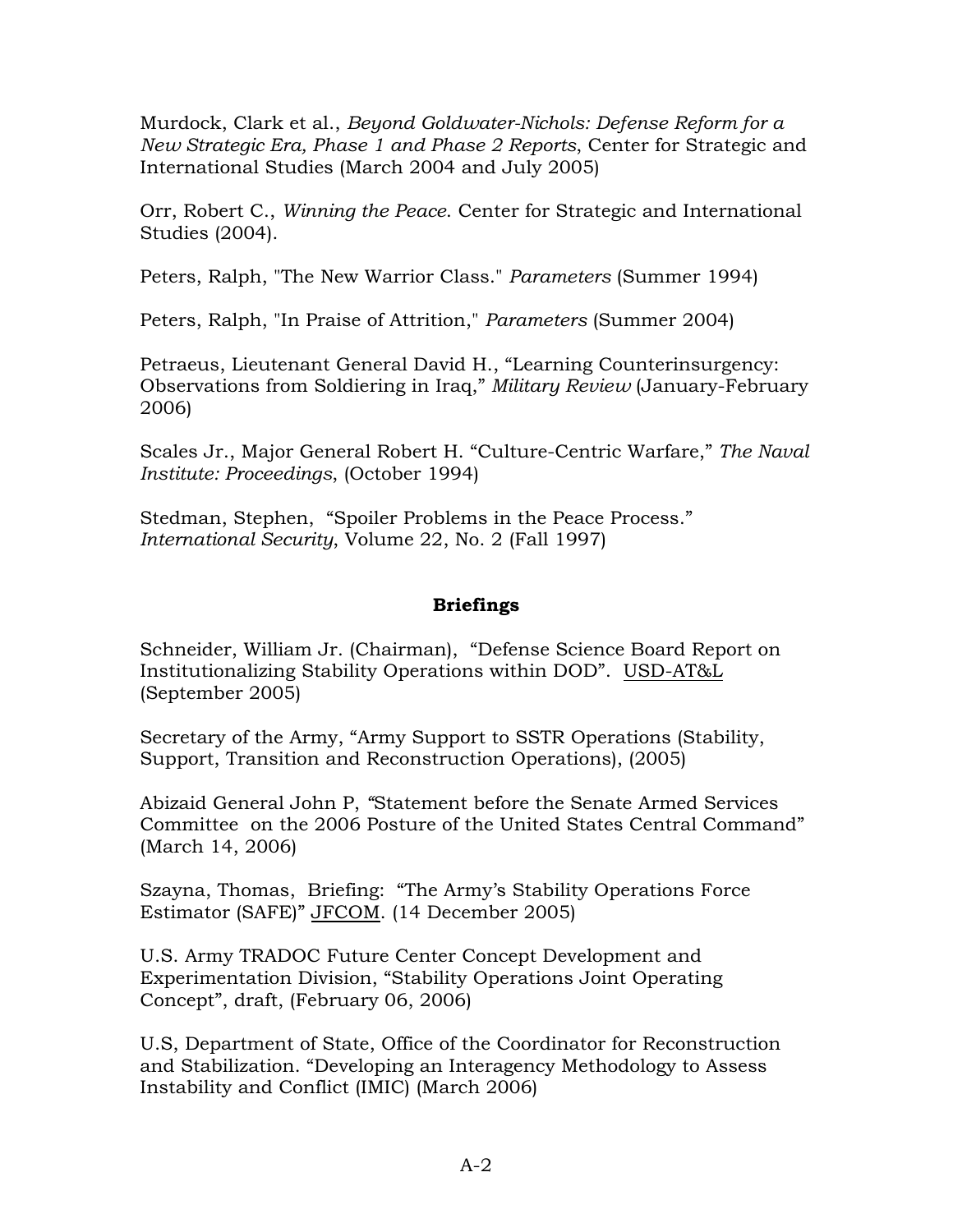Murdock, Clark et al., *Beyond Goldwater-Nichols: Defense Reform for a New Strategic Era, Phase 1 and Phase 2 Reports*, Center for Strategic and International Studies (March 2004 and July 2005)

Orr, Robert C., *Winning the Peace*. Center for Strategic and International Studies (2004).

Peters, Ralph, "The New Warrior Class." *Parameters* (Summer 1994)

Peters, Ralph, "In Praise of Attrition," *Parameters* (Summer 2004)

Petraeus, Lieutenant General David H., "Learning Counterinsurgency: Observations from Soldiering in Iraq," *Military Review* (January-February 2006)

Scales Jr., Major General Robert H. "Culture-Centric Warfare," *The Naval Institute: Proceedings*, (October 1994)

Stedman, Stephen, "Spoiler Problems in the Peace Process." *International Security*, Volume 22, No. 2 (Fall 1997)

## Briefings

Schneider, William Jr. (Chairman), "Defense Science Board Report on Institutionalizing Stability Operations within DOD". USD-AT&L (September 2005)

Secretary of the Army, "Army Support to SSTR Operations (Stability, Support, Transition and Reconstruction Operations), (2005)

Abizaid General John P, "Statement before the Senate Armed Services Committee on the 2006 Posture of the United States Central Command" (March 14, 2006)

Szayna, Thomas, Briefing: "The Army's Stability Operations Force Estimator (SAFE)" JFCOM. (14 December 2005)

U.S. Army TRADOC Future Center Concept Development and Experimentation Division, "Stability Operations Joint Operating Concept", draft, (February 06, 2006)

U.S, Department of State, Office of the Coordinator for Reconstruction and Stabilization. "Developing an Interagency Methodology to Assess Instability and Conflict (IMIC) (March 2006)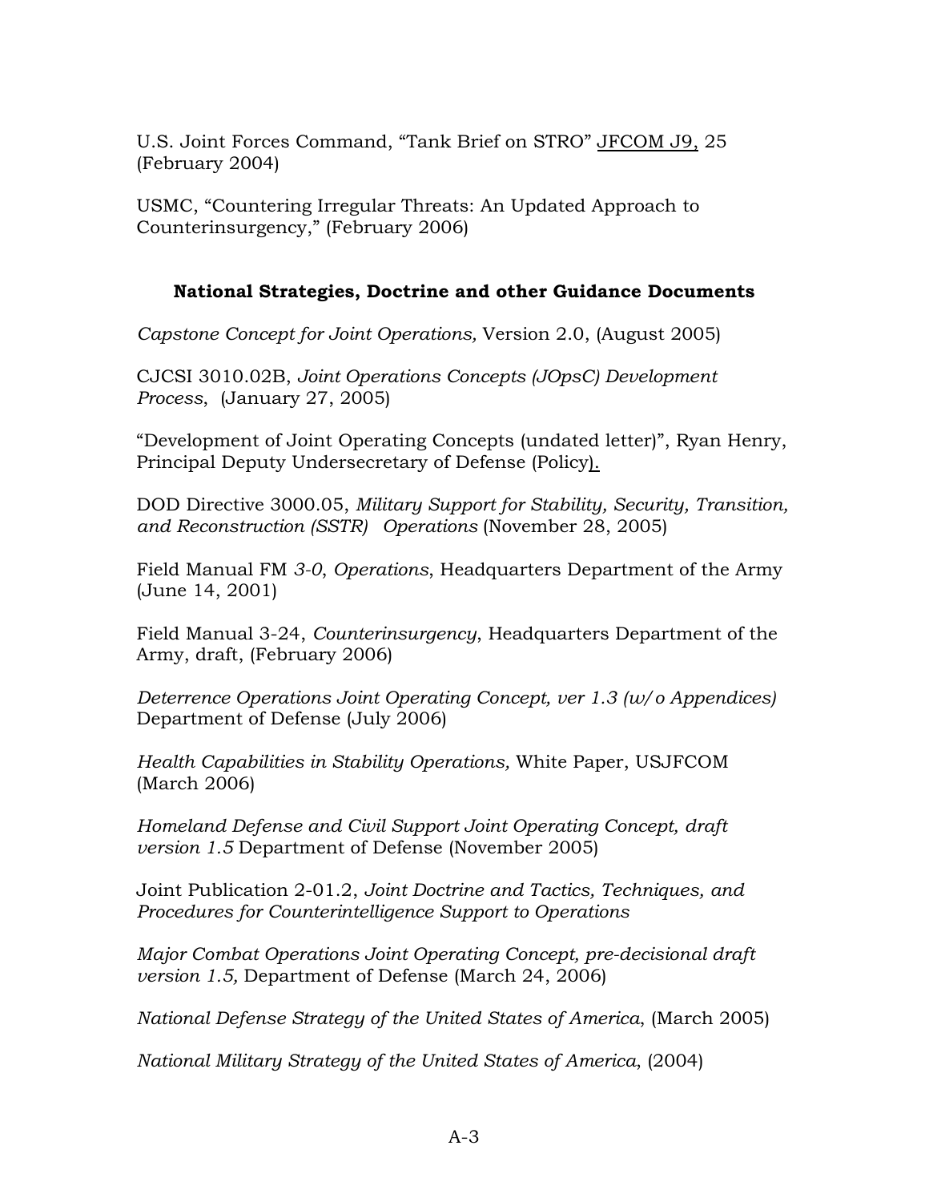U.S. Joint Forces Command, "Tank Brief on STRO" JFCOM J9, 25 (February 2004)

USMC, "Countering Irregular Threats: An Updated Approach to Counterinsurgency," (February 2006)

### National Strategies, Doctrine and other Guidance Documents

*Capstone Concept for Joint Operations,* Version 2.0, (August 2005)

CJCSI 3010.02B, *Joint Operations Concepts (JOpsC) Development Process*, (January 27, 2005)

"Development of Joint Operating Concepts (undated letter)", Ryan Henry, Principal Deputy Undersecretary of Defense (Policy).

DOD Directive 3000.05, *Military Support for Stability, Security, Transition, and Reconstruction (SSTR) Operations* (November 28, 2005)

Field Manual FM *3-0*, *Operations*, Headquarters Department of the Army (June 14, 2001)

Field Manual 3-24, *Counterinsurgency*, Headquarters Department of the Army, draft, (February 2006)

*Deterrence Operations Joint Operating Concept, ver 1.3 (w/o Appendices)* Department of Defense (July 2006)

*Health Capabilities in Stability Operations,* White Paper, USJFCOM (March 2006)

*Homeland Defense and Civil Support Joint Operating Concept, draft version 1.5* Department of Defense (November 2005)

Joint Publication 2-01.2, *Joint Doctrine and Tactics, Techniques, and Procedures for Counterintelligence Support to Operations*

*Major Combat Operations Joint Operating Concept, pre-decisional draft version 1.5,* Department of Defense (March 24, 2006)

*National Defense Strategy of the United States of America*, (March 2005)

*National Military Strategy of the United States of America*, (2004)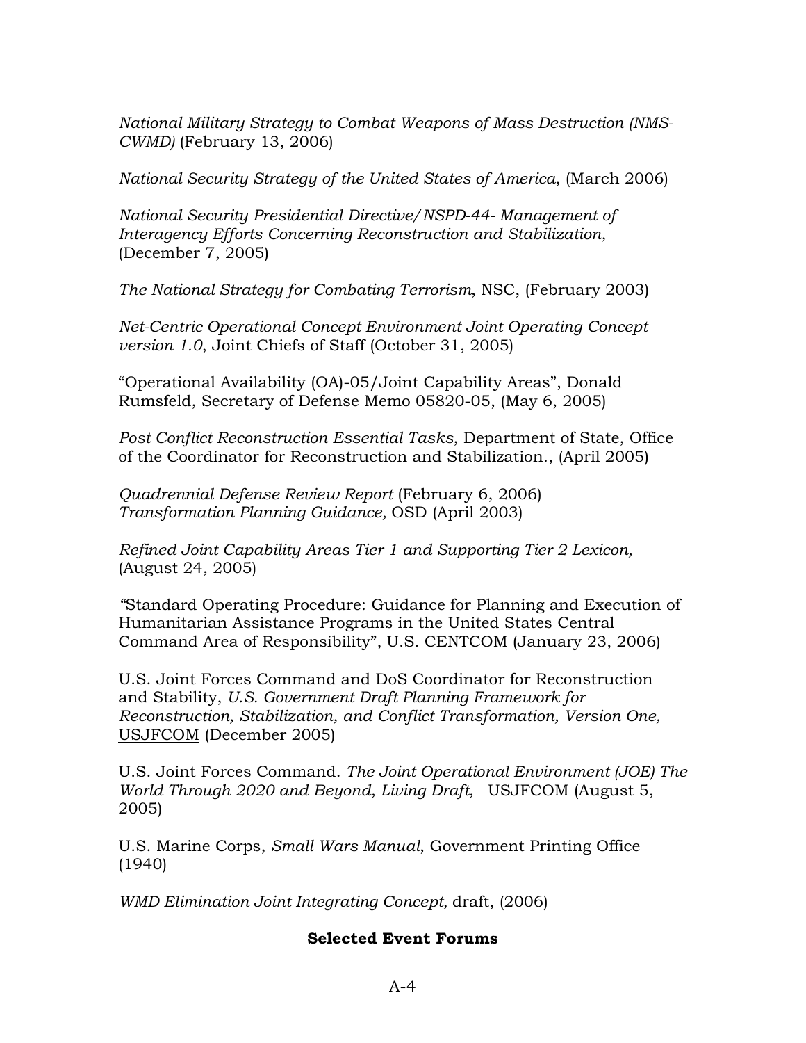*National Military Strategy to Combat Weapons of Mass Destruction (NMS-CWMD)* (February 13, 2006)

*National Security Strategy of the United States of America*, (March 2006)

*National Security Presidential Directive/NSPD-44- Management of Interagency Efforts Concerning Reconstruction and Stabilization,* (December 7, 2005)

*The National Strategy for Combating Terrorism*, NSC, (February 2003)

*Net-Centric Operational Concept Environment Joint Operating Concept version 1.0*, Joint Chiefs of Staff (October 31, 2005)

"Operational Availability (OA)-05/Joint Capability Areas", Donald Rumsfeld, Secretary of Defense Memo 05820-05, (May 6, 2005)

*Post Conflict Reconstruction Essential Tasks*, Department of State, Office of the Coordinator for Reconstruction and Stabilization., (April 2005)

*Quadrennial Defense Review Report* (February 6, 2006)
*Transformation Planning Guidance,* OSD (April 2003)

*Refined Joint Capability Areas Tier 1 and Supporting Tier 2 Lexicon,* (August 24, 2005)

"Standard Operating Procedure: Guidance for Planning and Execution of Humanitarian Assistance Programs in the United States Central Command Area of Responsibility", U.S. CENTCOM (January 23, 2006)

U.S. Joint Forces Command and DoS Coordinator for Reconstruction and Stability, *U.S. Government Draft Planning Framework for Reconstruction, Stabilization, and Conflict Transformation, Version One,* USJFCOM (December 2005)

U.S. Joint Forces Command. *The Joint Operational Environment (JOE) The World Through 2020 and Beyond, Living Draft,* USJFCOM (August 5, 2005)

U.S. Marine Corps, *Small Wars Manual*, Government Printing Office (1940)

*WMD Elimination Joint Integrating Concept,* draft, (2006)

**Selected Event Forums**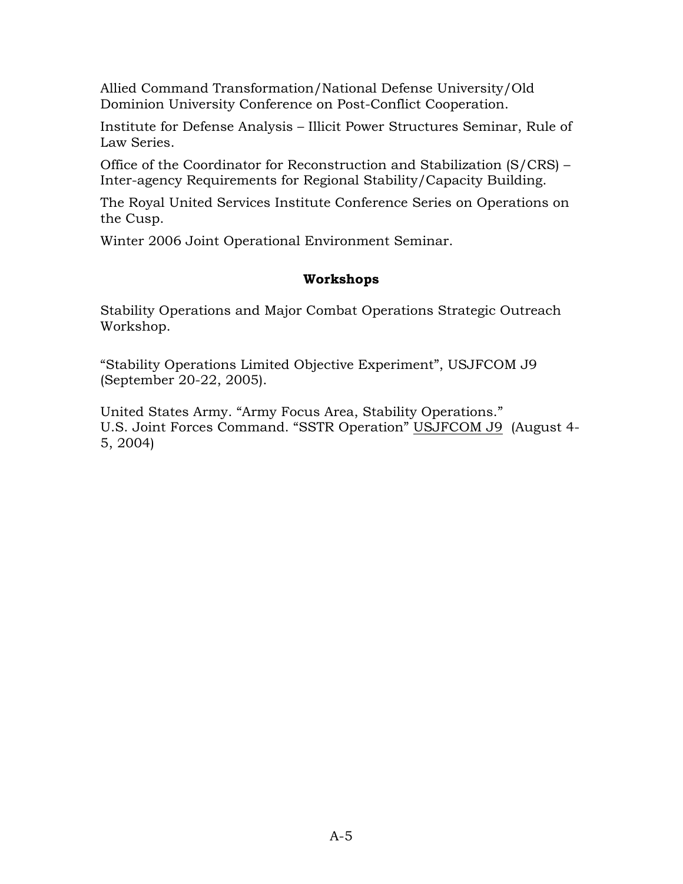Allied Command Transformation/National Defense University/Old Dominion University Conference on Post-Conflict Cooperation.

Institute for Defense Analysis – Illicit Power Structures Seminar, Rule of Law Series.

Office of the Coordinator for Reconstruction and Stabilization (S/CRS) – Inter-agency Requirements for Regional Stability/Capacity Building.

The Royal United Services Institute Conference Series on Operations on the Cusp.

Winter 2006 Joint Operational Environment Seminar.

**Workshops**

Stability Operations and Major Combat Operations Strategic Outreach Workshop.

"Stability Operations Limited Objective Experiment", USJFCOM J9 (September 20-22, 2005).

United States Army. "Army Focus Area, Stability Operations."
U.S. Joint Forces Command. "SSTR Operation" USJFCOM J9 (August 4-5, 2004)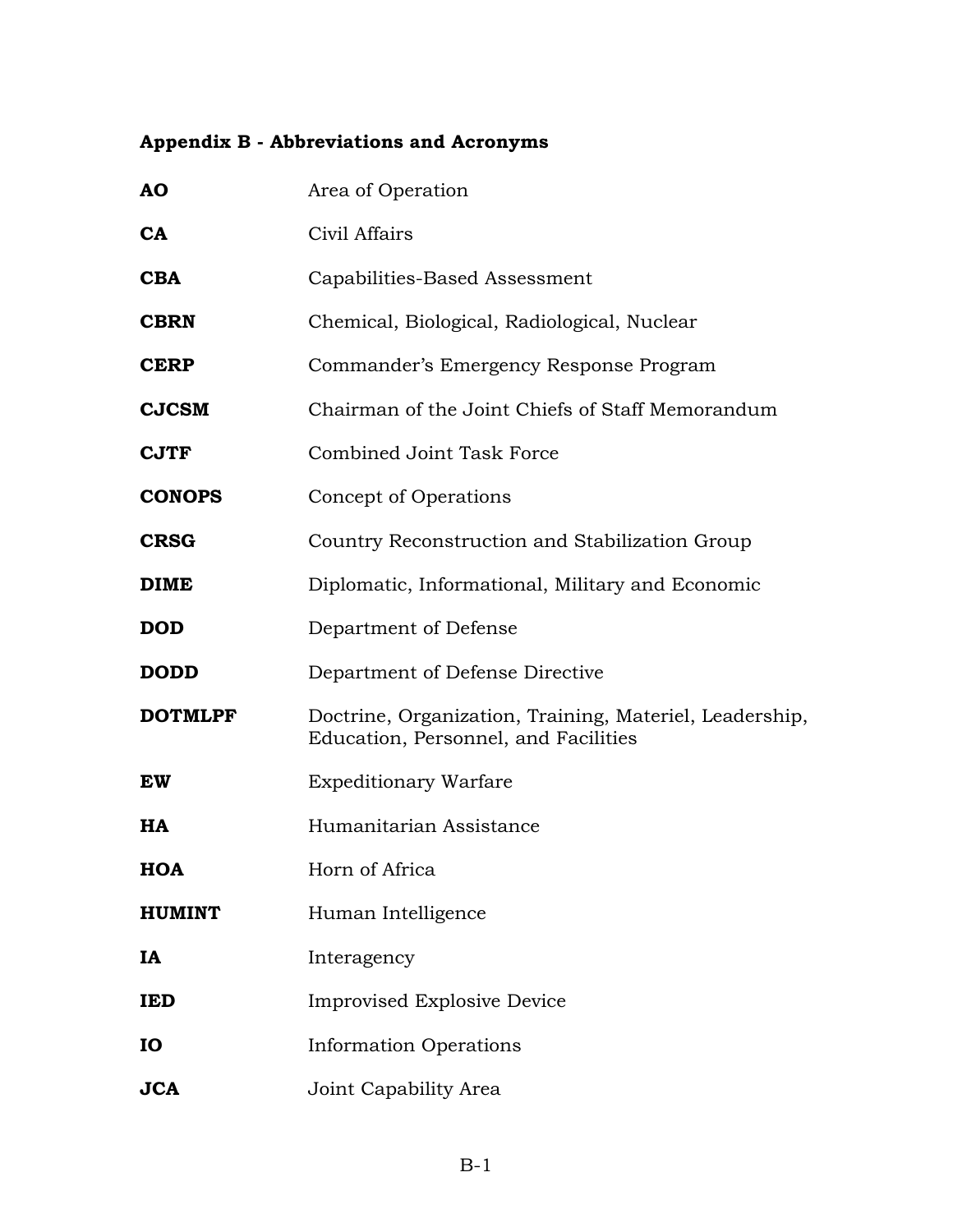## Appendix B - Abbreviations and Acronyms

| | |
|---|---|
| **AO** | Area of Operation |
| **CA** | Civil Affairs |
| **CBA** | Capabilities-Based Assessment |
| **CBRN** | Chemical, Biological, Radiological, Nuclear |
| **CERP** | Commander's Emergency Response Program |
| **CJCSM** | Chairman of the Joint Chiefs of Staff Memorandum |
| **CJTF** | Combined Joint Task Force |
| **CONOPS** | Concept of Operations |
| **CRSG** | Country Reconstruction and Stabilization Group |
| **DIME** | Diplomatic, Informational, Military and Economic |
| **DOD** | Department of Defense |
| **DODD** | Department of Defense Directive |
| **DOTMLPF** | Doctrine, Organization, Training, Materiel, Leadership, Education, Personnel, and Facilities |
| **EW** | Expeditionary Warfare |
| **HA** | Humanitarian Assistance |
| **HOA** | Horn of Africa |
| **HUMINT** | Human Intelligence |
| **IA** | Interagency |
| **IED** | Improvised Explosive Device |
| **IO** | Information Operations |
| **JCA** | Joint Capability Area |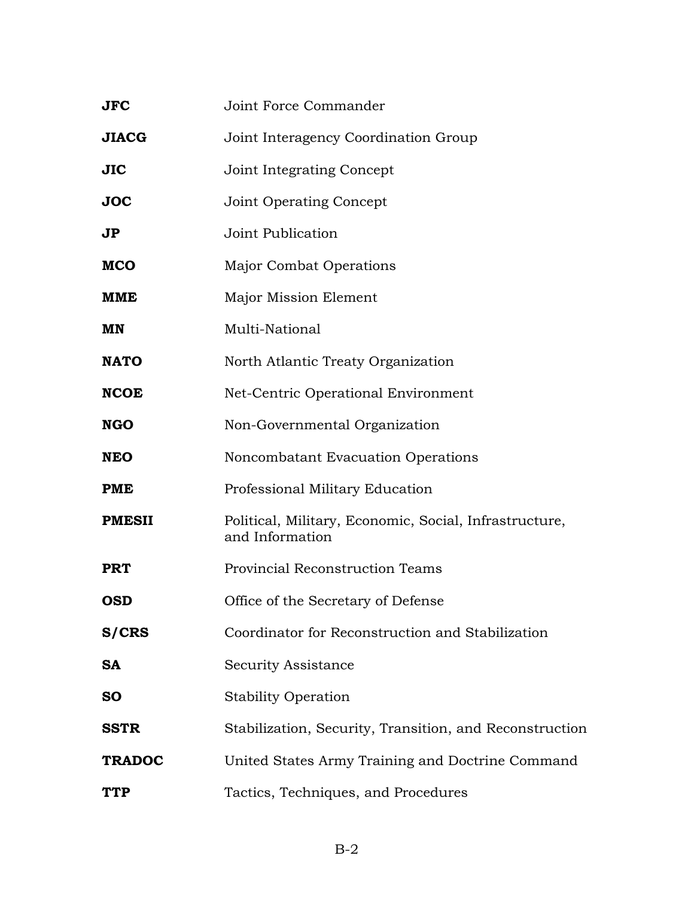| | |
|---|---|
| **JFC** | Joint Force Commander |
| **JIACG** | Joint Interagency Coordination Group |
| **JIC** | Joint Integrating Concept |
| **JOC** | Joint Operating Concept |
| **JP** | Joint Publication |
| **MCO** | Major Combat Operations |
| **MME** | Major Mission Element |
| **MN** | Multi-National |
| **NATO** | North Atlantic Treaty Organization |
| **NCOE** | Net-Centric Operational Environment |
| **NGO** | Non-Governmental Organization |
| **NEO** | Noncombatant Evacuation Operations |
| **PME** | Professional Military Education |
| **PMESII** | Political, Military, Economic, Social, Infrastructure, and Information |
| **PRT** | Provincial Reconstruction Teams |
| **OSD** | Office of the Secretary of Defense |
| **S/CRS** | Coordinator for Reconstruction and Stabilization |
| **SA** | Security Assistance |
| **SO** | Stability Operation |
| **SSTR** | Stabilization, Security, Transition, and Reconstruction |
| **TRADOC** | United States Army Training and Doctrine Command |
| **TTP** | Tactics, Techniques, and Procedures |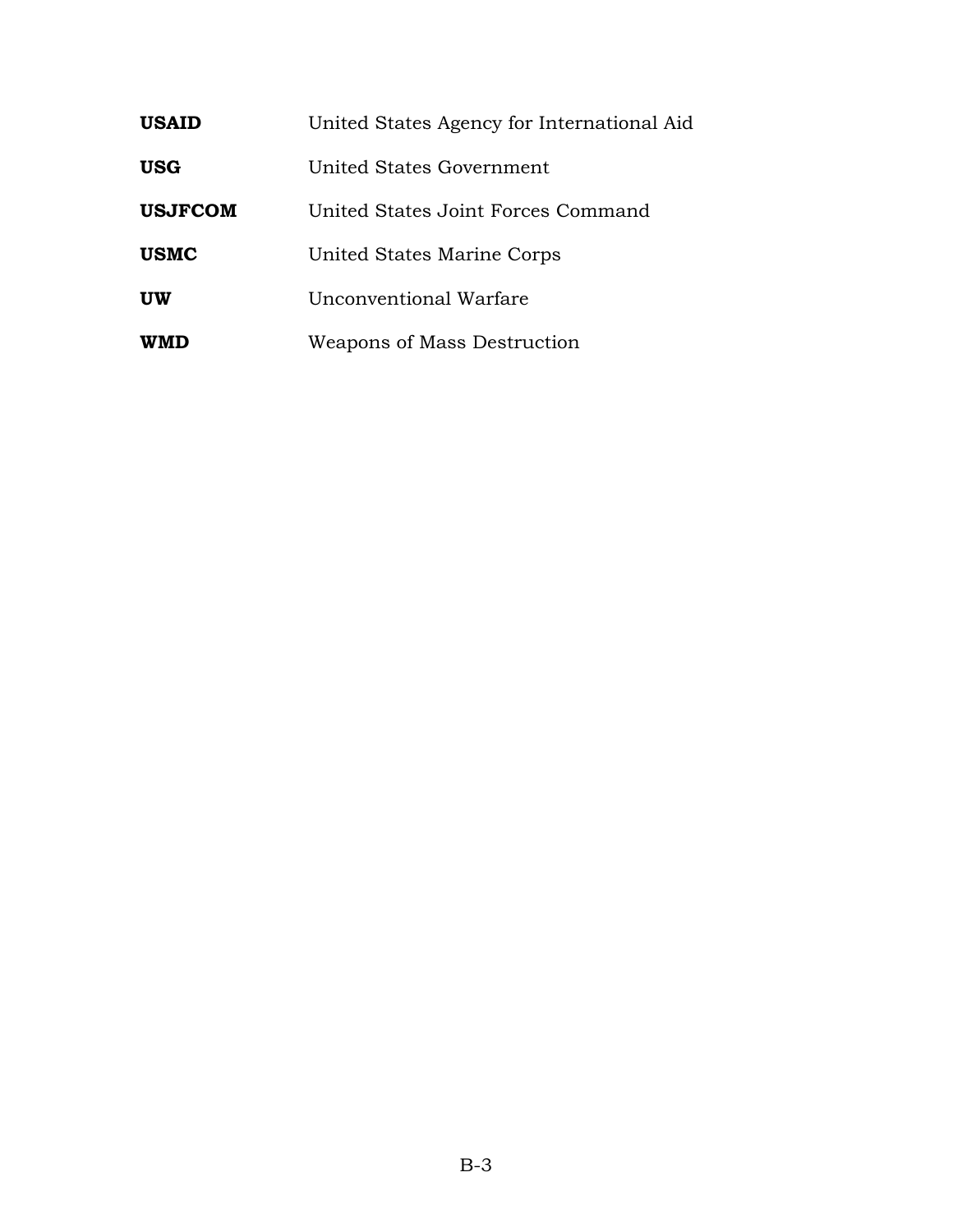| | |
|---|---|
| **USAID** | United States Agency for International Aid |
| **USG** | United States Government |
| **USJFCOM** | United States Joint Forces Command |
| **USMC** | United States Marine Corps |
| **UW** | Unconventional Warfare |
| **WMD** | Weapons of Mass Destruction |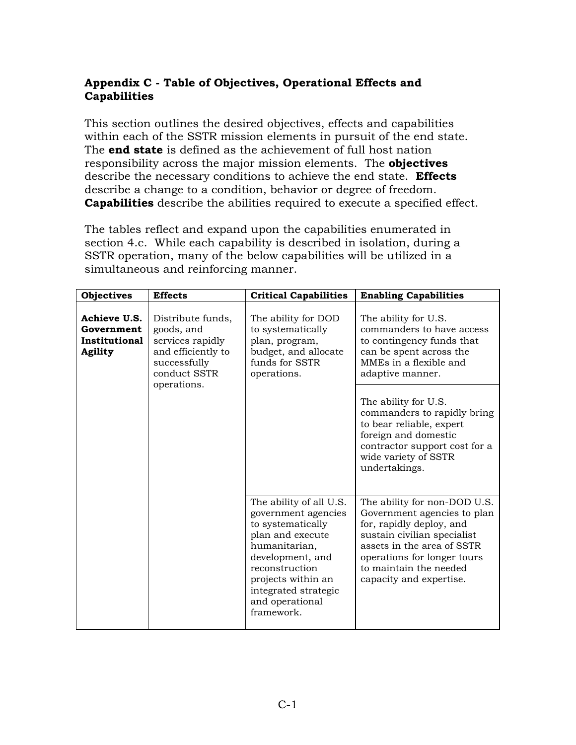**Appendix C - Table of Objectives, Operational Effects and Capabilities**

This section outlines the desired objectives, effects and capabilities within each of the SSTR mission elements in pursuit of the end state. The **end state** is defined as the achievement of full host nation responsibility across the major mission elements. The **objectives** describe the necessary conditions to achieve the end state. **Effects** describe a change to a condition, behavior or degree of freedom. **Capabilities** describe the abilities required to execute a specified effect.

The tables reflect and expand upon the capabilities enumerated in section 4.c. While each capability is described in isolation, during a SSTR operation, many of the below capabilities will be utilized in a simultaneous and reinforcing manner.

| Objectives | Effects | Critical Capabilities | Enabling Capabilities |
|---|---|---|---|
| **Achieve U.S. Government Institutional Agility** | Distribute funds, goods, and services rapidly and efficiently to successfully conduct SSTR operations. | The ability for DOD to systematically plan, program, budget, and allocate funds for SSTR operations. | The ability for U.S. commanders to have access to contingency funds that can be spent across the MMEs in a flexible and adaptive manner. |
| | | | The ability for U.S. commanders to rapidly bring to bear reliable, expert foreign and domestic contractor support cost for a wide variety of SSTR undertakings. |
| | | The ability of all U.S. government agencies to systematically plan and execute humanitarian, development, and reconstruction projects within an integrated strategic and operational framework. | The ability for non-DOD U.S. Government agencies to plan for, rapidly deploy, and sustain civilian specialist assets in the area of SSTR operations for longer tours to maintain the needed capacity and expertise. |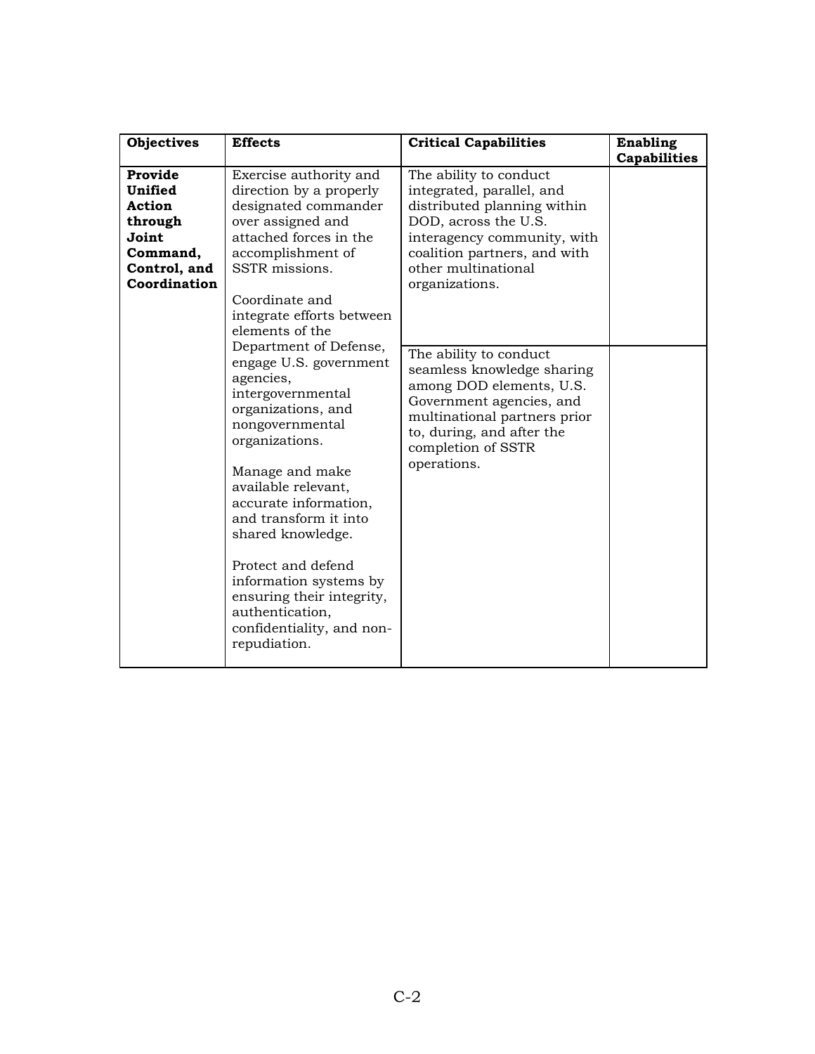| Objectives | Effects | Critical Capabilities | Enabling Capabilities |
|---|---|---|---|
| **Provide Unified Action through Joint Command, Control, and Coordination** | Exercise authority and direction by a properly designated commander over assigned and attached forces in the accomplishment of SSTR missions.<br><br>Coordinate and integrate efforts between elements of the Department of Defense, engage U.S. government agencies, intergovernmental organizations, and nongovernmental organizations.<br><br>Manage and make available relevant, accurate information, and transform it into shared knowledge.<br><br>Protect and defend information systems by ensuring their integrity, authentication, confidentiality, and non-repudiation. | The ability to conduct integrated, parallel, and distributed planning within DOD, across the U.S. interagency community, with coalition partners, and with other multinational organizations. | |
| | | The ability to conduct seamless knowledge sharing among DOD elements, U.S. Government agencies, and multinational partners prior to, during, and after the completion of SSTR operations. | |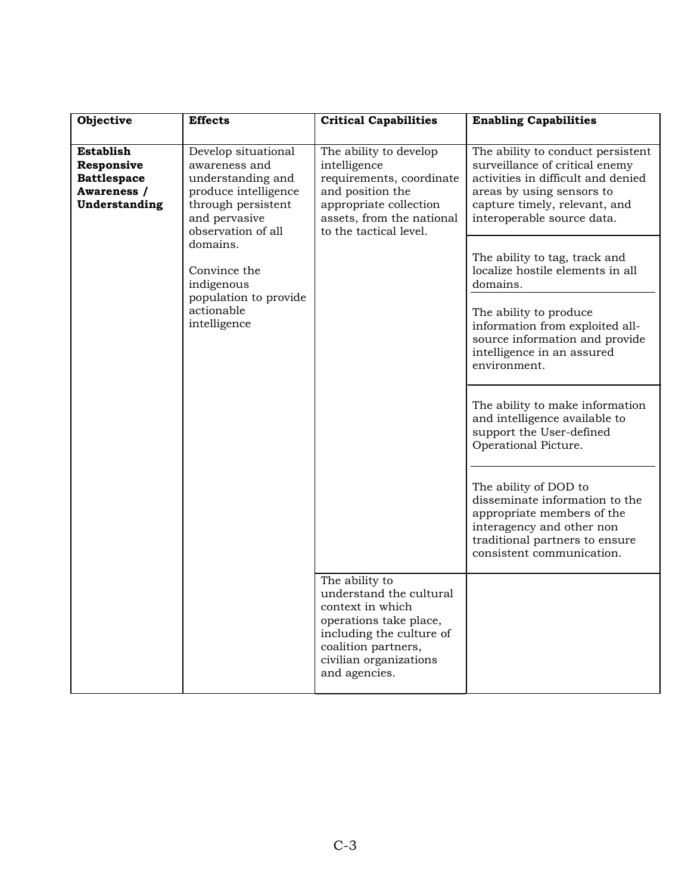| Objective | Effects | Critical Capabilities | Enabling Capabilities |
|---|---|---|---|
| **Establish Responsive Battlespace Awareness / Understanding** | Develop situational awareness and understanding and produce intelligence through persistent and pervasive observation of all domains.<br><br>Convince the indigenous population to provide actionable intelligence | The ability to develop intelligence requirements, coordinate and position the appropriate collection assets, from the national to the tactical level. | The ability to conduct persistent surveillance of critical enemy activities in difficult and denied areas by using sensors to capture timely, relevant, and interoperable source data. |
| | | | The ability to tag, track and localize hostile elements in all domains. |
| | | | The ability to produce information from exploited all-source information and provide intelligence in an assured environment. |
| | | | The ability to make information and intelligence available to support the User-defined Operational Picture. |
| | | | The ability of DOD to disseminate information to the appropriate members of the interagency and other non traditional partners to ensure consistent communication. |
| | | The ability to understand the cultural context in which operations take place, including the culture of coalition partners, civilian organizations and agencies. | |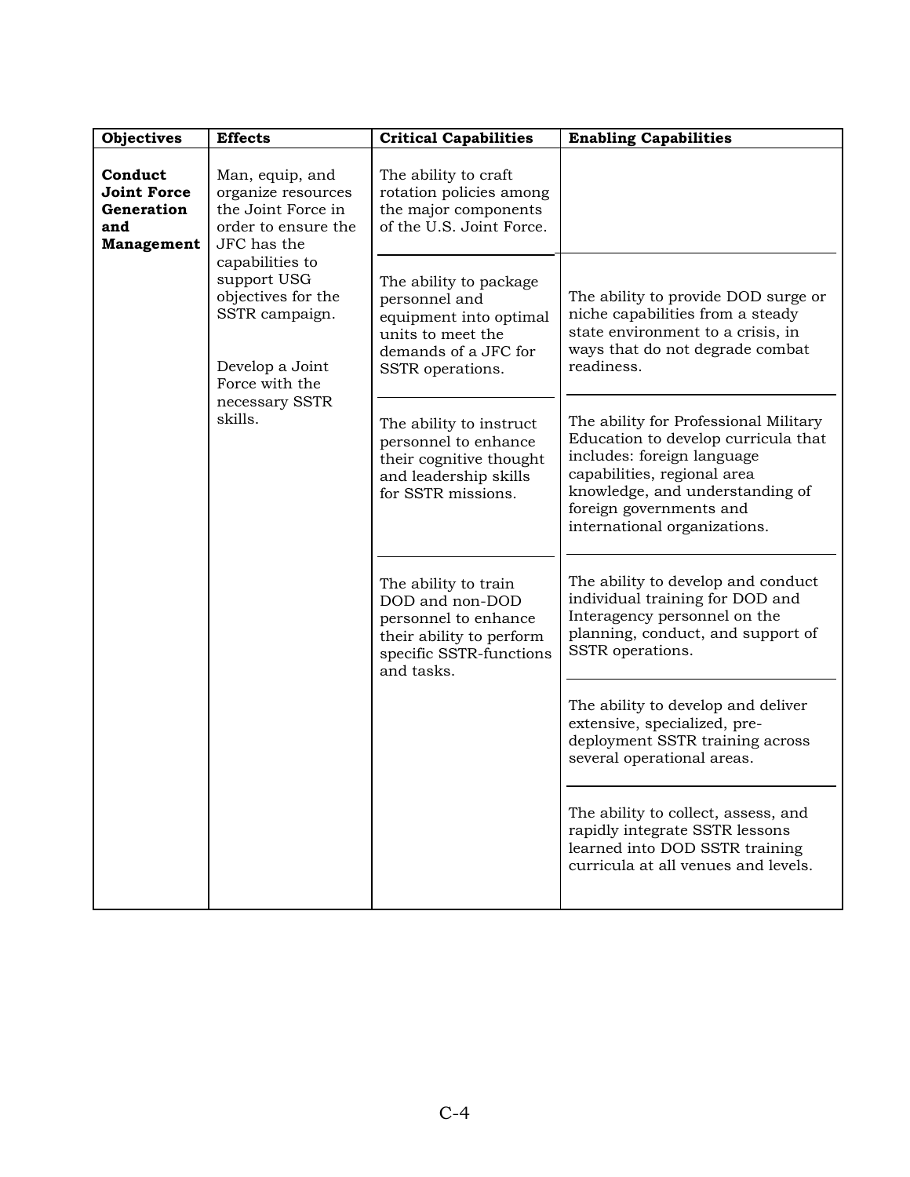| Objectives | Effects | Critical Capabilities | Enabling Capabilities |
|---|---|---|---|
| **Conduct Joint Force Generation and Management** | Man, equip, and organize resources the Joint Force in order to ensure the JFC has the capabilities to support USG objectives for the SSTR campaign.<br><br>Develop a Joint Force with the necessary SSTR skills. | The ability to craft rotation policies among the major components of the U.S. Joint Force. | |
| | | The ability to package personnel and equipment into optimal units to meet the demands of a JFC for SSTR operations. | The ability to provide DOD surge or niche capabilities from a steady state environment to a crisis, in ways that do not degrade combat readiness. |
| | | The ability to instruct personnel to enhance their cognitive thought and leadership skills for SSTR missions. | The ability for Professional Military Education to develop curricula that includes: foreign language capabilities, regional area knowledge, and understanding of foreign governments and international organizations. |
| | | The ability to train DOD and non-DOD personnel to enhance their ability to perform specific SSTR-functions and tasks. | The ability to develop and conduct individual training for DOD and Interagency personnel on the planning, conduct, and support of SSTR operations. |
| | | | The ability to develop and deliver extensive, specialized, pre-deployment SSTR training across several operational areas. |
| | | | The ability to collect, assess, and rapidly integrate SSTR lessons learned into DOD SSTR training curricula at all venues and levels. |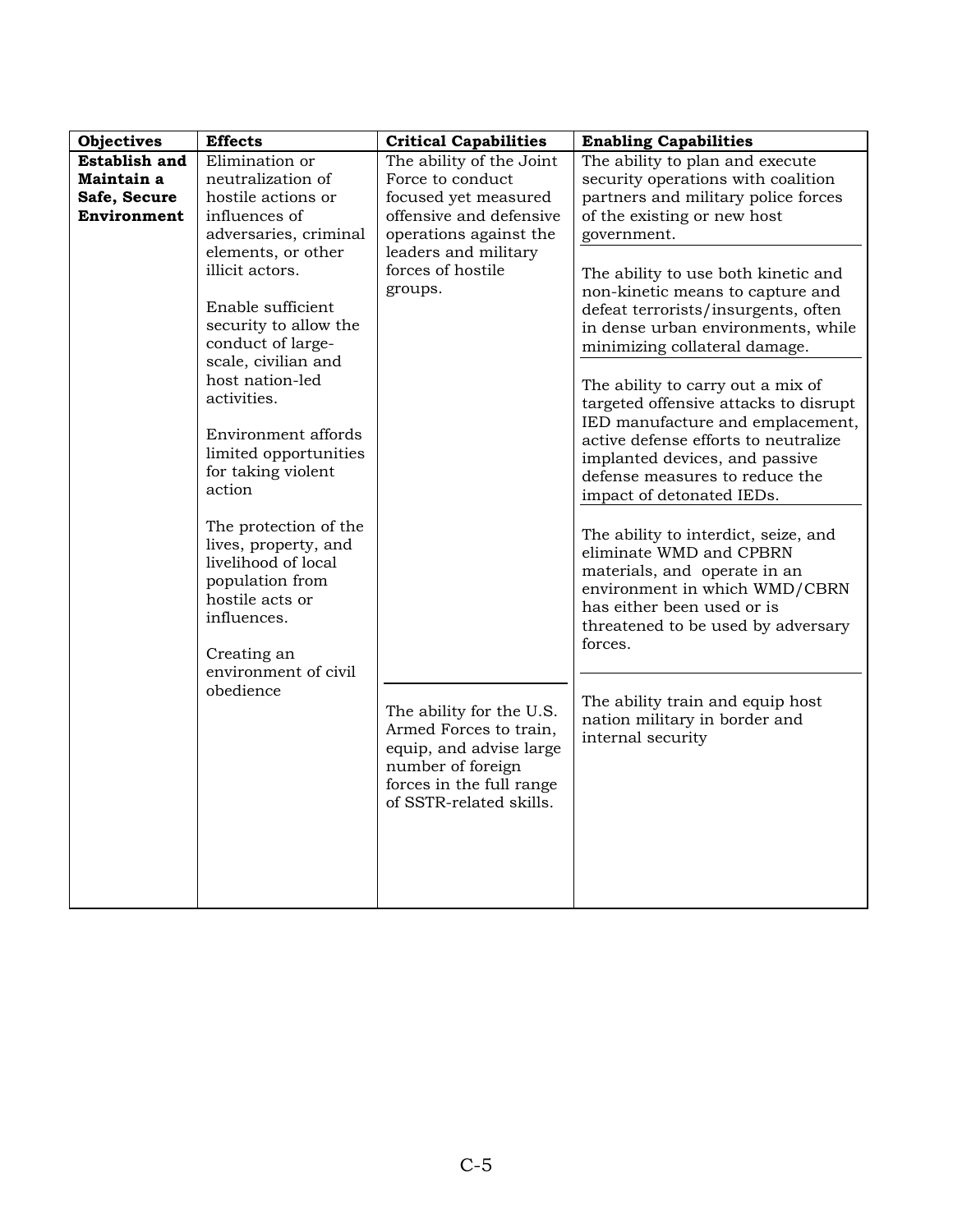| Objectives | Effects | Critical Capabilities | Enabling Capabilities |
|---|---|---|---|
| **Establish and Maintain a Safe, Secure Environment** | Elimination or neutralization of hostile actions or influences of adversaries, criminal elements, or other illicit actors.<br><br>Enable sufficient security to allow the conduct of large-scale, civilian and host nation-led activities.<br><br>Environment affords limited opportunities for taking violent action<br><br>The protection of the lives, property, and livelihood of local population from hostile acts or influences.<br><br>Creating an environment of civil obedience | The ability of the Joint Force to conduct focused yet measured offensive and defensive operations against the leaders and military forces of hostile groups. | The ability to plan and execute security operations with coalition partners and military police forces of the existing or new host government. |
| | | | The ability to use both kinetic and non-kinetic means to capture and defeat terrorists/insurgents, often in dense urban environments, while minimizing collateral damage. |
| | | | The ability to carry out a mix of targeted offensive attacks to disrupt IED manufacture and emplacement, active defense efforts to neutralize implanted devices, and passive defense measures to reduce the impact of detonated IEDs. |
| | | | The ability to interdict, seize, and eliminate WMD and CPBRN materials, and operate in an environment in which WMD/CBRN has either been used or is threatened to be used by adversary forces. |
| | | The ability for the U.S. Armed Forces to train, equip, and advise large number of foreign forces in the full range of SSTR-related skills. | The ability train and equip host nation military in border and internal security |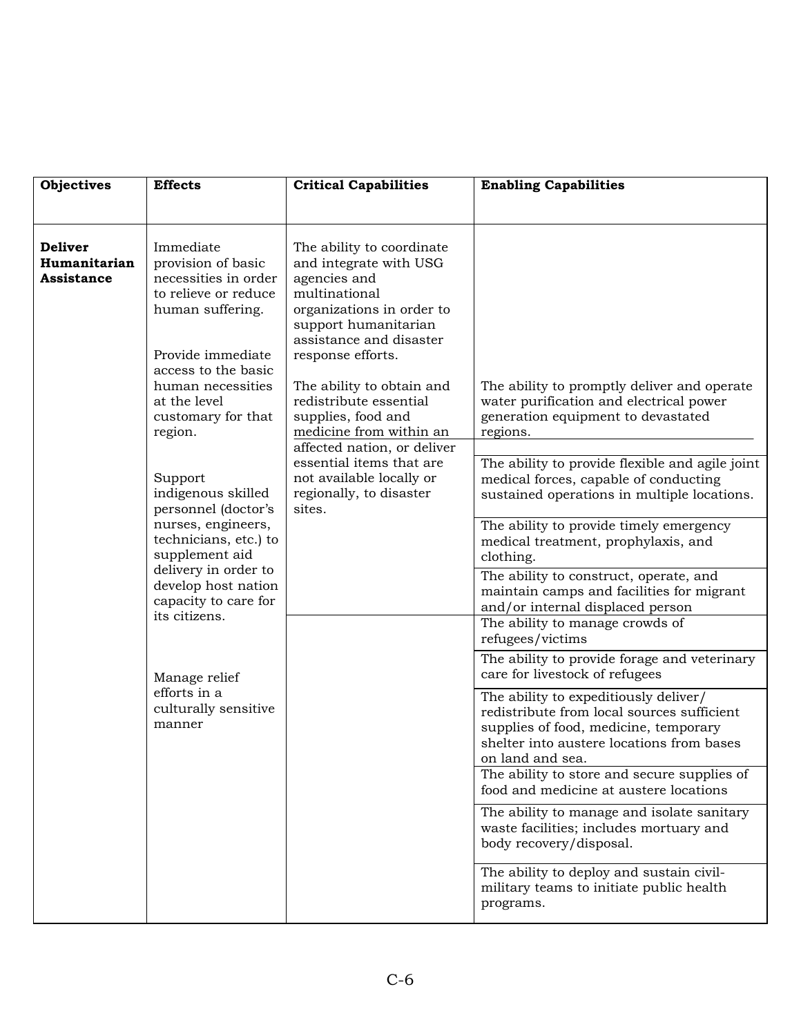| Objectives | Effects | Critical Capabilities | Enabling Capabilities |
|---|---|---|---|
| **Deliver Humanitarian Assistance** | Immediate provision of basic necessities in order to relieve or reduce human suffering. | The ability to coordinate and integrate with USG agencies and multinational organizations in order to support humanitarian assistance and disaster response efforts. | |
| | Provide immediate access to the basic human necessities at the level customary for that region. | The ability to obtain and redistribute essential supplies, food and medicine from within an affected nation, or deliver essential items that are not available locally or regionally, to disaster sites. | The ability to promptly deliver and operate water purification and electrical power generation equipment to devastated regions. |
| | Support indigenous skilled personnel (doctor's nurses, engineers, technicians, etc.) to supplement aid delivery in order to develop host nation capacity to care for its citizens. | | The ability to provide flexible and agile joint medical forces, capable of conducting sustained operations in multiple locations. |
| | | | The ability to provide timely emergency medical treatment, prophylaxis, and clothing. |
| | | | The ability to construct, operate, and maintain camps and facilities for migrant and/or internal displaced person |
| | | | The ability to manage crowds of refugees/victims |
| | Manage relief efforts in a culturally sensitive manner | | The ability to provide forage and veterinary care for livestock of refugees |
| | | | The ability to expeditiously deliver/ redistribute from local sources sufficient supplies of food, medicine, temporary shelter into austere locations from bases on land and sea. |
| | | | The ability to store and secure supplies of food and medicine at austere locations |
| | | | The ability to manage and isolate sanitary waste facilities; includes mortuary and body recovery/disposal. |
| | | | The ability to deploy and sustain civil-military teams to initiate public health programs. |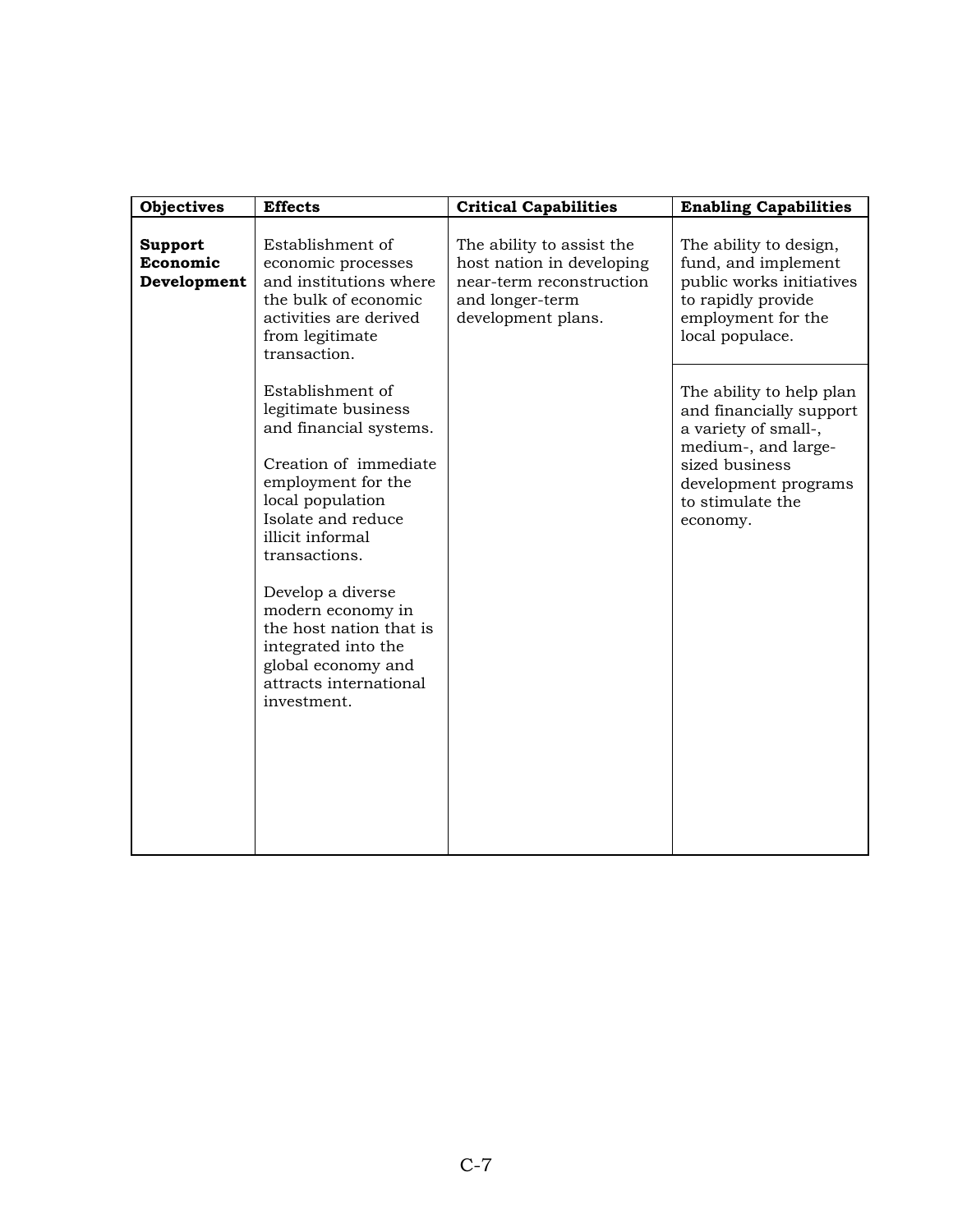| Objectives | Effects | Critical Capabilities | Enabling Capabilities |
|---|---|---|---|
| **Support Economic Development** | Establishment of economic processes and institutions where the bulk of economic activities are derived from legitimate transaction.<br><br>Establishment of legitimate business and financial systems.<br><br>Creation of immediate employment for the local population Isolate and reduce illicit informal transactions.<br><br>Develop a diverse modern economy in the host nation that is integrated into the global economy and attracts international investment. | The ability to assist the host nation in developing near-term reconstruction and longer-term development plans. | The ability to design, fund, and implement public works initiatives to rapidly provide employment for the local populace. |
| | | | The ability to help plan and financially support a variety of small-, medium-, and large-sized business development programs to stimulate the economy. |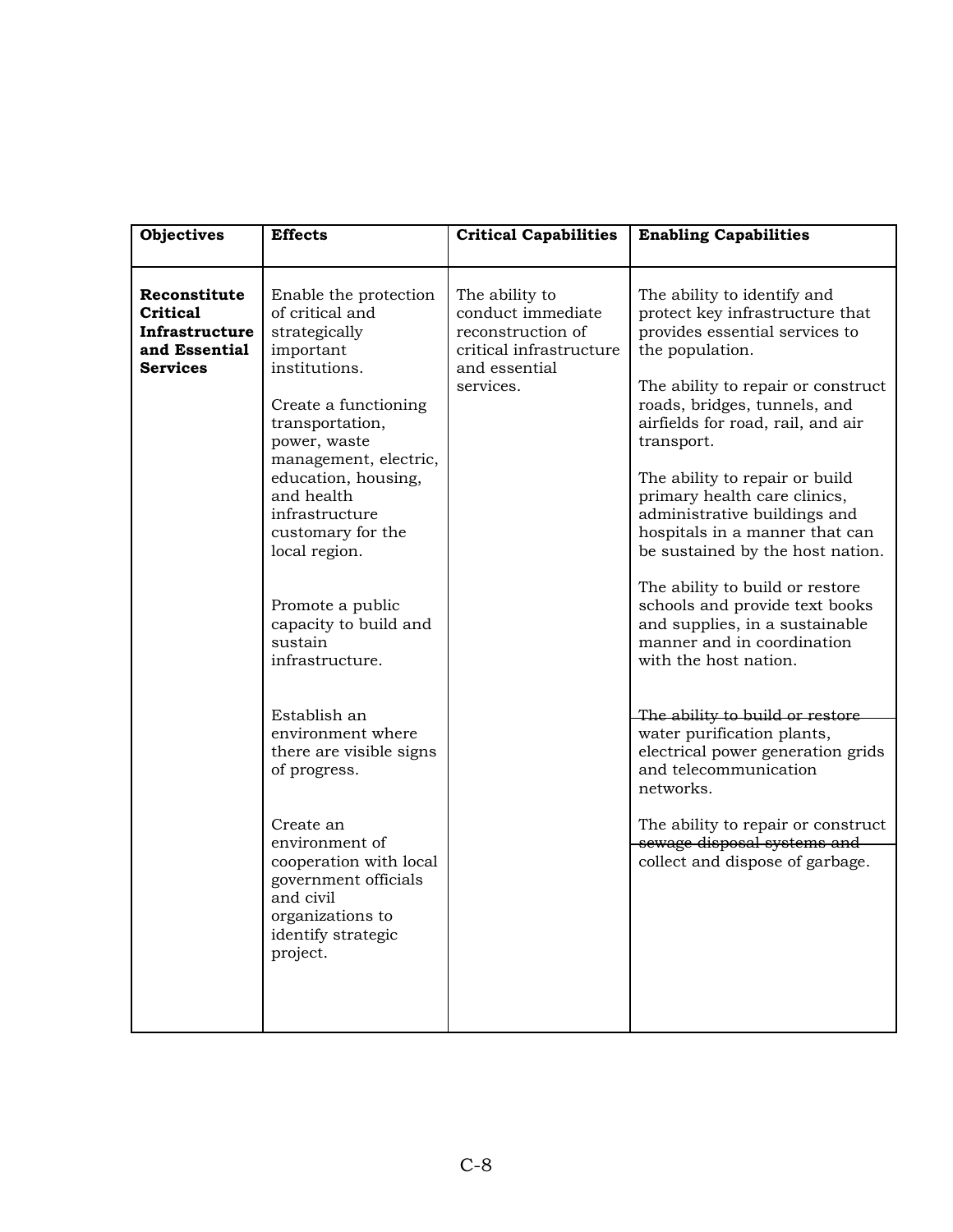| Objectives | Effects | Critical Capabilities | Enabling Capabilities |
|---|---|---|---|
| **Reconstitute Critical Infrastructure and Essential Services** | Enable the protection of critical and strategically important institutions.<br><br>Create a functioning transportation, power, waste management, electric, education, housing, and health infrastructure customary for the local region.<br><br>Promote a public capacity to build and sustain infrastructure.<br><br>Establish an environment where there are visible signs of progress.<br><br>Create an environment of cooperation with local government officials and civil organizations to identify strategic project. | The ability to conduct immediate reconstruction of critical infrastructure and essential services. | The ability to identify and protect key infrastructure that provides essential services to the population.<br><br>The ability to repair or construct roads, bridges, tunnels, and airfields for road, rail, and air transport.<br><br>The ability to repair or build primary health care clinics, administrative buildings and hospitals in a manner that can be sustained by the host nation.<br><br>The ability to build or restore schools and provide text books and supplies, in a sustainable manner and in coordination with the host nation.<br><br>The ability to build or restore water purification plants, electrical power generation grids and telecommunication networks.<br><br>The ability to repair or construct sewage disposal systems and collect and dispose of garbage. |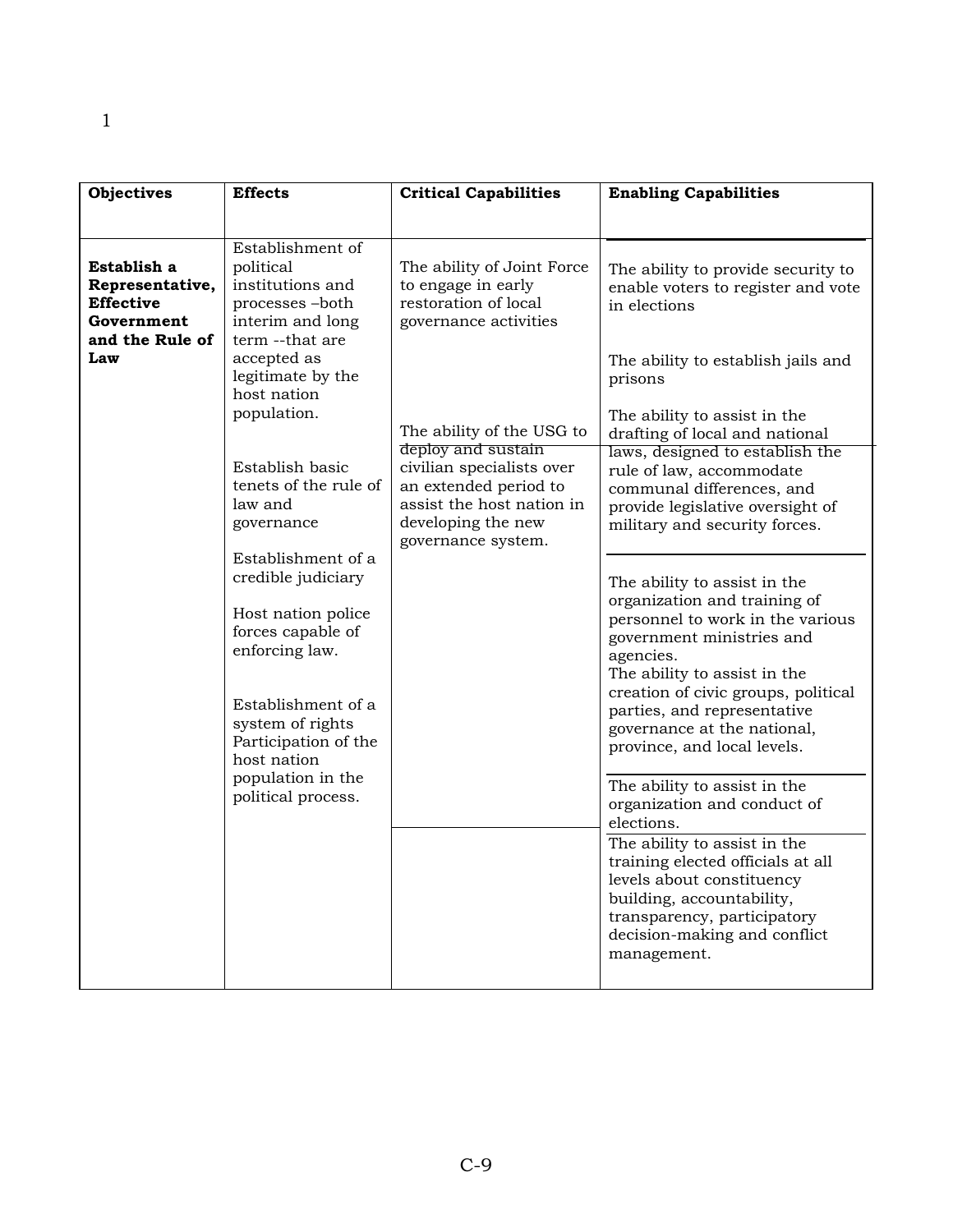| Objectives | Effects | Critical Capabilities | Enabling Capabilities |
|---|---|---|---|
| **Establish a Representative, Effective Government and the Rule of Law** | Establishment of political institutions and processes –both interim and long term --that are accepted as legitimate by the host nation population.<br><br>Establish basic tenets of the rule of law and governance<br><br>Establishment of a credible judiciary<br><br>Host nation police forces capable of enforcing law.<br><br>Establishment of a system of rights Participation of the host nation population in the political process. | The ability of Joint Force to engage in early restoration of local governance activities<br><br>The ability of the USG to deploy and sustain civilian specialists over an extended period to assist the host nation in developing the new governance system. | The ability to provide security to enable voters to register and vote in elections<br><br>The ability to establish jails and prisons<br><br>The ability to assist in the drafting of local and national laws, designed to establish the rule of law, accommodate communal differences, and provide legislative oversight of military and security forces.<br><br>The ability to assist in the organization and training of personnel to work in the various government ministries and agencies.<br>The ability to assist in the creation of civic groups, political parties, and representative governance at the national, province, and local levels.<br><br>The ability to assist in the organization and conduct of elections.<br><br>The ability to assist in the training elected officials at all levels about constituency building, accountability, transparency, participatory decision-making and conflict management. |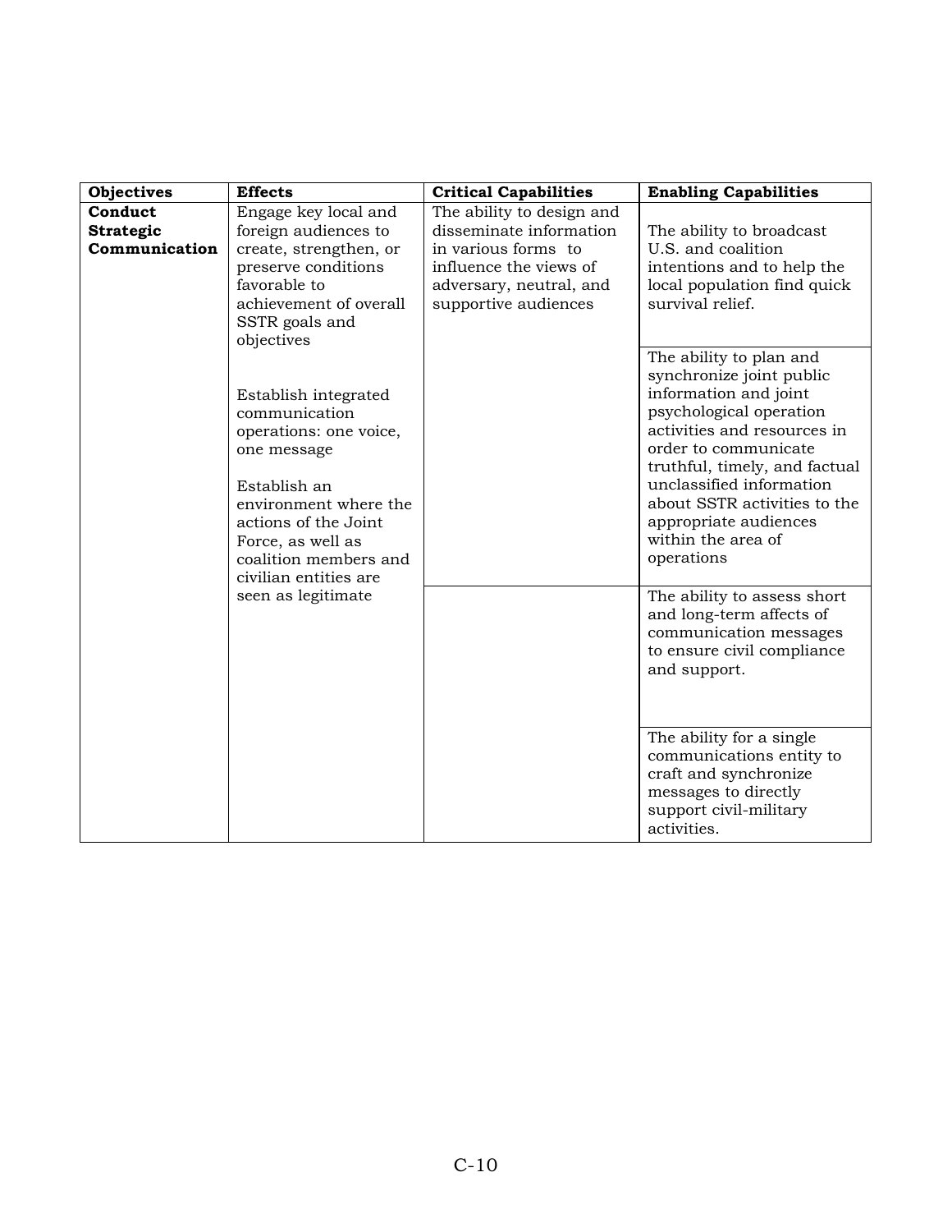| Objectives | Effects | Critical Capabilities | Enabling Capabilities |
|---|---|---|---|
| **Conduct Strategic Communication** | Engage key local and foreign audiences to create, strengthen, or preserve conditions favorable to achievement of overall SSTR goals and objectives | The ability to design and disseminate information in various forms to influence the views of adversary, neutral, and supportive audiences | The ability to broadcast U.S. and coalition intentions and to help the local population find quick survival relief. |
| | Establish integrated communication operations: one voice, one message | | The ability to plan and synchronize joint public information and joint psychological operation activities and resources in order to communicate truthful, timely, and factual unclassified information about SSTR activities to the appropriate audiences within the area of operations |
| | Establish an environment where the actions of the Joint Force, as well as coalition members and civilian entities are seen as legitimate | | The ability to assess short and long-term affects of communication messages to ensure civil compliance and support. |
| | | | The ability for a single communications entity to craft and synchronize messages to directly support civil-military activities. |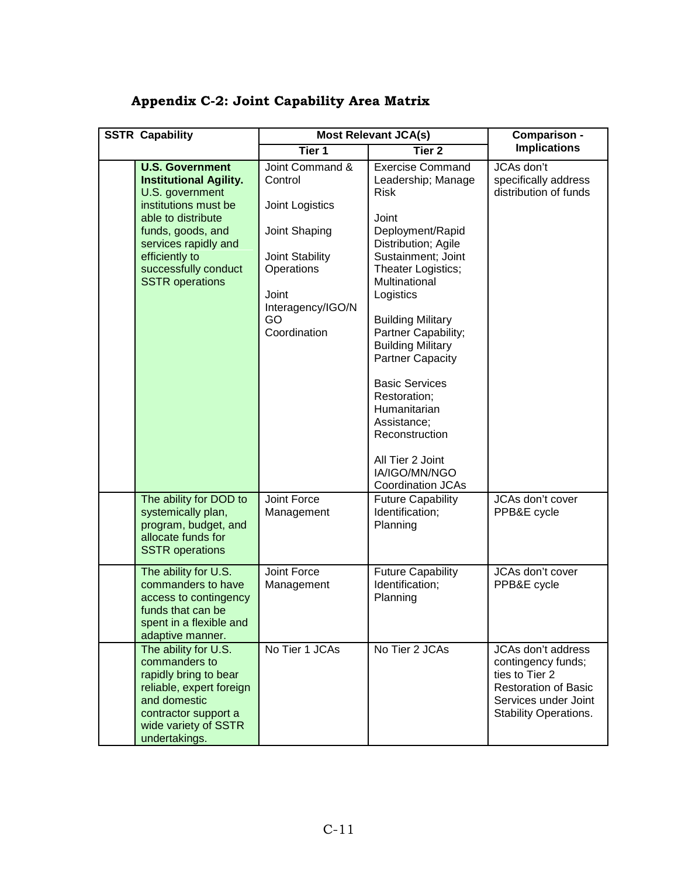## Appendix C-2: Joint Capability Area Matrix

| SSTR Capability | | Most Relevant JCA(s) | | Comparison - Implications |
|---|---|---|---|---|
| | | Tier 1 | Tier 2 | |
| | **U.S. Government Institutional Agility.** U.S. government institutions must be able to distribute funds, goods, and services rapidly and efficiently to successfully conduct SSTR operations | Joint Command & Control<br><br>Joint Logistics<br><br>Joint Shaping<br><br>Joint Stability Operations<br><br>Joint Interagency/IGO/NGO Coordination | Exercise Command Leadership; Manage Risk<br><br>Joint Deployment/Rapid Distribution; Agile Sustainment; Joint Theater Logistics; Multinational Logistics<br><br>Building Military Partner Capability; Building Military Partner Capacity<br><br>Basic Services Restoration; Humanitarian Assistance; Reconstruction<br><br>All Tier 2 Joint IA/IGO/MN/NGO Coordination JCAs | JCAs don't specifically address distribution of funds |
| | The ability for DOD to systemically plan, program, budget, and allocate funds for SSTR operations | Joint Force Management | Future Capability Identification; Planning | JCAs don't cover PPB&E cycle |
| | The ability for U.S. commanders to have access to contingency funds that can be spent in a flexible and adaptive manner. | Joint Force Management | Future Capability Identification; Planning | JCAs don't cover PPB&E cycle |
| | The ability for U.S. commanders to rapidly bring to bear reliable, expert foreign and domestic contractor support a wide variety of SSTR undertakings. | No Tier 1 JCAs | No Tier 2 JCAs | JCAs don't address contingency funds; ties to Tier 2 Restoration of Basic Services under Joint Stability Operations. |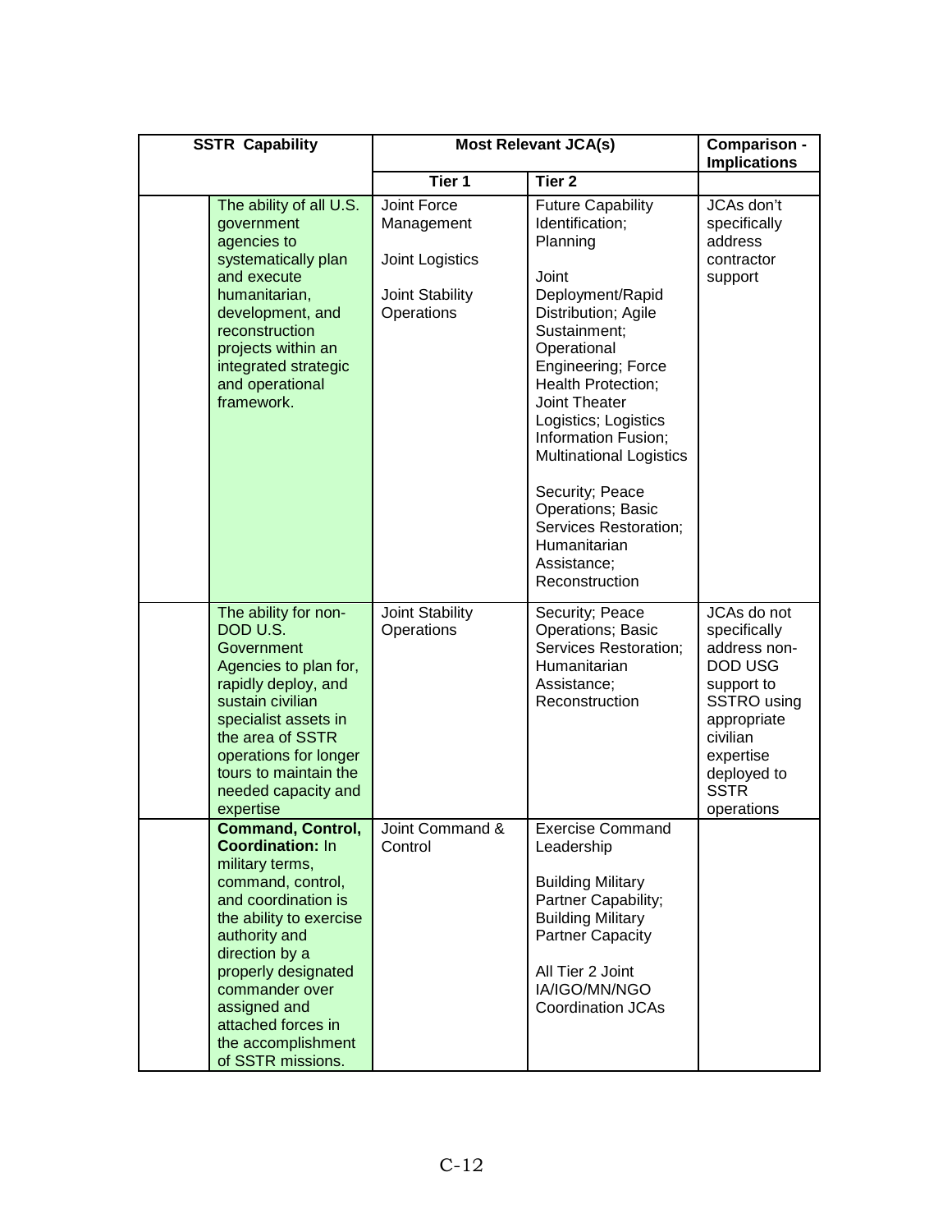| SSTR Capability | | Most Relevant JCA(s) | | Comparison - Implications |
|---|---|---|---|---|
| | | Tier 1 | Tier 2 | |
| | The ability of all U.S. government agencies to systematically plan and execute humanitarian, development, and reconstruction projects within an integrated strategic and operational framework. | Joint Force Management<br><br>Joint Logistics<br><br>Joint Stability Operations | Future Capability Identification; Planning<br><br>Joint Deployment/Rapid Distribution; Agile Sustainment; Operational Engineering; Force Health Protection; Joint Theater Logistics; Logistics Information Fusion; Multinational Logistics<br><br>Security; Peace Operations; Basic Services Restoration; Humanitarian Assistance; Reconstruction | JCAs don't specifically address contractor support |
| | The ability for non-DOD U.S. Government Agencies to plan for, rapidly deploy, and sustain civilian specialist assets in the area of SSTR operations for longer tours to maintain the needed capacity and expertise | Joint Stability Operations | Security; Peace Operations; Basic Services Restoration; Humanitarian Assistance; Reconstruction | JCAs do not specifically address non-DOD USG support to SSTRO using appropriate civilian expertise deployed to SSTR operations |
| | **Command, Control, Coordination:** In military terms, command, control, and coordination is the ability to exercise authority and direction by a properly designated commander over assigned and attached forces in the accomplishment of SSTR missions. | Joint Command & Control | Exercise Command Leadership<br><br>Building Military Partner Capability; Building Military Partner Capacity<br><br>All Tier 2 Joint IA/IGO/MN/NGO Coordination JCAs | |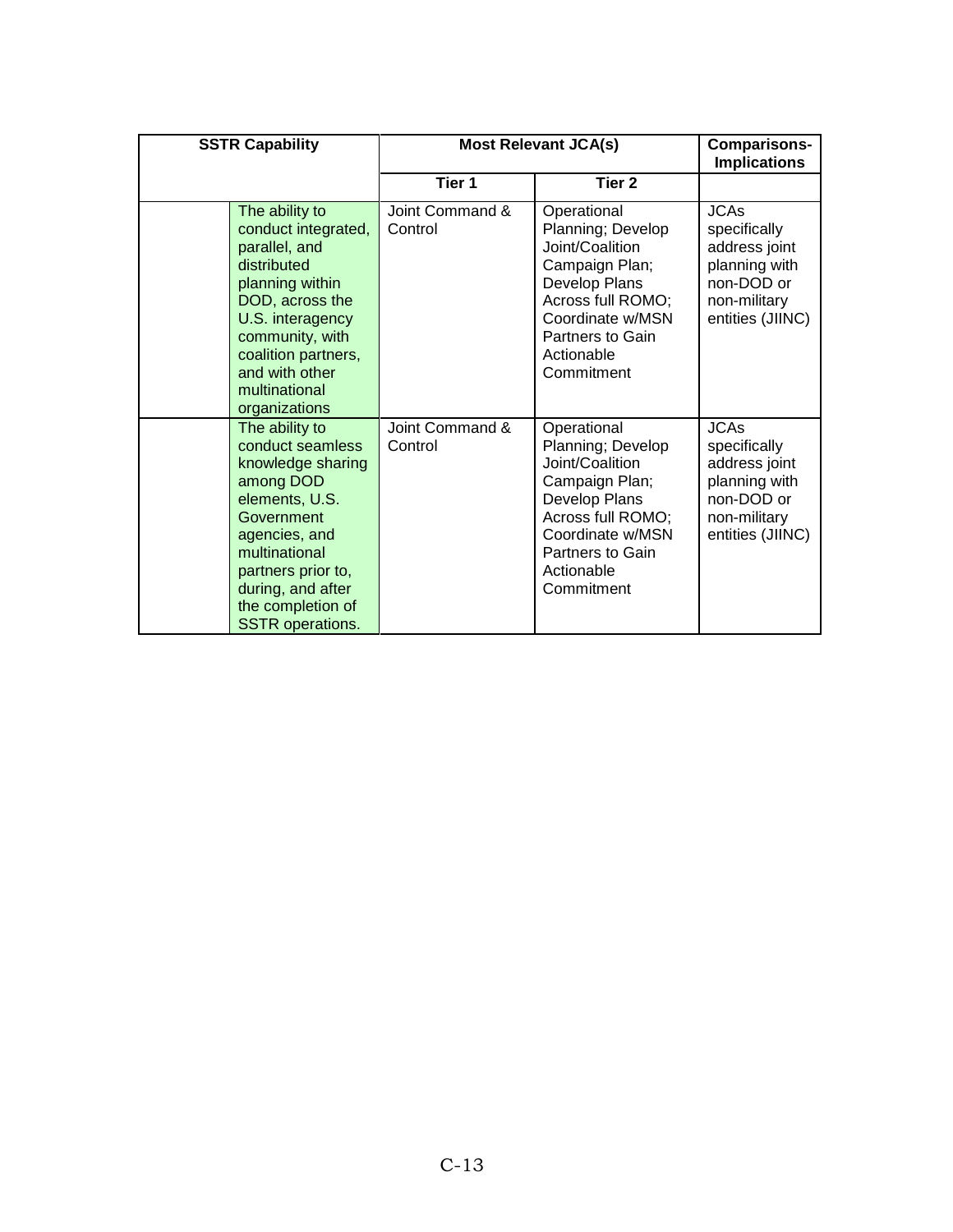| SSTR Capability | | Most Relevant JCA(s) | | Comparisons-Implications |
|---|---|---|---|---|
| | | Tier 1 | Tier 2 | |
| | The ability to conduct integrated, parallel, and distributed planning within DOD, across the U.S. interagency community, with coalition partners, and with other multinational organizations | Joint Command & Control | Operational Planning; Develop Joint/Coalition Campaign Plan; Develop Plans Across full ROMO; Coordinate w/MSN Partners to Gain Actionable Commitment | JCAs specifically address joint planning with non-DOD or non-military entities (JIINC) |
| | The ability to conduct seamless knowledge sharing among DOD elements, U.S. Government agencies, and multinational partners prior to, during, and after the completion of SSTR operations. | Joint Command & Control | Operational Planning; Develop Joint/Coalition Campaign Plan; Develop Plans Across full ROMO; Coordinate w/MSN Partners to Gain Actionable Commitment | JCAs specifically address joint planning with non-DOD or non-military entities (JIINC) |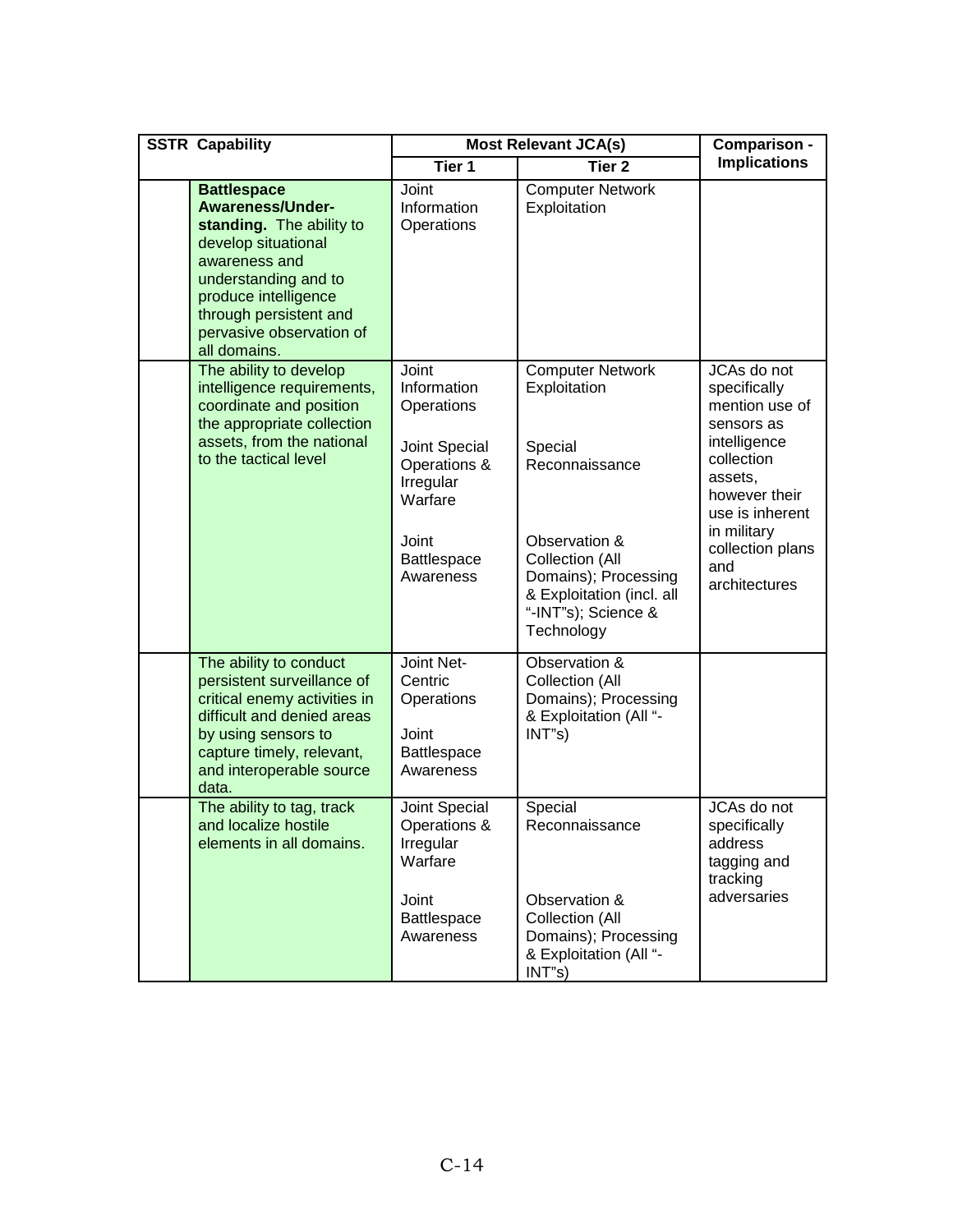| SSTR Capability | | Most Relevant JCA(s) | | Comparison - Implications |
|---|---|---|---|---|
| | | Tier 1 | Tier 2 | |
| | **Battlespace Awareness/Under-standing.** The ability to develop situational awareness and understanding and to produce intelligence through persistent and pervasive observation of all domains. | Joint Information Operations | Computer Network Exploitation | |
| | The ability to develop intelligence requirements, coordinate and position the appropriate collection assets, from the national to the tactical level | Joint Information Operations<br><br>Joint Special Operations & Irregular Warfare<br><br>Joint Battlespace Awareness | Computer Network Exploitation<br><br>Special Reconnaissance<br><br>Observation & Collection (All Domains); Processing & Exploitation (incl. all "-INT"s); Science & Technology | JCAs do not specifically mention use of sensors as intelligence collection assets, however their use is inherent in military collection plans and architectures |
| | The ability to conduct persistent surveillance of critical enemy activities in difficult and denied areas by using sensors to capture timely, relevant, and interoperable source data. | Joint Net-Centric Operations<br><br>Joint Battlespace Awareness | Observation & Collection (All Domains); Processing & Exploitation (All "-INT"s) | |
| | The ability to tag, track and localize hostile elements in all domains. | Joint Special Operations & Irregular Warfare<br><br>Joint Battlespace Awareness | Special Reconnaissance<br><br>Observation & Collection (All Domains); Processing & Exploitation (All "-INT"s) | JCAs do not specifically address tagging and tracking adversaries |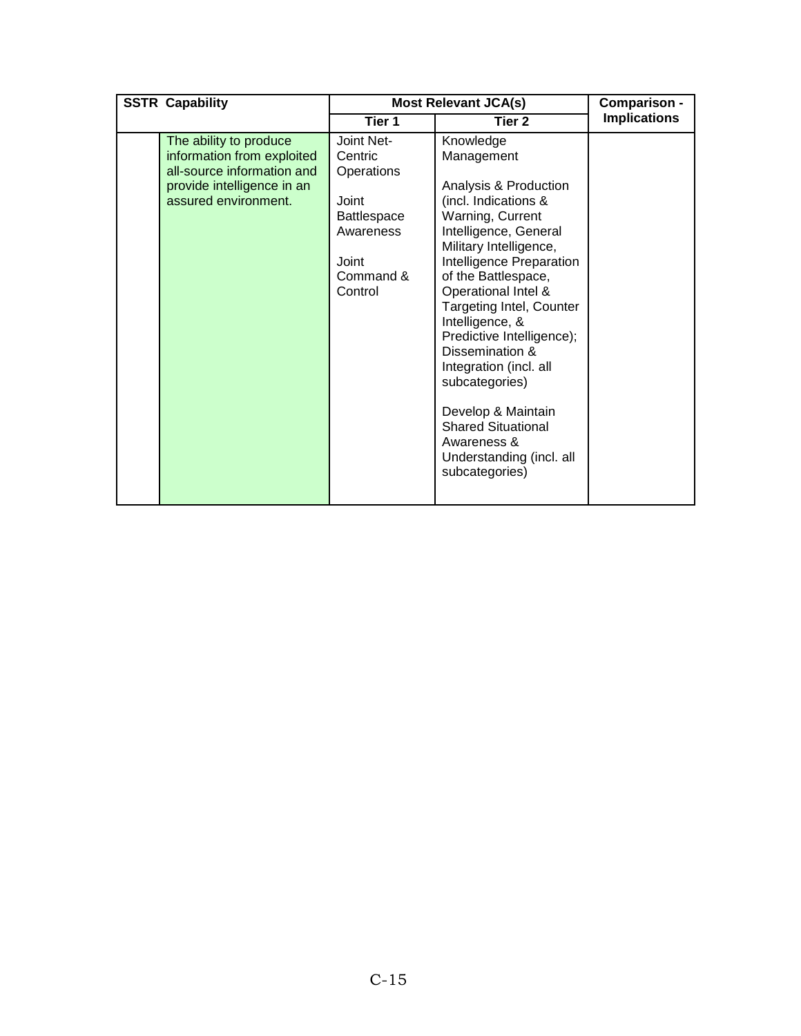| SSTR Capability | | Most Relevant JCA(s) | | Comparison - Implications |
|---|---|---|---|---|
| | | Tier 1 | Tier 2 | |
| | The ability to produce information from exploited all-source information and provide intelligence in an assured environment. | Joint Net-Centric Operations<br><br>Joint Battlespace Awareness<br><br>Joint Command & Control | Knowledge Management<br><br>Analysis & Production (incl. Indications & Warning, Current Intelligence, General Military Intelligence, Intelligence Preparation of the Battlespace, Operational Intel & Targeting Intel, Counter Intelligence, & Predictive Intelligence); Dissemination & Integration (incl. all subcategories)<br><br>Develop & Maintain Shared Situational Awareness & Understanding (incl. all subcategories) | |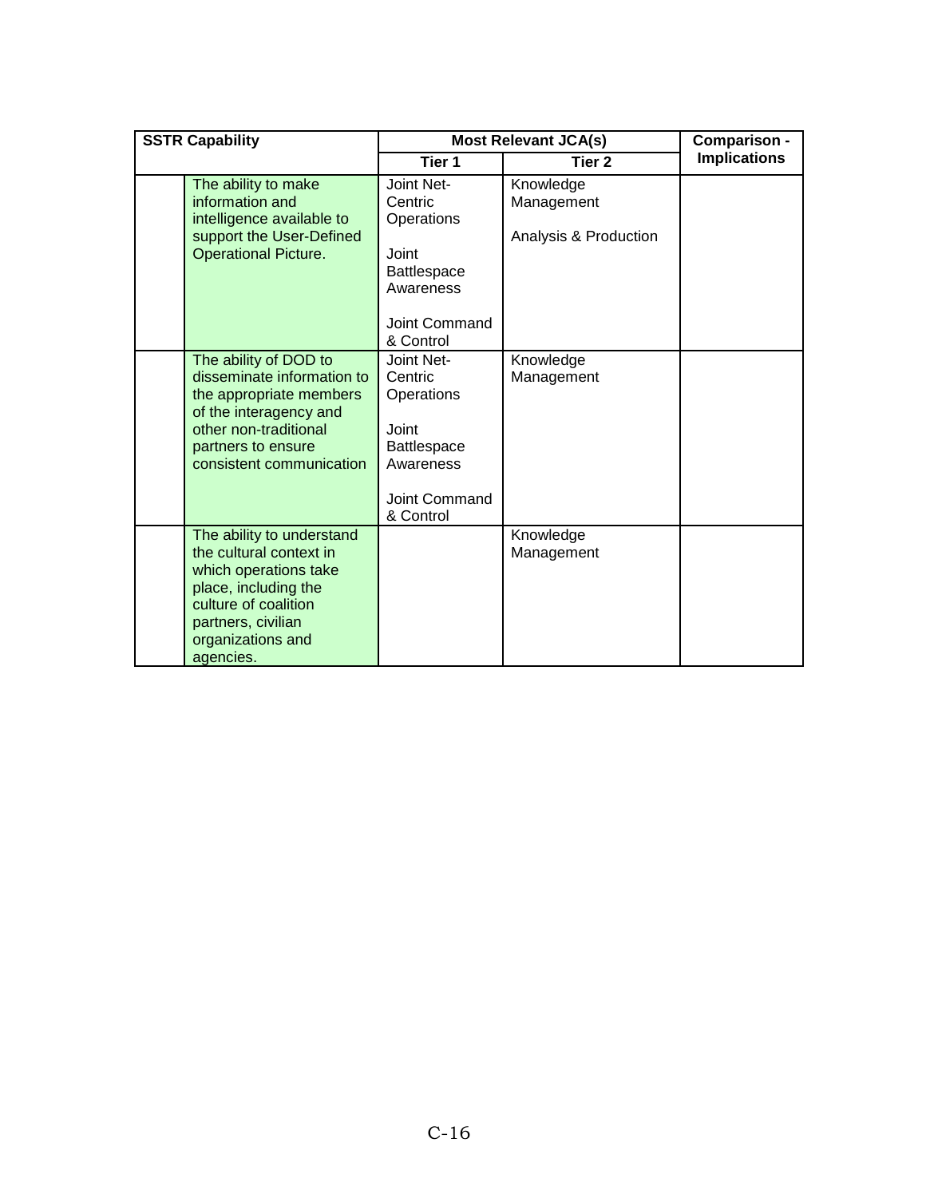| SSTR Capability | | Most Relevant JCA(s) | | Comparison - Implications |
|---|---|---|---|---|
| | | Tier 1 | Tier 2 | |
| | The ability to make information and intelligence available to support the User-Defined Operational Picture. | Joint Net-Centric Operations<br><br>Joint Battlespace Awareness<br><br>Joint Command & Control | Knowledge Management<br><br>Analysis & Production | |
| | The ability of DOD to disseminate information to the appropriate members of the interagency and other non-traditional partners to ensure consistent communication | Joint Net-Centric Operations<br><br>Joint Battlespace Awareness<br><br>Joint Command & Control | Knowledge Management | |
| | The ability to understand the cultural context in which operations take place, including the culture of coalition partners, civilian organizations and agencies. | | Knowledge Management | |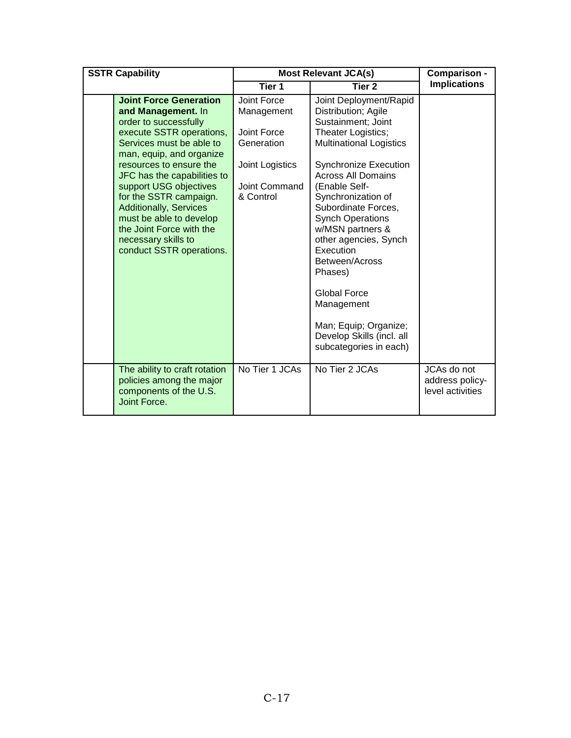| SSTR Capability | | Most Relevant JCA(s) | | Comparison - Implications |
|---|---|---|---|---|
| | | Tier 1 | Tier 2 | |
| | **Joint Force Generation and Management.** In order to successfully execute SSTR operations, Services must be able to man, equip, and organize resources to ensure the JFC has the capabilities to support USG objectives for the SSTR campaign. Additionally, Services must be able to develop the Joint Force with the necessary skills to conduct SSTR operations. | Joint Force Management<br><br>Joint Force Generation<br><br>Joint Logistics<br><br>Joint Command & Control | Joint Deployment/Rapid Distribution; Agile Sustainment; Joint Theater Logistics; Multinational Logistics<br><br>Synchronize Execution Across All Domains (Enable Self-Synchronization of Subordinate Forces, Synch Operations w/MSN partners & other agencies, Synch Execution Between/Across Phases)<br><br>Global Force Management<br><br>Man; Equip; Organize; Develop Skills (incl. all subcategories in each) | |
| | The ability to craft rotation policies among the major components of the U.S. Joint Force. | No Tier 1 JCAs | No Tier 2 JCAs | JCAs do not address policy-level activities |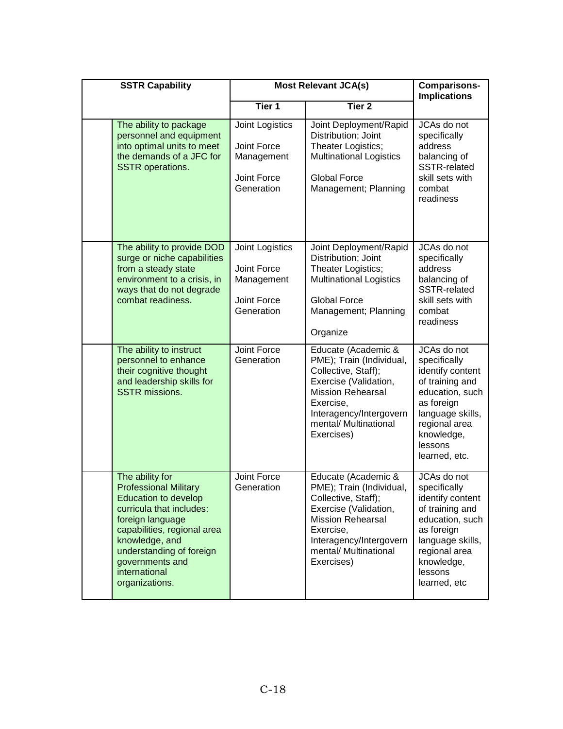| SSTR Capability | | Most Relevant JCA(s) | | Comparisons-Implications |
|---|---|---|---|---|
| | | Tier 1 | Tier 2 | |
| | The ability to package personnel and equipment into optimal units to meet the demands of a JFC for SSTR operations. | Joint Logistics<br><br>Joint Force Management<br><br>Joint Force Generation | Joint Deployment/Rapid Distribution; Joint Theater Logistics; Multinational Logistics<br><br>Global Force Management; Planning | JCAs do not specifically address balancing of SSTR-related skill sets with combat readiness |
| | The ability to provide DOD surge or niche capabilities from a steady state environment to a crisis, in ways that do not degrade combat readiness. | Joint Logistics<br><br>Joint Force Management<br><br>Joint Force Generation | Joint Deployment/Rapid Distribution; Joint Theater Logistics; Multinational Logistics<br><br>Global Force Management; Planning<br><br>Organize | JCAs do not specifically address balancing of SSTR-related skill sets with combat readiness |
| | The ability to instruct personnel to enhance their cognitive thought and leadership skills for SSTR missions. | Joint Force Generation | Educate (Academic & PME); Train (Individual, Collective, Staff); Exercise (Validation, Mission Rehearsal Exercise, Interagency/Intergovernmental/ Multinational Exercises) | JCAs do not specifically identify content of training and education, such as foreign language skills, regional area knowledge, lessons learned, etc. |
| | The ability for Professional Military Education to develop curricula that includes: foreign language capabilities, regional area knowledge, and understanding of foreign governments and international organizations. | Joint Force Generation | Educate (Academic & PME); Train (Individual, Collective, Staff); Exercise (Validation, Mission Rehearsal Exercise, Interagency/Intergovernmental/ Multinational Exercises) | JCAs do not specifically identify content of training and education, such as foreign language skills, regional area knowledge, lessons learned, etc |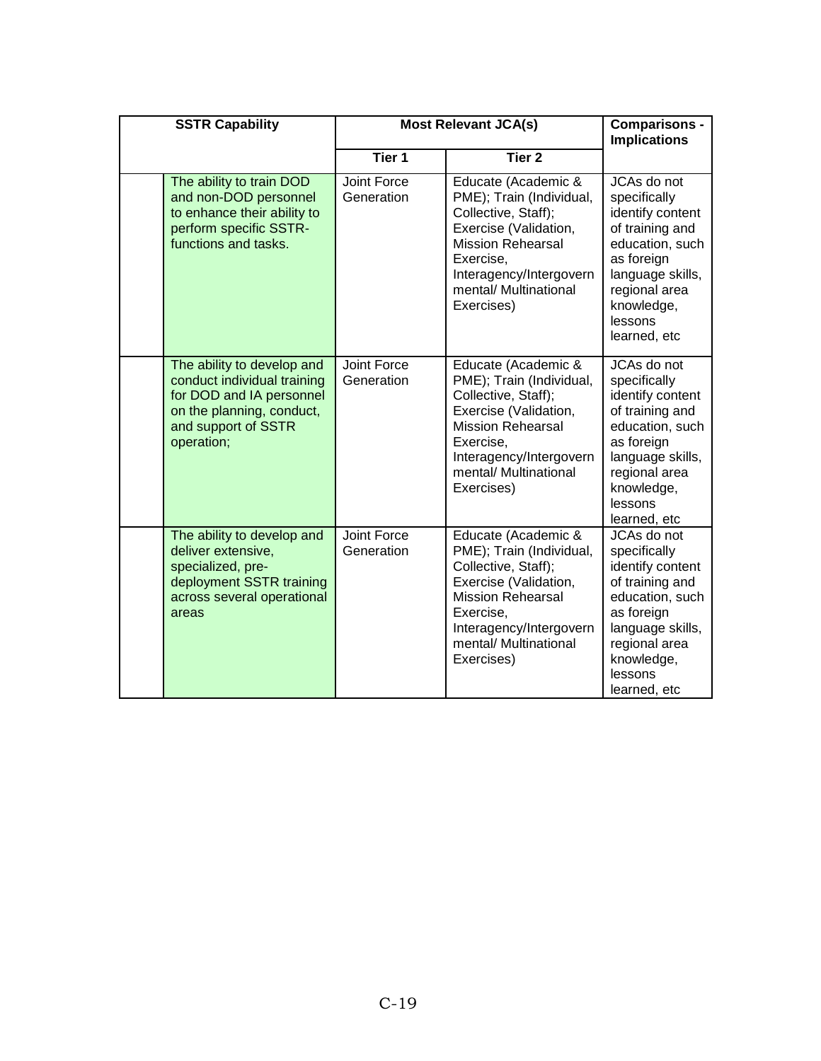| | SSTR Capability | Most Relevant JCA(s) | | Comparisons - Implications |
|---|---|---|---|---|
| | | Tier 1 | Tier 2 | |
| | The ability to train DOD and non-DOD personnel to enhance their ability to perform specific SSTR-functions and tasks. | Joint Force Generation | Educate (Academic & PME); Train (Individual, Collective, Staff); Exercise (Validation, Mission Rehearsal Exercise, Interagency/Intergovernmental/ Multinational Exercises) | JCAs do not specifically identify content of training and education, such as foreign language skills, regional area knowledge, lessons learned, etc |
| | The ability to develop and conduct individual training for DOD and IA personnel on the planning, conduct, and support of SSTR operation; | Joint Force Generation | Educate (Academic & PME); Train (Individual, Collective, Staff); Exercise (Validation, Mission Rehearsal Exercise, Interagency/Intergovernmental/ Multinational Exercises) | JCAs do not specifically identify content of training and education, such as foreign language skills, regional area knowledge, lessons learned, etc |
| | The ability to develop and deliver extensive, specialized, pre-deployment SSTR training across several operational areas | Joint Force Generation | Educate (Academic & PME); Train (Individual, Collective, Staff); Exercise (Validation, Mission Rehearsal Exercise, Interagency/Intergovernmental/ Multinational Exercises) | JCAs do not specifically identify content of training and education, such as foreign language skills, regional area knowledge, lessons learned, etc |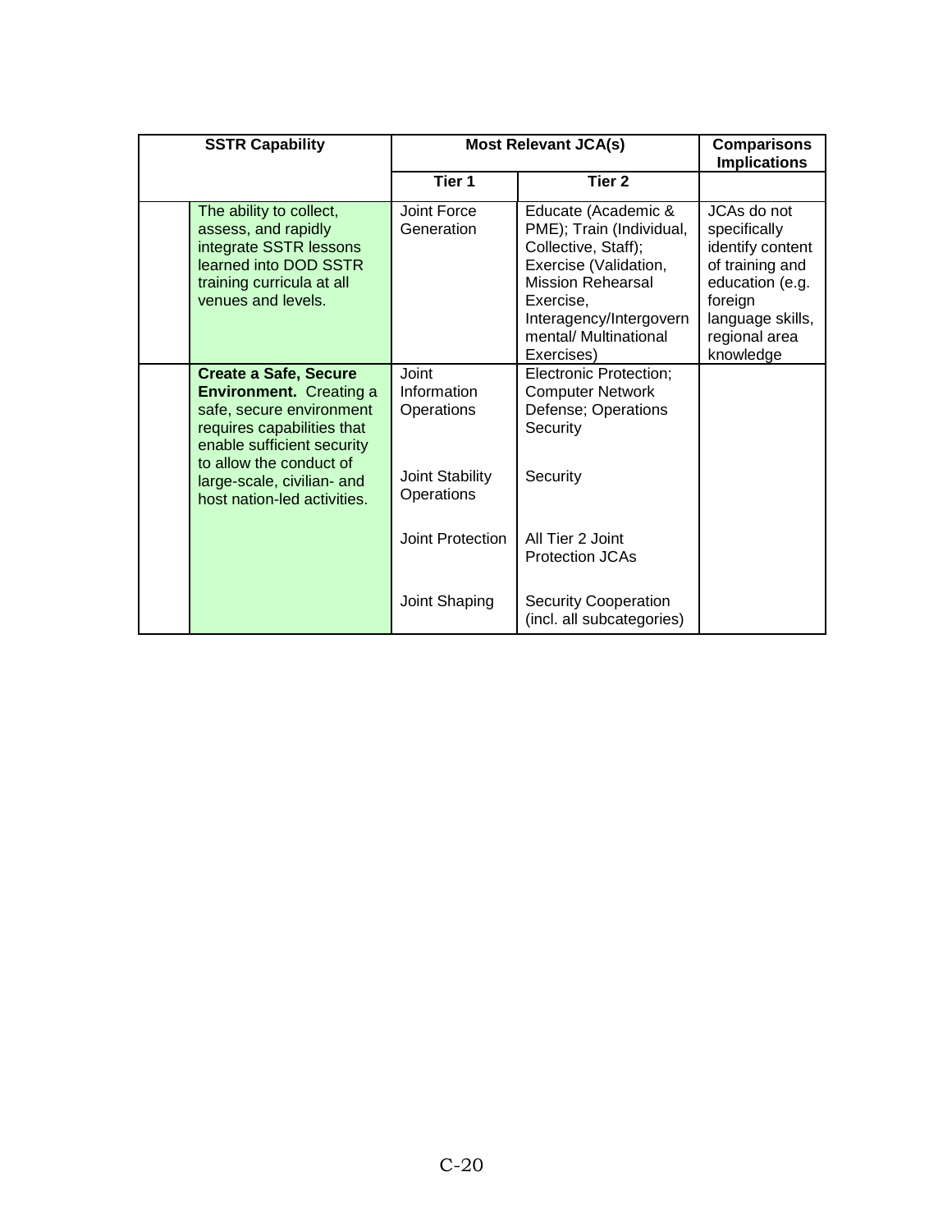| SSTR Capability | | Most Relevant JCA(s) | | Comparisons Implications |
|---|---|---|---|---|
| | | Tier 1 | Tier 2 | |
| | The ability to collect, assess, and rapidly integrate SSTR lessons learned into DOD SSTR training curricula at all venues and levels. | Joint Force Generation | Educate (Academic & PME); Train (Individual, Collective, Staff); Exercise (Validation, Mission Rehearsal Exercise, Interagency/Intergovernmental/ Multinational Exercises) | JCAs do not specifically identify content of training and education (e.g. foreign language skills, regional area knowledge |
| | **Create a Safe, Secure Environment.** Creating a safe, secure environment requires capabilities that enable sufficient security to allow the conduct of large-scale, civilian- and host nation-led activities. | Joint Information Operations | Electronic Protection; Computer Network Defense; Operations Security | |
| | | Joint Stability Operations | Security | |
| | | Joint Protection | All Tier 2 Joint Protection JCAs | |
| | | Joint Shaping | Security Cooperation (incl. all subcategories) | |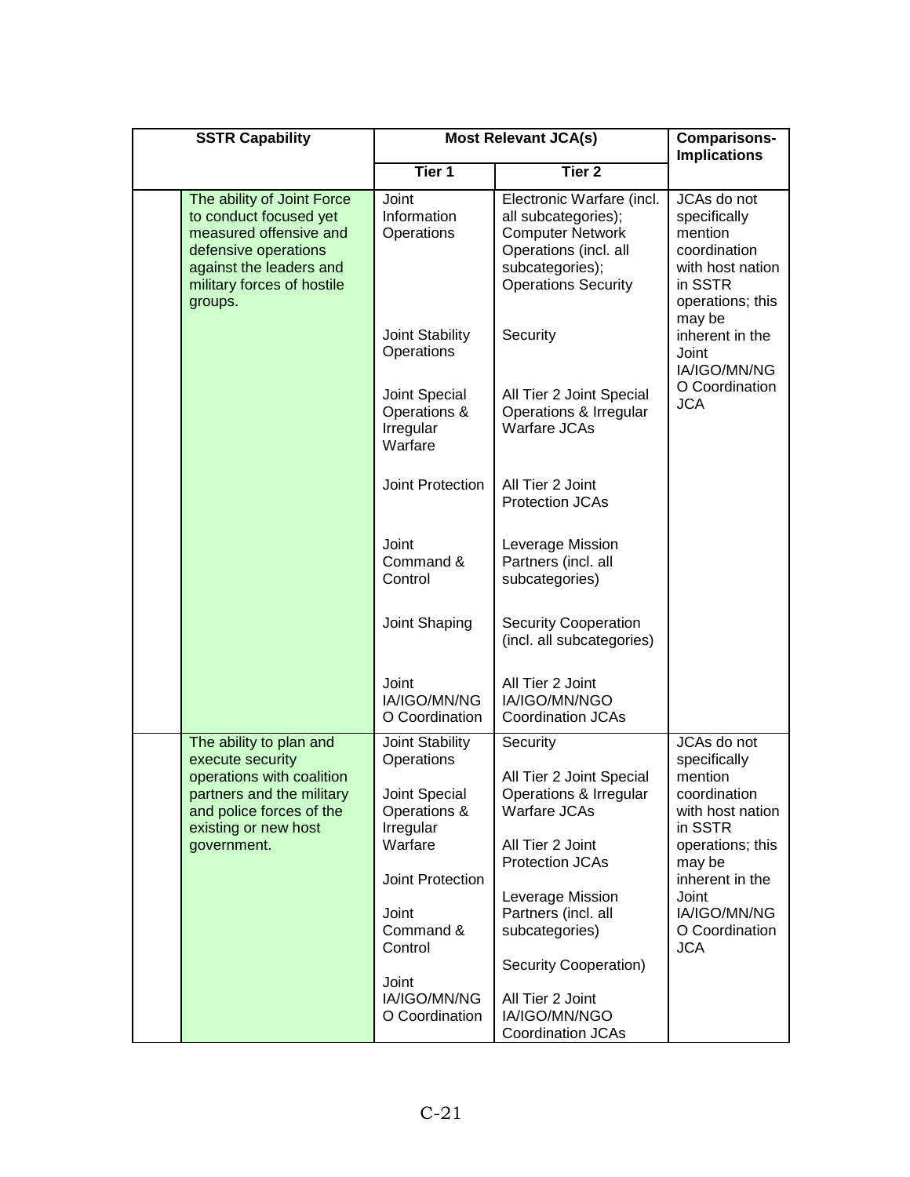| | SSTR Capability | Most Relevant JCA(s) | | Comparisons-Implications |
|---|---|---|---|---|
| | | Tier 1 | Tier 2 | |
| | The ability of Joint Force to conduct focused yet measured offensive and defensive operations against the leaders and military forces of hostile groups. | Joint Information Operations | Electronic Warfare (incl. all subcategories); Computer Network Operations (incl. all subcategories); Operations Security | JCAs do not specifically mention coordination with host nation in SSTR operations; this may be inherent in the Joint IA/IGO/MN/NGO Coordination JCA |
| | | Joint Stability Operations | Security | |
| | | Joint Special Operations & Irregular Warfare | All Tier 2 Joint Special Operations & Irregular Warfare JCAs | |
| | | Joint Protection | All Tier 2 Joint Protection JCAs | |
| | | Joint Command & Control | Leverage Mission Partners (incl. all subcategories) | |
| | | Joint Shaping | Security Cooperation (incl. all subcategories) | |
| | | Joint IA/IGO/MN/NGO Coordination | All Tier 2 Joint IA/IGO/MN/NGO Coordination JCAs | |
| | The ability to plan and execute security operations with coalition partners and the military and police forces of the existing or new host government. | Joint Stability Operations | Security | JCAs do not specifically mention coordination with host nation in SSTR operations; this may be inherent in the Joint IA/IGO/MN/NGO Coordination JCA |
| | | Joint Special Operations & Irregular Warfare | All Tier 2 Joint Special Operations & Irregular Warfare JCAs | |
| | | Joint Protection | All Tier 2 Joint Protection JCAs | |
| | | Joint Command & Control | Leverage Mission Partners (incl. all subcategories) | |
| | | | Security Cooperation) | |
| | | Joint IA/IGO/MN/NGO Coordination | All Tier 2 Joint IA/IGO/MN/NGO Coordination JCAs | |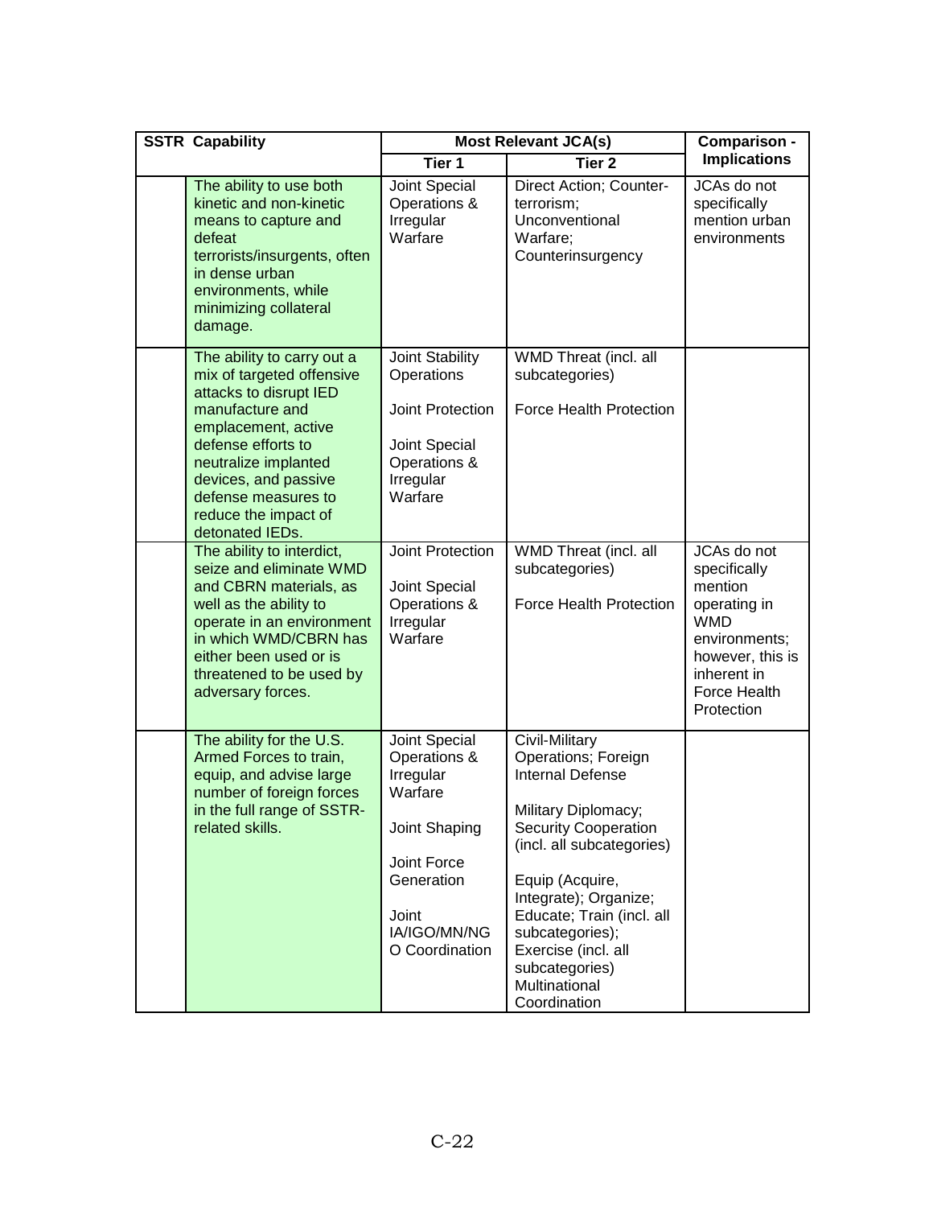| SSTR Capability | | Most Relevant JCA(s) | | Comparison - Implications |
|---|---|---|---|---|
| | | Tier 1 | Tier 2 | |
| | The ability to use both kinetic and non-kinetic means to capture and defeat terrorists/insurgents, often in dense urban environments, while minimizing collateral damage. | Joint Special Operations & Irregular Warfare | Direct Action; Counter-terrorism; Unconventional Warfare; Counterinsurgency | JCAs do not specifically mention urban environments |
| | The ability to carry out a mix of targeted offensive attacks to disrupt IED manufacture and emplacement, active defense efforts to neutralize implanted devices, and passive defense measures to reduce the impact of detonated IEDs. | Joint Stability Operations<br><br>Joint Protection<br><br>Joint Special Operations & Irregular Warfare | WMD Threat (incl. all subcategories)<br><br>Force Health Protection | |
| | The ability to interdict, seize and eliminate WMD and CBRN materials, as well as the ability to operate in an environment in which WMD/CBRN has either been used or is threatened to be used by adversary forces. | Joint Protection<br><br>Joint Special Operations & Irregular Warfare | WMD Threat (incl. all subcategories)<br><br>Force Health Protection | JCAs do not specifically mention operating in WMD environments; however, this is inherent in Force Health Protection |
| | The ability for the U.S. Armed Forces to train, equip, and advise large number of foreign forces in the full range of SSTR-related skills. | Joint Special Operations & Irregular Warfare<br><br>Joint Shaping<br><br>Joint Force Generation<br><br>Joint IA/IGO/MN/NGO Coordination | Civil-Military Operations; Foreign Internal Defense<br><br>Military Diplomacy; Security Cooperation (incl. all subcategories)<br><br>Equip (Acquire, Integrate); Organize; Educate; Train (incl. all subcategories); Exercise (incl. all subcategories)<br>Multinational Coordination | |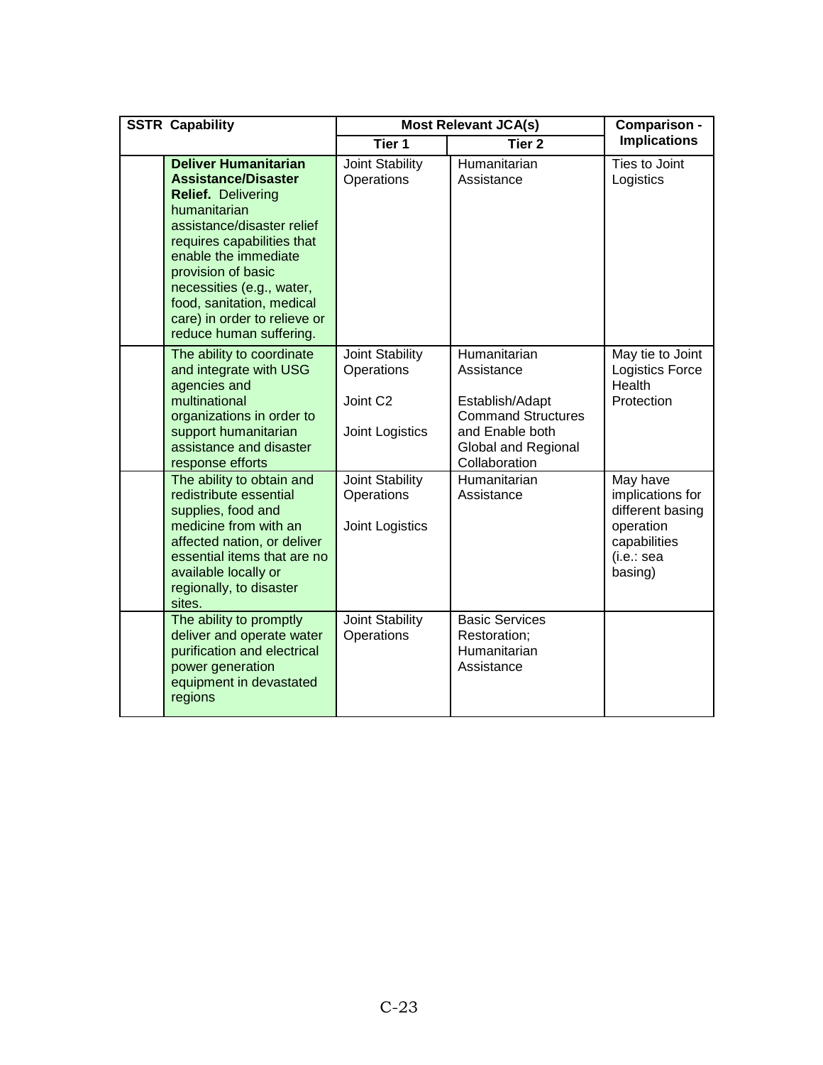| SSTR Capability | | Most Relevant JCA(s) | | Comparison - Implications |
|---|---|---|---|---|
| | | Tier 1 | Tier 2 | |
| | **Deliver Humanitarian Assistance/Disaster Relief.** Delivering humanitarian assistance/disaster relief requires capabilities that enable the immediate provision of basic necessities (e.g., water, food, sanitation, medical care) in order to relieve or reduce human suffering. | Joint Stability Operations | Humanitarian Assistance | Ties to Joint Logistics |
| | The ability to coordinate and integrate with USG agencies and multinational organizations in order to support humanitarian assistance and disaster response efforts | Joint Stability Operations<br><br>Joint C2<br><br>Joint Logistics | Humanitarian Assistance<br><br>Establish/Adapt Command Structures and Enable both Global and Regional Collaboration | May tie to Joint Logistics Force Health Protection |
| | The ability to obtain and redistribute essential supplies, food and medicine from with an affected nation, or deliver essential items that are no available locally or regionally, to disaster sites. | Joint Stability Operations<br><br>Joint Logistics | Humanitarian Assistance | May have implications for different basing operation capabilities (i.e.: sea basing) |
| | The ability to promptly deliver and operate water purification and electrical power generation equipment in devastated regions | Joint Stability Operations | Basic Services Restoration; Humanitarian Assistance | |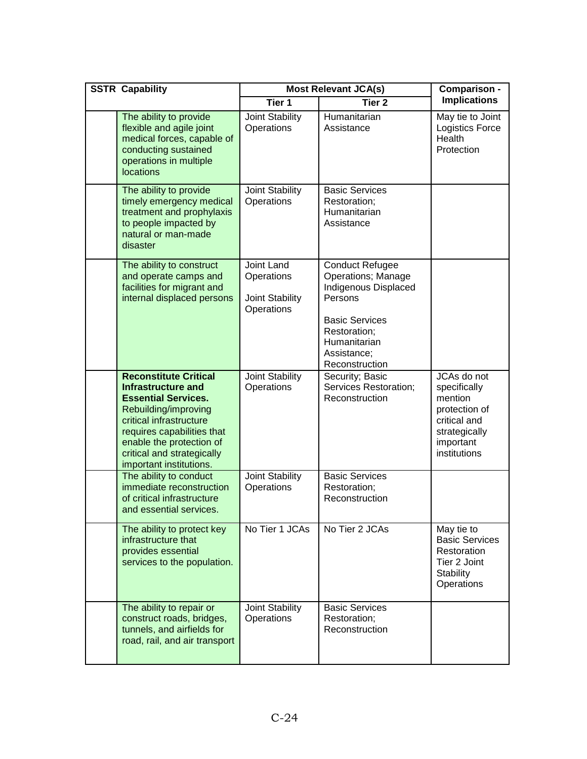| SSTR Capability | | Most Relevant JCA(s) | | Comparison - Implications |
|---|---|---|---|---|
| | | Tier 1 | Tier 2 | |
| | The ability to provide flexible and agile joint medical forces, capable of conducting sustained operations in multiple locations | Joint Stability Operations | Humanitarian Assistance | May tie to Joint Logistics Force Health Protection |
| | The ability to provide timely emergency medical treatment and prophylaxis to people impacted by natural or man-made disaster | Joint Stability Operations | Basic Services Restoration; Humanitarian Assistance | |
| | The ability to construct and operate camps and facilities for migrant and internal displaced persons | Joint Land Operations<br><br>Joint Stability Operations | Conduct Refugee Operations; Manage Indigenous Displaced Persons<br><br>Basic Services Restoration; Humanitarian Assistance; Reconstruction | |
| | **Reconstitute Critical Infrastructure and Essential Services.** Rebuilding/improving critical infrastructure requires capabilities that enable the protection of critical and strategically important institutions. | Joint Stability Operations | Security; Basic Services Restoration; Reconstruction | JCAs do not specifically mention protection of critical and strategically important institutions |
| | The ability to conduct immediate reconstruction of critical infrastructure and essential services. | Joint Stability Operations | Basic Services Restoration; Reconstruction | |
| | The ability to protect key infrastructure that provides essential services to the population. | No Tier 1 JCAs | No Tier 2 JCAs | May tie to Basic Services Restoration Tier 2 Joint Stability Operations |
| | The ability to repair or construct roads, bridges, tunnels, and airfields for road, rail, and air transport | Joint Stability Operations | Basic Services Restoration; Reconstruction | |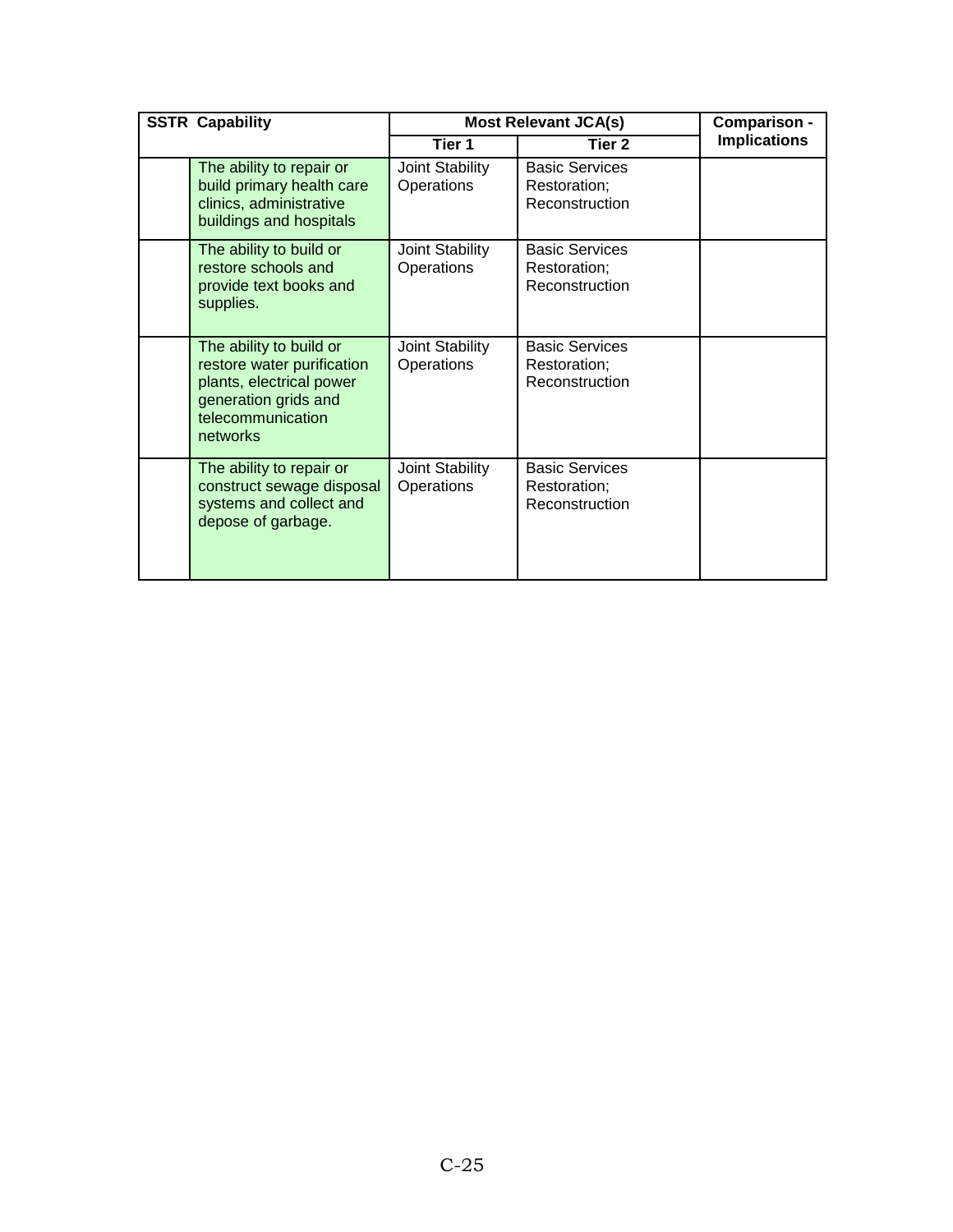| SSTR Capability | | Most Relevant JCA(s) | | Comparison - Implications |
|---|---|---|---|---|
| | | Tier 1 | Tier 2 | |
| | The ability to repair or build primary health care clinics, administrative buildings and hospitals | Joint Stability Operations | Basic Services Restoration; Reconstruction | |
| | The ability to build or restore schools and provide text books and supplies. | Joint Stability Operations | Basic Services Restoration; Reconstruction | |
| | The ability to build or restore water purification plants, electrical power generation grids and telecommunication networks | Joint Stability Operations | Basic Services Restoration; Reconstruction | |
| | The ability to repair or construct sewage disposal systems and collect and depose of garbage. | Joint Stability Operations | Basic Services Restoration; Reconstruction | |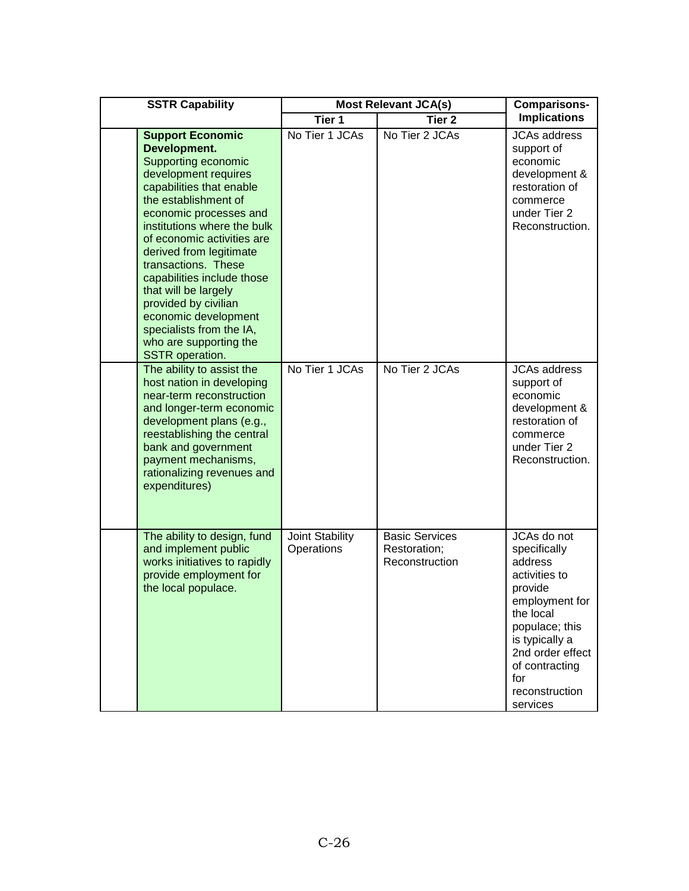| SSTR Capability | | Most Relevant JCA(s) | | Comparisons-Implications |
|---|---|---|---|---|
| | | Tier 1 | Tier 2 | |
| | **Support Economic Development.** Supporting economic development requires capabilities that enable the establishment of economic processes and institutions where the bulk of economic activities are derived from legitimate transactions. These capabilities include those that will be largely provided by civilian economic development specialists from the IA, who are supporting the SSTR operation. | No Tier 1 JCAs | No Tier 2 JCAs | JCAs address support of economic development & restoration of commerce under Tier 2 Reconstruction. |
| | The ability to assist the host nation in developing near-term reconstruction and longer-term economic development plans (e.g., reestablishing the central bank and government payment mechanisms, rationalizing revenues and expenditures) | No Tier 1 JCAs | No Tier 2 JCAs | JCAs address support of economic development & restoration of commerce under Tier 2 Reconstruction. |
| | The ability to design, fund and implement public works initiatives to rapidly provide employment for the local populace. | Joint Stability Operations | Basic Services Restoration; Reconstruction | JCAs do not specifically address activities to provide employment for the local populace; this is typically a 2nd order effect of contracting for reconstruction services |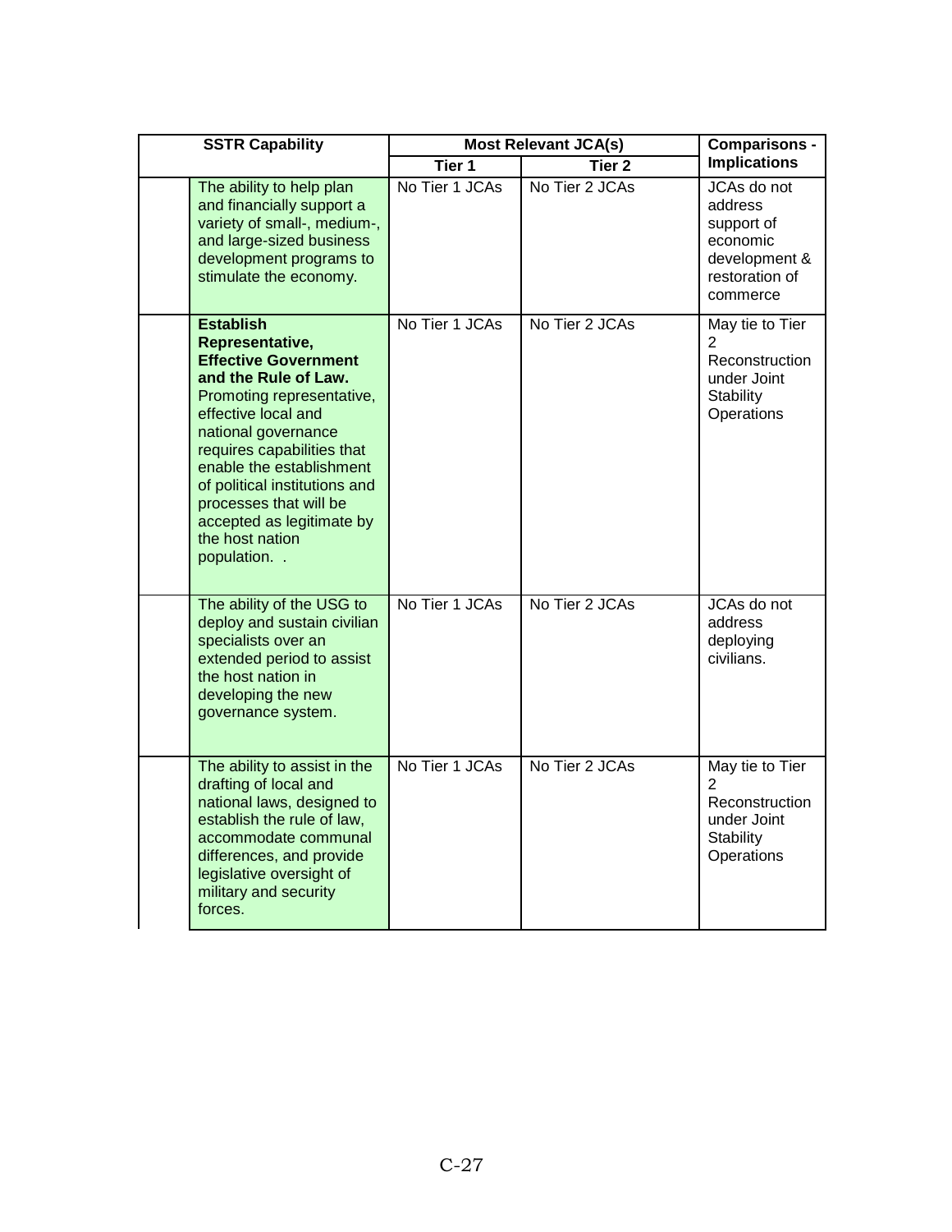| SSTR Capability | | Most Relevant JCA(s) | | Comparisons - Implications |
|---|---|---|---|---|
| | | Tier 1 | Tier 2 | |
| | The ability to help plan and financially support a variety of small-, medium-, and large-sized business development programs to stimulate the economy. | No Tier 1 JCAs | No Tier 2 JCAs | JCAs do not address support of economic development & restoration of commerce |
| | **Establish Representative, Effective Government and the Rule of Law.** Promoting representative, effective local and national governance requires capabilities that enable the establishment of political institutions and processes that will be accepted as legitimate by the host nation population. . | No Tier 1 JCAs | No Tier 2 JCAs | May tie to Tier 2 Reconstruction under Joint Stability Operations |
| | The ability of the USG to deploy and sustain civilian specialists over an extended period to assist the host nation in developing the new governance system. | No Tier 1 JCAs | No Tier 2 JCAs | JCAs do not address deploying civilians. |
| | The ability to assist in the drafting of local and national laws, designed to establish the rule of law, accommodate communal differences, and provide legislative oversight of military and security forces. | No Tier 1 JCAs | No Tier 2 JCAs | May tie to Tier 2 Reconstruction under Joint Stability Operations |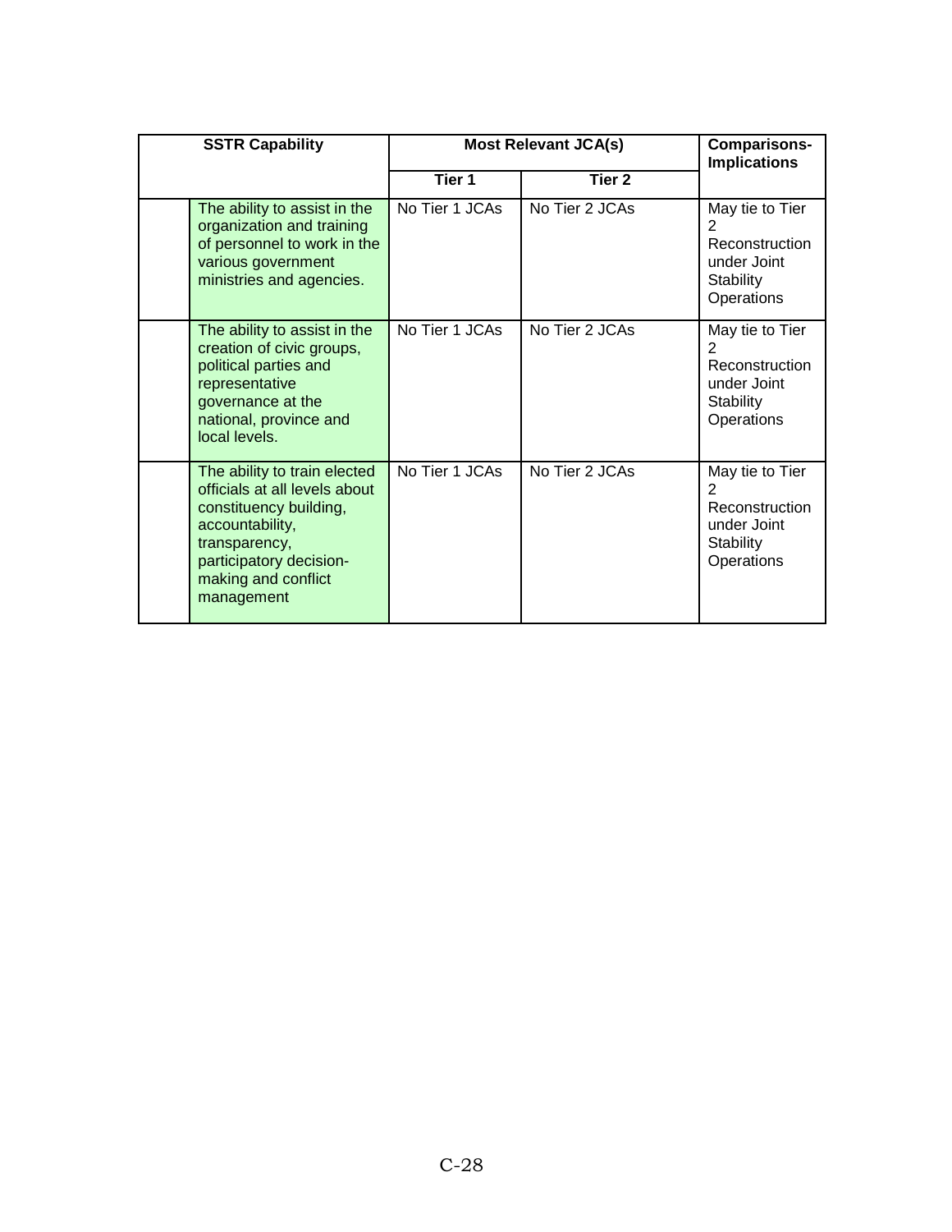| SSTR Capability | | Most Relevant JCA(s) | | Comparisons-Implications |
|---|---|---|---|---|
| | | Tier 1 | Tier 2 | |
| | The ability to assist in the organization and training of personnel to work in the various government ministries and agencies. | No Tier 1 JCAs | No Tier 2 JCAs | May tie to Tier 2 Reconstruction under Joint Stability Operations |
| | The ability to assist in the creation of civic groups, political parties and representative governance at the national, province and local levels. | No Tier 1 JCAs | No Tier 2 JCAs | May tie to Tier 2 Reconstruction under Joint Stability Operations |
| | The ability to train elected officials at all levels about constituency building, accountability, transparency, participatory decision-making and conflict management | No Tier 1 JCAs | No Tier 2 JCAs | May tie to Tier 2 Reconstruction under Joint Stability Operations |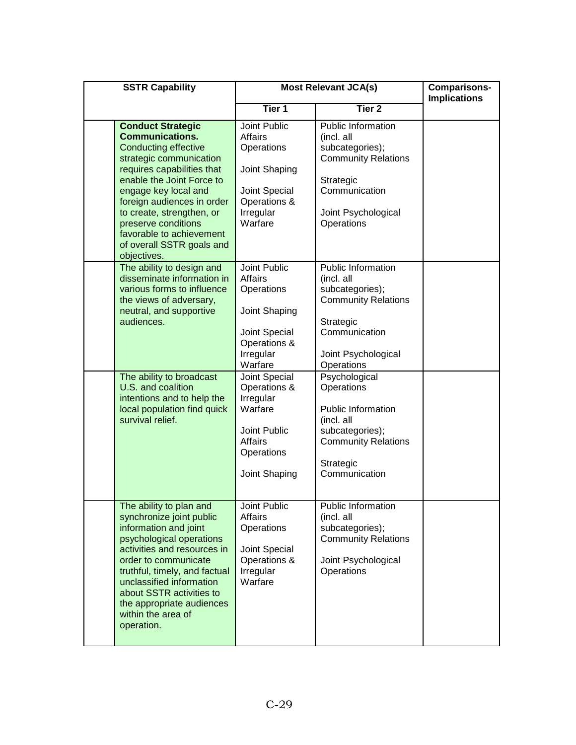| SSTR Capability | | Most Relevant JCA(s) | | Comparisons-Implications |
|---|---|---|---|---|
| | | Tier 1 | Tier 2 | |
| | **Conduct Strategic Communications.** Conducting effective strategic communication requires capabilities that enable the Joint Force to engage key local and foreign audiences in order to create, strengthen, or preserve conditions favorable to achievement of overall SSTR goals and objectives. | Joint Public Affairs Operations<br><br>Joint Shaping<br><br>Joint Special Operations & Irregular Warfare | Public Information (incl. all subcategories); Community Relations<br><br>Strategic Communication<br><br>Joint Psychological Operations | |
| | The ability to design and disseminate information in various forms to influence the views of adversary, neutral, and supportive audiences. | Joint Public Affairs Operations<br><br>Joint Shaping<br><br>Joint Special Operations & Irregular Warfare | Public Information (incl. all subcategories); Community Relations<br><br>Strategic Communication<br><br>Joint Psychological Operations | |
| | The ability to broadcast U.S. and coalition intentions and to help the local population find quick survival relief. | Joint Special Operations & Irregular Warfare<br><br>Joint Public Affairs Operations<br><br>Joint Shaping | Psychological Operations<br><br>Public Information (incl. all subcategories); Community Relations<br><br>Strategic Communication | |
| | The ability to plan and synchronize joint public information and joint psychological operations activities and resources in order to communicate truthful, timely, and factual unclassified information about SSTR activities to the appropriate audiences within the area of operation. | Joint Public Affairs Operations<br><br>Joint Special Operations & Irregular Warfare | Public Information (incl. all subcategories); Community Relations<br><br>Joint Psychological Operations | |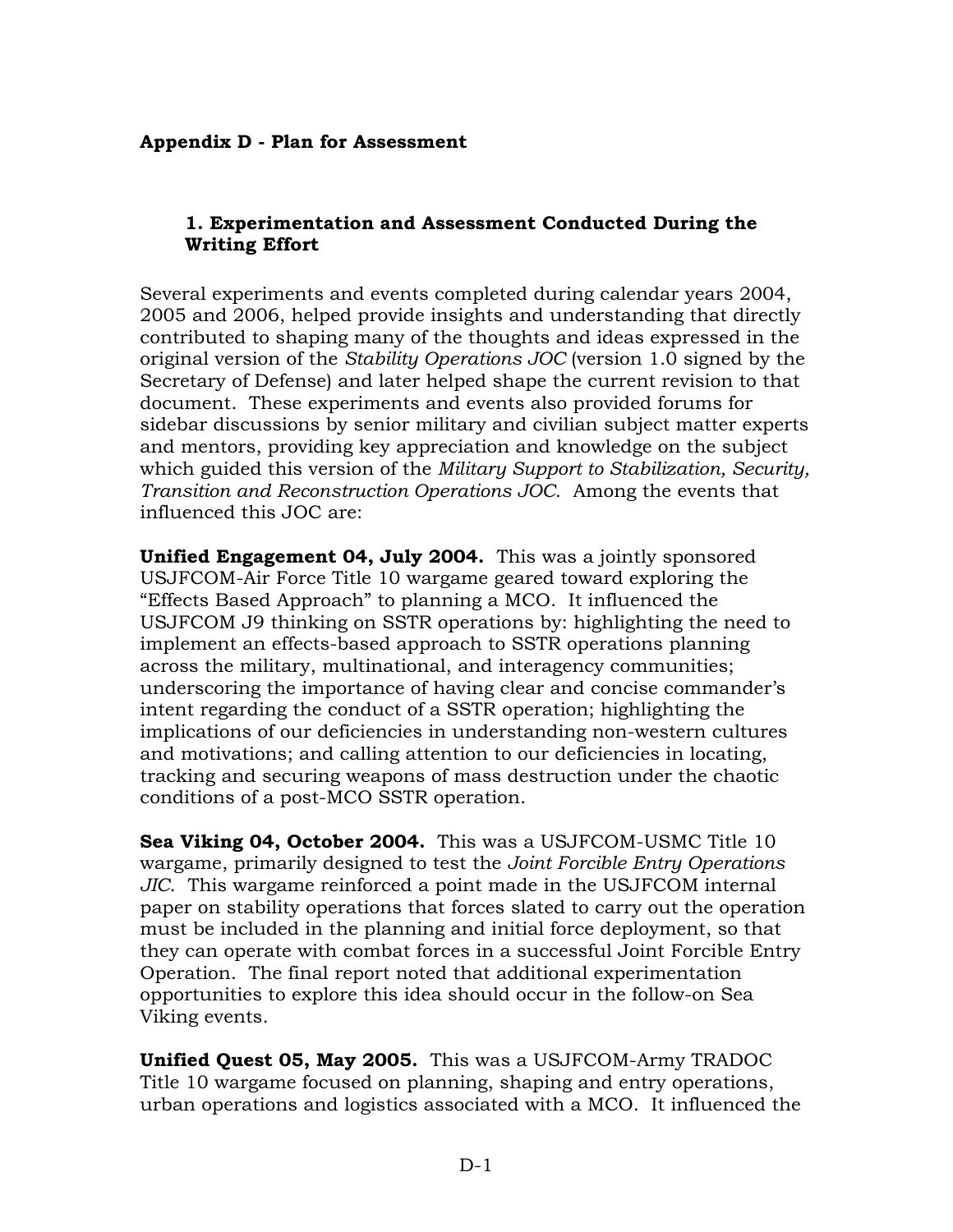## Appendix D - Plan for Assessment

### 1. Experimentation and Assessment Conducted During the Writing Effort

Several experiments and events completed during calendar years 2004, 2005 and 2006, helped provide insights and understanding that directly contributed to shaping many of the thoughts and ideas expressed in the original version of the *Stability Operations JOC* (version 1.0 signed by the Secretary of Defense) and later helped shape the current revision to that document. These experiments and events also provided forums for sidebar discussions by senior military and civilian subject matter experts and mentors, providing key appreciation and knowledge on the subject which guided this version of the *Military Support to Stabilization, Security, Transition and Reconstruction Operations JOC*. Among the events that influenced this JOC are:

**Unified Engagement 04, July 2004.** This was a jointly sponsored USJFCOM-Air Force Title 10 wargame geared toward exploring the "Effects Based Approach" to planning a MCO. It influenced the USJFCOM J9 thinking on SSTR operations by: highlighting the need to implement an effects-based approach to SSTR operations planning across the military, multinational, and interagency communities; underscoring the importance of having clear and concise commander's intent regarding the conduct of a SSTR operation; highlighting the implications of our deficiencies in understanding non-western cultures and motivations; and calling attention to our deficiencies in locating, tracking and securing weapons of mass destruction under the chaotic conditions of a post-MCO SSTR operation.

**Sea Viking 04, October 2004.** This was a USJFCOM-USMC Title 10 wargame, primarily designed to test the *Joint Forcible Entry Operations JIC*. This wargame reinforced a point made in the USJFCOM internal paper on stability operations that forces slated to carry out the operation must be included in the planning and initial force deployment, so that they can operate with combat forces in a successful Joint Forcible Entry Operation. The final report noted that additional experimentation opportunities to explore this idea should occur in the follow-on Sea Viking events.

**Unified Quest 05, May 2005.** This was a USJFCOM-Army TRADOC Title 10 wargame focused on planning, shaping and entry operations, urban operations and logistics associated with a MCO. It influenced the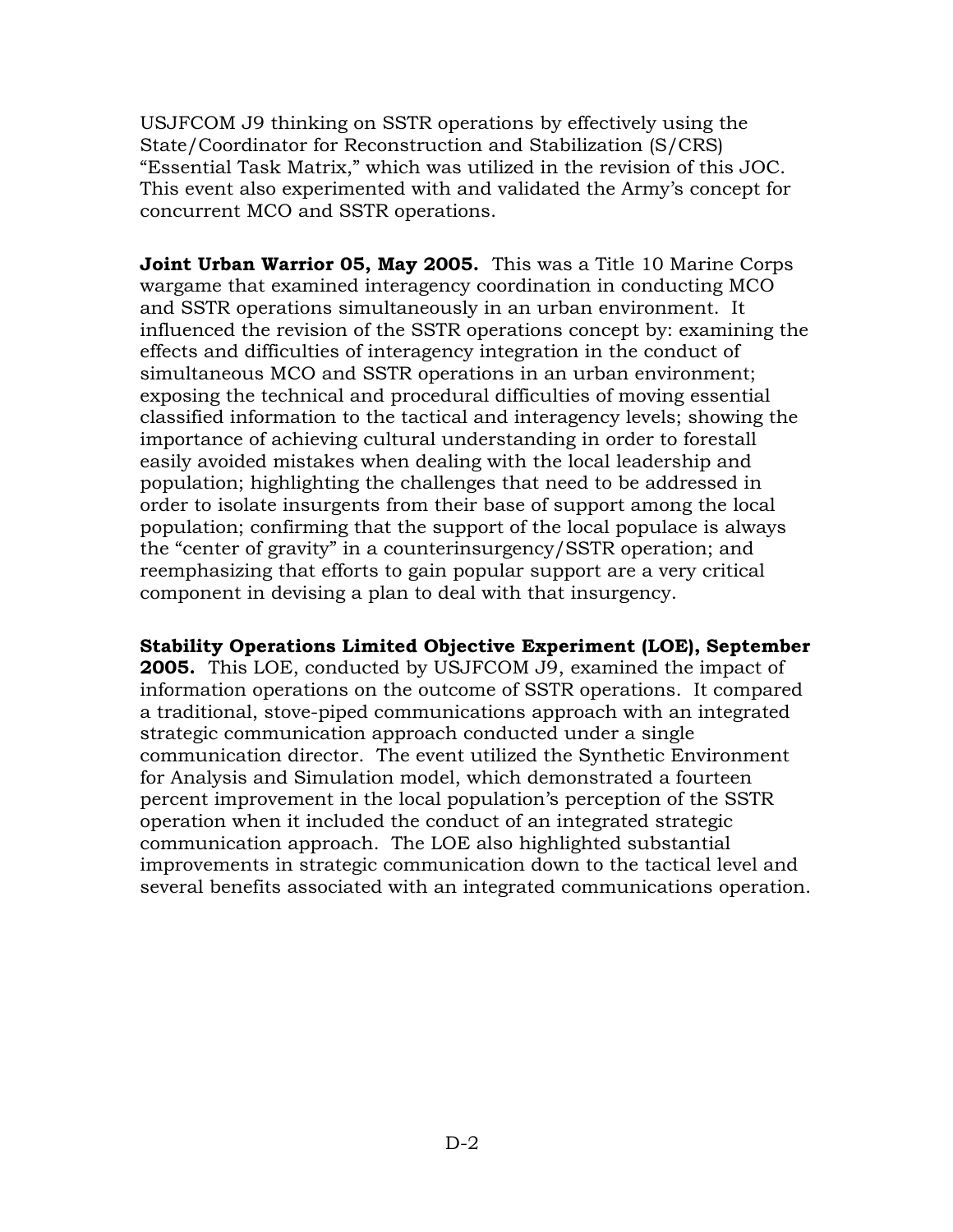USJFCOM J9 thinking on SSTR operations by effectively using the State/Coordinator for Reconstruction and Stabilization (S/CRS) "Essential Task Matrix," which was utilized in the revision of this JOC. This event also experimented with and validated the Army's concept for concurrent MCO and SSTR operations.

**Joint Urban Warrior 05, May 2005.** This was a Title 10 Marine Corps wargame that examined interagency coordination in conducting MCO and SSTR operations simultaneously in an urban environment. It influenced the revision of the SSTR operations concept by: examining the effects and difficulties of interagency integration in the conduct of simultaneous MCO and SSTR operations in an urban environment; exposing the technical and procedural difficulties of moving essential classified information to the tactical and interagency levels; showing the importance of achieving cultural understanding in order to forestall easily avoided mistakes when dealing with the local leadership and population; highlighting the challenges that need to be addressed in order to isolate insurgents from their base of support among the local population; confirming that the support of the local populace is always the "center of gravity" in a counterinsurgency/SSTR operation; and reemphasizing that efforts to gain popular support are a very critical component in devising a plan to deal with that insurgency.

**Stability Operations Limited Objective Experiment (LOE), September 2005.** This LOE, conducted by USJFCOM J9, examined the impact of information operations on the outcome of SSTR operations. It compared a traditional, stove-piped communications approach with an integrated strategic communication approach conducted under a single communication director. The event utilized the Synthetic Environment for Analysis and Simulation model, which demonstrated a fourteen percent improvement in the local population's perception of the SSTR operation when it included the conduct of an integrated strategic communication approach. The LOE also highlighted substantial improvements in strategic communication down to the tactical level and several benefits associated with an integrated communications operation.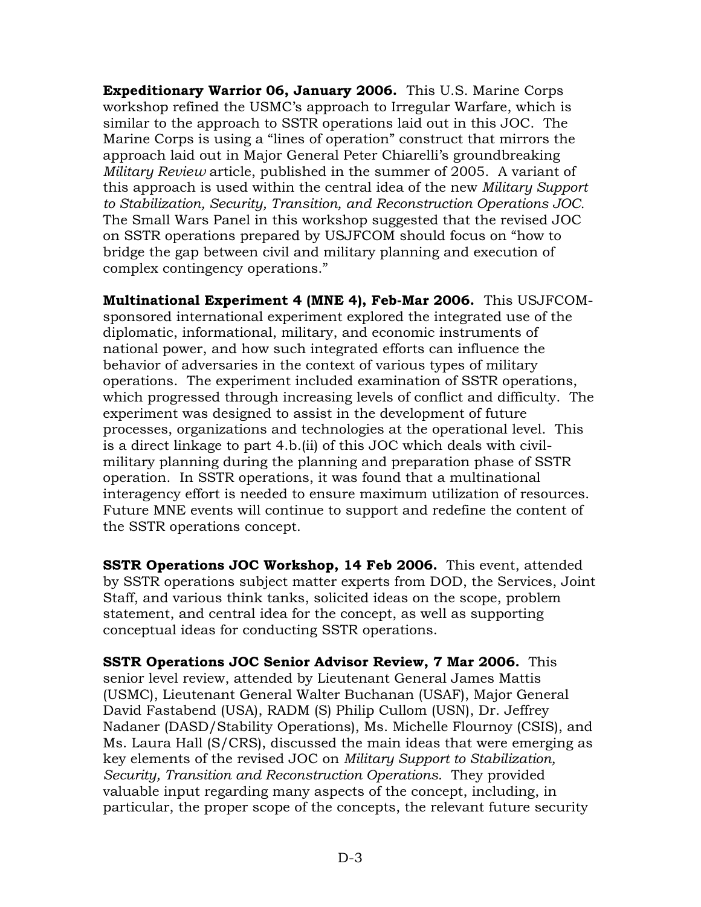**Expeditionary Warrior 06, January 2006.** This U.S. Marine Corps workshop refined the USMC's approach to Irregular Warfare, which is similar to the approach to SSTR operations laid out in this JOC. The Marine Corps is using a "lines of operation" construct that mirrors the approach laid out in Major General Peter Chiarelli's groundbreaking *Military Review* article, published in the summer of 2005. A variant of this approach is used within the central idea of the new *Military Support to Stabilization, Security, Transition, and Reconstruction Operations JOC.* The Small Wars Panel in this workshop suggested that the revised JOC on SSTR operations prepared by USJFCOM should focus on "how to bridge the gap between civil and military planning and execution of complex contingency operations."

**Multinational Experiment 4 (MNE 4), Feb-Mar 2006.** This USJFCOM-sponsored international experiment explored the integrated use of the diplomatic, informational, military, and economic instruments of national power, and how such integrated efforts can influence the behavior of adversaries in the context of various types of military operations. The experiment included examination of SSTR operations, which progressed through increasing levels of conflict and difficulty. The experiment was designed to assist in the development of future processes, organizations and technologies at the operational level. This is a direct linkage to part 4.b.(ii) of this JOC which deals with civil-military planning during the planning and preparation phase of SSTR operation. In SSTR operations, it was found that a multinational interagency effort is needed to ensure maximum utilization of resources. Future MNE events will continue to support and redefine the content of the SSTR operations concept.

**SSTR Operations JOC Workshop, 14 Feb 2006.** This event, attended by SSTR operations subject matter experts from DOD, the Services, Joint Staff, and various think tanks, solicited ideas on the scope, problem statement, and central idea for the concept, as well as supporting conceptual ideas for conducting SSTR operations.

**SSTR Operations JOC Senior Advisor Review, 7 Mar 2006.** This senior level review, attended by Lieutenant General James Mattis (USMC), Lieutenant General Walter Buchanan (USAF), Major General David Fastabend (USA), RADM (S) Philip Cullom (USN), Dr. Jeffrey Nadaner (DASD/Stability Operations), Ms. Michelle Flournoy (CSIS), and Ms. Laura Hall (S/CRS), discussed the main ideas that were emerging as key elements of the revised JOC on *Military Support to Stabilization, Security, Transition and Reconstruction Operations.* They provided valuable input regarding many aspects of the concept, including, in particular, the proper scope of the concepts, the relevant future security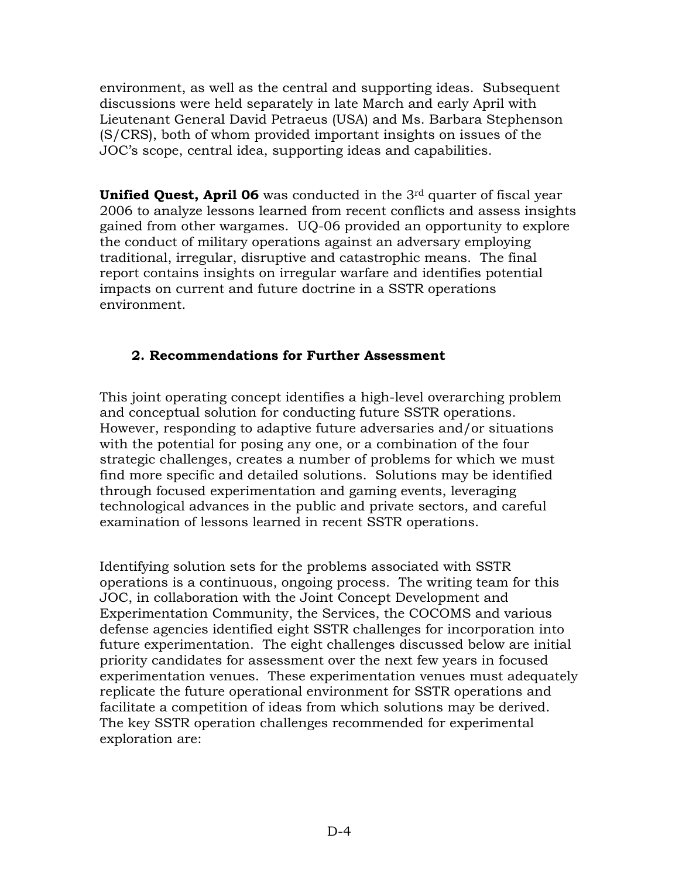environment, as well as the central and supporting ideas. Subsequent discussions were held separately in late March and early April with Lieutenant General David Petraeus (USA) and Ms. Barbara Stephenson (S/CRS), both of whom provided important insights on issues of the JOC's scope, central idea, supporting ideas and capabilities.

**Unified Quest, April 06** was conducted in the 3rd quarter of fiscal year 2006 to analyze lessons learned from recent conflicts and assess insights gained from other wargames. UQ-06 provided an opportunity to explore the conduct of military operations against an adversary employing traditional, irregular, disruptive and catastrophic means. The final report contains insights on irregular warfare and identifies potential impacts on current and future doctrine in a SSTR operations environment.

### 2. Recommendations for Further Assessment

This joint operating concept identifies a high-level overarching problem and conceptual solution for conducting future SSTR operations. However, responding to adaptive future adversaries and/or situations with the potential for posing any one, or a combination of the four strategic challenges, creates a number of problems for which we must find more specific and detailed solutions. Solutions may be identified through focused experimentation and gaming events, leveraging technological advances in the public and private sectors, and careful examination of lessons learned in recent SSTR operations.

Identifying solution sets for the problems associated with SSTR operations is a continuous, ongoing process. The writing team for this JOC, in collaboration with the Joint Concept Development and Experimentation Community, the Services, the COCOMS and various defense agencies identified eight SSTR challenges for incorporation into future experimentation. The eight challenges discussed below are initial priority candidates for assessment over the next few years in focused experimentation venues. These experimentation venues must adequately replicate the future operational environment for SSTR operations and facilitate a competition of ideas from which solutions may be derived. The key SSTR operation challenges recommended for experimental exploration are: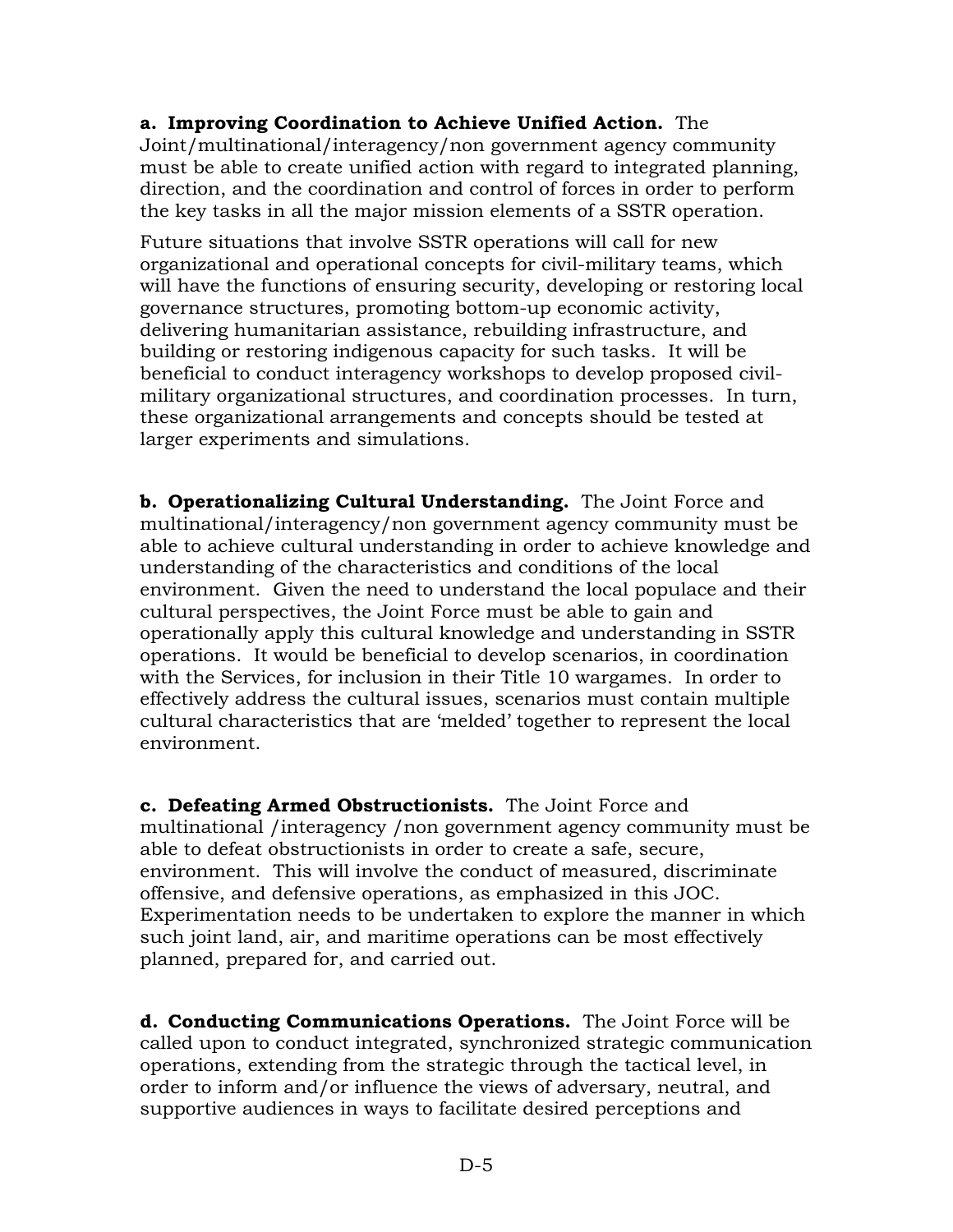**a. Improving Coordination to Achieve Unified Action.** The Joint/multinational/interagency/non government agency community must be able to create unified action with regard to integrated planning, direction, and the coordination and control of forces in order to perform the key tasks in all the major mission elements of a SSTR operation.

Future situations that involve SSTR operations will call for new organizational and operational concepts for civil-military teams, which will have the functions of ensuring security, developing or restoring local governance structures, promoting bottom-up economic activity, delivering humanitarian assistance, rebuilding infrastructure, and building or restoring indigenous capacity for such tasks. It will be beneficial to conduct interagency workshops to develop proposed civil-military organizational structures, and coordination processes. In turn, these organizational arrangements and concepts should be tested at larger experiments and simulations.

**b. Operationalizing Cultural Understanding.** The Joint Force and multinational/interagency/non government agency community must be able to achieve cultural understanding in order to achieve knowledge and understanding of the characteristics and conditions of the local environment. Given the need to understand the local populace and their cultural perspectives, the Joint Force must be able to gain and operationally apply this cultural knowledge and understanding in SSTR operations. It would be beneficial to develop scenarios, in coordination with the Services, for inclusion in their Title 10 wargames. In order to effectively address the cultural issues, scenarios must contain multiple cultural characteristics that are 'melded' together to represent the local environment.

**c. Defeating Armed Obstructionists.** The Joint Force and multinational /interagency /non government agency community must be able to defeat obstructionists in order to create a safe, secure, environment. This will involve the conduct of measured, discriminate offensive, and defensive operations, as emphasized in this JOC. Experimentation needs to be undertaken to explore the manner in which such joint land, air, and maritime operations can be most effectively planned, prepared for, and carried out.

**d. Conducting Communications Operations.** The Joint Force will be called upon to conduct integrated, synchronized strategic communication operations, extending from the strategic through the tactical level, in order to inform and/or influence the views of adversary, neutral, and supportive audiences in ways to facilitate desired perceptions and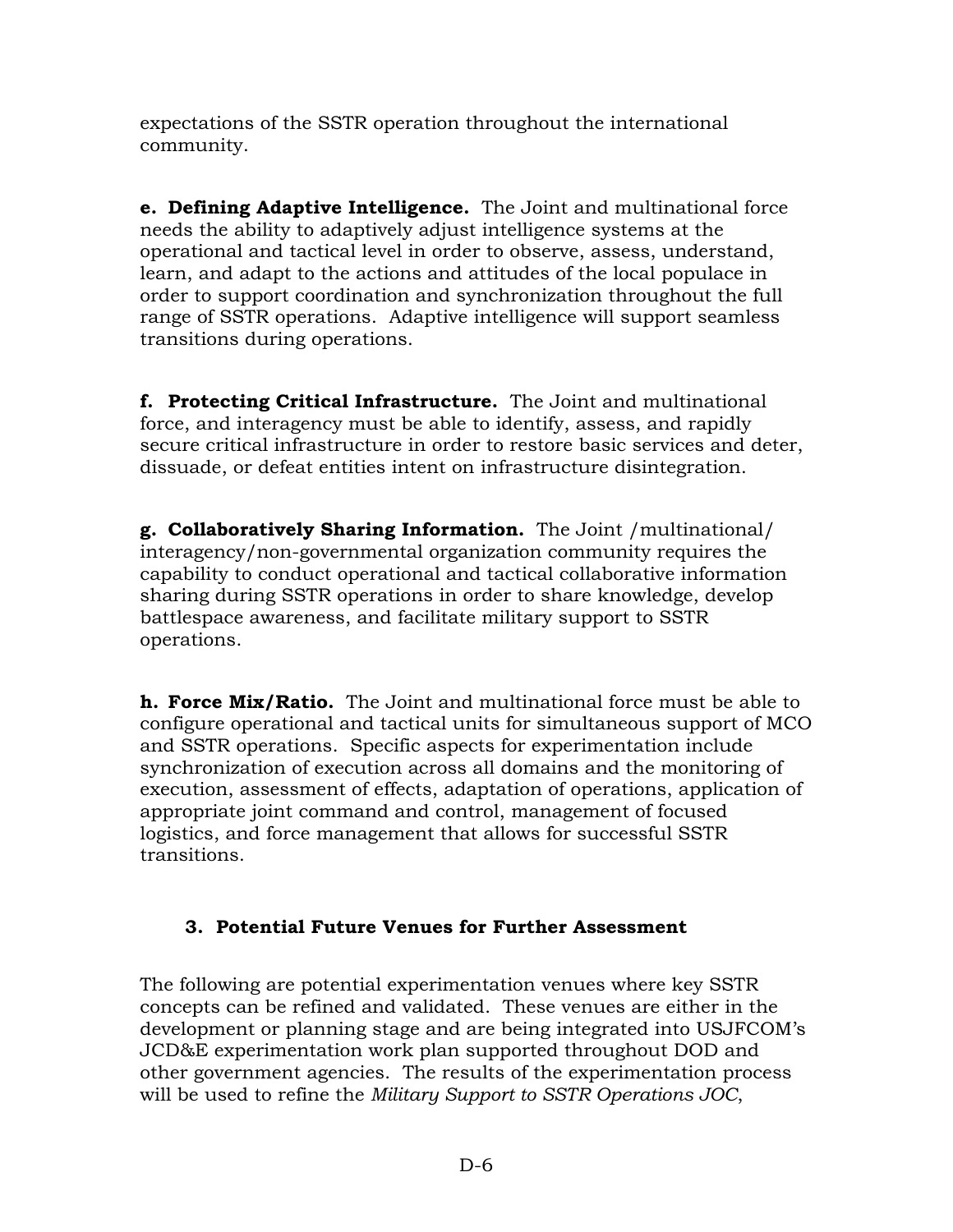expectations of the SSTR operation throughout the international community.

**e. Defining Adaptive Intelligence.** The Joint and multinational force needs the ability to adaptively adjust intelligence systems at the operational and tactical level in order to observe, assess, understand, learn, and adapt to the actions and attitudes of the local populace in order to support coordination and synchronization throughout the full range of SSTR operations. Adaptive intelligence will support seamless transitions during operations.

**f. Protecting Critical Infrastructure.** The Joint and multinational force, and interagency must be able to identify, assess, and rapidly secure critical infrastructure in order to restore basic services and deter, dissuade, or defeat entities intent on infrastructure disintegration.

**g. Collaboratively Sharing Information.** The Joint /multinational/ interagency/non-governmental organization community requires the capability to conduct operational and tactical collaborative information sharing during SSTR operations in order to share knowledge, develop battlespace awareness, and facilitate military support to SSTR operations.

**h. Force Mix/Ratio.** The Joint and multinational force must be able to configure operational and tactical units for simultaneous support of MCO and SSTR operations. Specific aspects for experimentation include synchronization of execution across all domains and the monitoring of execution, assessment of effects, adaptation of operations, application of appropriate joint command and control, management of focused logistics, and force management that allows for successful SSTR transitions.

## 3. Potential Future Venues for Further Assessment

The following are potential experimentation venues where key SSTR concepts can be refined and validated. These venues are either in the development or planning stage and are being integrated into USJFCOM's JCD&E experimentation work plan supported throughout DOD and other government agencies. The results of the experimentation process will be used to refine the *Military Support to SSTR Operations JOC*,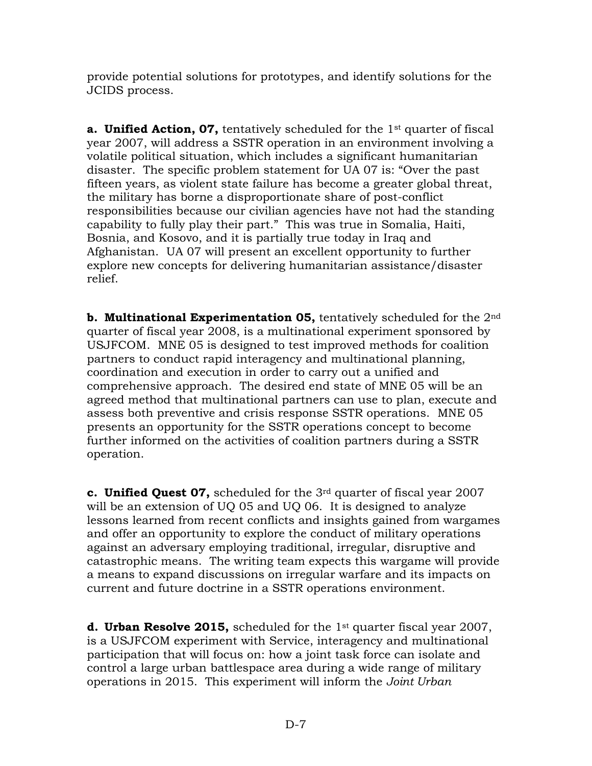provide potential solutions for prototypes, and identify solutions for the JCIDS process.

**a. Unified Action, 07,** tentatively scheduled for the 1st quarter of fiscal year 2007, will address a SSTR operation in an environment involving a volatile political situation, which includes a significant humanitarian disaster. The specific problem statement for UA 07 is: "Over the past fifteen years, as violent state failure has become a greater global threat, the military has borne a disproportionate share of post-conflict responsibilities because our civilian agencies have not had the standing capability to fully play their part." This was true in Somalia, Haiti, Bosnia, and Kosovo, and it is partially true today in Iraq and Afghanistan. UA 07 will present an excellent opportunity to further explore new concepts for delivering humanitarian assistance/disaster relief.

**b. Multinational Experimentation 05,** tentatively scheduled for the 2nd quarter of fiscal year 2008, is a multinational experiment sponsored by USJFCOM. MNE 05 is designed to test improved methods for coalition partners to conduct rapid interagency and multinational planning, coordination and execution in order to carry out a unified and comprehensive approach. The desired end state of MNE 05 will be an agreed method that multinational partners can use to plan, execute and assess both preventive and crisis response SSTR operations. MNE 05 presents an opportunity for the SSTR operations concept to become further informed on the activities of coalition partners during a SSTR operation.

**c. Unified Quest 07,** scheduled for the 3rd quarter of fiscal year 2007 will be an extension of UQ 05 and UQ 06. It is designed to analyze lessons learned from recent conflicts and insights gained from wargames and offer an opportunity to explore the conduct of military operations against an adversary employing traditional, irregular, disruptive and catastrophic means. The writing team expects this wargame will provide a means to expand discussions on irregular warfare and its impacts on current and future doctrine in a SSTR operations environment.

**d. Urban Resolve 2015,** scheduled for the 1st quarter fiscal year 2007, is a USJFCOM experiment with Service, interagency and multinational participation that will focus on: how a joint task force can isolate and control a large urban battlespace area during a wide range of military operations in 2015. This experiment will inform the *Joint Urban*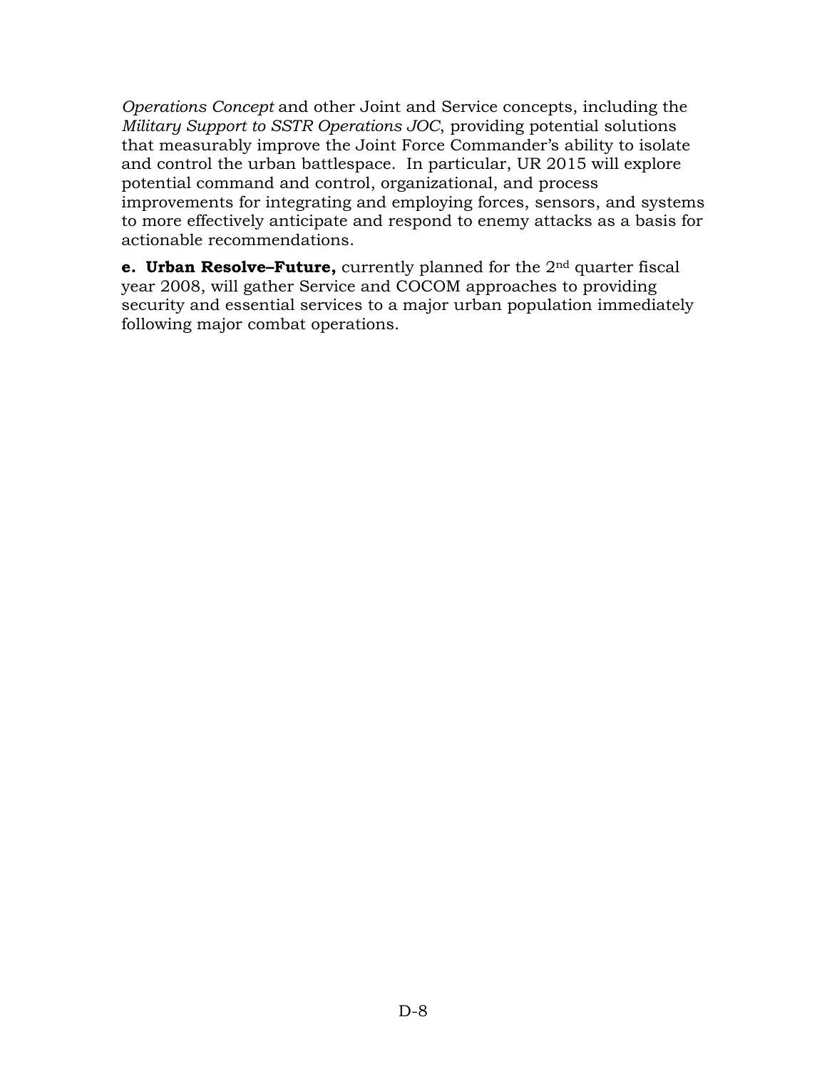*Operations Concept* and other Joint and Service concepts, including the *Military Support to SSTR Operations JOC*, providing potential solutions that measurably improve the Joint Force Commander's ability to isolate and control the urban battlespace. In particular, UR 2015 will explore potential command and control, organizational, and process improvements for integrating and employing forces, sensors, and systems to more effectively anticipate and respond to enemy attacks as a basis for actionable recommendations.

**e. Urban Resolve–Future,** currently planned for the 2nd quarter fiscal year 2008, will gather Service and COCOM approaches to providing security and essential services to a major urban population immediately following major combat operations.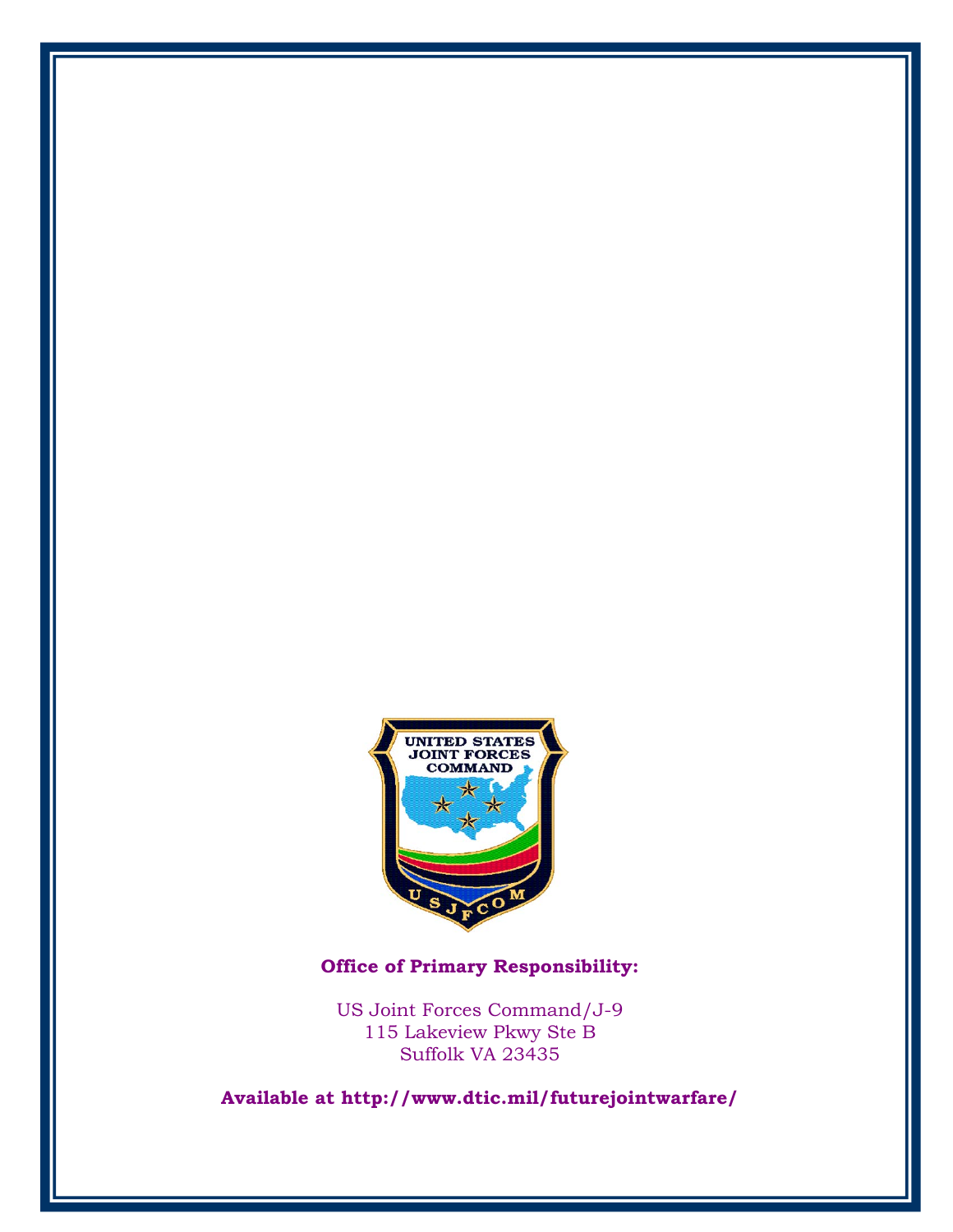**Office of Primary Responsibility:**

US Joint Forces Command/J-9
115 Lakeview Pkwy Ste B
Suffolk VA 23435

**Available at http://www.dtic.mil/futurejointwarfare/**